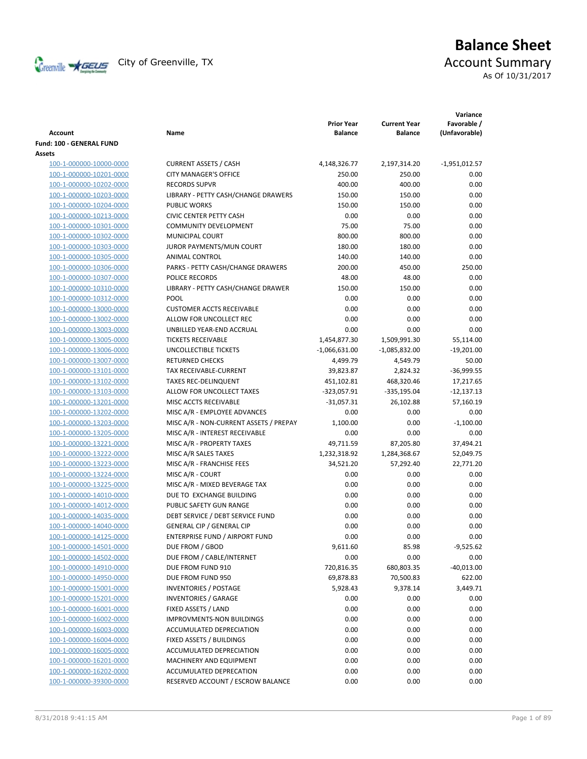City of Greenville, TX

# Balance Sheet

## Account Summary

As Of 10/31/2017

| Account | Name | Prior Year Balance | Current Year Balance | Variance Favorable / (Unfavorable) |
|---|---|---|---|---|
| **Fund: 100 - GENERAL FUND** | | | | |
| **Assets** | | | | |
| 100-1-000000-10000-0000 | CURRENT ASSETS / CASH | 4,148,326.77 | 2,197,314.20 | -1,951,012.57 |
| 100-1-000000-10201-0000 | CITY MANAGER'S OFFICE | 250.00 | 250.00 | 0.00 |
| 100-1-000000-10202-0000 | RECORDS SUPVR | 400.00 | 400.00 | 0.00 |
| 100-1-000000-10203-0000 | LIBRARY - PETTY CASH/CHANGE DRAWERS | 150.00 | 150.00 | 0.00 |
| 100-1-000000-10204-0000 | PUBLIC WORKS | 150.00 | 150.00 | 0.00 |
| 100-1-000000-10213-0000 | CIVIC CENTER PETTY CASH | 0.00 | 0.00 | 0.00 |
| 100-1-000000-10301-0000 | COMMUNITY DEVELOPMENT | 75.00 | 75.00 | 0.00 |
| 100-1-000000-10302-0000 | MUNICIPAL COURT | 800.00 | 800.00 | 0.00 |
| 100-1-000000-10303-0000 | JUROR PAYMENTS/MUN COURT | 180.00 | 180.00 | 0.00 |
| 100-1-000000-10305-0000 | ANIMAL CONTROL | 140.00 | 140.00 | 0.00 |
| 100-1-000000-10306-0000 | PARKS - PETTY CASH/CHANGE DRAWERS | 200.00 | 450.00 | 250.00 |
| 100-1-000000-10307-0000 | POLICE RECORDS | 48.00 | 48.00 | 0.00 |
| 100-1-000000-10310-0000 | LIBRARY - PETTY CASH/CHANGE DRAWER | 150.00 | 150.00 | 0.00 |
| 100-1-000000-10312-0000 | POOL | 0.00 | 0.00 | 0.00 |
| 100-1-000000-13000-0000 | CUSTOMER ACCTS RECEIVABLE | 0.00 | 0.00 | 0.00 |
| 100-1-000000-13002-0000 | ALLOW FOR UNCOLLECT REC | 0.00 | 0.00 | 0.00 |
| 100-1-000000-13003-0000 | UNBILLED YEAR-END ACCRUAL | 0.00 | 0.00 | 0.00 |
| 100-1-000000-13005-0000 | TICKETS RECEIVABLE | 1,454,877.30 | 1,509,991.30 | 55,114.00 |
| 100-1-000000-13006-0000 | UNCOLLECTIBLE TICKETS | -1,066,631.00 | -1,085,832.00 | -19,201.00 |
| 100-1-000000-13007-0000 | RETURNED CHECKS | 4,499.79 | 4,549.79 | 50.00 |
| 100-1-000000-13101-0000 | TAX RECEIVABLE-CURRENT | 39,823.87 | 2,824.32 | -36,999.55 |
| 100-1-000000-13102-0000 | TAXES REC-DELINQUENT | 451,102.81 | 468,320.46 | 17,217.65 |
| 100-1-000000-13103-0000 | ALLOW FOR UNCOLLECT TAXES | -323,057.91 | -335,195.04 | -12,137.13 |
| 100-1-000000-13201-0000 | MISC ACCTS RECEIVABLE | -31,057.31 | 26,102.88 | 57,160.19 |
| 100-1-000000-13202-0000 | MISC A/R - EMPLOYEE ADVANCES | 0.00 | 0.00 | 0.00 |
| 100-1-000000-13203-0000 | MISC A/R - NON-CURRENT ASSETS / PREPAY | 1,100.00 | 0.00 | -1,100.00 |
| 100-1-000000-13205-0000 | MISC A/R - INTEREST RECEIVABLE | 0.00 | 0.00 | 0.00 |
| 100-1-000000-13221-0000 | MISC A/R - PROPERTY TAXES | 49,711.59 | 87,205.80 | 37,494.21 |
| 100-1-000000-13222-0000 | MISC A/R SALES TAXES | 1,232,318.92 | 1,284,368.67 | 52,049.75 |
| 100-1-000000-13223-0000 | MISC A/R - FRANCHISE FEES | 34,521.20 | 57,292.40 | 22,771.20 |
| 100-1-000000-13224-0000 | MISC A/R - COURT | 0.00 | 0.00 | 0.00 |
| 100-1-000000-13225-0000 | MISC A/R - MIXED BEVERAGE TAX | 0.00 | 0.00 | 0.00 |
| 100-1-000000-14010-0000 | DUE TO EXCHANGE BUILDING | 0.00 | 0.00 | 0.00 |
| 100-1-000000-14012-0000 | PUBLIC SAFETY GUN RANGE | 0.00 | 0.00 | 0.00 |
| 100-1-000000-14035-0000 | DEBT SERVICE / DEBT SERVICE FUND | 0.00 | 0.00 | 0.00 |
| 100-1-000000-14040-0000 | GENERAL CIP / GENERAL CIP | 0.00 | 0.00 | 0.00 |
| 100-1-000000-14125-0000 | ENTERPRISE FUND / AIRPORT FUND | 0.00 | 0.00 | 0.00 |
| 100-1-000000-14501-0000 | DUE FROM / GBOD | 9,611.60 | 85.98 | -9,525.62 |
| 100-1-000000-14502-0000 | DUE FROM / CABLE/INTERNET | 0.00 | 0.00 | 0.00 |
| 100-1-000000-14910-0000 | DUE FROM FUND 910 | 720,816.35 | 680,803.35 | -40,013.00 |
| 100-1-000000-14950-0000 | DUE FROM FUND 950 | 69,878.83 | 70,500.83 | 622.00 |
| 100-1-000000-15001-0000 | INVENTORIES / POSTAGE | 5,928.43 | 9,378.14 | 3,449.71 |
| 100-1-000000-15201-0000 | INVENTORIES / GARAGE | 0.00 | 0.00 | 0.00 |
| 100-1-000000-16001-0000 | FIXED ASSETS / LAND | 0.00 | 0.00 | 0.00 |
| 100-1-000000-16002-0000 | IMPROVMENTS-NON BUILDINGS | 0.00 | 0.00 | 0.00 |
| 100-1-000000-16003-0000 | ACCUMULATED DEPRECIATION | 0.00 | 0.00 | 0.00 |
| 100-1-000000-16004-0000 | FIXED ASSETS / BUILDINGS | 0.00 | 0.00 | 0.00 |
| 100-1-000000-16005-0000 | ACCUMULATED DEPRECIATION | 0.00 | 0.00 | 0.00 |
| 100-1-000000-16201-0000 | MACHINERY AND EQUIPMENT | 0.00 | 0.00 | 0.00 |
| 100-1-000000-16202-0000 | ACCUMULATED DEPRECATION | 0.00 | 0.00 | 0.00 |
| 100-1-000000-39300-0000 | RESERVED ACCOUNT / ESCROW BALANCE | 0.00 | 0.00 | 0.00 |

8/31/2018 9:41:15 AM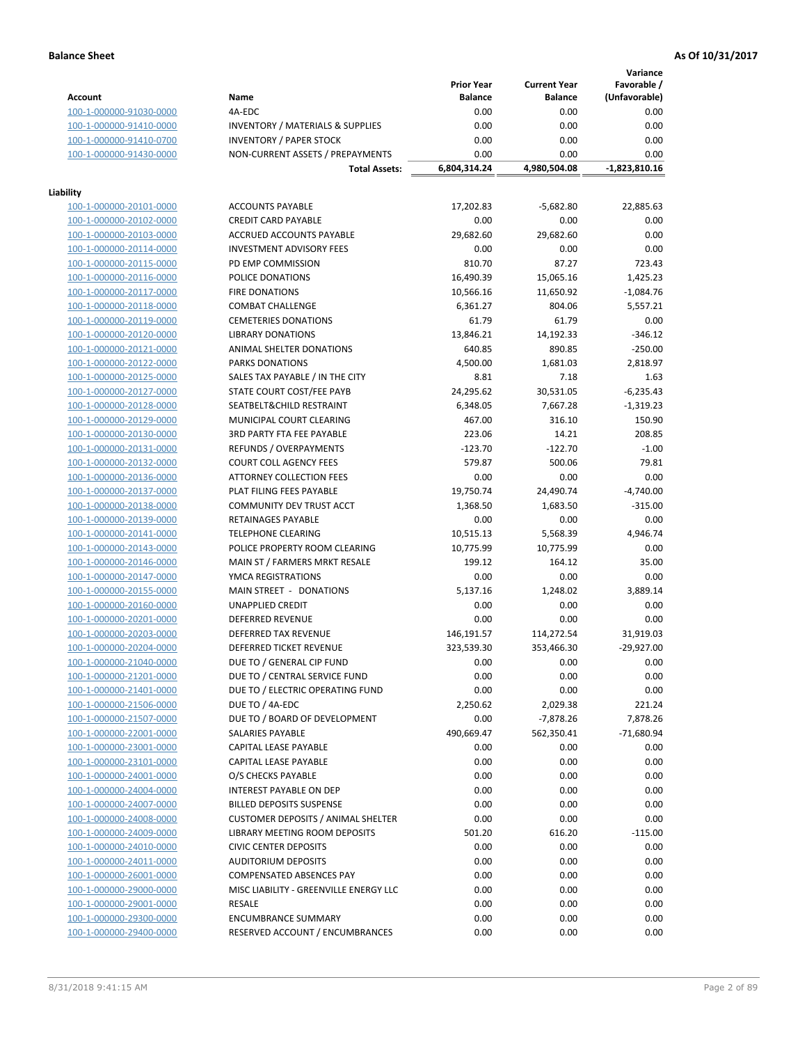**Balance Sheet** **As Of 10/31/2017**

| Account | Name | Prior Year Balance | Current Year Balance | Variance Favorable / (Unfavorable) |
|---|---|---|---|---|
| 100-1-000000-91030-0000 | 4A-EDC | 0.00 | 0.00 | 0.00 |
| 100-1-000000-91410-0000 | INVENTORY / MATERIALS & SUPPLIES | 0.00 | 0.00 | 0.00 |
| 100-1-000000-91410-0700 | INVENTORY / PAPER STOCK | 0.00 | 0.00 | 0.00 |
| 100-1-000000-91430-0000 | NON-CURRENT ASSETS / PREPAYMENTS | 0.00 | 0.00 | 0.00 |
| | **Total Assets:** | **6,804,314.24** | **4,980,504.08** | **-1,823,810.16** |

**Liability**

| Account | Name | Prior Year Balance | Current Year Balance | Variance Favorable / (Unfavorable) |
|---|---|---|---|---|
| 100-1-000000-20101-0000 | ACCOUNTS PAYABLE | 17,202.83 | -5,682.80 | 22,885.63 |
| 100-1-000000-20102-0000 | CREDIT CARD PAYABLE | 0.00 | 0.00 | 0.00 |
| 100-1-000000-20103-0000 | ACCRUED ACCOUNTS PAYABLE | 29,682.60 | 29,682.60 | 0.00 |
| 100-1-000000-20114-0000 | INVESTMENT ADVISORY FEES | 0.00 | 0.00 | 0.00 |
| 100-1-000000-20115-0000 | PD EMP COMMISSION | 810.70 | 87.27 | 723.43 |
| 100-1-000000-20116-0000 | POLICE DONATIONS | 16,490.39 | 15,065.16 | 1,425.23 |
| 100-1-000000-20117-0000 | FIRE DONATIONS | 10,566.16 | 11,650.92 | -1,084.76 |
| 100-1-000000-20118-0000 | COMBAT CHALLENGE | 6,361.27 | 804.06 | 5,557.21 |
| 100-1-000000-20119-0000 | CEMETERIES DONATIONS | 61.79 | 61.79 | 0.00 |
| 100-1-000000-20120-0000 | LIBRARY DONATIONS | 13,846.21 | 14,192.33 | -346.12 |
| 100-1-000000-20121-0000 | ANIMAL SHELTER DONATIONS | 640.85 | 890.85 | -250.00 |
| 100-1-000000-20122-0000 | PARKS DONATIONS | 4,500.00 | 1,681.03 | 2,818.97 |
| 100-1-000000-20125-0000 | SALES TAX PAYABLE / IN THE CITY | 8.81 | 7.18 | 1.63 |
| 100-1-000000-20127-0000 | STATE COURT COST/FEE PAYB | 24,295.62 | 30,531.05 | -6,235.43 |
| 100-1-000000-20128-0000 | SEATBELT&CHILD RESTRAINT | 6,348.05 | 7,667.28 | -1,319.23 |
| 100-1-000000-20129-0000 | MUNICIPAL COURT CLEARING | 467.00 | 316.10 | 150.90 |
| 100-1-000000-20130-0000 | 3RD PARTY FTA FEE PAYABLE | 223.06 | 14.21 | 208.85 |
| 100-1-000000-20131-0000 | REFUNDS / OVERPAYMENTS | -123.70 | -122.70 | -1.00 |
| 100-1-000000-20132-0000 | COURT COLL AGENCY FEES | 579.87 | 500.06 | 79.81 |
| 100-1-000000-20136-0000 | ATTORNEY COLLECTION FEES | 0.00 | 0.00 | 0.00 |
| 100-1-000000-20137-0000 | PLAT FILING FEES PAYABLE | 19,750.74 | 24,490.74 | -4,740.00 |
| 100-1-000000-20138-0000 | COMMUNITY DEV TRUST ACCT | 1,368.50 | 1,683.50 | -315.00 |
| 100-1-000000-20139-0000 | RETAINAGES PAYABLE | 0.00 | 0.00 | 0.00 |
| 100-1-000000-20141-0000 | TELEPHONE CLEARING | 10,515.13 | 5,568.39 | 4,946.74 |
| 100-1-000000-20143-0000 | POLICE PROPERTY ROOM CLEARING | 10,775.99 | 10,775.99 | 0.00 |
| 100-1-000000-20146-0000 | MAIN ST / FARMERS MRKT RESALE | 199.12 | 164.12 | 35.00 |
| 100-1-000000-20147-0000 | YMCA REGISTRATIONS | 0.00 | 0.00 | 0.00 |
| 100-1-000000-20155-0000 | MAIN STREET - DONATIONS | 5,137.16 | 1,248.02 | 3,889.14 |
| 100-1-000000-20160-0000 | UNAPPLIED CREDIT | 0.00 | 0.00 | 0.00 |
| 100-1-000000-20201-0000 | DEFERRED REVENUE | 0.00 | 0.00 | 0.00 |
| 100-1-000000-20203-0000 | DEFERRED TAX REVENUE | 146,191.57 | 114,272.54 | 31,919.03 |
| 100-1-000000-20204-0000 | DEFERRED TICKET REVENUE | 323,539.30 | 353,466.30 | -29,927.00 |
| 100-1-000000-21040-0000 | DUE TO / GENERAL CIP FUND | 0.00 | 0.00 | 0.00 |
| 100-1-000000-21201-0000 | DUE TO / CENTRAL SERVICE FUND | 0.00 | 0.00 | 0.00 |
| 100-1-000000-21401-0000 | DUE TO / ELECTRIC OPERATING FUND | 0.00 | 0.00 | 0.00 |
| 100-1-000000-21506-0000 | DUE TO / 4A-EDC | 2,250.62 | 2,029.38 | 221.24 |
| 100-1-000000-21507-0000 | DUE TO / BOARD OF DEVELOPMENT | 0.00 | -7,878.26 | 7,878.26 |
| 100-1-000000-22001-0000 | SALARIES PAYABLE | 490,669.47 | 562,350.41 | -71,680.94 |
| 100-1-000000-23001-0000 | CAPITAL LEASE PAYABLE | 0.00 | 0.00 | 0.00 |
| 100-1-000000-23101-0000 | CAPITAL LEASE PAYABLE | 0.00 | 0.00 | 0.00 |
| 100-1-000000-24001-0000 | O/S CHECKS PAYABLE | 0.00 | 0.00 | 0.00 |
| 100-1-000000-24004-0000 | INTEREST PAYABLE ON DEP | 0.00 | 0.00 | 0.00 |
| 100-1-000000-24007-0000 | BILLED DEPOSITS SUSPENSE | 0.00 | 0.00 | 0.00 |
| 100-1-000000-24008-0000 | CUSTOMER DEPOSITS / ANIMAL SHELTER | 0.00 | 0.00 | 0.00 |
| 100-1-000000-24009-0000 | LIBRARY MEETING ROOM DEPOSITS | 501.20 | 616.20 | -115.00 |
| 100-1-000000-24010-0000 | CIVIC CENTER DEPOSITS | 0.00 | 0.00 | 0.00 |
| 100-1-000000-24011-0000 | AUDITORIUM DEPOSITS | 0.00 | 0.00 | 0.00 |
| 100-1-000000-26001-0000 | COMPENSATED ABSENCES PAY | 0.00 | 0.00 | 0.00 |
| 100-1-000000-29000-0000 | MISC LIABILITY - GREENVILLE ENERGY LLC | 0.00 | 0.00 | 0.00 |
| 100-1-000000-29001-0000 | RESALE | 0.00 | 0.00 | 0.00 |
| 100-1-000000-29300-0000 | ENCUMBRANCE SUMMARY | 0.00 | 0.00 | 0.00 |
| 100-1-000000-29400-0000 | RESERVED ACCOUNT / ENCUMBRANCES | 0.00 | 0.00 | 0.00 |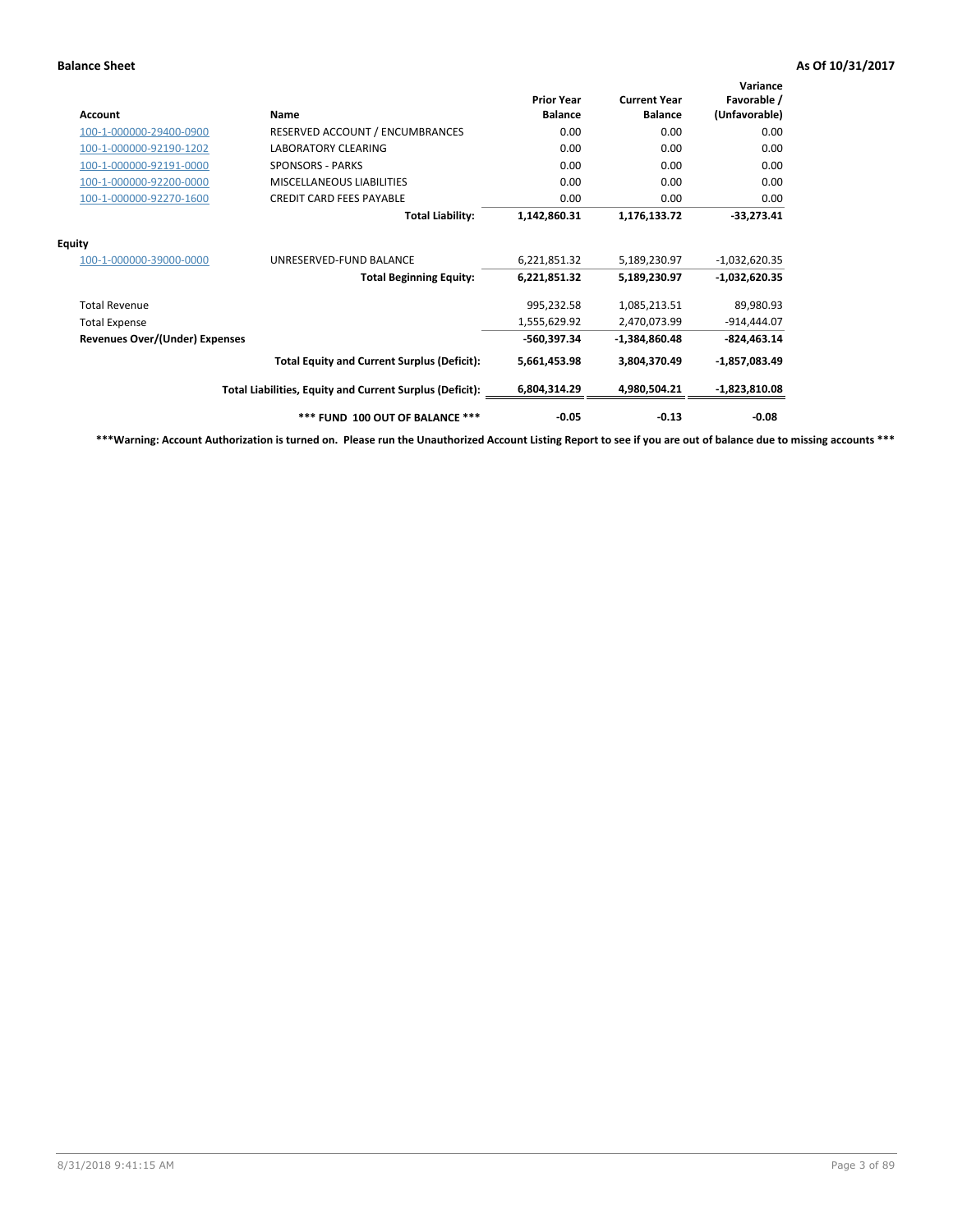**Balance Sheet** **As Of 10/31/2017**

| Account | Name | Prior Year Balance | Current Year Balance | Variance Favorable / (Unfavorable) |
|---|---|---|---|---|
| 100-1-000000-29400-0900 | RESERVED ACCOUNT / ENCUMBRANCES | 0.00 | 0.00 | 0.00 |
| 100-1-000000-92190-1202 | LABORATORY CLEARING | 0.00 | 0.00 | 0.00 |
| 100-1-000000-92191-0000 | SPONSORS - PARKS | 0.00 | 0.00 | 0.00 |
| 100-1-000000-92200-0000 | MISCELLANEOUS LIABILITIES | 0.00 | 0.00 | 0.00 |
| 100-1-000000-92270-1600 | CREDIT CARD FEES PAYABLE | 0.00 | 0.00 | 0.00 |
| | **Total Liability:** | **1,142,860.31** | **1,176,133.72** | **-33,273.41** |
| **Equity** | | | | |
| 100-1-000000-39000-0000 | UNRESERVED-FUND BALANCE | 6,221,851.32 | 5,189,230.97 | -1,032,620.35 |
| | **Total Beginning Equity:** | **6,221,851.32** | **5,189,230.97** | **-1,032,620.35** |
| Total Revenue | | 995,232.58 | 1,085,213.51 | 89,980.93 |
| Total Expense | | 1,555,629.92 | 2,470,073.99 | -914,444.07 |
| **Revenues Over/(Under) Expenses** | | **-560,397.34** | **-1,384,860.48** | **-824,463.14** |
| | **Total Equity and Current Surplus (Deficit):** | **5,661,453.98** | **3,804,370.49** | **-1,857,083.49** |
| | **Total Liabilities, Equity and Current Surplus (Deficit):** | **6,804,314.29** | **4,980,504.21** | **-1,823,810.08** |
| | **\*\*\* FUND 100 OUT OF BALANCE \*\*\*** | **-0.05** | **-0.13** | **-0.08** |

**\*\*\*Warning: Account Authorization is turned on. Please run the Unauthorized Account Listing Report to see if you are out of balance due to missing accounts \*\*\***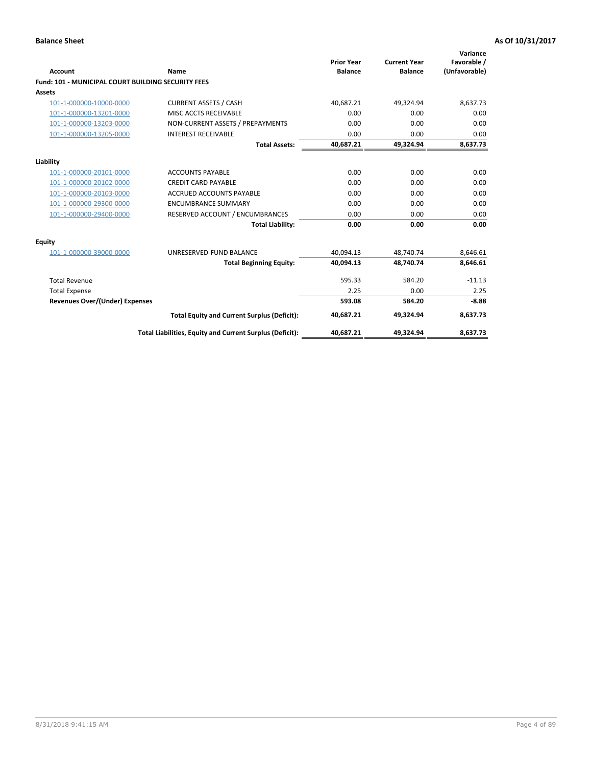**Balance Sheet** **As Of 10/31/2017**

| Account | Name | Prior Year Balance | Current Year Balance | Variance Favorable / (Unfavorable) |
|---|---|---|---|---|
| **Fund: 101 - MUNICIPAL COURT BUILDING SECURITY FEES** | | | | |
| **Assets** | | | | |
| 101-1-000000-10000-0000 | CURRENT ASSETS / CASH | 40,687.21 | 49,324.94 | 8,637.73 |
| 101-1-000000-13201-0000 | MISC ACCTS RECEIVABLE | 0.00 | 0.00 | 0.00 |
| 101-1-000000-13203-0000 | NON-CURRENT ASSETS / PREPAYMENTS | 0.00 | 0.00 | 0.00 |
| 101-1-000000-13205-0000 | INTEREST RECEIVABLE | 0.00 | 0.00 | 0.00 |
| | **Total Assets:** | **40,687.21** | **49,324.94** | **8,637.73** |
| **Liability** | | | | |
| 101-1-000000-20101-0000 | ACCOUNTS PAYABLE | 0.00 | 0.00 | 0.00 |
| 101-1-000000-20102-0000 | CREDIT CARD PAYABLE | 0.00 | 0.00 | 0.00 |
| 101-1-000000-20103-0000 | ACCRUED ACCOUNTS PAYABLE | 0.00 | 0.00 | 0.00 |
| 101-1-000000-29300-0000 | ENCUMBRANCE SUMMARY | 0.00 | 0.00 | 0.00 |
| 101-1-000000-29400-0000 | RESERVED ACCOUNT / ENCUMBRANCES | 0.00 | 0.00 | 0.00 |
| | **Total Liability:** | **0.00** | **0.00** | **0.00** |
| **Equity** | | | | |
| 101-1-000000-39000-0000 | UNRESERVED-FUND BALANCE | 40,094.13 | 48,740.74 | 8,646.61 |
| | **Total Beginning Equity:** | **40,094.13** | **48,740.74** | **8,646.61** |
| Total Revenue | | 595.33 | 584.20 | -11.13 |
| Total Expense | | 2.25 | 0.00 | 2.25 |
| **Revenues Over/(Under) Expenses** | | **593.08** | **584.20** | **-8.88** |
| | **Total Equity and Current Surplus (Deficit):** | **40,687.21** | **49,324.94** | **8,637.73** |
| | **Total Liabilities, Equity and Current Surplus (Deficit):** | **40,687.21** | **49,324.94** | **8,637.73** |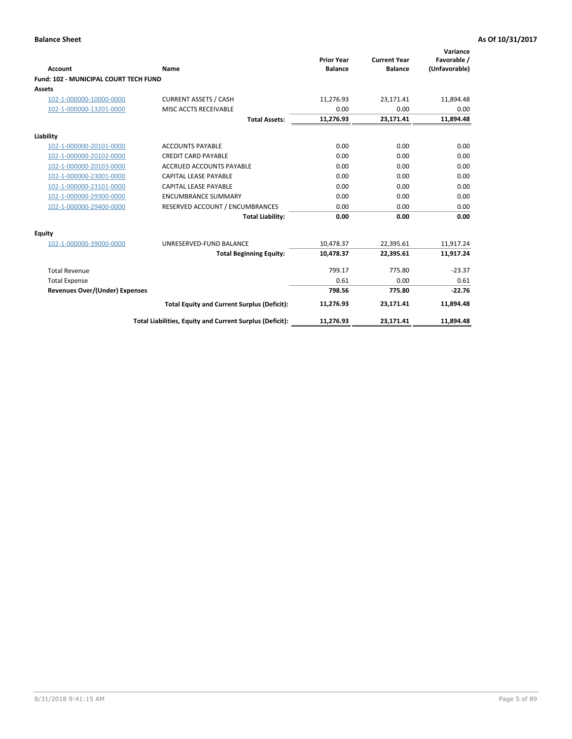**Balance Sheet** **As Of 10/31/2017**

| Account | Name | Prior Year Balance | Current Year Balance | Variance Favorable / (Unfavorable) |
|---|---|---|---|---|
| **Fund: 102 - MUNICIPAL COURT TECH FUND** | | | | |
| **Assets** | | | | |
| 102-1-000000-10000-0000 | CURRENT ASSETS / CASH | 11,276.93 | 23,171.41 | 11,894.48 |
| 102-1-000000-13201-0000 | MISC ACCTS RECEIVABLE | 0.00 | 0.00 | 0.00 |
| | **Total Assets:** | **11,276.93** | **23,171.41** | **11,894.48** |
| **Liability** | | | | |
| 102-1-000000-20101-0000 | ACCOUNTS PAYABLE | 0.00 | 0.00 | 0.00 |
| 102-1-000000-20102-0000 | CREDIT CARD PAYABLE | 0.00 | 0.00 | 0.00 |
| 102-1-000000-20103-0000 | ACCRUED ACCOUNTS PAYABLE | 0.00 | 0.00 | 0.00 |
| 102-1-000000-23001-0000 | CAPITAL LEASE PAYABLE | 0.00 | 0.00 | 0.00 |
| 102-1-000000-23101-0000 | CAPITAL LEASE PAYABLE | 0.00 | 0.00 | 0.00 |
| 102-1-000000-29300-0000 | ENCUMBRANCE SUMMARY | 0.00 | 0.00 | 0.00 |
| 102-1-000000-29400-0000 | RESERVED ACCOUNT / ENCUMBRANCES | 0.00 | 0.00 | 0.00 |
| | **Total Liability:** | **0.00** | **0.00** | **0.00** |
| **Equity** | | | | |
| 102-1-000000-39000-0000 | UNRESERVED-FUND BALANCE | 10,478.37 | 22,395.61 | 11,917.24 |
| | **Total Beginning Equity:** | **10,478.37** | **22,395.61** | **11,917.24** |
| Total Revenue | | 799.17 | 775.80 | -23.37 |
| Total Expense | | 0.61 | 0.00 | 0.61 |
| **Revenues Over/(Under) Expenses** | | **798.56** | **775.80** | **-22.76** |
| | **Total Equity and Current Surplus (Deficit):** | **11,276.93** | **23,171.41** | **11,894.48** |
| | **Total Liabilities, Equity and Current Surplus (Deficit):** | **11,276.93** | **23,171.41** | **11,894.48** |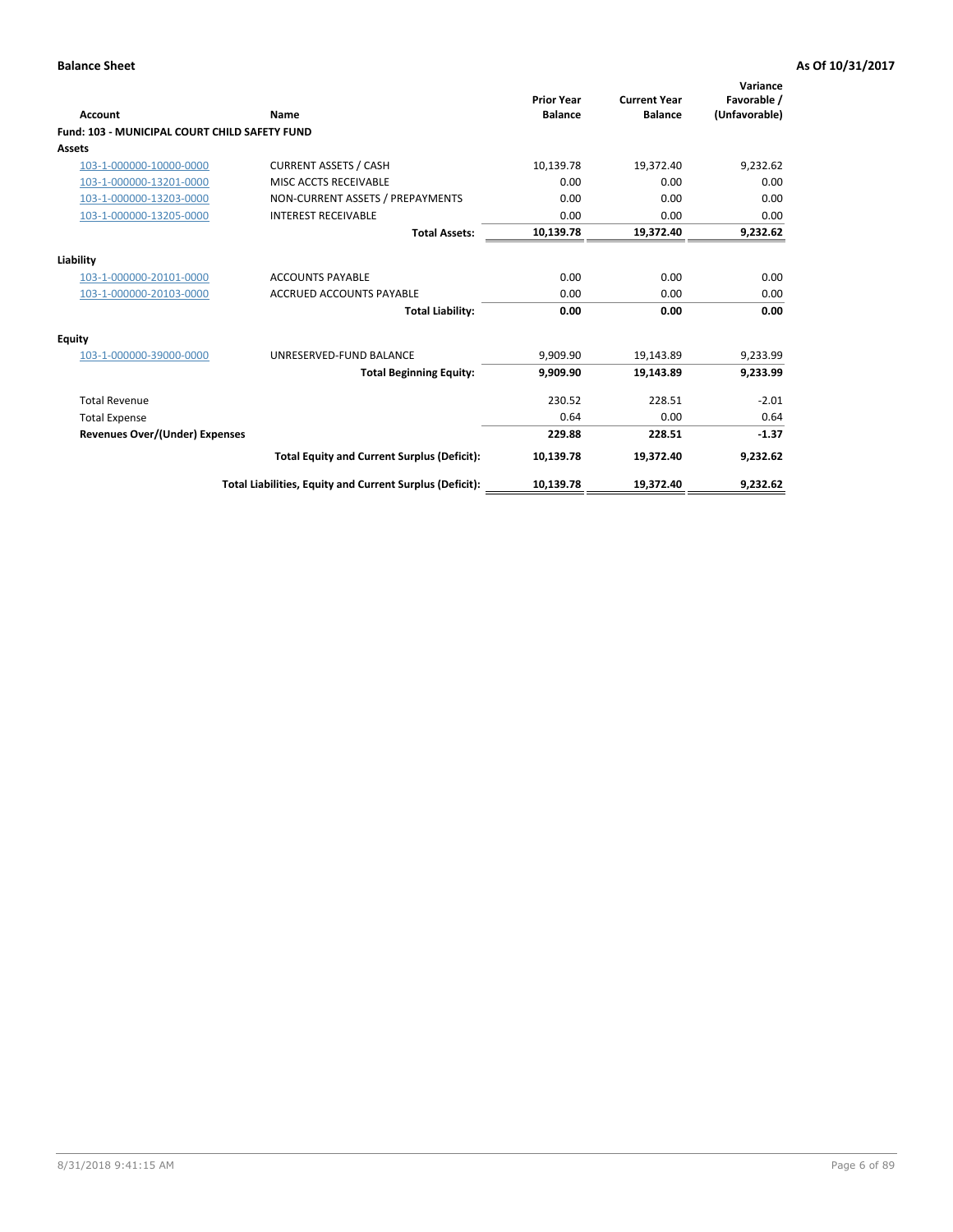**Balance Sheet** **As Of 10/31/2017**

| Account | Name | Prior Year Balance | Current Year Balance | Variance Favorable / (Unfavorable) |
|---|---|---|---|---|
| **Fund: 103 - MUNICIPAL COURT CHILD SAFETY FUND** | | | | |
| **Assets** | | | | |
| 103-1-000000-10000-0000 | CURRENT ASSETS / CASH | 10,139.78 | 19,372.40 | 9,232.62 |
| 103-1-000000-13201-0000 | MISC ACCTS RECEIVABLE | 0.00 | 0.00 | 0.00 |
| 103-1-000000-13203-0000 | NON-CURRENT ASSETS / PREPAYMENTS | 0.00 | 0.00 | 0.00 |
| 103-1-000000-13205-0000 | INTEREST RECEIVABLE | 0.00 | 0.00 | 0.00 |
| | **Total Assets:** | **10,139.78** | **19,372.40** | **9,232.62** |
| **Liability** | | | | |
| 103-1-000000-20101-0000 | ACCOUNTS PAYABLE | 0.00 | 0.00 | 0.00 |
| 103-1-000000-20103-0000 | ACCRUED ACCOUNTS PAYABLE | 0.00 | 0.00 | 0.00 |
| | **Total Liability:** | **0.00** | **0.00** | **0.00** |
| **Equity** | | | | |
| 103-1-000000-39000-0000 | UNRESERVED-FUND BALANCE | 9,909.90 | 19,143.89 | 9,233.99 |
| | **Total Beginning Equity:** | **9,909.90** | **19,143.89** | **9,233.99** |
| Total Revenue | | 230.52 | 228.51 | -2.01 |
| Total Expense | | 0.64 | 0.00 | 0.64 |
| **Revenues Over/(Under) Expenses** | | **229.88** | **228.51** | **-1.37** |
| | **Total Equity and Current Surplus (Deficit):** | **10,139.78** | **19,372.40** | **9,232.62** |
| | **Total Liabilities, Equity and Current Surplus (Deficit):** | **10,139.78** | **19,372.40** | **9,232.62** |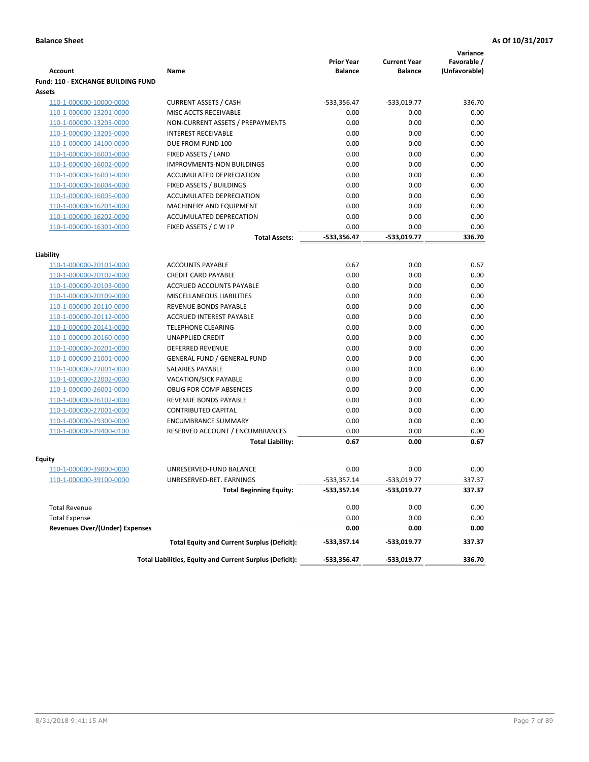**Balance Sheet** — As Of 10/31/2017

| Account | Name | Prior Year Balance | Current Year Balance | Variance Favorable / (Unfavorable) |
|---|---|---|---|---|
| **Fund: 110 - EXCHANGE BUILDING FUND** | | | | |
| **Assets** | | | | |
| 110-1-000000-10000-0000 | CURRENT ASSETS / CASH | -533,356.47 | -533,019.77 | 336.70 |
| 110-1-000000-13201-0000 | MISC ACCTS RECEIVABLE | 0.00 | 0.00 | 0.00 |
| 110-1-000000-13203-0000 | NON-CURRENT ASSETS / PREPAYMENTS | 0.00 | 0.00 | 0.00 |
| 110-1-000000-13205-0000 | INTEREST RECEIVABLE | 0.00 | 0.00 | 0.00 |
| 110-1-000000-14100-0000 | DUE FROM FUND 100 | 0.00 | 0.00 | 0.00 |
| 110-1-000000-16001-0000 | FIXED ASSETS / LAND | 0.00 | 0.00 | 0.00 |
| 110-1-000000-16002-0000 | IMPROVMENTS-NON BUILDINGS | 0.00 | 0.00 | 0.00 |
| 110-1-000000-16003-0000 | ACCUMULATED DEPRECIATION | 0.00 | 0.00 | 0.00 |
| 110-1-000000-16004-0000 | FIXED ASSETS / BUILDINGS | 0.00 | 0.00 | 0.00 |
| 110-1-000000-16005-0000 | ACCUMULATED DEPRECIATION | 0.00 | 0.00 | 0.00 |
| 110-1-000000-16201-0000 | MACHINERY AND EQUIPMENT | 0.00 | 0.00 | 0.00 |
| 110-1-000000-16202-0000 | ACCUMULATED DEPRECATION | 0.00 | 0.00 | 0.00 |
| 110-1-000000-16301-0000 | FIXED ASSETS / C W I P | 0.00 | 0.00 | 0.00 |
| | **Total Assets:** | **-533,356.47** | **-533,019.77** | **336.70** |
| **Liability** | | | | |
| 110-1-000000-20101-0000 | ACCOUNTS PAYABLE | 0.67 | 0.00 | 0.67 |
| 110-1-000000-20102-0000 | CREDIT CARD PAYABLE | 0.00 | 0.00 | 0.00 |
| 110-1-000000-20103-0000 | ACCRUED ACCOUNTS PAYABLE | 0.00 | 0.00 | 0.00 |
| 110-1-000000-20109-0000 | MISCELLANEOUS LIABILITIES | 0.00 | 0.00 | 0.00 |
| 110-1-000000-20110-0000 | REVENUE BONDS PAYABLE | 0.00 | 0.00 | 0.00 |
| 110-1-000000-20112-0000 | ACCRUED INTEREST PAYABLE | 0.00 | 0.00 | 0.00 |
| 110-1-000000-20141-0000 | TELEPHONE CLEARING | 0.00 | 0.00 | 0.00 |
| 110-1-000000-20160-0000 | UNAPPLIED CREDIT | 0.00 | 0.00 | 0.00 |
| 110-1-000000-20201-0000 | DEFERRED REVENUE | 0.00 | 0.00 | 0.00 |
| 110-1-000000-21001-0000 | GENERAL FUND / GENERAL FUND | 0.00 | 0.00 | 0.00 |
| 110-1-000000-22001-0000 | SALARIES PAYABLE | 0.00 | 0.00 | 0.00 |
| 110-1-000000-22002-0000 | VACATION/SICK PAYABLE | 0.00 | 0.00 | 0.00 |
| 110-1-000000-26001-0000 | OBLIG FOR COMP ABSENCES | 0.00 | 0.00 | 0.00 |
| 110-1-000000-26102-0000 | REVENUE BONDS PAYABLE | 0.00 | 0.00 | 0.00 |
| 110-1-000000-27001-0000 | CONTRIBUTED CAPITAL | 0.00 | 0.00 | 0.00 |
| 110-1-000000-29300-0000 | ENCUMBRANCE SUMMARY | 0.00 | 0.00 | 0.00 |
| 110-1-000000-29400-0100 | RESERVED ACCOUNT / ENCUMBRANCES | 0.00 | 0.00 | 0.00 |
| | **Total Liability:** | **0.67** | **0.00** | **0.67** |
| **Equity** | | | | |
| 110-1-000000-39000-0000 | UNRESERVED-FUND BALANCE | 0.00 | 0.00 | 0.00 |
| 110-1-000000-39100-0000 | UNRESERVED-RET. EARNINGS | -533,357.14 | -533,019.77 | 337.37 |
| | **Total Beginning Equity:** | **-533,357.14** | **-533,019.77** | **337.37** |
| Total Revenue | | 0.00 | 0.00 | 0.00 |
| Total Expense | | 0.00 | 0.00 | 0.00 |
| **Revenues Over/(Under) Expenses** | | **0.00** | **0.00** | **0.00** |
| | **Total Equity and Current Surplus (Deficit):** | **-533,357.14** | **-533,019.77** | **337.37** |
| | **Total Liabilities, Equity and Current Surplus (Deficit):** | **-533,356.47** | **-533,019.77** | **336.70** |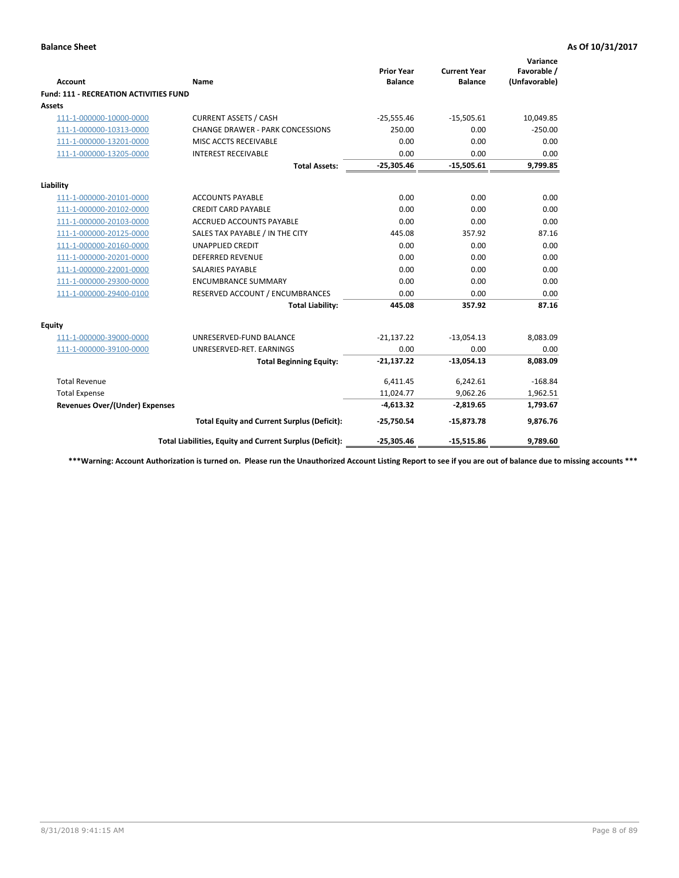**Balance Sheet** **As Of 10/31/2017**

| Account | Name | Prior Year Balance | Current Year Balance | Variance Favorable / (Unfavorable) |
|---|---|---|---|---|
| **Fund: 111 - RECREATION ACTIVITIES FUND** | | | | |
| **Assets** | | | | |
| 111-1-000000-10000-0000 | CURRENT ASSETS / CASH | -25,555.46 | -15,505.61 | 10,049.85 |
| 111-1-000000-10313-0000 | CHANGE DRAWER - PARK CONCESSIONS | 250.00 | 0.00 | -250.00 |
| 111-1-000000-13201-0000 | MISC ACCTS RECEIVABLE | 0.00 | 0.00 | 0.00 |
| 111-1-000000-13205-0000 | INTEREST RECEIVABLE | 0.00 | 0.00 | 0.00 |
| | **Total Assets:** | **-25,305.46** | **-15,505.61** | **9,799.85** |
| **Liability** | | | | |
| 111-1-000000-20101-0000 | ACCOUNTS PAYABLE | 0.00 | 0.00 | 0.00 |
| 111-1-000000-20102-0000 | CREDIT CARD PAYABLE | 0.00 | 0.00 | 0.00 |
| 111-1-000000-20103-0000 | ACCRUED ACCOUNTS PAYABLE | 0.00 | 0.00 | 0.00 |
| 111-1-000000-20125-0000 | SALES TAX PAYABLE / IN THE CITY | 445.08 | 357.92 | 87.16 |
| 111-1-000000-20160-0000 | UNAPPLIED CREDIT | 0.00 | 0.00 | 0.00 |
| 111-1-000000-20201-0000 | DEFERRED REVENUE | 0.00 | 0.00 | 0.00 |
| 111-1-000000-22001-0000 | SALARIES PAYABLE | 0.00 | 0.00 | 0.00 |
| 111-1-000000-29300-0000 | ENCUMBRANCE SUMMARY | 0.00 | 0.00 | 0.00 |
| 111-1-000000-29400-0100 | RESERVED ACCOUNT / ENCUMBRANCES | 0.00 | 0.00 | 0.00 |
| | **Total Liability:** | **445.08** | **357.92** | **87.16** |
| **Equity** | | | | |
| 111-1-000000-39000-0000 | UNRESERVED-FUND BALANCE | -21,137.22 | -13,054.13 | 8,083.09 |
| 111-1-000000-39100-0000 | UNRESERVED-RET. EARNINGS | 0.00 | 0.00 | 0.00 |
| | **Total Beginning Equity:** | **-21,137.22** | **-13,054.13** | **8,083.09** |
| Total Revenue | | 6,411.45 | 6,242.61 | -168.84 |
| Total Expense | | 11,024.77 | 9,062.26 | 1,962.51 |
| **Revenues Over/(Under) Expenses** | | **-4,613.32** | **-2,819.65** | **1,793.67** |
| | **Total Equity and Current Surplus (Deficit):** | **-25,750.54** | **-15,873.78** | **9,876.76** |
| | **Total Liabilities, Equity and Current Surplus (Deficit):** | **-25,305.46** | **-15,515.86** | **9,789.60** |

**\*\*\*Warning: Account Authorization is turned on. Please run the Unauthorized Account Listing Report to see if you are out of balance due to missing accounts \*\*\***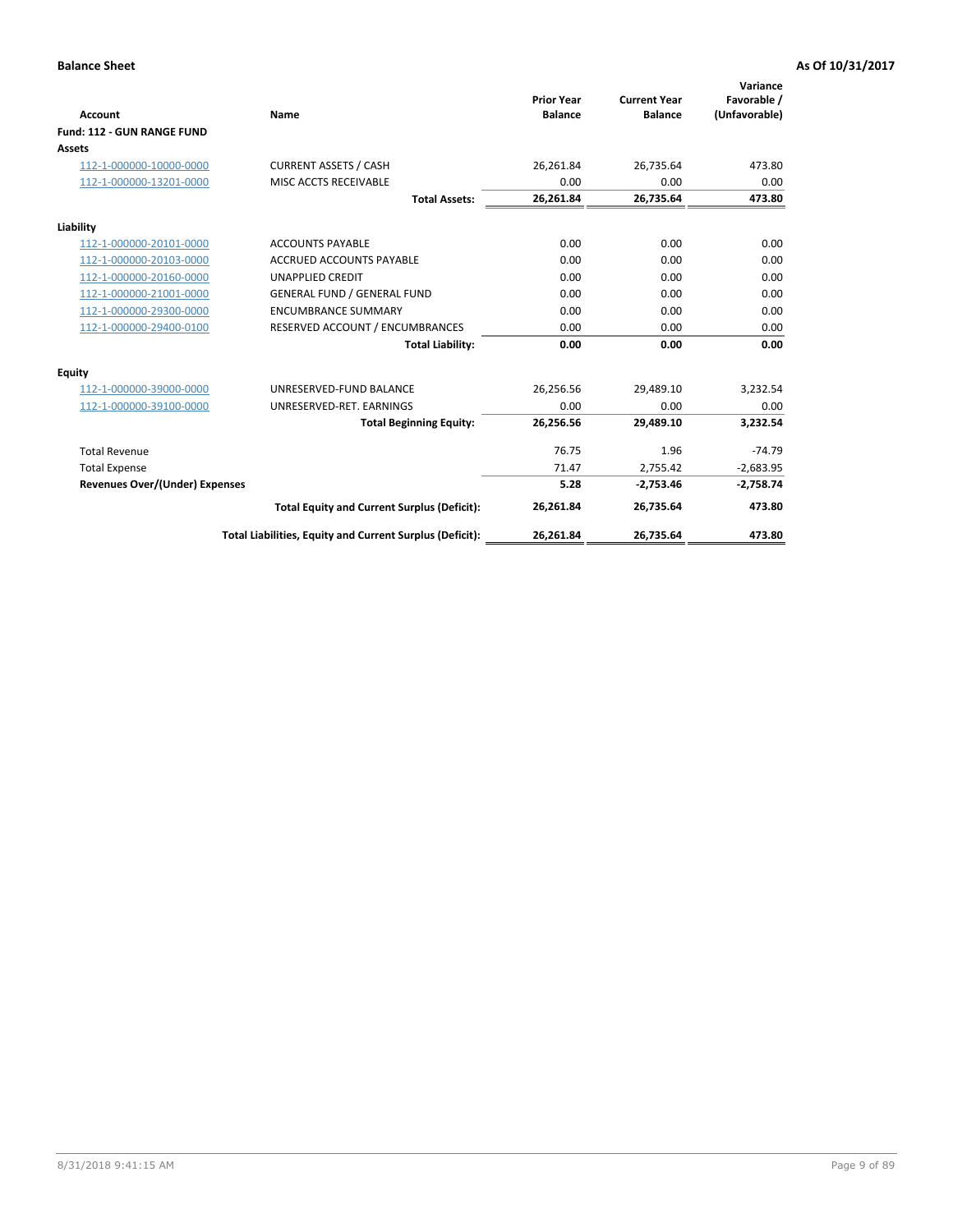**Balance Sheet** **As Of 10/31/2017**

| Account | Name | Prior Year Balance | Current Year Balance | Variance Favorable / (Unfavorable) |
|---|---|---|---|---|
| **Fund: 112 - GUN RANGE FUND** | | | | |
| **Assets** | | | | |
| 112-1-000000-10000-0000 | CURRENT ASSETS / CASH | 26,261.84 | 26,735.64 | 473.80 |
| 112-1-000000-13201-0000 | MISC ACCTS RECEIVABLE | 0.00 | 0.00 | 0.00 |
| | **Total Assets:** | **26,261.84** | **26,735.64** | **473.80** |
| **Liability** | | | | |
| 112-1-000000-20101-0000 | ACCOUNTS PAYABLE | 0.00 | 0.00 | 0.00 |
| 112-1-000000-20103-0000 | ACCRUED ACCOUNTS PAYABLE | 0.00 | 0.00 | 0.00 |
| 112-1-000000-20160-0000 | UNAPPLIED CREDIT | 0.00 | 0.00 | 0.00 |
| 112-1-000000-21001-0000 | GENERAL FUND / GENERAL FUND | 0.00 | 0.00 | 0.00 |
| 112-1-000000-29300-0000 | ENCUMBRANCE SUMMARY | 0.00 | 0.00 | 0.00 |
| 112-1-000000-29400-0100 | RESERVED ACCOUNT / ENCUMBRANCES | 0.00 | 0.00 | 0.00 |
| | **Total Liability:** | **0.00** | **0.00** | **0.00** |
| **Equity** | | | | |
| 112-1-000000-39000-0000 | UNRESERVED-FUND BALANCE | 26,256.56 | 29,489.10 | 3,232.54 |
| 112-1-000000-39100-0000 | UNRESERVED-RET. EARNINGS | 0.00 | 0.00 | 0.00 |
| | **Total Beginning Equity:** | **26,256.56** | **29,489.10** | **3,232.54** |
| Total Revenue | | 76.75 | 1.96 | -74.79 |
| Total Expense | | 71.47 | 2,755.42 | -2,683.95 |
| **Revenues Over/(Under) Expenses** | | **5.28** | **-2,753.46** | **-2,758.74** |
| | **Total Equity and Current Surplus (Deficit):** | **26,261.84** | **26,735.64** | **473.80** |
| | **Total Liabilities, Equity and Current Surplus (Deficit):** | **26,261.84** | **26,735.64** | **473.80** |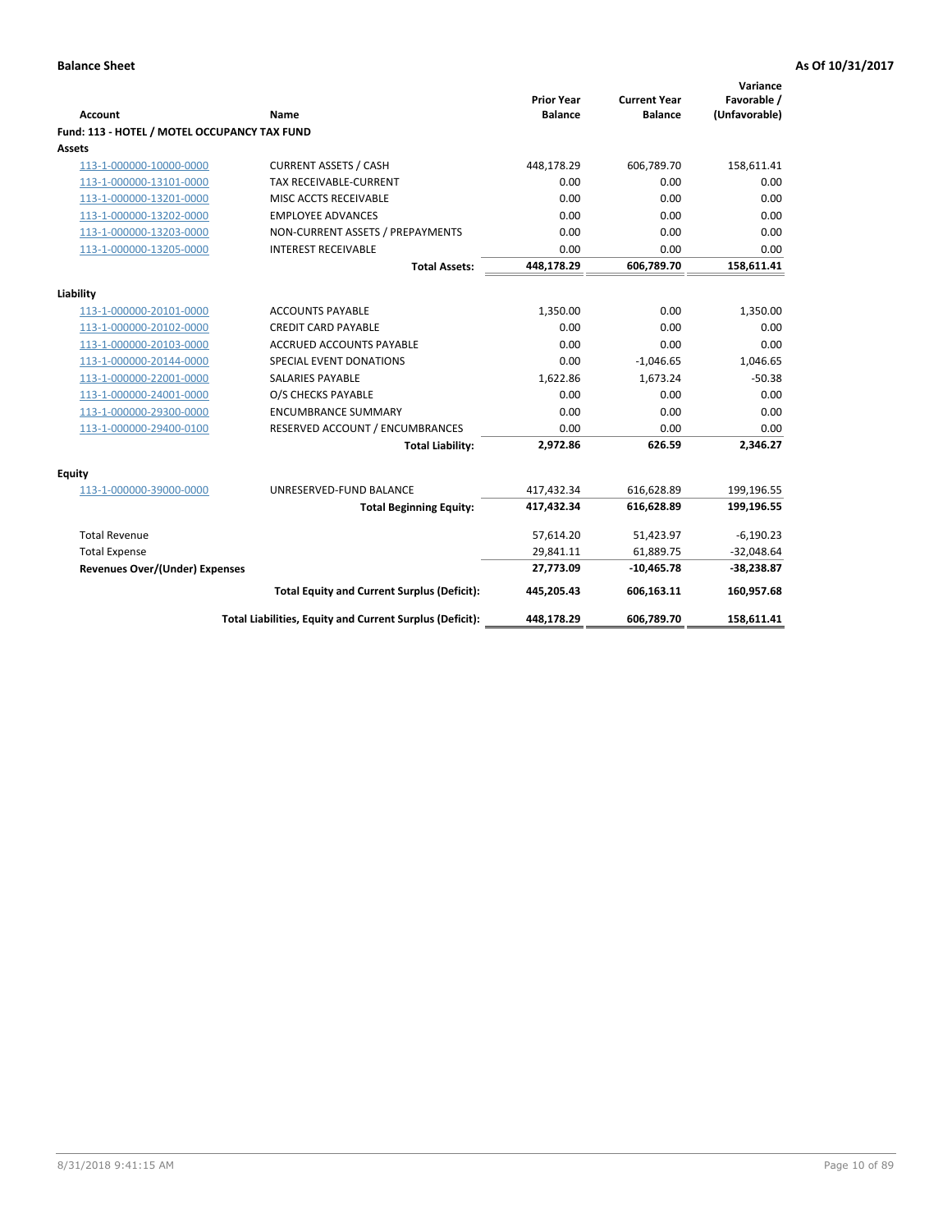**Balance Sheet** **As Of 10/31/2017**

| Account | Name | Prior Year Balance | Current Year Balance | Variance Favorable / (Unfavorable) |
|---|---|---|---|---|
| **Fund: 113 - HOTEL / MOTEL OCCUPANCY TAX FUND** | | | | |
| **Assets** | | | | |
| 113-1-000000-10000-0000 | CURRENT ASSETS / CASH | 448,178.29 | 606,789.70 | 158,611.41 |
| 113-1-000000-13101-0000 | TAX RECEIVABLE-CURRENT | 0.00 | 0.00 | 0.00 |
| 113-1-000000-13201-0000 | MISC ACCTS RECEIVABLE | 0.00 | 0.00 | 0.00 |
| 113-1-000000-13202-0000 | EMPLOYEE ADVANCES | 0.00 | 0.00 | 0.00 |
| 113-1-000000-13203-0000 | NON-CURRENT ASSETS / PREPAYMENTS | 0.00 | 0.00 | 0.00 |
| 113-1-000000-13205-0000 | INTEREST RECEIVABLE | 0.00 | 0.00 | 0.00 |
| | **Total Assets:** | **448,178.29** | **606,789.70** | **158,611.41** |
| **Liability** | | | | |
| 113-1-000000-20101-0000 | ACCOUNTS PAYABLE | 1,350.00 | 0.00 | 1,350.00 |
| 113-1-000000-20102-0000 | CREDIT CARD PAYABLE | 0.00 | 0.00 | 0.00 |
| 113-1-000000-20103-0000 | ACCRUED ACCOUNTS PAYABLE | 0.00 | 0.00 | 0.00 |
| 113-1-000000-20144-0000 | SPECIAL EVENT DONATIONS | 0.00 | -1,046.65 | 1,046.65 |
| 113-1-000000-22001-0000 | SALARIES PAYABLE | 1,622.86 | 1,673.24 | -50.38 |
| 113-1-000000-24001-0000 | O/S CHECKS PAYABLE | 0.00 | 0.00 | 0.00 |
| 113-1-000000-29300-0000 | ENCUMBRANCE SUMMARY | 0.00 | 0.00 | 0.00 |
| 113-1-000000-29400-0100 | RESERVED ACCOUNT / ENCUMBRANCES | 0.00 | 0.00 | 0.00 |
| | **Total Liability:** | **2,972.86** | **626.59** | **2,346.27** |
| **Equity** | | | | |
| 113-1-000000-39000-0000 | UNRESERVED-FUND BALANCE | 417,432.34 | 616,628.89 | 199,196.55 |
| | **Total Beginning Equity:** | **417,432.34** | **616,628.89** | **199,196.55** |
| Total Revenue | | 57,614.20 | 51,423.97 | -6,190.23 |
| Total Expense | | 29,841.11 | 61,889.75 | -32,048.64 |
| **Revenues Over/(Under) Expenses** | | **27,773.09** | **-10,465.78** | **-38,238.87** |
| | **Total Equity and Current Surplus (Deficit):** | **445,205.43** | **606,163.11** | **160,957.68** |
| | **Total Liabilities, Equity and Current Surplus (Deficit):** | **448,178.29** | **606,789.70** | **158,611.41** |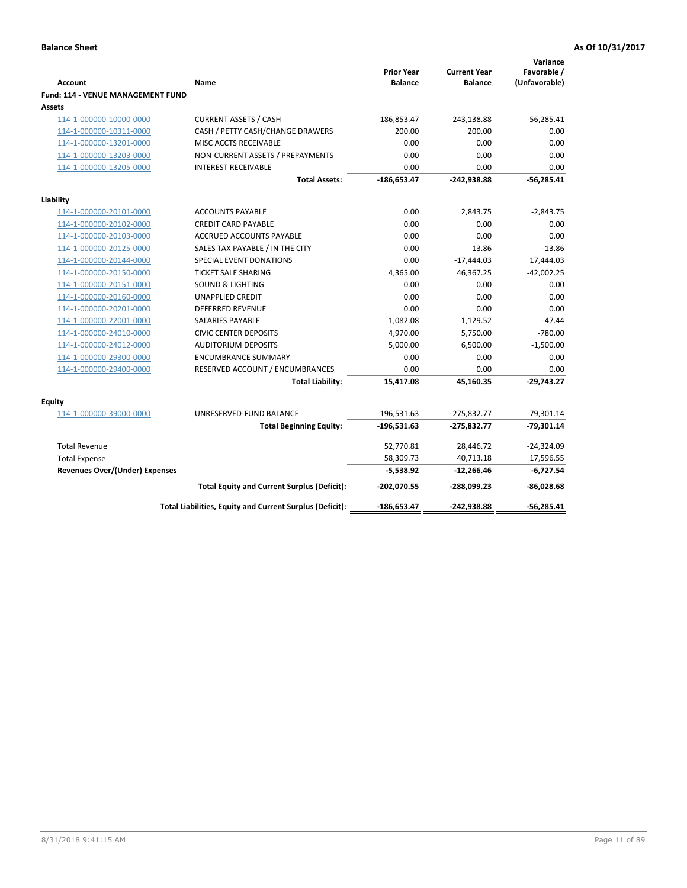**Balance Sheet** **As Of 10/31/2017**

| Account | Name | Prior Year Balance | Current Year Balance | Variance Favorable / (Unfavorable) |
|---|---|---|---|---|
| **Fund: 114 - VENUE MANAGEMENT FUND** | | | | |
| **Assets** | | | | |
| 114-1-000000-10000-0000 | CURRENT ASSETS / CASH | -186,853.47 | -243,138.88 | -56,285.41 |
| 114-1-000000-10311-0000 | CASH / PETTY CASH/CHANGE DRAWERS | 200.00 | 200.00 | 0.00 |
| 114-1-000000-13201-0000 | MISC ACCTS RECEIVABLE | 0.00 | 0.00 | 0.00 |
| 114-1-000000-13203-0000 | NON-CURRENT ASSETS / PREPAYMENTS | 0.00 | 0.00 | 0.00 |
| 114-1-000000-13205-0000 | INTEREST RECEIVABLE | 0.00 | 0.00 | 0.00 |
| | **Total Assets:** | **-186,653.47** | **-242,938.88** | **-56,285.41** |
| **Liability** | | | | |
| 114-1-000000-20101-0000 | ACCOUNTS PAYABLE | 0.00 | 2,843.75 | -2,843.75 |
| 114-1-000000-20102-0000 | CREDIT CARD PAYABLE | 0.00 | 0.00 | 0.00 |
| 114-1-000000-20103-0000 | ACCRUED ACCOUNTS PAYABLE | 0.00 | 0.00 | 0.00 |
| 114-1-000000-20125-0000 | SALES TAX PAYABLE / IN THE CITY | 0.00 | 13.86 | -13.86 |
| 114-1-000000-20144-0000 | SPECIAL EVENT DONATIONS | 0.00 | -17,444.03 | 17,444.03 |
| 114-1-000000-20150-0000 | TICKET SALE SHARING | 4,365.00 | 46,367.25 | -42,002.25 |
| 114-1-000000-20151-0000 | SOUND & LIGHTING | 0.00 | 0.00 | 0.00 |
| 114-1-000000-20160-0000 | UNAPPLIED CREDIT | 0.00 | 0.00 | 0.00 |
| 114-1-000000-20201-0000 | DEFERRED REVENUE | 0.00 | 0.00 | 0.00 |
| 114-1-000000-22001-0000 | SALARIES PAYABLE | 1,082.08 | 1,129.52 | -47.44 |
| 114-1-000000-24010-0000 | CIVIC CENTER DEPOSITS | 4,970.00 | 5,750.00 | -780.00 |
| 114-1-000000-24012-0000 | AUDITORIUM DEPOSITS | 5,000.00 | 6,500.00 | -1,500.00 |
| 114-1-000000-29300-0000 | ENCUMBRANCE SUMMARY | 0.00 | 0.00 | 0.00 |
| 114-1-000000-29400-0000 | RESERVED ACCOUNT / ENCUMBRANCES | 0.00 | 0.00 | 0.00 |
| | **Total Liability:** | **15,417.08** | **45,160.35** | **-29,743.27** |
| **Equity** | | | | |
| 114-1-000000-39000-0000 | UNRESERVED-FUND BALANCE | -196,531.63 | -275,832.77 | -79,301.14 |
| | **Total Beginning Equity:** | **-196,531.63** | **-275,832.77** | **-79,301.14** |
| Total Revenue | | 52,770.81 | 28,446.72 | -24,324.09 |
| Total Expense | | 58,309.73 | 40,713.18 | 17,596.55 |
| **Revenues Over/(Under) Expenses** | | **-5,538.92** | **-12,266.46** | **-6,727.54** |
| | **Total Equity and Current Surplus (Deficit):** | **-202,070.55** | **-288,099.23** | **-86,028.68** |
| | **Total Liabilities, Equity and Current Surplus (Deficit):** | **-186,653.47** | **-242,938.88** | **-56,285.41** |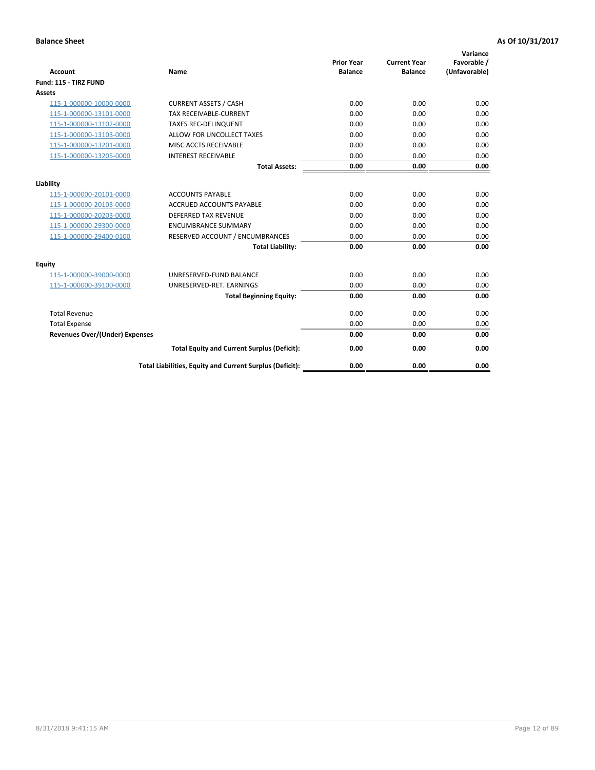**Balance Sheet** **As Of 10/31/2017**

| Account | Name | Prior Year Balance | Current Year Balance | Variance Favorable / (Unfavorable) |
|---|---|---|---|---|
| **Fund: 115 - TIRZ FUND** | | | | |
| **Assets** | | | | |
| 115-1-000000-10000-0000 | CURRENT ASSETS / CASH | 0.00 | 0.00 | 0.00 |
| 115-1-000000-13101-0000 | TAX RECEIVABLE-CURRENT | 0.00 | 0.00 | 0.00 |
| 115-1-000000-13102-0000 | TAXES REC-DELINQUENT | 0.00 | 0.00 | 0.00 |
| 115-1-000000-13103-0000 | ALLOW FOR UNCOLLECT TAXES | 0.00 | 0.00 | 0.00 |
| 115-1-000000-13201-0000 | MISC ACCTS RECEIVABLE | 0.00 | 0.00 | 0.00 |
| 115-1-000000-13205-0000 | INTEREST RECEIVABLE | 0.00 | 0.00 | 0.00 |
| | **Total Assets:** | **0.00** | **0.00** | **0.00** |
| **Liability** | | | | |
| 115-1-000000-20101-0000 | ACCOUNTS PAYABLE | 0.00 | 0.00 | 0.00 |
| 115-1-000000-20103-0000 | ACCRUED ACCOUNTS PAYABLE | 0.00 | 0.00 | 0.00 |
| 115-1-000000-20203-0000 | DEFERRED TAX REVENUE | 0.00 | 0.00 | 0.00 |
| 115-1-000000-29300-0000 | ENCUMBRANCE SUMMARY | 0.00 | 0.00 | 0.00 |
| 115-1-000000-29400-0100 | RESERVED ACCOUNT / ENCUMBRANCES | 0.00 | 0.00 | 0.00 |
| | **Total Liability:** | **0.00** | **0.00** | **0.00** |
| **Equity** | | | | |
| 115-1-000000-39000-0000 | UNRESERVED-FUND BALANCE | 0.00 | 0.00 | 0.00 |
| 115-1-000000-39100-0000 | UNRESERVED-RET. EARNINGS | 0.00 | 0.00 | 0.00 |
| | **Total Beginning Equity:** | **0.00** | **0.00** | **0.00** |
| Total Revenue | | 0.00 | 0.00 | 0.00 |
| Total Expense | | 0.00 | 0.00 | 0.00 |
| **Revenues Over/(Under) Expenses** | | **0.00** | **0.00** | **0.00** |
| | **Total Equity and Current Surplus (Deficit):** | **0.00** | **0.00** | **0.00** |
| | **Total Liabilities, Equity and Current Surplus (Deficit):** | **0.00** | **0.00** | **0.00** |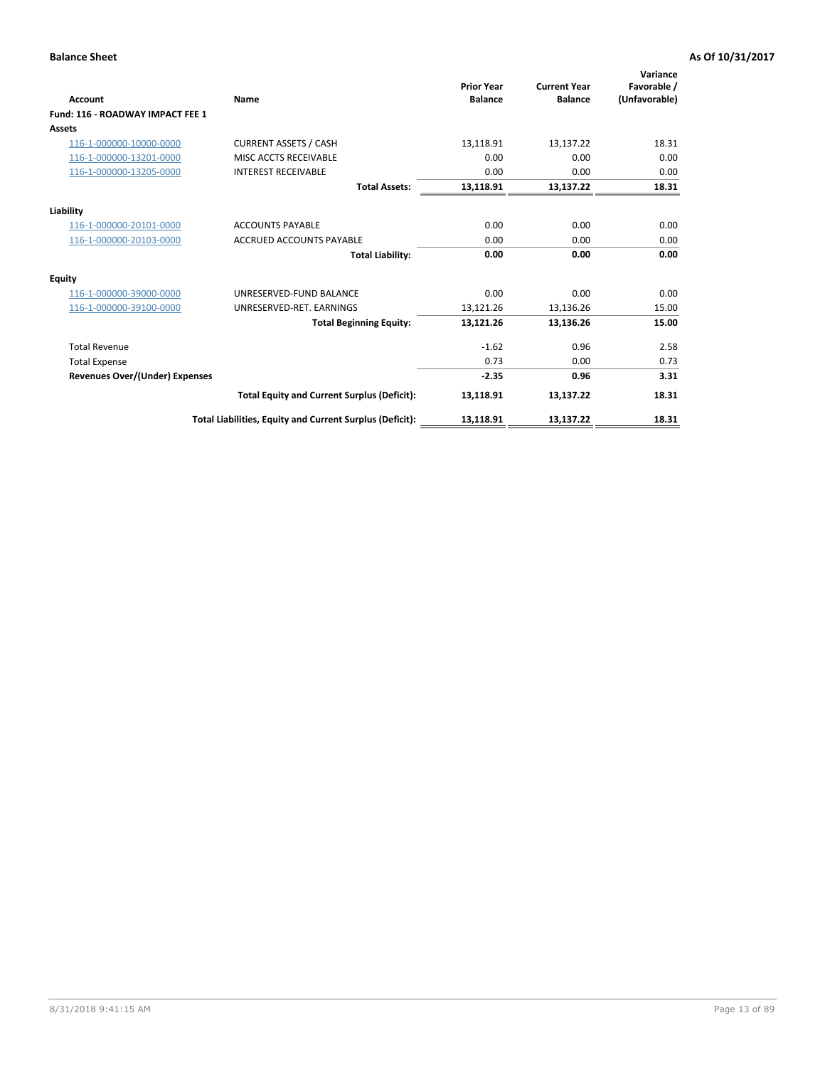**Balance Sheet** **As Of 10/31/2017**

| Account | Name | Prior Year Balance | Current Year Balance | Variance Favorable / (Unfavorable) |
|---|---|---|---|---|
| **Fund: 116 - ROADWAY IMPACT FEE 1** | | | | |
| **Assets** | | | | |
| 116-1-000000-10000-0000 | CURRENT ASSETS / CASH | 13,118.91 | 13,137.22 | 18.31 |
| 116-1-000000-13201-0000 | MISC ACCTS RECEIVABLE | 0.00 | 0.00 | 0.00 |
| 116-1-000000-13205-0000 | INTEREST RECEIVABLE | 0.00 | 0.00 | 0.00 |
| | **Total Assets:** | **13,118.91** | **13,137.22** | **18.31** |
| **Liability** | | | | |
| 116-1-000000-20101-0000 | ACCOUNTS PAYABLE | 0.00 | 0.00 | 0.00 |
| 116-1-000000-20103-0000 | ACCRUED ACCOUNTS PAYABLE | 0.00 | 0.00 | 0.00 |
| | **Total Liability:** | **0.00** | **0.00** | **0.00** |
| **Equity** | | | | |
| 116-1-000000-39000-0000 | UNRESERVED-FUND BALANCE | 0.00 | 0.00 | 0.00 |
| 116-1-000000-39100-0000 | UNRESERVED-RET. EARNINGS | 13,121.26 | 13,136.26 | 15.00 |
| | **Total Beginning Equity:** | **13,121.26** | **13,136.26** | **15.00** |
| Total Revenue | | -1.62 | 0.96 | 2.58 |
| Total Expense | | 0.73 | 0.00 | 0.73 |
| **Revenues Over/(Under) Expenses** | | **-2.35** | **0.96** | **3.31** |
| | **Total Equity and Current Surplus (Deficit):** | **13,118.91** | **13,137.22** | **18.31** |
| | **Total Liabilities, Equity and Current Surplus (Deficit):** | **13,118.91** | **13,137.22** | **18.31** |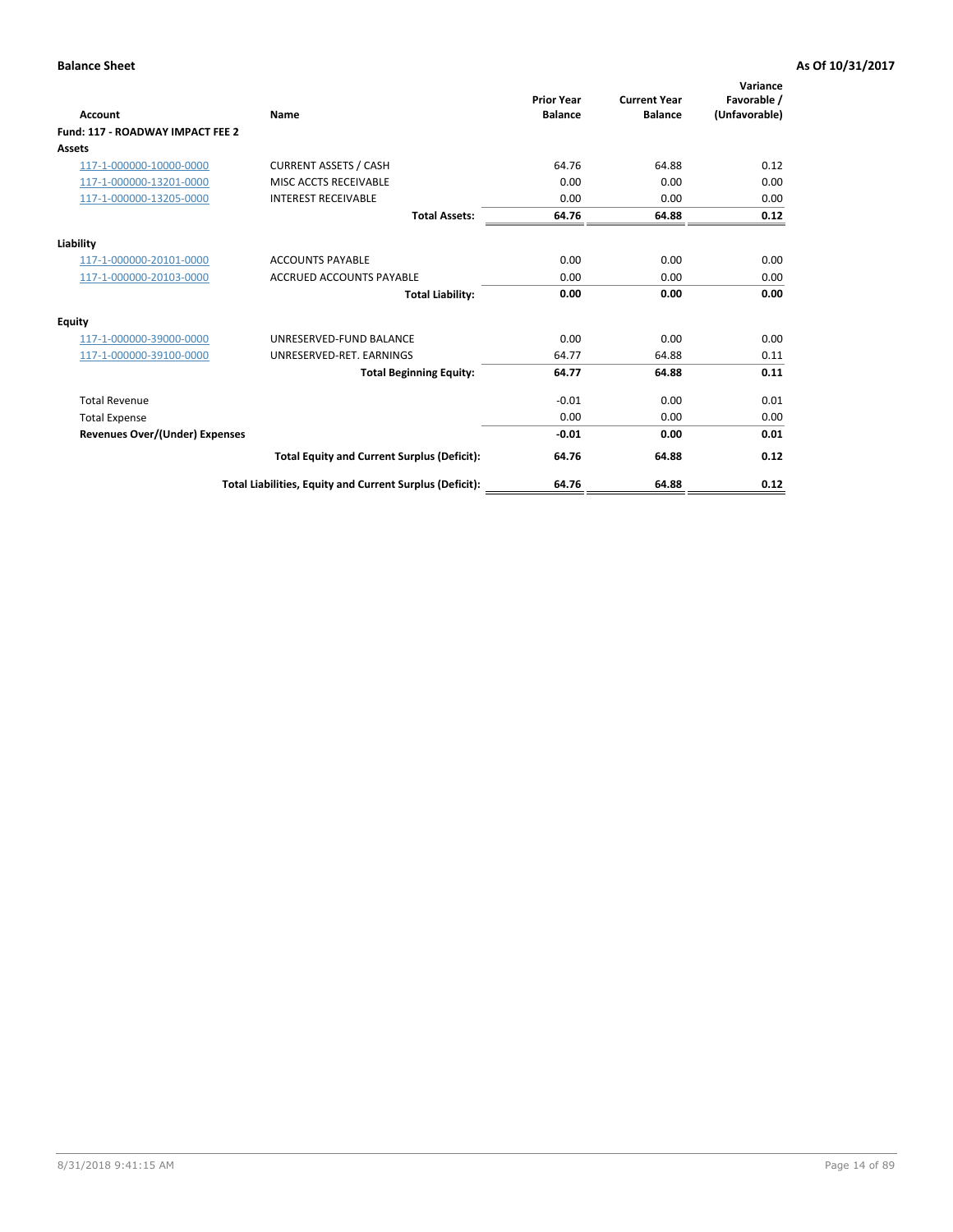**Balance Sheet** **As Of 10/31/2017**

| Account | Name | Prior Year Balance | Current Year Balance | Variance Favorable / (Unfavorable) |
|---|---|---|---|---|
| **Fund: 117 - ROADWAY IMPACT FEE 2** | | | | |
| **Assets** | | | | |
| 117-1-000000-10000-0000 | CURRENT ASSETS / CASH | 64.76 | 64.88 | 0.12 |
| 117-1-000000-13201-0000 | MISC ACCTS RECEIVABLE | 0.00 | 0.00 | 0.00 |
| 117-1-000000-13205-0000 | INTEREST RECEIVABLE | 0.00 | 0.00 | 0.00 |
| | **Total Assets:** | **64.76** | **64.88** | **0.12** |
| **Liability** | | | | |
| 117-1-000000-20101-0000 | ACCOUNTS PAYABLE | 0.00 | 0.00 | 0.00 |
| 117-1-000000-20103-0000 | ACCRUED ACCOUNTS PAYABLE | 0.00 | 0.00 | 0.00 |
| | **Total Liability:** | **0.00** | **0.00** | **0.00** |
| **Equity** | | | | |
| 117-1-000000-39000-0000 | UNRESERVED-FUND BALANCE | 0.00 | 0.00 | 0.00 |
| 117-1-000000-39100-0000 | UNRESERVED-RET. EARNINGS | 64.77 | 64.88 | 0.11 |
| | **Total Beginning Equity:** | **64.77** | **64.88** | **0.11** |
| Total Revenue | | -0.01 | 0.00 | 0.01 |
| Total Expense | | 0.00 | 0.00 | 0.00 |
| **Revenues Over/(Under) Expenses** | | **-0.01** | **0.00** | **0.01** |
| | **Total Equity and Current Surplus (Deficit):** | **64.76** | **64.88** | **0.12** |
| | **Total Liabilities, Equity and Current Surplus (Deficit):** | **64.76** | **64.88** | **0.12** |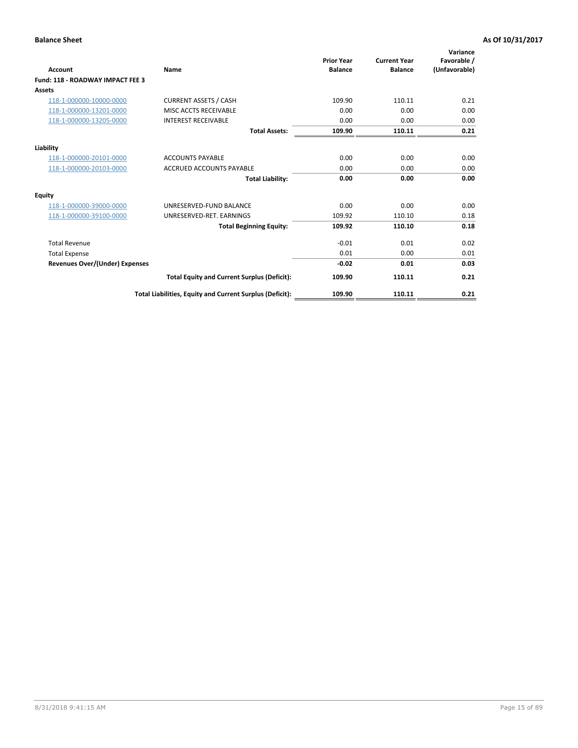**Balance Sheet** **As Of 10/31/2017**

| Account | Name | Prior Year Balance | Current Year Balance | Variance Favorable / (Unfavorable) |
|---|---|---|---|---|
| **Fund: 118 - ROADWAY IMPACT FEE 3** | | | | |
| **Assets** | | | | |
| 118-1-000000-10000-0000 | CURRENT ASSETS / CASH | 109.90 | 110.11 | 0.21 |
| 118-1-000000-13201-0000 | MISC ACCTS RECEIVABLE | 0.00 | 0.00 | 0.00 |
| 118-1-000000-13205-0000 | INTEREST RECEIVABLE | 0.00 | 0.00 | 0.00 |
| | **Total Assets:** | **109.90** | **110.11** | **0.21** |
| **Liability** | | | | |
| 118-1-000000-20101-0000 | ACCOUNTS PAYABLE | 0.00 | 0.00 | 0.00 |
| 118-1-000000-20103-0000 | ACCRUED ACCOUNTS PAYABLE | 0.00 | 0.00 | 0.00 |
| | **Total Liability:** | **0.00** | **0.00** | **0.00** |
| **Equity** | | | | |
| 118-1-000000-39000-0000 | UNRESERVED-FUND BALANCE | 0.00 | 0.00 | 0.00 |
| 118-1-000000-39100-0000 | UNRESERVED-RET. EARNINGS | 109.92 | 110.10 | 0.18 |
| | **Total Beginning Equity:** | **109.92** | **110.10** | **0.18** |
| Total Revenue | | -0.01 | 0.01 | 0.02 |
| Total Expense | | 0.01 | 0.00 | 0.01 |
| **Revenues Over/(Under) Expenses** | | **-0.02** | **0.01** | **0.03** |
| | **Total Equity and Current Surplus (Deficit):** | **109.90** | **110.11** | **0.21** |
| | **Total Liabilities, Equity and Current Surplus (Deficit):** | **109.90** | **110.11** | **0.21** |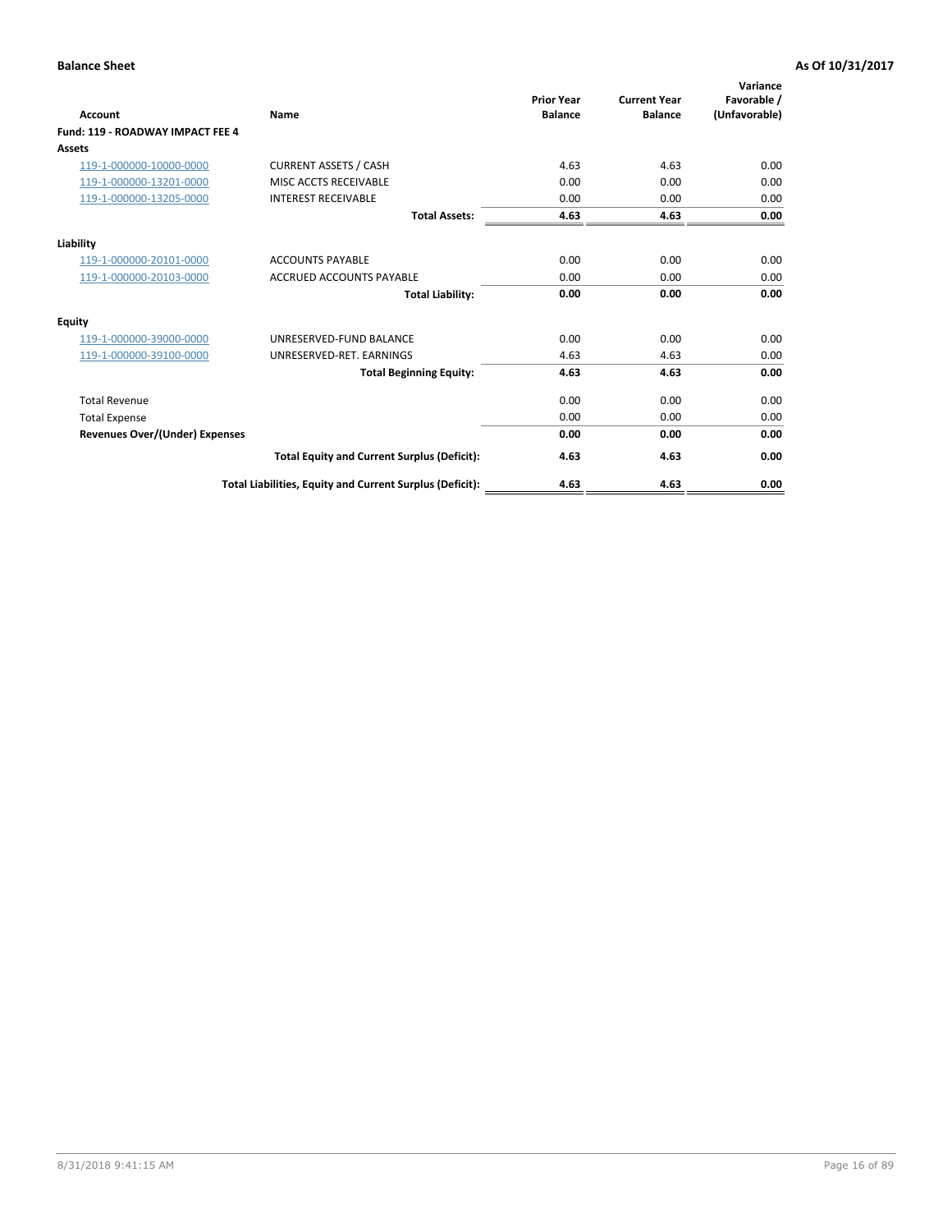**Balance Sheet** — **As Of 10/31/2017**

| Account | Name | Prior Year Balance | Current Year Balance | Variance Favorable / (Unfavorable) |
|---|---|---|---|---|
| **Fund: 119 - ROADWAY IMPACT FEE 4** | | | | |
| **Assets** | | | | |
| 119-1-000000-10000-0000 | CURRENT ASSETS / CASH | 4.63 | 4.63 | 0.00 |
| 119-1-000000-13201-0000 | MISC ACCTS RECEIVABLE | 0.00 | 0.00 | 0.00 |
| 119-1-000000-13205-0000 | INTEREST RECEIVABLE | 0.00 | 0.00 | 0.00 |
| | **Total Assets:** | **4.63** | **4.63** | **0.00** |
| **Liability** | | | | |
| 119-1-000000-20101-0000 | ACCOUNTS PAYABLE | 0.00 | 0.00 | 0.00 |
| 119-1-000000-20103-0000 | ACCRUED ACCOUNTS PAYABLE | 0.00 | 0.00 | 0.00 |
| | **Total Liability:** | **0.00** | **0.00** | **0.00** |
| **Equity** | | | | |
| 119-1-000000-39000-0000 | UNRESERVED-FUND BALANCE | 0.00 | 0.00 | 0.00 |
| 119-1-000000-39100-0000 | UNRESERVED-RET. EARNINGS | 4.63 | 4.63 | 0.00 |
| | **Total Beginning Equity:** | **4.63** | **4.63** | **0.00** |
| Total Revenue | | 0.00 | 0.00 | 0.00 |
| Total Expense | | 0.00 | 0.00 | 0.00 |
| **Revenues Over/(Under) Expenses** | | **0.00** | **0.00** | **0.00** |
| | **Total Equity and Current Surplus (Deficit):** | **4.63** | **4.63** | **0.00** |
| | **Total Liabilities, Equity and Current Surplus (Deficit):** | **4.63** | **4.63** | **0.00** |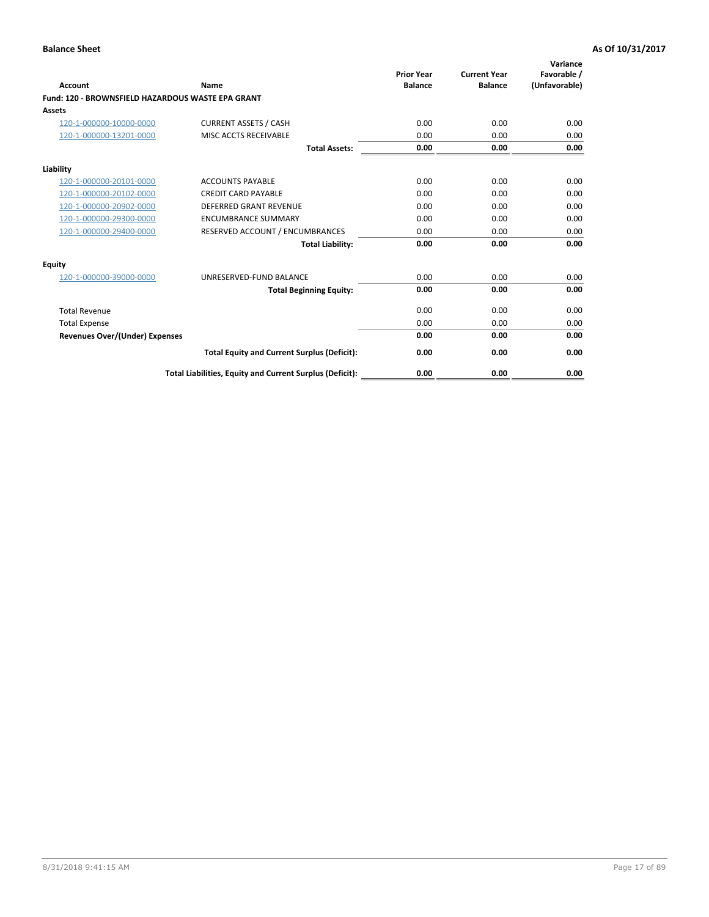**Balance Sheet** **As Of 10/31/2017**

| Account | Name | Prior Year Balance | Current Year Balance | Variance Favorable / (Unfavorable) |
|---|---|---|---|---|
| **Fund: 120 - BROWNSFIELD HAZARDOUS WASTE EPA GRANT** | | | | |
| **Assets** | | | | |
| 120-1-000000-10000-0000 | CURRENT ASSETS / CASH | 0.00 | 0.00 | 0.00 |
| 120-1-000000-13201-0000 | MISC ACCTS RECEIVABLE | 0.00 | 0.00 | 0.00 |
| | **Total Assets:** | **0.00** | **0.00** | **0.00** |
| **Liability** | | | | |
| 120-1-000000-20101-0000 | ACCOUNTS PAYABLE | 0.00 | 0.00 | 0.00 |
| 120-1-000000-20102-0000 | CREDIT CARD PAYABLE | 0.00 | 0.00 | 0.00 |
| 120-1-000000-20902-0000 | DEFERRED GRANT REVENUE | 0.00 | 0.00 | 0.00 |
| 120-1-000000-29300-0000 | ENCUMBRANCE SUMMARY | 0.00 | 0.00 | 0.00 |
| 120-1-000000-29400-0000 | RESERVED ACCOUNT / ENCUMBRANCES | 0.00 | 0.00 | 0.00 |
| | **Total Liability:** | **0.00** | **0.00** | **0.00** |
| **Equity** | | | | |
| 120-1-000000-39000-0000 | UNRESERVED-FUND BALANCE | 0.00 | 0.00 | 0.00 |
| | **Total Beginning Equity:** | **0.00** | **0.00** | **0.00** |
| Total Revenue | | 0.00 | 0.00 | 0.00 |
| Total Expense | | 0.00 | 0.00 | 0.00 |
| **Revenues Over/(Under) Expenses** | | **0.00** | **0.00** | **0.00** |
| | **Total Equity and Current Surplus (Deficit):** | **0.00** | **0.00** | **0.00** |
| | **Total Liabilities, Equity and Current Surplus (Deficit):** | **0.00** | **0.00** | **0.00** |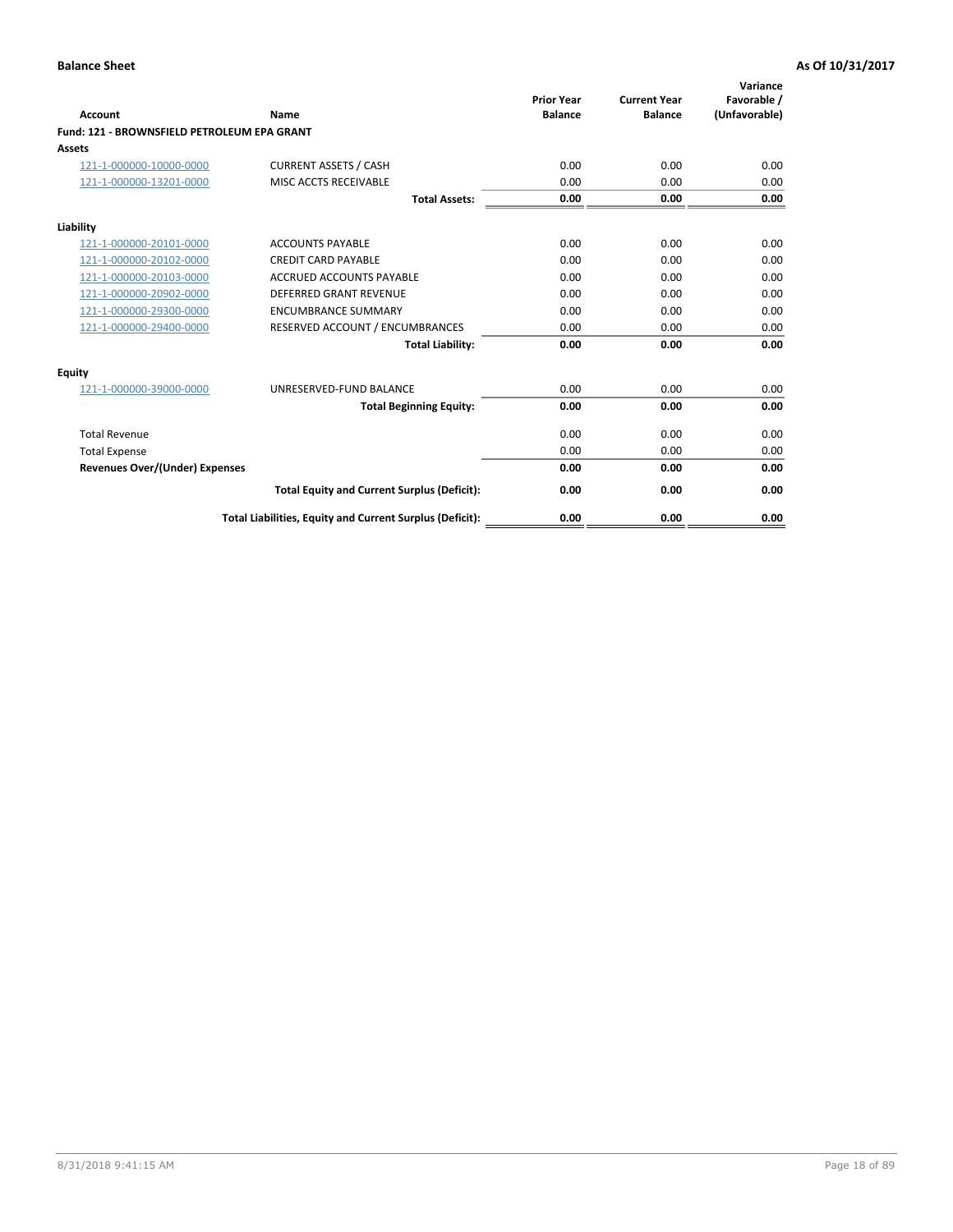**Balance Sheet** **As Of 10/31/2017**

| Account | Name | Prior Year Balance | Current Year Balance | Variance Favorable / (Unfavorable) |
|---|---|---|---|---|
| **Fund: 121 - BROWNSFIELD PETROLEUM EPA GRANT** | | | | |
| **Assets** | | | | |
| 121-1-000000-10000-0000 | CURRENT ASSETS / CASH | 0.00 | 0.00 | 0.00 |
| 121-1-000000-13201-0000 | MISC ACCTS RECEIVABLE | 0.00 | 0.00 | 0.00 |
| | **Total Assets:** | **0.00** | **0.00** | **0.00** |
| **Liability** | | | | |
| 121-1-000000-20101-0000 | ACCOUNTS PAYABLE | 0.00 | 0.00 | 0.00 |
| 121-1-000000-20102-0000 | CREDIT CARD PAYABLE | 0.00 | 0.00 | 0.00 |
| 121-1-000000-20103-0000 | ACCRUED ACCOUNTS PAYABLE | 0.00 | 0.00 | 0.00 |
| 121-1-000000-20902-0000 | DEFERRED GRANT REVENUE | 0.00 | 0.00 | 0.00 |
| 121-1-000000-29300-0000 | ENCUMBRANCE SUMMARY | 0.00 | 0.00 | 0.00 |
| 121-1-000000-29400-0000 | RESERVED ACCOUNT / ENCUMBRANCES | 0.00 | 0.00 | 0.00 |
| | **Total Liability:** | **0.00** | **0.00** | **0.00** |
| **Equity** | | | | |
| 121-1-000000-39000-0000 | UNRESERVED-FUND BALANCE | 0.00 | 0.00 | 0.00 |
| | **Total Beginning Equity:** | **0.00** | **0.00** | **0.00** |
| Total Revenue | | 0.00 | 0.00 | 0.00 |
| Total Expense | | 0.00 | 0.00 | 0.00 |
| **Revenues Over/(Under) Expenses** | | **0.00** | **0.00** | **0.00** |
| | **Total Equity and Current Surplus (Deficit):** | **0.00** | **0.00** | **0.00** |
| | **Total Liabilities, Equity and Current Surplus (Deficit):** | **0.00** | **0.00** | **0.00** |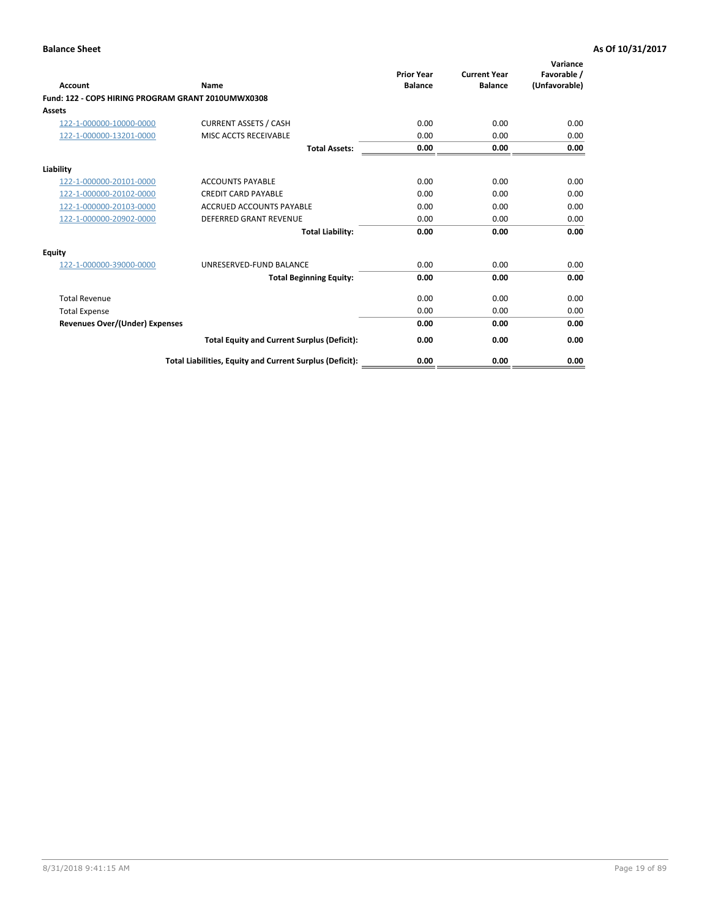| Account | Name | Prior Year Balance | Current Year Balance | Variance Favorable / (Unfavorable) |
|---|---|---|---|---|
| **Fund: 122 - COPS HIRING PROGRAM GRANT 2010UMWX0308** | | | | |
| **Assets** | | | | |
| 122-1-000000-10000-0000 | CURRENT ASSETS / CASH | 0.00 | 0.00 | 0.00 |
| 122-1-000000-13201-0000 | MISC ACCTS RECEIVABLE | 0.00 | 0.00 | 0.00 |
| | **Total Assets:** | **0.00** | **0.00** | **0.00** |
| **Liability** | | | | |
| 122-1-000000-20101-0000 | ACCOUNTS PAYABLE | 0.00 | 0.00 | 0.00 |
| 122-1-000000-20102-0000 | CREDIT CARD PAYABLE | 0.00 | 0.00 | 0.00 |
| 122-1-000000-20103-0000 | ACCRUED ACCOUNTS PAYABLE | 0.00 | 0.00 | 0.00 |
| 122-1-000000-20902-0000 | DEFERRED GRANT REVENUE | 0.00 | 0.00 | 0.00 |
| | **Total Liability:** | **0.00** | **0.00** | **0.00** |
| **Equity** | | | | |
| 122-1-000000-39000-0000 | UNRESERVED-FUND BALANCE | 0.00 | 0.00 | 0.00 |
| | **Total Beginning Equity:** | **0.00** | **0.00** | **0.00** |
| Total Revenue | | 0.00 | 0.00 | 0.00 |
| Total Expense | | 0.00 | 0.00 | 0.00 |
| **Revenues Over/(Under) Expenses** | | **0.00** | **0.00** | **0.00** |
| | **Total Equity and Current Surplus (Deficit):** | **0.00** | **0.00** | **0.00** |
| | **Total Liabilities, Equity and Current Surplus (Deficit):** | **0.00** | **0.00** | **0.00** |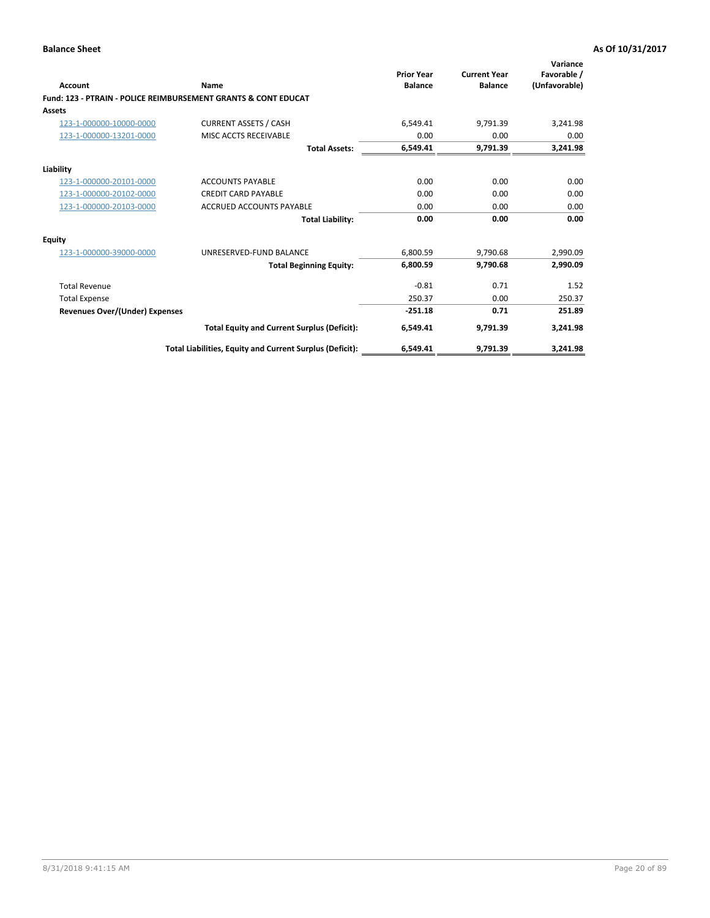**Balance Sheet** **As Of 10/31/2017**

| Account | Name | Prior Year Balance | Current Year Balance | Variance Favorable / (Unfavorable) |
|---|---|---|---|---|
| **Fund: 123 - PTRAIN - POLICE REIMBURSEMENT GRANTS & CONT EDUCAT** | | | | |
| **Assets** | | | | |
| 123-1-000000-10000-0000 | CURRENT ASSETS / CASH | 6,549.41 | 9,791.39 | 3,241.98 |
| 123-1-000000-13201-0000 | MISC ACCTS RECEIVABLE | 0.00 | 0.00 | 0.00 |
| | **Total Assets:** | **6,549.41** | **9,791.39** | **3,241.98** |
| **Liability** | | | | |
| 123-1-000000-20101-0000 | ACCOUNTS PAYABLE | 0.00 | 0.00 | 0.00 |
| 123-1-000000-20102-0000 | CREDIT CARD PAYABLE | 0.00 | 0.00 | 0.00 |
| 123-1-000000-20103-0000 | ACCRUED ACCOUNTS PAYABLE | 0.00 | 0.00 | 0.00 |
| | **Total Liability:** | **0.00** | **0.00** | **0.00** |
| **Equity** | | | | |
| 123-1-000000-39000-0000 | UNRESERVED-FUND BALANCE | 6,800.59 | 9,790.68 | 2,990.09 |
| | **Total Beginning Equity:** | **6,800.59** | **9,790.68** | **2,990.09** |
| Total Revenue | | -0.81 | 0.71 | 1.52 |
| Total Expense | | 250.37 | 0.00 | 250.37 |
| **Revenues Over/(Under) Expenses** | | **-251.18** | **0.71** | **251.89** |
| | **Total Equity and Current Surplus (Deficit):** | **6,549.41** | **9,791.39** | **3,241.98** |
| | **Total Liabilities, Equity and Current Surplus (Deficit):** | **6,549.41** | **9,791.39** | **3,241.98** |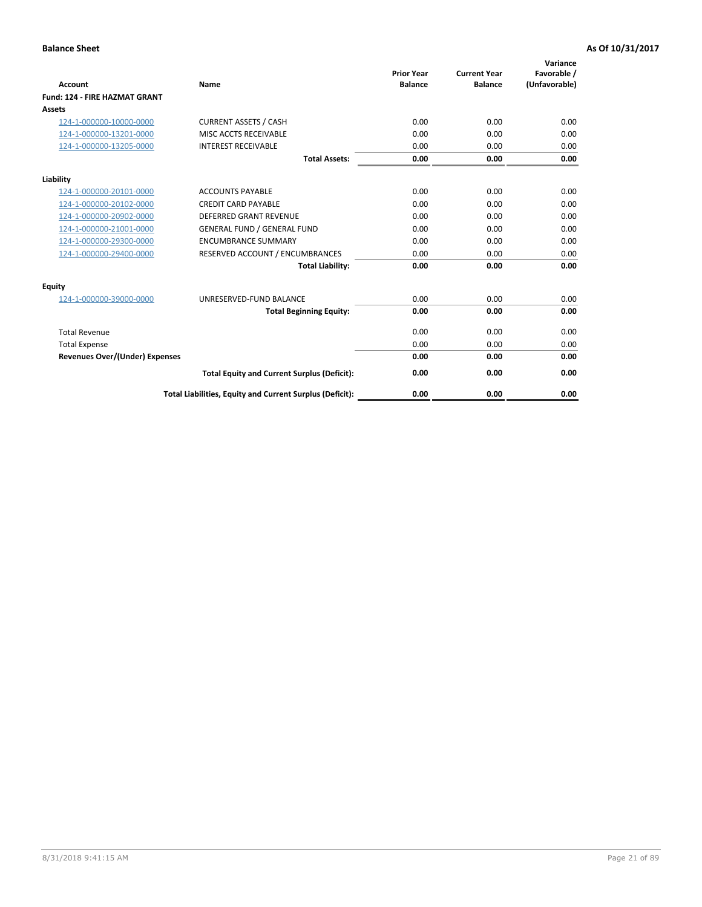**Balance Sheet** | **As Of 10/31/2017**

| Account | Name | Prior Year Balance | Current Year Balance | Variance Favorable / (Unfavorable) |
|---|---|---|---|---|
| **Fund: 124 - FIRE HAZMAT GRANT** | | | | |
| **Assets** | | | | |
| 124-1-000000-10000-0000 | CURRENT ASSETS / CASH | 0.00 | 0.00 | 0.00 |
| 124-1-000000-13201-0000 | MISC ACCTS RECEIVABLE | 0.00 | 0.00 | 0.00 |
| 124-1-000000-13205-0000 | INTEREST RECEIVABLE | 0.00 | 0.00 | 0.00 |
| | **Total Assets:** | **0.00** | **0.00** | **0.00** |
| **Liability** | | | | |
| 124-1-000000-20101-0000 | ACCOUNTS PAYABLE | 0.00 | 0.00 | 0.00 |
| 124-1-000000-20102-0000 | CREDIT CARD PAYABLE | 0.00 | 0.00 | 0.00 |
| 124-1-000000-20902-0000 | DEFERRED GRANT REVENUE | 0.00 | 0.00 | 0.00 |
| 124-1-000000-21001-0000 | GENERAL FUND / GENERAL FUND | 0.00 | 0.00 | 0.00 |
| 124-1-000000-29300-0000 | ENCUMBRANCE SUMMARY | 0.00 | 0.00 | 0.00 |
| 124-1-000000-29400-0000 | RESERVED ACCOUNT / ENCUMBRANCES | 0.00 | 0.00 | 0.00 |
| | **Total Liability:** | **0.00** | **0.00** | **0.00** |
| **Equity** | | | | |
| 124-1-000000-39000-0000 | UNRESERVED-FUND BALANCE | 0.00 | 0.00 | 0.00 |
| | **Total Beginning Equity:** | **0.00** | **0.00** | **0.00** |
| Total Revenue | | 0.00 | 0.00 | 0.00 |
| Total Expense | | 0.00 | 0.00 | 0.00 |
| **Revenues Over/(Under) Expenses** | | **0.00** | **0.00** | **0.00** |
| | **Total Equity and Current Surplus (Deficit):** | **0.00** | **0.00** | **0.00** |
| | **Total Liabilities, Equity and Current Surplus (Deficit):** | **0.00** | **0.00** | **0.00** |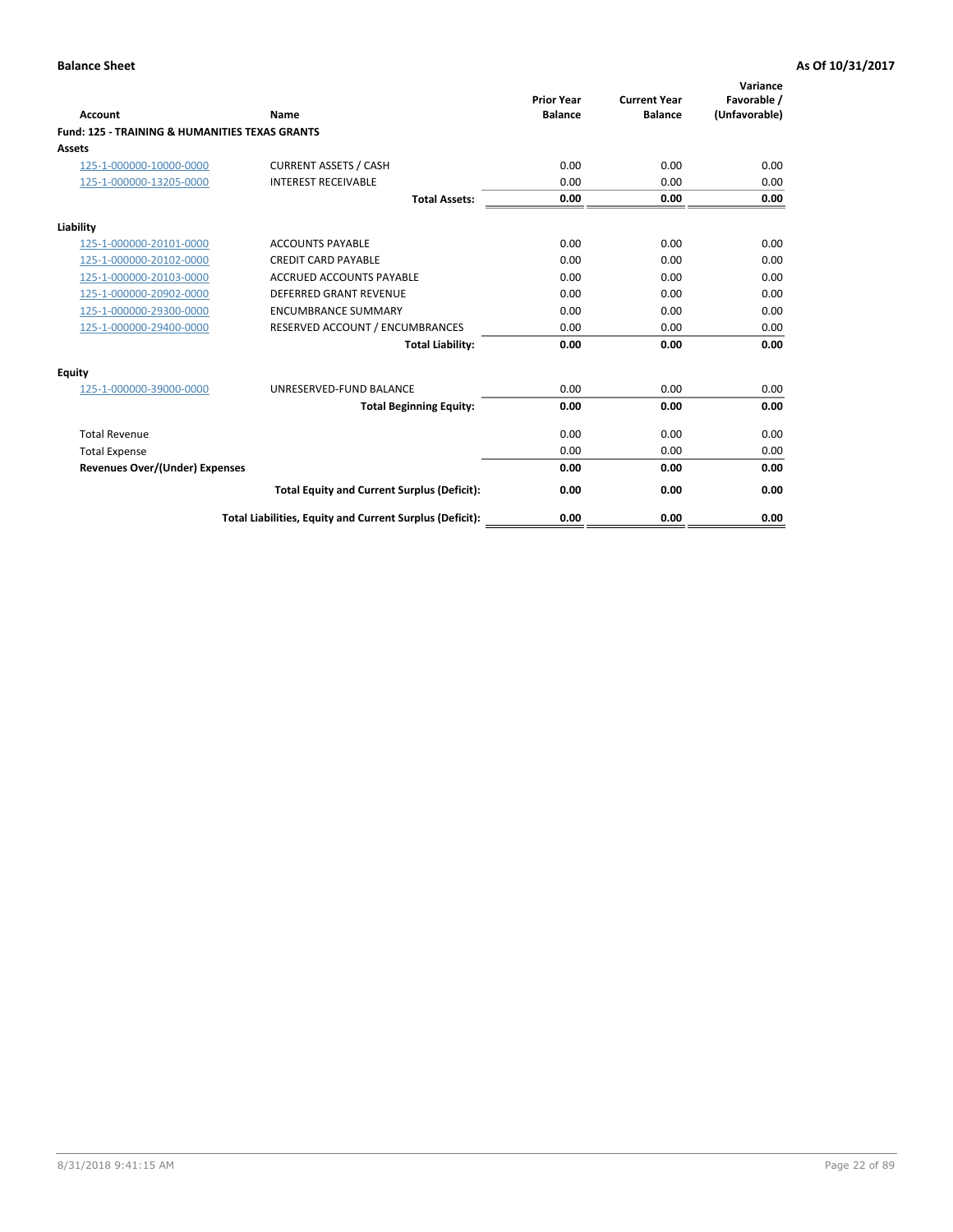**Balance Sheet** | **As Of 10/31/2017**

| Account | Name | Prior Year Balance | Current Year Balance | Variance Favorable / (Unfavorable) |
|---|---|---|---|---|
| **Fund: 125 - TRAINING & HUMANITIES TEXAS GRANTS** | | | | |
| **Assets** | | | | |
| 125-1-000000-10000-0000 | CURRENT ASSETS / CASH | 0.00 | 0.00 | 0.00 |
| 125-1-000000-13205-0000 | INTEREST RECEIVABLE | 0.00 | 0.00 | 0.00 |
| | **Total Assets:** | **0.00** | **0.00** | **0.00** |
| **Liability** | | | | |
| 125-1-000000-20101-0000 | ACCOUNTS PAYABLE | 0.00 | 0.00 | 0.00 |
| 125-1-000000-20102-0000 | CREDIT CARD PAYABLE | 0.00 | 0.00 | 0.00 |
| 125-1-000000-20103-0000 | ACCRUED ACCOUNTS PAYABLE | 0.00 | 0.00 | 0.00 |
| 125-1-000000-20902-0000 | DEFERRED GRANT REVENUE | 0.00 | 0.00 | 0.00 |
| 125-1-000000-29300-0000 | ENCUMBRANCE SUMMARY | 0.00 | 0.00 | 0.00 |
| 125-1-000000-29400-0000 | RESERVED ACCOUNT / ENCUMBRANCES | 0.00 | 0.00 | 0.00 |
| | **Total Liability:** | **0.00** | **0.00** | **0.00** |
| **Equity** | | | | |
| 125-1-000000-39000-0000 | UNRESERVED-FUND BALANCE | 0.00 | 0.00 | 0.00 |
| | **Total Beginning Equity:** | **0.00** | **0.00** | **0.00** |
| Total Revenue | | 0.00 | 0.00 | 0.00 |
| Total Expense | | 0.00 | 0.00 | 0.00 |
| **Revenues Over/(Under) Expenses** | | **0.00** | **0.00** | **0.00** |
| | **Total Equity and Current Surplus (Deficit):** | **0.00** | **0.00** | **0.00** |
| | **Total Liabilities, Equity and Current Surplus (Deficit):** | **0.00** | **0.00** | **0.00** |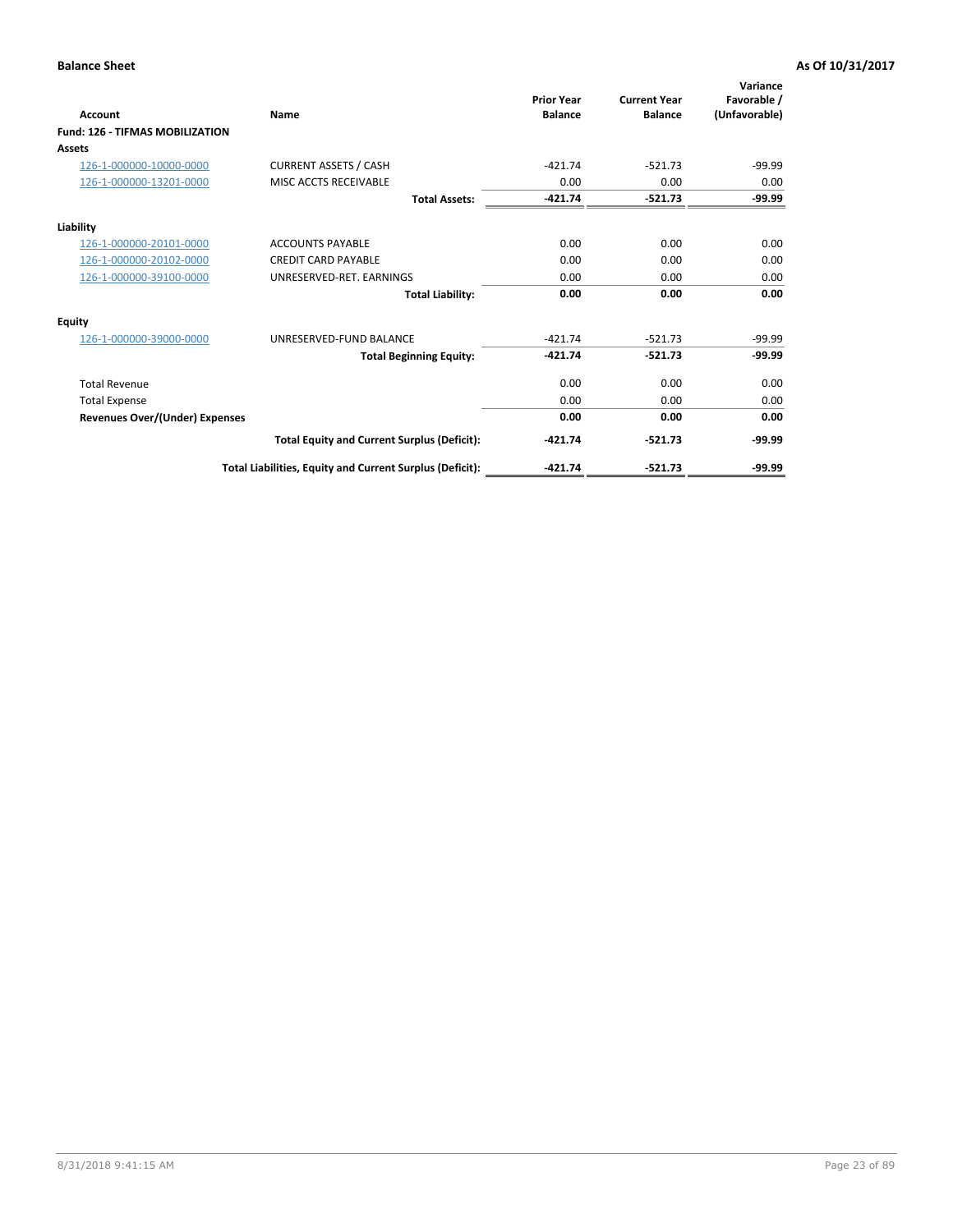**Balance Sheet** — **As Of 10/31/2017**

| Account | Name | Prior Year Balance | Current Year Balance | Variance Favorable / (Unfavorable) |
|---|---|---|---|---|
| **Fund: 126 - TIFMAS MOBILIZATION** | | | | |
| **Assets** | | | | |
| 126-1-000000-10000-0000 | CURRENT ASSETS / CASH | -421.74 | -521.73 | -99.99 |
| 126-1-000000-13201-0000 | MISC ACCTS RECEIVABLE | 0.00 | 0.00 | 0.00 |
| | **Total Assets:** | **-421.74** | **-521.73** | **-99.99** |
| **Liability** | | | | |
| 126-1-000000-20101-0000 | ACCOUNTS PAYABLE | 0.00 | 0.00 | 0.00 |
| 126-1-000000-20102-0000 | CREDIT CARD PAYABLE | 0.00 | 0.00 | 0.00 |
| 126-1-000000-39100-0000 | UNRESERVED-RET. EARNINGS | 0.00 | 0.00 | 0.00 |
| | **Total Liability:** | **0.00** | **0.00** | **0.00** |
| **Equity** | | | | |
| 126-1-000000-39000-0000 | UNRESERVED-FUND BALANCE | -421.74 | -521.73 | -99.99 |
| | **Total Beginning Equity:** | **-421.74** | **-521.73** | **-99.99** |
| Total Revenue | | 0.00 | 0.00 | 0.00 |
| Total Expense | | 0.00 | 0.00 | 0.00 |
| **Revenues Over/(Under) Expenses** | | **0.00** | **0.00** | **0.00** |
| | **Total Equity and Current Surplus (Deficit):** | **-421.74** | **-521.73** | **-99.99** |
| | **Total Liabilities, Equity and Current Surplus (Deficit):** | **-421.74** | **-521.73** | **-99.99** |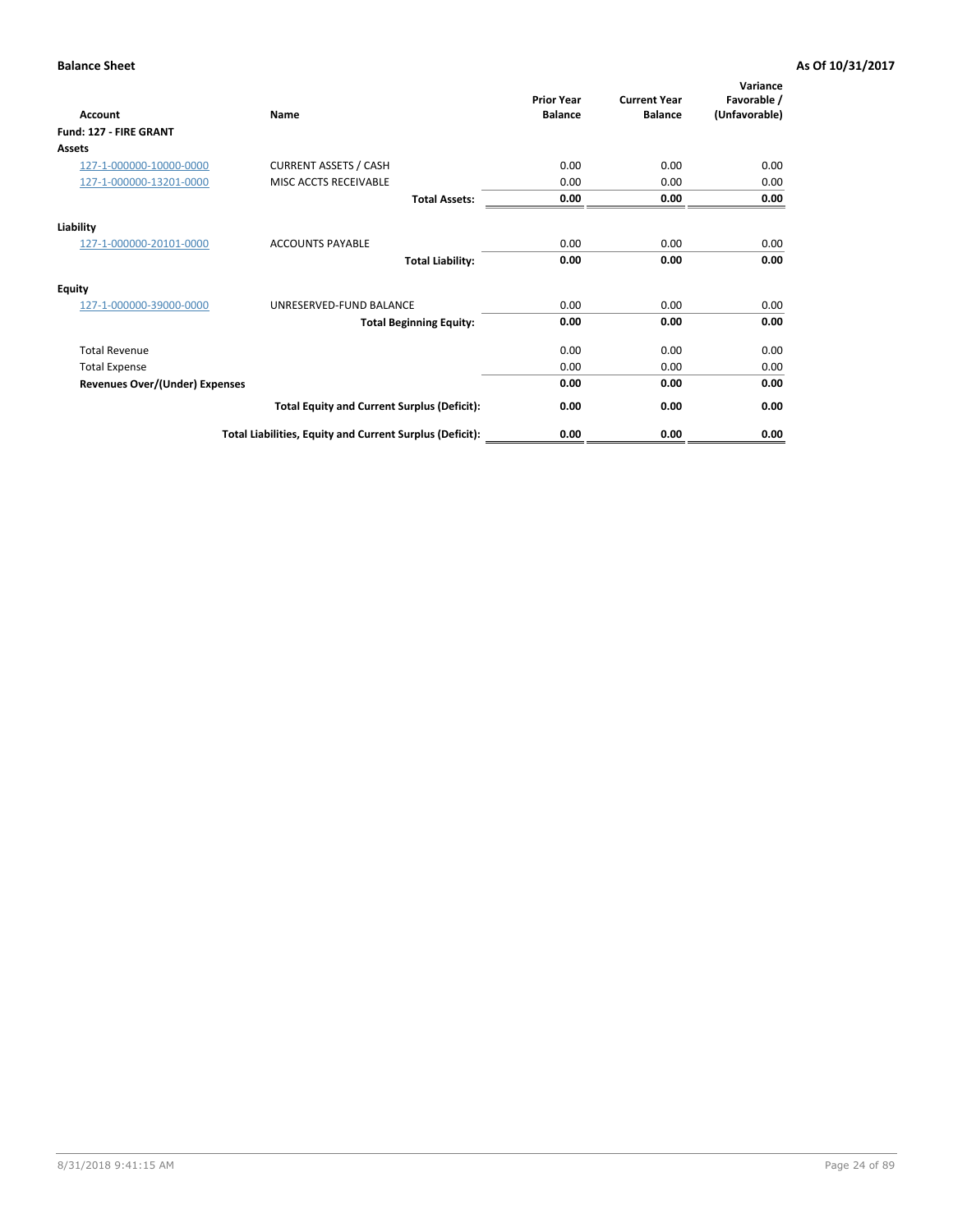**Balance Sheet** **As Of 10/31/2017**

| Account | Name | Prior Year Balance | Current Year Balance | Variance Favorable / (Unfavorable) |
|---|---|---|---|---|
| **Fund: 127 - FIRE GRANT** | | | | |
| **Assets** | | | | |
| 127-1-000000-10000-0000 | CURRENT ASSETS / CASH | 0.00 | 0.00 | 0.00 |
| 127-1-000000-13201-0000 | MISC ACCTS RECEIVABLE | 0.00 | 0.00 | 0.00 |
| | **Total Assets:** | **0.00** | **0.00** | **0.00** |
| **Liability** | | | | |
| 127-1-000000-20101-0000 | ACCOUNTS PAYABLE | 0.00 | 0.00 | 0.00 |
| | **Total Liability:** | **0.00** | **0.00** | **0.00** |
| **Equity** | | | | |
| 127-1-000000-39000-0000 | UNRESERVED-FUND BALANCE | 0.00 | 0.00 | 0.00 |
| | **Total Beginning Equity:** | **0.00** | **0.00** | **0.00** |
| Total Revenue | | 0.00 | 0.00 | 0.00 |
| Total Expense | | 0.00 | 0.00 | 0.00 |
| **Revenues Over/(Under) Expenses** | | **0.00** | **0.00** | **0.00** |
| | **Total Equity and Current Surplus (Deficit):** | **0.00** | **0.00** | **0.00** |
| | **Total Liabilities, Equity and Current Surplus (Deficit):** | **0.00** | **0.00** | **0.00** |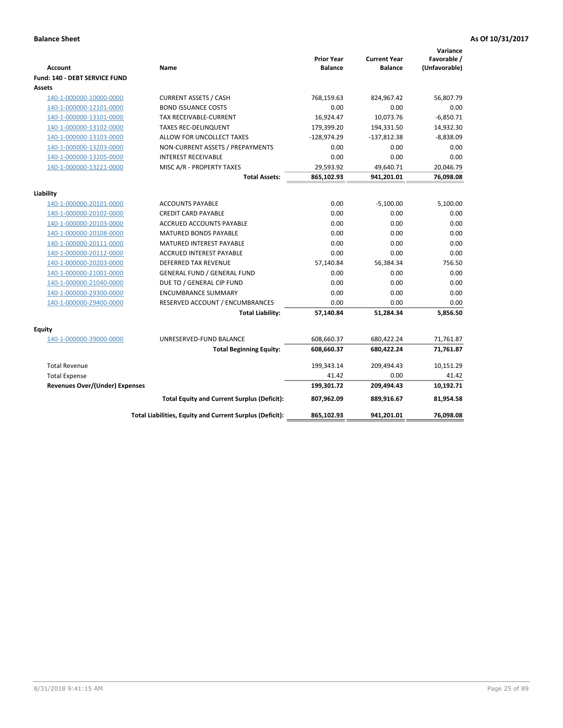**Balance Sheet** — **As Of 10/31/2017**

| Account | Name | Prior Year Balance | Current Year Balance | Variance Favorable / (Unfavorable) |
|---|---|---|---|---|
| **Fund: 140 - DEBT SERVICE FUND** | | | | |
| **Assets** | | | | |
| 140-1-000000-10000-0000 | CURRENT ASSETS / CASH | 768,159.63 | 824,967.42 | 56,807.79 |
| 140-1-000000-12101-0000 | BOND ISSUANCE COSTS | 0.00 | 0.00 | 0.00 |
| 140-1-000000-13101-0000 | TAX RECEIVABLE-CURRENT | 16,924.47 | 10,073.76 | -6,850.71 |
| 140-1-000000-13102-0000 | TAXES REC-DELINQUENT | 179,399.20 | 194,331.50 | 14,932.30 |
| 140-1-000000-13103-0000 | ALLOW FOR UNCOLLECT TAXES | -128,974.29 | -137,812.38 | -8,838.09 |
| 140-1-000000-13203-0000 | NON-CURRENT ASSETS / PREPAYMENTS | 0.00 | 0.00 | 0.00 |
| 140-1-000000-13205-0000 | INTEREST RECEIVABLE | 0.00 | 0.00 | 0.00 |
| 140-1-000000-13221-0000 | MISC A/R - PROPERTY TAXES | 29,593.92 | 49,640.71 | 20,046.79 |
| | **Total Assets:** | **865,102.93** | **941,201.01** | **76,098.08** |
| **Liability** | | | | |
| 140-1-000000-20101-0000 | ACCOUNTS PAYABLE | 0.00 | -5,100.00 | 5,100.00 |
| 140-1-000000-20102-0000 | CREDIT CARD PAYABLE | 0.00 | 0.00 | 0.00 |
| 140-1-000000-20103-0000 | ACCRUED ACCOUNTS PAYABLE | 0.00 | 0.00 | 0.00 |
| 140-1-000000-20108-0000 | MATURED BONDS PAYABLE | 0.00 | 0.00 | 0.00 |
| 140-1-000000-20111-0000 | MATURED INTEREST PAYABLE | 0.00 | 0.00 | 0.00 |
| 140-1-000000-20112-0000 | ACCRUED INTEREST PAYABLE | 0.00 | 0.00 | 0.00 |
| 140-1-000000-20203-0000 | DEFERRED TAX REVENUE | 57,140.84 | 56,384.34 | 756.50 |
| 140-1-000000-21001-0000 | GENERAL FUND / GENERAL FUND | 0.00 | 0.00 | 0.00 |
| 140-1-000000-21040-0000 | DUE TO / GENERAL CIP FUND | 0.00 | 0.00 | 0.00 |
| 140-1-000000-29300-0000 | ENCUMBRANCE SUMMARY | 0.00 | 0.00 | 0.00 |
| 140-1-000000-29400-0000 | RESERVED ACCOUNT / ENCUMBRANCES | 0.00 | 0.00 | 0.00 |
| | **Total Liability:** | **57,140.84** | **51,284.34** | **5,856.50** |
| **Equity** | | | | |
| 140-1-000000-39000-0000 | UNRESERVED-FUND BALANCE | 608,660.37 | 680,422.24 | 71,761.87 |
| | **Total Beginning Equity:** | **608,660.37** | **680,422.24** | **71,761.87** |
| Total Revenue | | 199,343.14 | 209,494.43 | 10,151.29 |
| Total Expense | | 41.42 | 0.00 | 41.42 |
| **Revenues Over/(Under) Expenses** | | **199,301.72** | **209,494.43** | **10,192.71** |
| | **Total Equity and Current Surplus (Deficit):** | **807,962.09** | **889,916.67** | **81,954.58** |
| | **Total Liabilities, Equity and Current Surplus (Deficit):** | **865,102.93** | **941,201.01** | **76,098.08** |

8/31/2018 9:41:15 AM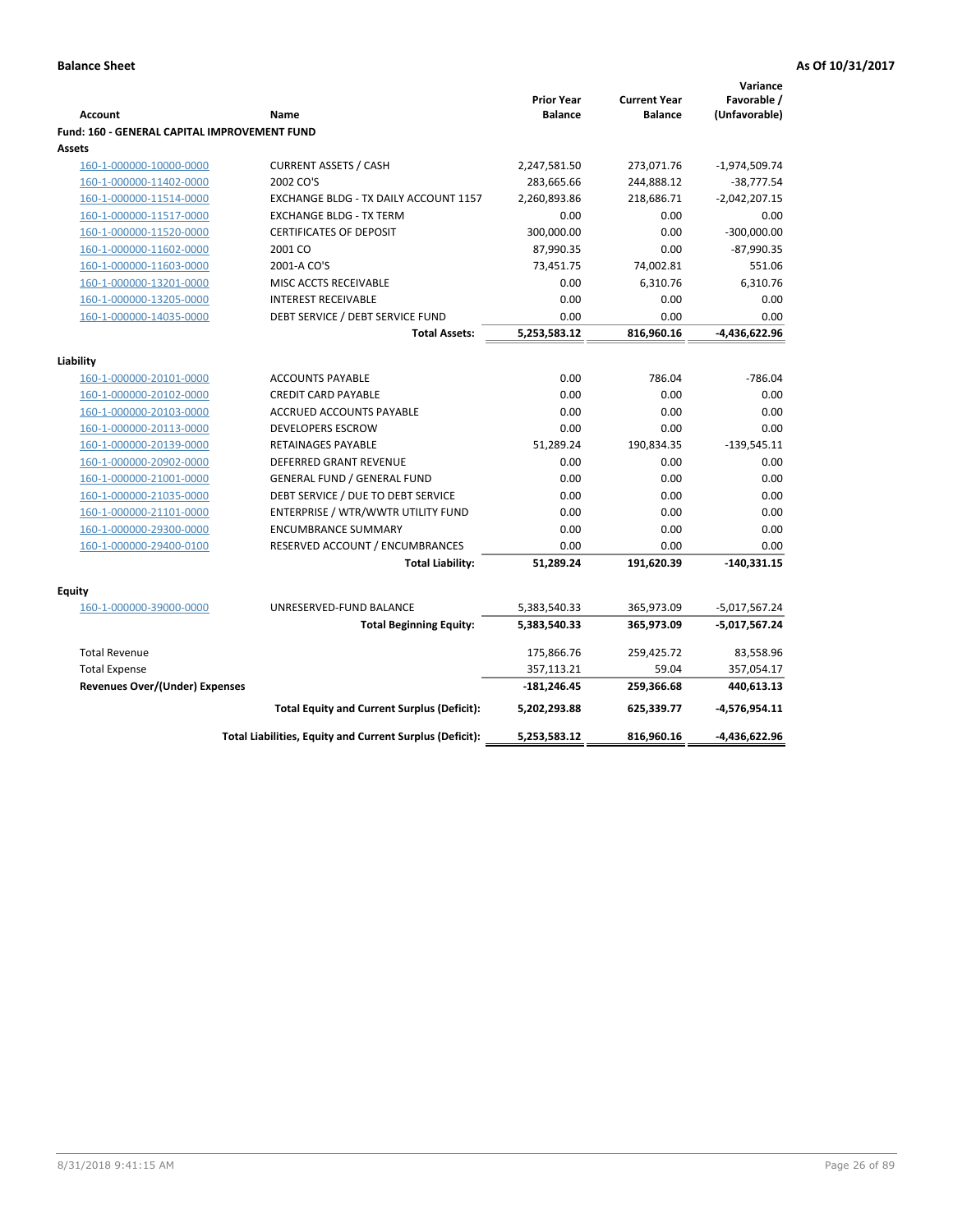**Balance Sheet** **As Of 10/31/2017**

| Account | Name | Prior Year Balance | Current Year Balance | Variance Favorable / (Unfavorable) |
|---|---|---|---|---|
| **Fund: 160 - GENERAL CAPITAL IMPROVEMENT FUND** | | | | |
| **Assets** | | | | |
| 160-1-000000-10000-0000 | CURRENT ASSETS / CASH | 2,247,581.50 | 273,071.76 | -1,974,509.74 |
| 160-1-000000-11402-0000 | 2002 CO'S | 283,665.66 | 244,888.12 | -38,777.54 |
| 160-1-000000-11514-0000 | EXCHANGE BLDG - TX DAILY ACCOUNT 1157 | 2,260,893.86 | 218,686.71 | -2,042,207.15 |
| 160-1-000000-11517-0000 | EXCHANGE BLDG - TX TERM | 0.00 | 0.00 | 0.00 |
| 160-1-000000-11520-0000 | CERTIFICATES OF DEPOSIT | 300,000.00 | 0.00 | -300,000.00 |
| 160-1-000000-11602-0000 | 2001 CO | 87,990.35 | 0.00 | -87,990.35 |
| 160-1-000000-11603-0000 | 2001-A CO'S | 73,451.75 | 74,002.81 | 551.06 |
| 160-1-000000-13201-0000 | MISC ACCTS RECEIVABLE | 0.00 | 6,310.76 | 6,310.76 |
| 160-1-000000-13205-0000 | INTEREST RECEIVABLE | 0.00 | 0.00 | 0.00 |
| 160-1-000000-14035-0000 | DEBT SERVICE / DEBT SERVICE FUND | 0.00 | 0.00 | 0.00 |
| | **Total Assets:** | **5,253,583.12** | **816,960.16** | **-4,436,622.96** |
| **Liability** | | | | |
| 160-1-000000-20101-0000 | ACCOUNTS PAYABLE | 0.00 | 786.04 | -786.04 |
| 160-1-000000-20102-0000 | CREDIT CARD PAYABLE | 0.00 | 0.00 | 0.00 |
| 160-1-000000-20103-0000 | ACCRUED ACCOUNTS PAYABLE | 0.00 | 0.00 | 0.00 |
| 160-1-000000-20113-0000 | DEVELOPERS ESCROW | 0.00 | 0.00 | 0.00 |
| 160-1-000000-20139-0000 | RETAINAGES PAYABLE | 51,289.24 | 190,834.35 | -139,545.11 |
| 160-1-000000-20902-0000 | DEFERRED GRANT REVENUE | 0.00 | 0.00 | 0.00 |
| 160-1-000000-21001-0000 | GENERAL FUND / GENERAL FUND | 0.00 | 0.00 | 0.00 |
| 160-1-000000-21035-0000 | DEBT SERVICE / DUE TO DEBT SERVICE | 0.00 | 0.00 | 0.00 |
| 160-1-000000-21101-0000 | ENTERPRISE / WTR/WWTR UTILITY FUND | 0.00 | 0.00 | 0.00 |
| 160-1-000000-29300-0000 | ENCUMBRANCE SUMMARY | 0.00 | 0.00 | 0.00 |
| 160-1-000000-29400-0100 | RESERVED ACCOUNT / ENCUMBRANCES | 0.00 | 0.00 | 0.00 |
| | **Total Liability:** | **51,289.24** | **191,620.39** | **-140,331.15** |
| **Equity** | | | | |
| 160-1-000000-39000-0000 | UNRESERVED-FUND BALANCE | 5,383,540.33 | 365,973.09 | -5,017,567.24 |
| | **Total Beginning Equity:** | **5,383,540.33** | **365,973.09** | **-5,017,567.24** |
| Total Revenue | | 175,866.76 | 259,425.72 | 83,558.96 |
| Total Expense | | 357,113.21 | 59.04 | 357,054.17 |
| **Revenues Over/(Under) Expenses** | | **-181,246.45** | **259,366.68** | **440,613.13** |
| | **Total Equity and Current Surplus (Deficit):** | **5,202,293.88** | **625,339.77** | **-4,576,954.11** |
| | **Total Liabilities, Equity and Current Surplus (Deficit):** | **5,253,583.12** | **816,960.16** | **-4,436,622.96** |

8/31/2018 9:41:15 AM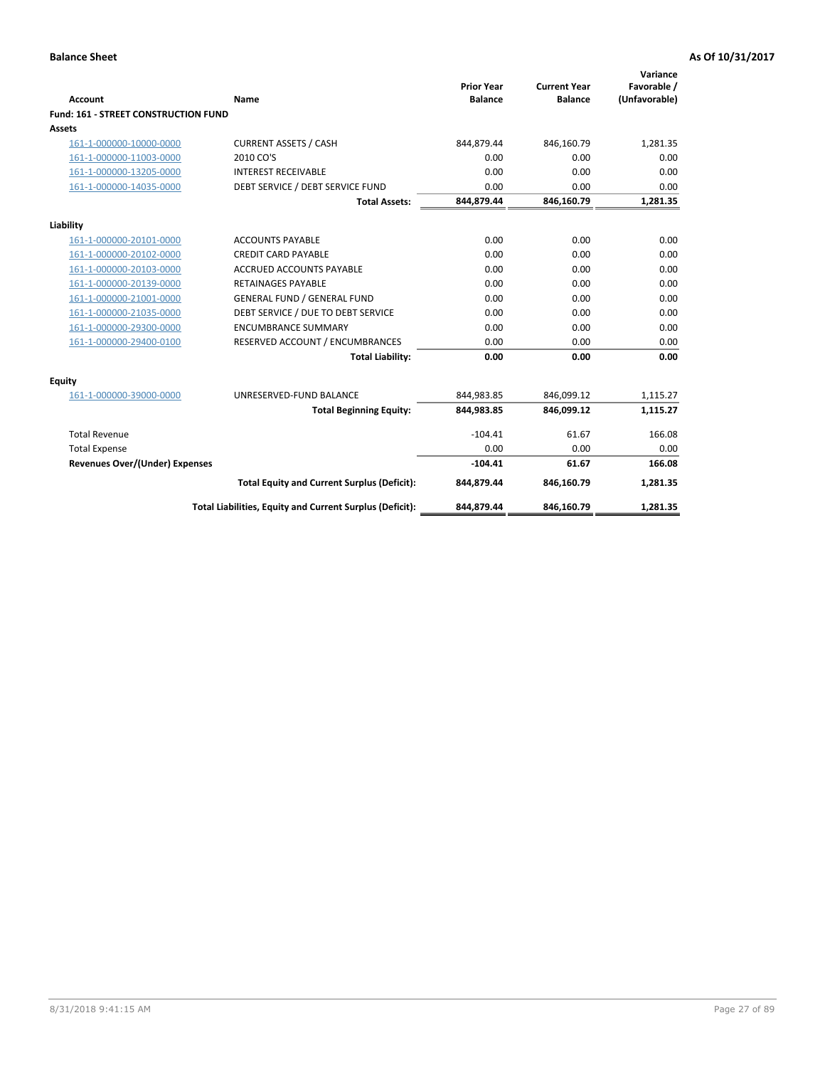**Balance Sheet** **As Of 10/31/2017**

| Account | Name | Prior Year Balance | Current Year Balance | Variance Favorable / (Unfavorable) |
|---|---|---|---|---|
| **Fund: 161 - STREET CONSTRUCTION FUND** | | | | |
| **Assets** | | | | |
| 161-1-000000-10000-0000 | CURRENT ASSETS / CASH | 844,879.44 | 846,160.79 | 1,281.35 |
| 161-1-000000-11003-0000 | 2010 CO'S | 0.00 | 0.00 | 0.00 |
| 161-1-000000-13205-0000 | INTEREST RECEIVABLE | 0.00 | 0.00 | 0.00 |
| 161-1-000000-14035-0000 | DEBT SERVICE / DEBT SERVICE FUND | 0.00 | 0.00 | 0.00 |
| | **Total Assets:** | **844,879.44** | **846,160.79** | **1,281.35** |
| **Liability** | | | | |
| 161-1-000000-20101-0000 | ACCOUNTS PAYABLE | 0.00 | 0.00 | 0.00 |
| 161-1-000000-20102-0000 | CREDIT CARD PAYABLE | 0.00 | 0.00 | 0.00 |
| 161-1-000000-20103-0000 | ACCRUED ACCOUNTS PAYABLE | 0.00 | 0.00 | 0.00 |
| 161-1-000000-20139-0000 | RETAINAGES PAYABLE | 0.00 | 0.00 | 0.00 |
| 161-1-000000-21001-0000 | GENERAL FUND / GENERAL FUND | 0.00 | 0.00 | 0.00 |
| 161-1-000000-21035-0000 | DEBT SERVICE / DUE TO DEBT SERVICE | 0.00 | 0.00 | 0.00 |
| 161-1-000000-29300-0000 | ENCUMBRANCE SUMMARY | 0.00 | 0.00 | 0.00 |
| 161-1-000000-29400-0100 | RESERVED ACCOUNT / ENCUMBRANCES | 0.00 | 0.00 | 0.00 |
| | **Total Liability:** | **0.00** | **0.00** | **0.00** |
| **Equity** | | | | |
| 161-1-000000-39000-0000 | UNRESERVED-FUND BALANCE | 844,983.85 | 846,099.12 | 1,115.27 |
| | **Total Beginning Equity:** | **844,983.85** | **846,099.12** | **1,115.27** |
| Total Revenue | | -104.41 | 61.67 | 166.08 |
| Total Expense | | 0.00 | 0.00 | 0.00 |
| **Revenues Over/(Under) Expenses** | | **-104.41** | **61.67** | **166.08** |
| | **Total Equity and Current Surplus (Deficit):** | **844,879.44** | **846,160.79** | **1,281.35** |
| | **Total Liabilities, Equity and Current Surplus (Deficit):** | **844,879.44** | **846,160.79** | **1,281.35** |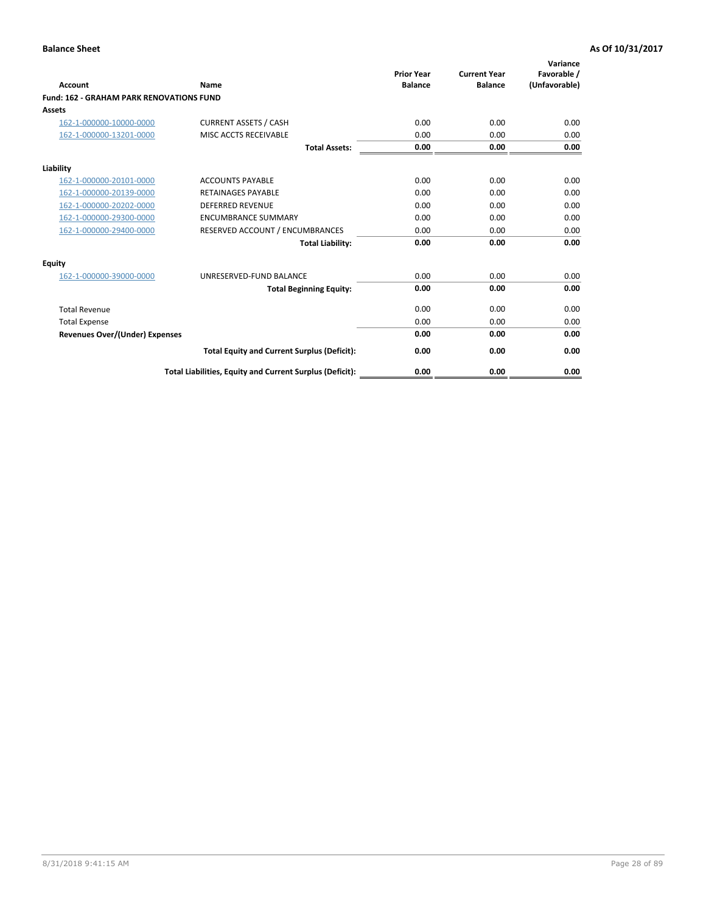**Balance Sheet** — **As Of 10/31/2017**

| Account | Name | Prior Year Balance | Current Year Balance | Variance Favorable / (Unfavorable) |
|---|---|---|---|---|
| **Fund: 162 - GRAHAM PARK RENOVATIONS FUND** | | | | |
| **Assets** | | | | |
| 162-1-000000-10000-0000 | CURRENT ASSETS / CASH | 0.00 | 0.00 | 0.00 |
| 162-1-000000-13201-0000 | MISC ACCTS RECEIVABLE | 0.00 | 0.00 | 0.00 |
| | **Total Assets:** | **0.00** | **0.00** | **0.00** |
| **Liability** | | | | |
| 162-1-000000-20101-0000 | ACCOUNTS PAYABLE | 0.00 | 0.00 | 0.00 |
| 162-1-000000-20139-0000 | RETAINAGES PAYABLE | 0.00 | 0.00 | 0.00 |
| 162-1-000000-20202-0000 | DEFERRED REVENUE | 0.00 | 0.00 | 0.00 |
| 162-1-000000-29300-0000 | ENCUMBRANCE SUMMARY | 0.00 | 0.00 | 0.00 |
| 162-1-000000-29400-0000 | RESERVED ACCOUNT / ENCUMBRANCES | 0.00 | 0.00 | 0.00 |
| | **Total Liability:** | **0.00** | **0.00** | **0.00** |
| **Equity** | | | | |
| 162-1-000000-39000-0000 | UNRESERVED-FUND BALANCE | 0.00 | 0.00 | 0.00 |
| | **Total Beginning Equity:** | **0.00** | **0.00** | **0.00** |
| Total Revenue | | 0.00 | 0.00 | 0.00 |
| Total Expense | | 0.00 | 0.00 | 0.00 |
| **Revenues Over/(Under) Expenses** | | **0.00** | **0.00** | **0.00** |
| | **Total Equity and Current Surplus (Deficit):** | **0.00** | **0.00** | **0.00** |
| | **Total Liabilities, Equity and Current Surplus (Deficit):** | **0.00** | **0.00** | **0.00** |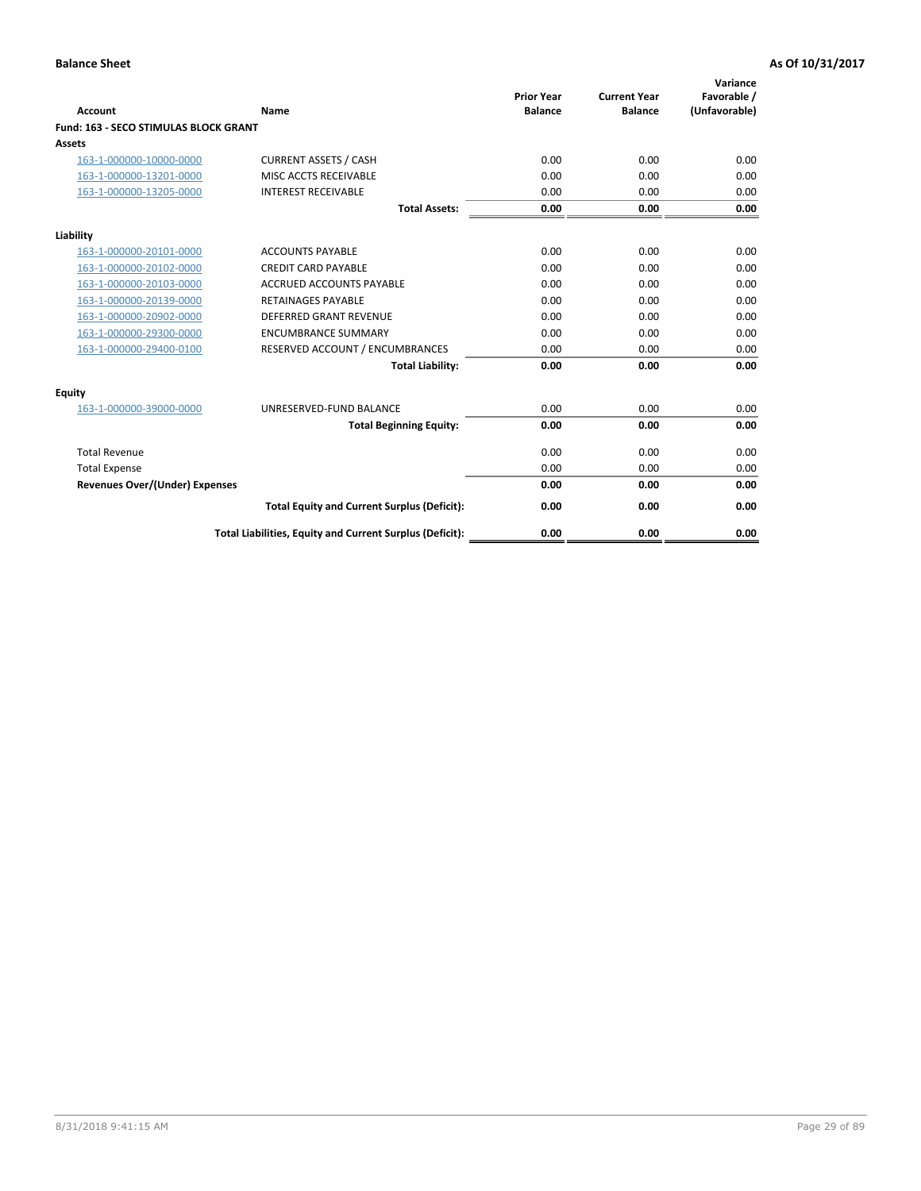**Balance Sheet** **As Of 10/31/2017**

| Account | Name | Prior Year Balance | Current Year Balance | Variance Favorable / (Unfavorable) |
|---|---|---|---|---|
| **Fund: 163 - SECO STIMULAS BLOCK GRANT** | | | | |
| **Assets** | | | | |
| 163-1-000000-10000-0000 | CURRENT ASSETS / CASH | 0.00 | 0.00 | 0.00 |
| 163-1-000000-13201-0000 | MISC ACCTS RECEIVABLE | 0.00 | 0.00 | 0.00 |
| 163-1-000000-13205-0000 | INTEREST RECEIVABLE | 0.00 | 0.00 | 0.00 |
| | **Total Assets:** | **0.00** | **0.00** | **0.00** |
| **Liability** | | | | |
| 163-1-000000-20101-0000 | ACCOUNTS PAYABLE | 0.00 | 0.00 | 0.00 |
| 163-1-000000-20102-0000 | CREDIT CARD PAYABLE | 0.00 | 0.00 | 0.00 |
| 163-1-000000-20103-0000 | ACCRUED ACCOUNTS PAYABLE | 0.00 | 0.00 | 0.00 |
| 163-1-000000-20139-0000 | RETAINAGES PAYABLE | 0.00 | 0.00 | 0.00 |
| 163-1-000000-20902-0000 | DEFERRED GRANT REVENUE | 0.00 | 0.00 | 0.00 |
| 163-1-000000-29300-0000 | ENCUMBRANCE SUMMARY | 0.00 | 0.00 | 0.00 |
| 163-1-000000-29400-0100 | RESERVED ACCOUNT / ENCUMBRANCES | 0.00 | 0.00 | 0.00 |
| | **Total Liability:** | **0.00** | **0.00** | **0.00** |
| **Equity** | | | | |
| 163-1-000000-39000-0000 | UNRESERVED-FUND BALANCE | 0.00 | 0.00 | 0.00 |
| | **Total Beginning Equity:** | **0.00** | **0.00** | **0.00** |
| Total Revenue | | 0.00 | 0.00 | 0.00 |
| Total Expense | | 0.00 | 0.00 | 0.00 |
| **Revenues Over/(Under) Expenses** | | **0.00** | **0.00** | **0.00** |
| | **Total Equity and Current Surplus (Deficit):** | **0.00** | **0.00** | **0.00** |
| | **Total Liabilities, Equity and Current Surplus (Deficit):** | **0.00** | **0.00** | **0.00** |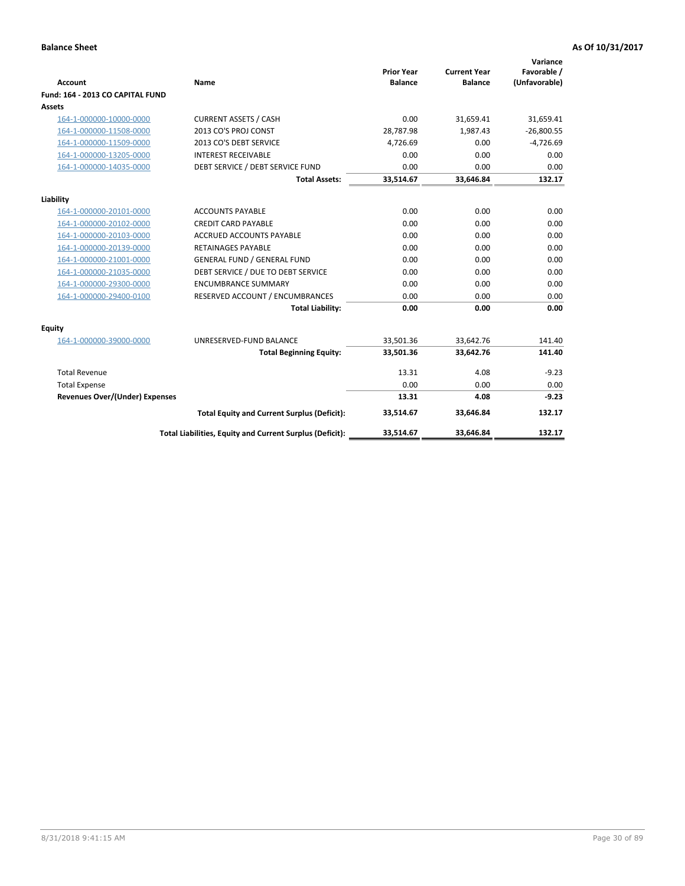**Balance Sheet** **As Of 10/31/2017**

| Account | Name | Prior Year Balance | Current Year Balance | Variance Favorable / (Unfavorable) |
|---|---|---|---|---|
| **Fund: 164 - 2013 CO CAPITAL FUND** | | | | |
| **Assets** | | | | |
| 164-1-000000-10000-0000 | CURRENT ASSETS / CASH | 0.00 | 31,659.41 | 31,659.41 |
| 164-1-000000-11508-0000 | 2013 CO'S PROJ CONST | 28,787.98 | 1,987.43 | -26,800.55 |
| 164-1-000000-11509-0000 | 2013 CO'S DEBT SERVICE | 4,726.69 | 0.00 | -4,726.69 |
| 164-1-000000-13205-0000 | INTEREST RECEIVABLE | 0.00 | 0.00 | 0.00 |
| 164-1-000000-14035-0000 | DEBT SERVICE / DEBT SERVICE FUND | 0.00 | 0.00 | 0.00 |
| | **Total Assets:** | **33,514.67** | **33,646.84** | **132.17** |
| **Liability** | | | | |
| 164-1-000000-20101-0000 | ACCOUNTS PAYABLE | 0.00 | 0.00 | 0.00 |
| 164-1-000000-20102-0000 | CREDIT CARD PAYABLE | 0.00 | 0.00 | 0.00 |
| 164-1-000000-20103-0000 | ACCRUED ACCOUNTS PAYABLE | 0.00 | 0.00 | 0.00 |
| 164-1-000000-20139-0000 | RETAINAGES PAYABLE | 0.00 | 0.00 | 0.00 |
| 164-1-000000-21001-0000 | GENERAL FUND / GENERAL FUND | 0.00 | 0.00 | 0.00 |
| 164-1-000000-21035-0000 | DEBT SERVICE / DUE TO DEBT SERVICE | 0.00 | 0.00 | 0.00 |
| 164-1-000000-29300-0000 | ENCUMBRANCE SUMMARY | 0.00 | 0.00 | 0.00 |
| 164-1-000000-29400-0100 | RESERVED ACCOUNT / ENCUMBRANCES | 0.00 | 0.00 | 0.00 |
| | **Total Liability:** | **0.00** | **0.00** | **0.00** |
| **Equity** | | | | |
| 164-1-000000-39000-0000 | UNRESERVED-FUND BALANCE | 33,501.36 | 33,642.76 | 141.40 |
| | **Total Beginning Equity:** | **33,501.36** | **33,642.76** | **141.40** |
| Total Revenue | | 13.31 | 4.08 | -9.23 |
| Total Expense | | 0.00 | 0.00 | 0.00 |
| **Revenues Over/(Under) Expenses** | | **13.31** | **4.08** | **-9.23** |
| | **Total Equity and Current Surplus (Deficit):** | **33,514.67** | **33,646.84** | **132.17** |
| | **Total Liabilities, Equity and Current Surplus (Deficit):** | **33,514.67** | **33,646.84** | **132.17** |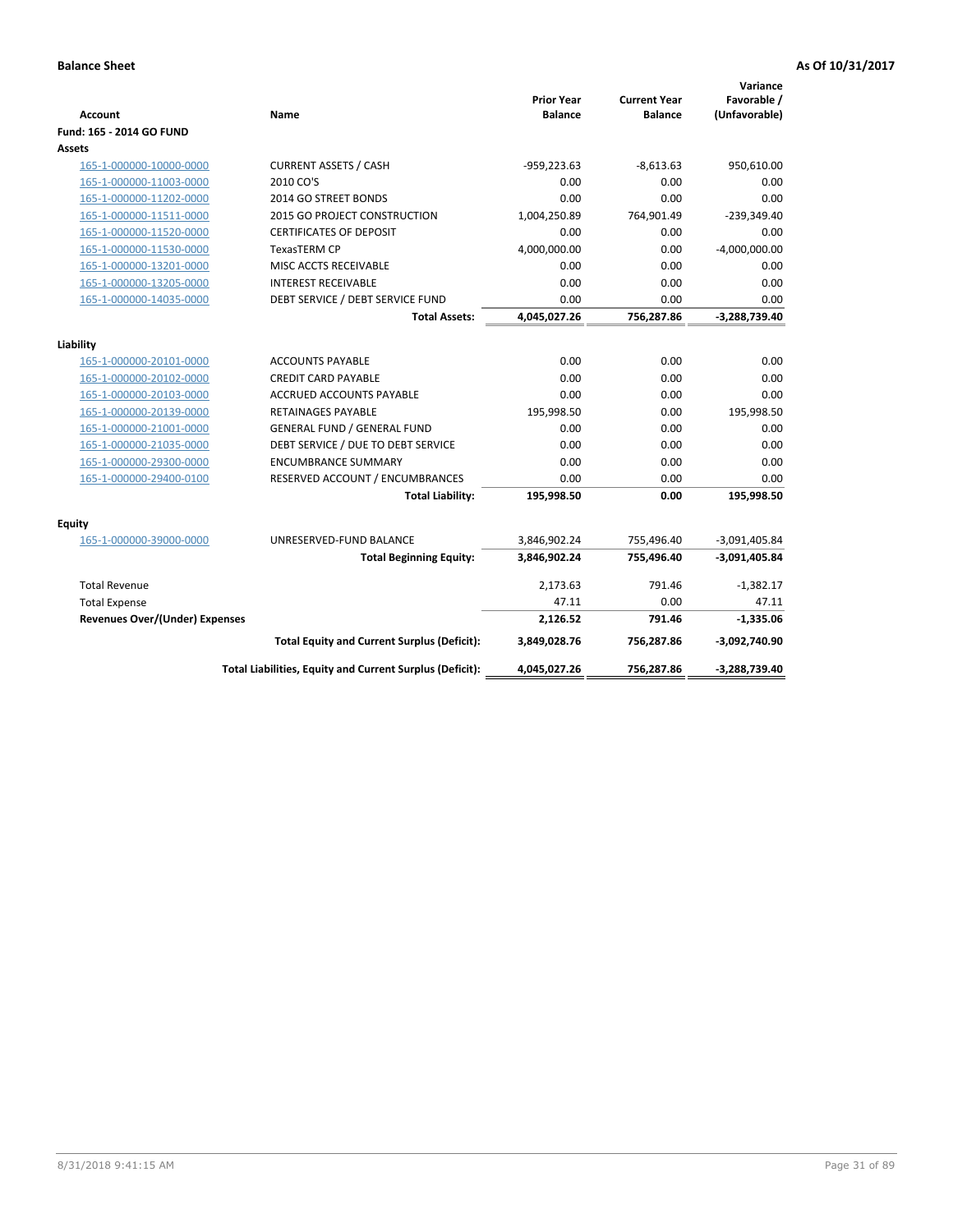**Balance Sheet** **As Of 10/31/2017**

| Account | Name | Prior Year Balance | Current Year Balance | Variance Favorable / (Unfavorable) |
|---|---|---|---|---|
| **Fund: 165 - 2014 GO FUND** | | | | |
| **Assets** | | | | |
| 165-1-000000-10000-0000 | CURRENT ASSETS / CASH | -959,223.63 | -8,613.63 | 950,610.00 |
| 165-1-000000-11003-0000 | 2010 CO'S | 0.00 | 0.00 | 0.00 |
| 165-1-000000-11202-0000 | 2014 GO STREET BONDS | 0.00 | 0.00 | 0.00 |
| 165-1-000000-11511-0000 | 2015 GO PROJECT CONSTRUCTION | 1,004,250.89 | 764,901.49 | -239,349.40 |
| 165-1-000000-11520-0000 | CERTIFICATES OF DEPOSIT | 0.00 | 0.00 | 0.00 |
| 165-1-000000-11530-0000 | TexasTERM CP | 4,000,000.00 | 0.00 | -4,000,000.00 |
| 165-1-000000-13201-0000 | MISC ACCTS RECEIVABLE | 0.00 | 0.00 | 0.00 |
| 165-1-000000-13205-0000 | INTEREST RECEIVABLE | 0.00 | 0.00 | 0.00 |
| 165-1-000000-14035-0000 | DEBT SERVICE / DEBT SERVICE FUND | 0.00 | 0.00 | 0.00 |
| | **Total Assets:** | **4,045,027.26** | **756,287.86** | **-3,288,739.40** |
| **Liability** | | | | |
| 165-1-000000-20101-0000 | ACCOUNTS PAYABLE | 0.00 | 0.00 | 0.00 |
| 165-1-000000-20102-0000 | CREDIT CARD PAYABLE | 0.00 | 0.00 | 0.00 |
| 165-1-000000-20103-0000 | ACCRUED ACCOUNTS PAYABLE | 0.00 | 0.00 | 0.00 |
| 165-1-000000-20139-0000 | RETAINAGES PAYABLE | 195,998.50 | 0.00 | 195,998.50 |
| 165-1-000000-21001-0000 | GENERAL FUND / GENERAL FUND | 0.00 | 0.00 | 0.00 |
| 165-1-000000-21035-0000 | DEBT SERVICE / DUE TO DEBT SERVICE | 0.00 | 0.00 | 0.00 |
| 165-1-000000-29300-0000 | ENCUMBRANCE SUMMARY | 0.00 | 0.00 | 0.00 |
| 165-1-000000-29400-0100 | RESERVED ACCOUNT / ENCUMBRANCES | 0.00 | 0.00 | 0.00 |
| | **Total Liability:** | **195,998.50** | **0.00** | **195,998.50** |
| **Equity** | | | | |
| 165-1-000000-39000-0000 | UNRESERVED-FUND BALANCE | 3,846,902.24 | 755,496.40 | -3,091,405.84 |
| | **Total Beginning Equity:** | **3,846,902.24** | **755,496.40** | **-3,091,405.84** |
| Total Revenue | | 2,173.63 | 791.46 | -1,382.17 |
| Total Expense | | 47.11 | 0.00 | 47.11 |
| **Revenues Over/(Under) Expenses** | | **2,126.52** | **791.46** | **-1,335.06** |
| | **Total Equity and Current Surplus (Deficit):** | **3,849,028.76** | **756,287.86** | **-3,092,740.90** |
| | **Total Liabilities, Equity and Current Surplus (Deficit):** | **4,045,027.26** | **756,287.86** | **-3,288,739.40** |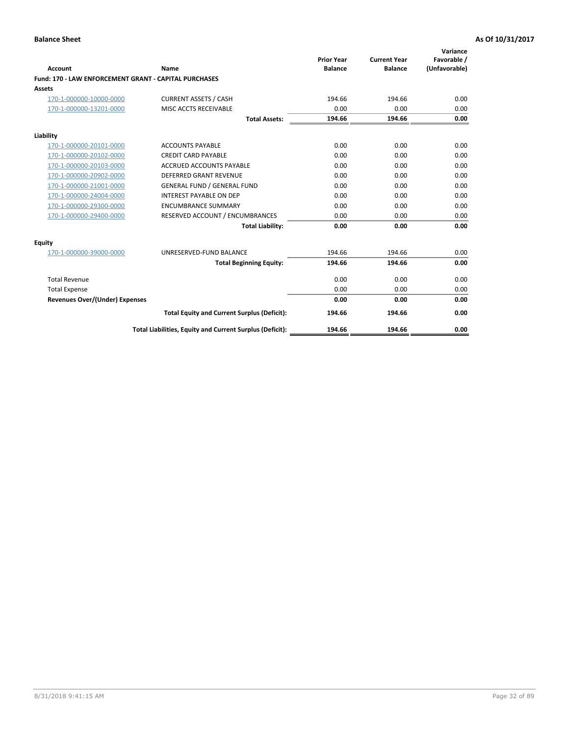**Balance Sheet** | **As Of 10/31/2017**

| Account | Name | Prior Year Balance | Current Year Balance | Variance Favorable / (Unfavorable) |
|---|---|---|---|---|
| **Fund: 170 - LAW ENFORCEMENT GRANT - CAPITAL PURCHASES** | | | | |
| **Assets** | | | | |
| 170-1-000000-10000-0000 | CURRENT ASSETS / CASH | 194.66 | 194.66 | 0.00 |
| 170-1-000000-13201-0000 | MISC ACCTS RECEIVABLE | 0.00 | 0.00 | 0.00 |
| | **Total Assets:** | **194.66** | **194.66** | **0.00** |
| **Liability** | | | | |
| 170-1-000000-20101-0000 | ACCOUNTS PAYABLE | 0.00 | 0.00 | 0.00 |
| 170-1-000000-20102-0000 | CREDIT CARD PAYABLE | 0.00 | 0.00 | 0.00 |
| 170-1-000000-20103-0000 | ACCRUED ACCOUNTS PAYABLE | 0.00 | 0.00 | 0.00 |
| 170-1-000000-20902-0000 | DEFERRED GRANT REVENUE | 0.00 | 0.00 | 0.00 |
| 170-1-000000-21001-0000 | GENERAL FUND / GENERAL FUND | 0.00 | 0.00 | 0.00 |
| 170-1-000000-24004-0000 | INTEREST PAYABLE ON DEP | 0.00 | 0.00 | 0.00 |
| 170-1-000000-29300-0000 | ENCUMBRANCE SUMMARY | 0.00 | 0.00 | 0.00 |
| 170-1-000000-29400-0000 | RESERVED ACCOUNT / ENCUMBRANCES | 0.00 | 0.00 | 0.00 |
| | **Total Liability:** | **0.00** | **0.00** | **0.00** |
| **Equity** | | | | |
| 170-1-000000-39000-0000 | UNRESERVED-FUND BALANCE | 194.66 | 194.66 | 0.00 |
| | **Total Beginning Equity:** | **194.66** | **194.66** | **0.00** |
| Total Revenue | | 0.00 | 0.00 | 0.00 |
| Total Expense | | 0.00 | 0.00 | 0.00 |
| **Revenues Over/(Under) Expenses** | | **0.00** | **0.00** | **0.00** |
| | **Total Equity and Current Surplus (Deficit):** | **194.66** | **194.66** | **0.00** |
| | **Total Liabilities, Equity and Current Surplus (Deficit):** | **194.66** | **194.66** | **0.00** |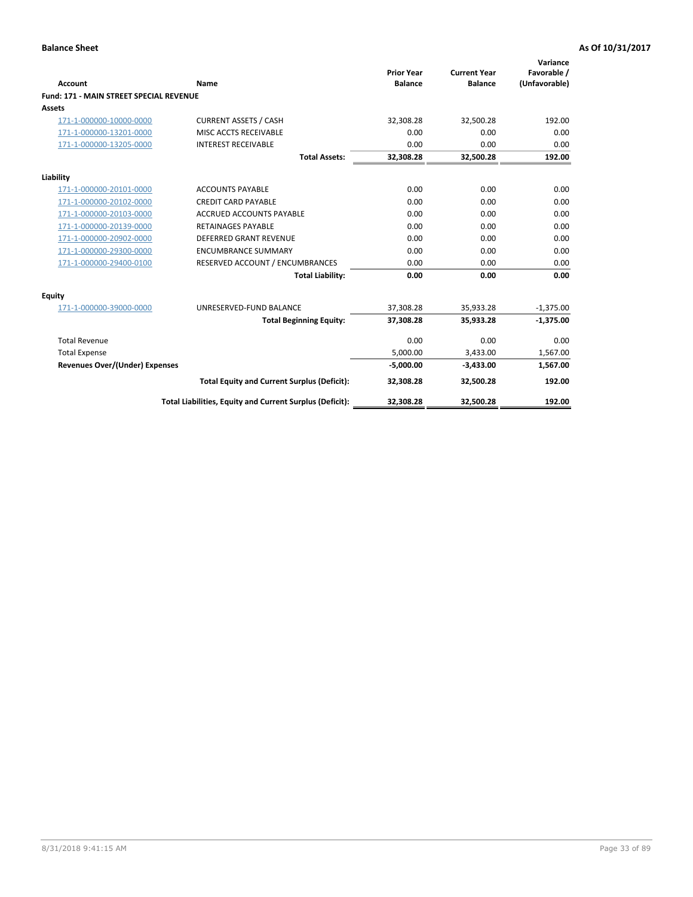**Balance Sheet** — **As Of 10/31/2017**

| Account | Name | Prior Year Balance | Current Year Balance | Variance Favorable / (Unfavorable) |
|---|---|---|---|---|
| **Fund: 171 - MAIN STREET SPECIAL REVENUE** | | | | |
| **Assets** | | | | |
| 171-1-000000-10000-0000 | CURRENT ASSETS / CASH | 32,308.28 | 32,500.28 | 192.00 |
| 171-1-000000-13201-0000 | MISC ACCTS RECEIVABLE | 0.00 | 0.00 | 0.00 |
| 171-1-000000-13205-0000 | INTEREST RECEIVABLE | 0.00 | 0.00 | 0.00 |
| | **Total Assets:** | **32,308.28** | **32,500.28** | **192.00** |
| **Liability** | | | | |
| 171-1-000000-20101-0000 | ACCOUNTS PAYABLE | 0.00 | 0.00 | 0.00 |
| 171-1-000000-20102-0000 | CREDIT CARD PAYABLE | 0.00 | 0.00 | 0.00 |
| 171-1-000000-20103-0000 | ACCRUED ACCOUNTS PAYABLE | 0.00 | 0.00 | 0.00 |
| 171-1-000000-20139-0000 | RETAINAGES PAYABLE | 0.00 | 0.00 | 0.00 |
| 171-1-000000-20902-0000 | DEFERRED GRANT REVENUE | 0.00 | 0.00 | 0.00 |
| 171-1-000000-29300-0000 | ENCUMBRANCE SUMMARY | 0.00 | 0.00 | 0.00 |
| 171-1-000000-29400-0100 | RESERVED ACCOUNT / ENCUMBRANCES | 0.00 | 0.00 | 0.00 |
| | **Total Liability:** | **0.00** | **0.00** | **0.00** |
| **Equity** | | | | |
| 171-1-000000-39000-0000 | UNRESERVED-FUND BALANCE | 37,308.28 | 35,933.28 | -1,375.00 |
| | **Total Beginning Equity:** | **37,308.28** | **35,933.28** | **-1,375.00** |
| Total Revenue | | 0.00 | 0.00 | 0.00 |
| Total Expense | | 5,000.00 | 3,433.00 | 1,567.00 |
| **Revenues Over/(Under) Expenses** | | **-5,000.00** | **-3,433.00** | **1,567.00** |
| | **Total Equity and Current Surplus (Deficit):** | **32,308.28** | **32,500.28** | **192.00** |
| | **Total Liabilities, Equity and Current Surplus (Deficit):** | **32,308.28** | **32,500.28** | **192.00** |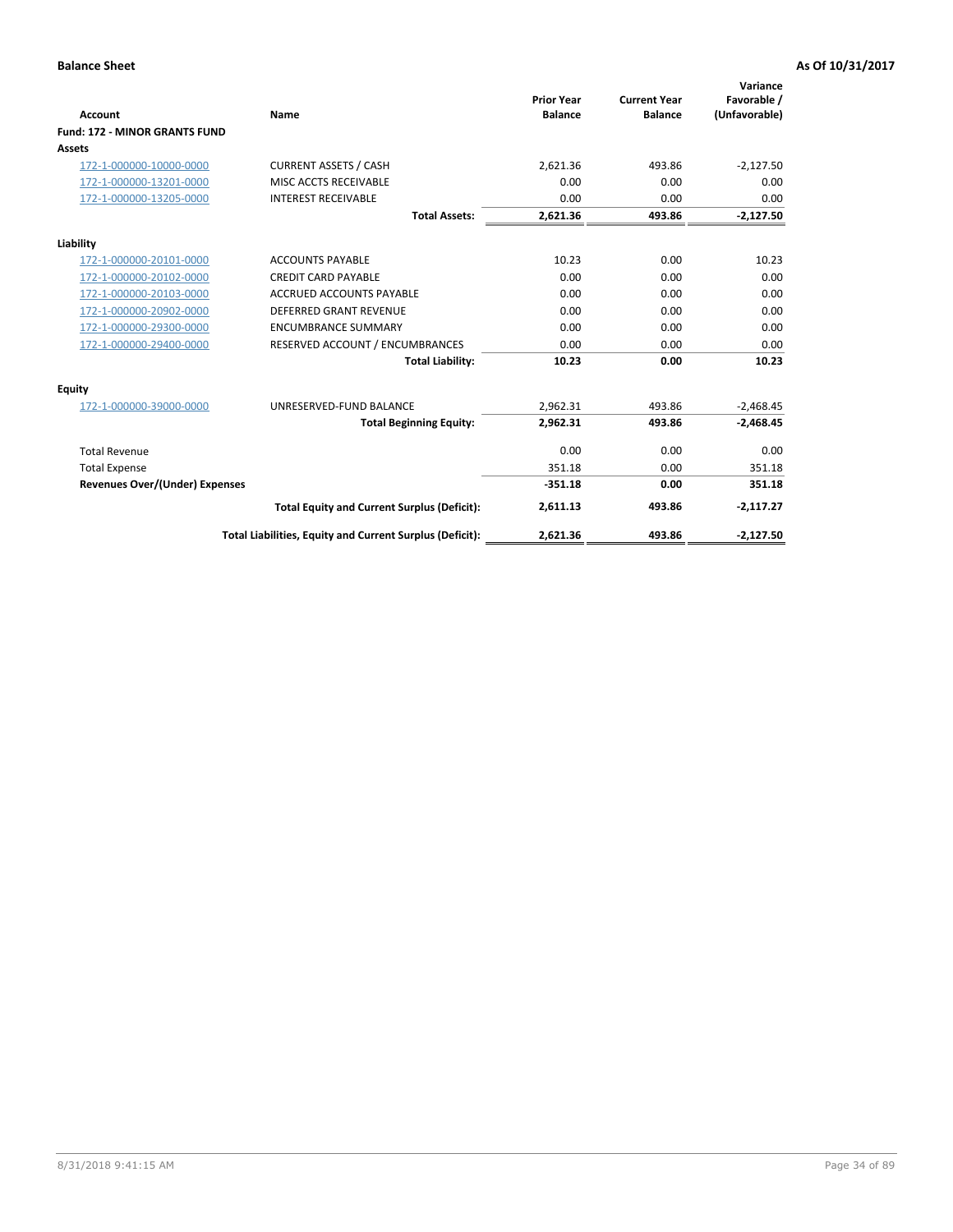**Balance Sheet** **As Of 10/31/2017**

| Account | Name | Prior Year Balance | Current Year Balance | Variance Favorable / (Unfavorable) |
|---|---|---|---|---|
| **Fund: 172 - MINOR GRANTS FUND** | | | | |
| **Assets** | | | | |
| 172-1-000000-10000-0000 | CURRENT ASSETS / CASH | 2,621.36 | 493.86 | -2,127.50 |
| 172-1-000000-13201-0000 | MISC ACCTS RECEIVABLE | 0.00 | 0.00 | 0.00 |
| 172-1-000000-13205-0000 | INTEREST RECEIVABLE | 0.00 | 0.00 | 0.00 |
| | **Total Assets:** | **2,621.36** | **493.86** | **-2,127.50** |
| **Liability** | | | | |
| 172-1-000000-20101-0000 | ACCOUNTS PAYABLE | 10.23 | 0.00 | 10.23 |
| 172-1-000000-20102-0000 | CREDIT CARD PAYABLE | 0.00 | 0.00 | 0.00 |
| 172-1-000000-20103-0000 | ACCRUED ACCOUNTS PAYABLE | 0.00 | 0.00 | 0.00 |
| 172-1-000000-20902-0000 | DEFERRED GRANT REVENUE | 0.00 | 0.00 | 0.00 |
| 172-1-000000-29300-0000 | ENCUMBRANCE SUMMARY | 0.00 | 0.00 | 0.00 |
| 172-1-000000-29400-0000 | RESERVED ACCOUNT / ENCUMBRANCES | 0.00 | 0.00 | 0.00 |
| | **Total Liability:** | **10.23** | **0.00** | **10.23** |
| **Equity** | | | | |
| 172-1-000000-39000-0000 | UNRESERVED-FUND BALANCE | 2,962.31 | 493.86 | -2,468.45 |
| | **Total Beginning Equity:** | **2,962.31** | **493.86** | **-2,468.45** |
| Total Revenue | | 0.00 | 0.00 | 0.00 |
| Total Expense | | 351.18 | 0.00 | 351.18 |
| **Revenues Over/(Under) Expenses** | | **-351.18** | **0.00** | **351.18** |
| | **Total Equity and Current Surplus (Deficit):** | **2,611.13** | **493.86** | **-2,117.27** |
| | **Total Liabilities, Equity and Current Surplus (Deficit):** | **2,621.36** | **493.86** | **-2,127.50** |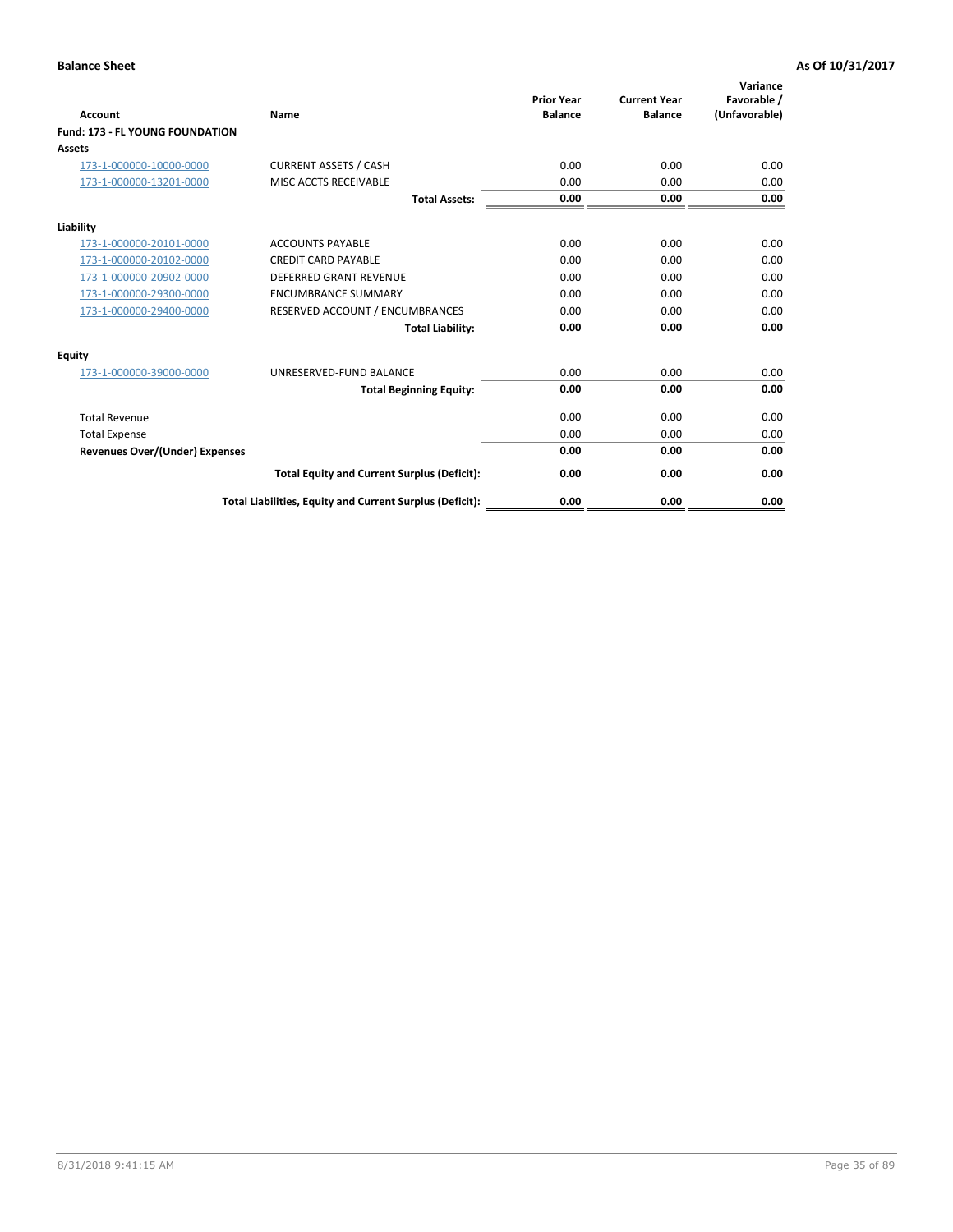**Balance Sheet** **As Of 10/31/2017**

| Account | Name | Prior Year Balance | Current Year Balance | Variance Favorable / (Unfavorable) |
|---|---|---|---|---|
| **Fund: 173 - FL YOUNG FOUNDATION** | | | | |
| **Assets** | | | | |
| 173-1-000000-10000-0000 | CURRENT ASSETS / CASH | 0.00 | 0.00 | 0.00 |
| 173-1-000000-13201-0000 | MISC ACCTS RECEIVABLE | 0.00 | 0.00 | 0.00 |
| | **Total Assets:** | **0.00** | **0.00** | **0.00** |
| **Liability** | | | | |
| 173-1-000000-20101-0000 | ACCOUNTS PAYABLE | 0.00 | 0.00 | 0.00 |
| 173-1-000000-20102-0000 | CREDIT CARD PAYABLE | 0.00 | 0.00 | 0.00 |
| 173-1-000000-20902-0000 | DEFERRED GRANT REVENUE | 0.00 | 0.00 | 0.00 |
| 173-1-000000-29300-0000 | ENCUMBRANCE SUMMARY | 0.00 | 0.00 | 0.00 |
| 173-1-000000-29400-0000 | RESERVED ACCOUNT / ENCUMBRANCES | 0.00 | 0.00 | 0.00 |
| | **Total Liability:** | **0.00** | **0.00** | **0.00** |
| **Equity** | | | | |
| 173-1-000000-39000-0000 | UNRESERVED-FUND BALANCE | 0.00 | 0.00 | 0.00 |
| | **Total Beginning Equity:** | **0.00** | **0.00** | **0.00** |
| Total Revenue | | 0.00 | 0.00 | 0.00 |
| Total Expense | | 0.00 | 0.00 | 0.00 |
| **Revenues Over/(Under) Expenses** | | **0.00** | **0.00** | **0.00** |
| | **Total Equity and Current Surplus (Deficit):** | **0.00** | **0.00** | **0.00** |
| | **Total Liabilities, Equity and Current Surplus (Deficit):** | **0.00** | **0.00** | **0.00** |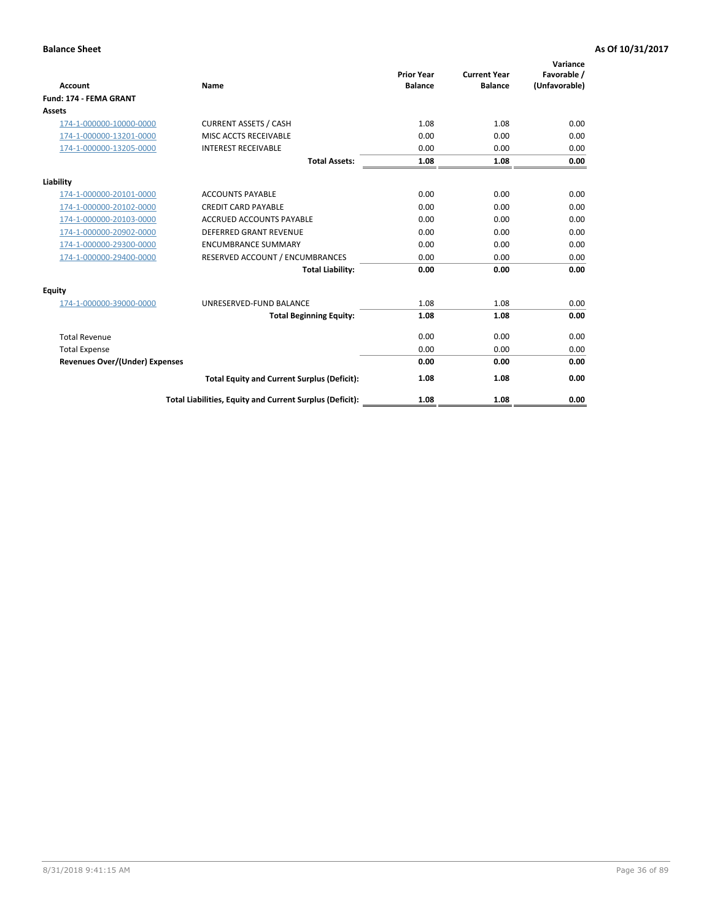**Balance Sheet** **As Of 10/31/2017**

| Account | Name | Prior Year Balance | Current Year Balance | Variance Favorable / (Unfavorable) |
|---|---|---|---|---|
| **Fund: 174 - FEMA GRANT** | | | | |
| **Assets** | | | | |
| 174-1-000000-10000-0000 | CURRENT ASSETS / CASH | 1.08 | 1.08 | 0.00 |
| 174-1-000000-13201-0000 | MISC ACCTS RECEIVABLE | 0.00 | 0.00 | 0.00 |
| 174-1-000000-13205-0000 | INTEREST RECEIVABLE | 0.00 | 0.00 | 0.00 |
| | **Total Assets:** | **1.08** | **1.08** | **0.00** |
| **Liability** | | | | |
| 174-1-000000-20101-0000 | ACCOUNTS PAYABLE | 0.00 | 0.00 | 0.00 |
| 174-1-000000-20102-0000 | CREDIT CARD PAYABLE | 0.00 | 0.00 | 0.00 |
| 174-1-000000-20103-0000 | ACCRUED ACCOUNTS PAYABLE | 0.00 | 0.00 | 0.00 |
| 174-1-000000-20902-0000 | DEFERRED GRANT REVENUE | 0.00 | 0.00 | 0.00 |
| 174-1-000000-29300-0000 | ENCUMBRANCE SUMMARY | 0.00 | 0.00 | 0.00 |
| 174-1-000000-29400-0000 | RESERVED ACCOUNT / ENCUMBRANCES | 0.00 | 0.00 | 0.00 |
| | **Total Liability:** | **0.00** | **0.00** | **0.00** |
| **Equity** | | | | |
| 174-1-000000-39000-0000 | UNRESERVED-FUND BALANCE | 1.08 | 1.08 | 0.00 |
| | **Total Beginning Equity:** | **1.08** | **1.08** | **0.00** |
| Total Revenue | | 0.00 | 0.00 | 0.00 |
| Total Expense | | 0.00 | 0.00 | 0.00 |
| **Revenues Over/(Under) Expenses** | | **0.00** | **0.00** | **0.00** |
| | **Total Equity and Current Surplus (Deficit):** | **1.08** | **1.08** | **0.00** |
| | **Total Liabilities, Equity and Current Surplus (Deficit):** | **1.08** | **1.08** | **0.00** |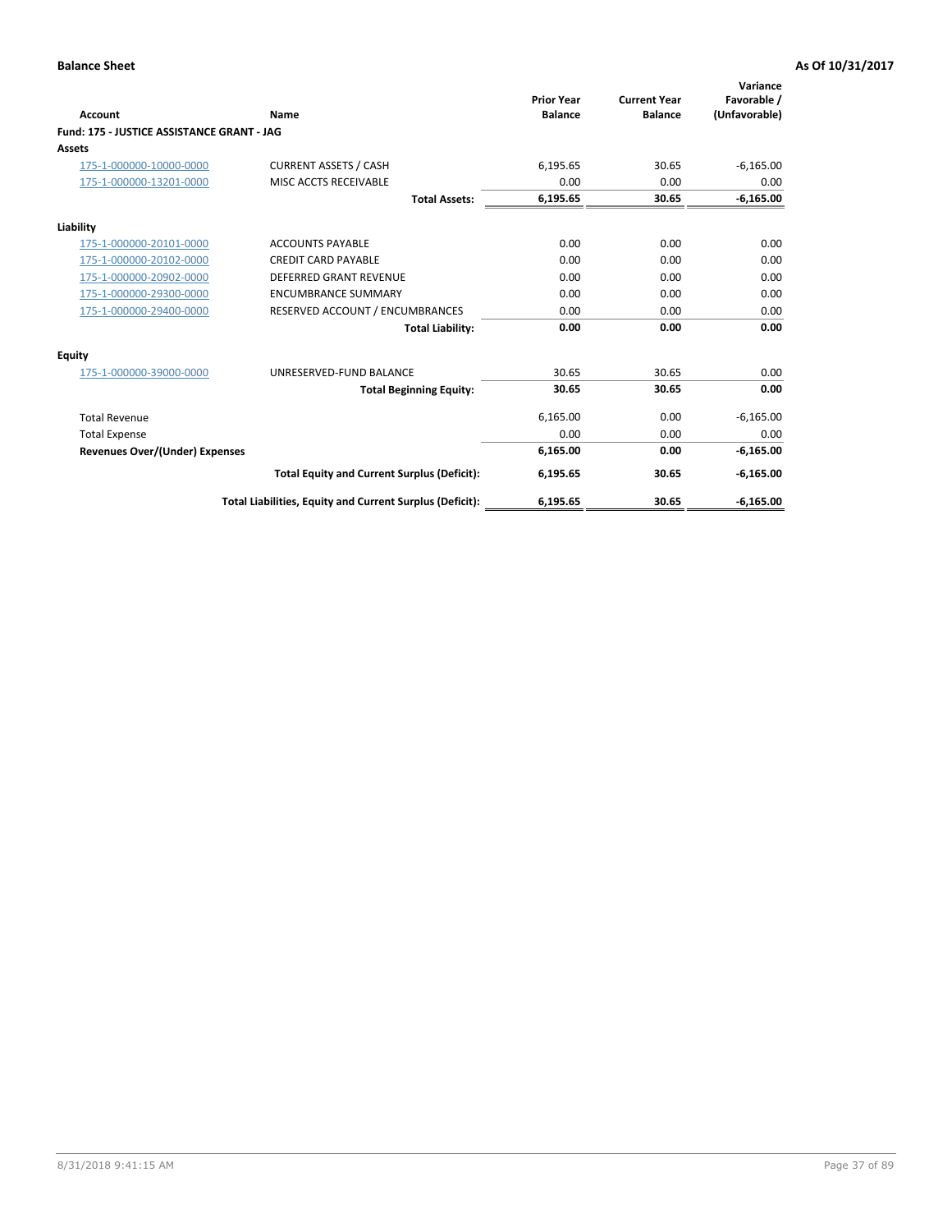**Balance Sheet** **As Of 10/31/2017**

| Account | Name | Prior Year Balance | Current Year Balance | Variance Favorable / (Unfavorable) |
|---|---|---|---|---|
| **Fund: 175 - JUSTICE ASSISTANCE GRANT - JAG** | | | | |
| **Assets** | | | | |
| 175-1-000000-10000-0000 | CURRENT ASSETS / CASH | 6,195.65 | 30.65 | -6,165.00 |
| 175-1-000000-13201-0000 | MISC ACCTS RECEIVABLE | 0.00 | 0.00 | 0.00 |
| | **Total Assets:** | **6,195.65** | **30.65** | **-6,165.00** |
| **Liability** | | | | |
| 175-1-000000-20101-0000 | ACCOUNTS PAYABLE | 0.00 | 0.00 | 0.00 |
| 175-1-000000-20102-0000 | CREDIT CARD PAYABLE | 0.00 | 0.00 | 0.00 |
| 175-1-000000-20902-0000 | DEFERRED GRANT REVENUE | 0.00 | 0.00 | 0.00 |
| 175-1-000000-29300-0000 | ENCUMBRANCE SUMMARY | 0.00 | 0.00 | 0.00 |
| 175-1-000000-29400-0000 | RESERVED ACCOUNT / ENCUMBRANCES | 0.00 | 0.00 | 0.00 |
| | **Total Liability:** | **0.00** | **0.00** | **0.00** |
| **Equity** | | | | |
| 175-1-000000-39000-0000 | UNRESERVED-FUND BALANCE | 30.65 | 30.65 | 0.00 |
| | **Total Beginning Equity:** | **30.65** | **30.65** | **0.00** |
| Total Revenue | | 6,165.00 | 0.00 | -6,165.00 |
| Total Expense | | 0.00 | 0.00 | 0.00 |
| **Revenues Over/(Under) Expenses** | | **6,165.00** | **0.00** | **-6,165.00** |
| | **Total Equity and Current Surplus (Deficit):** | **6,195.65** | **30.65** | **-6,165.00** |
| | **Total Liabilities, Equity and Current Surplus (Deficit):** | **6,195.65** | **30.65** | **-6,165.00** |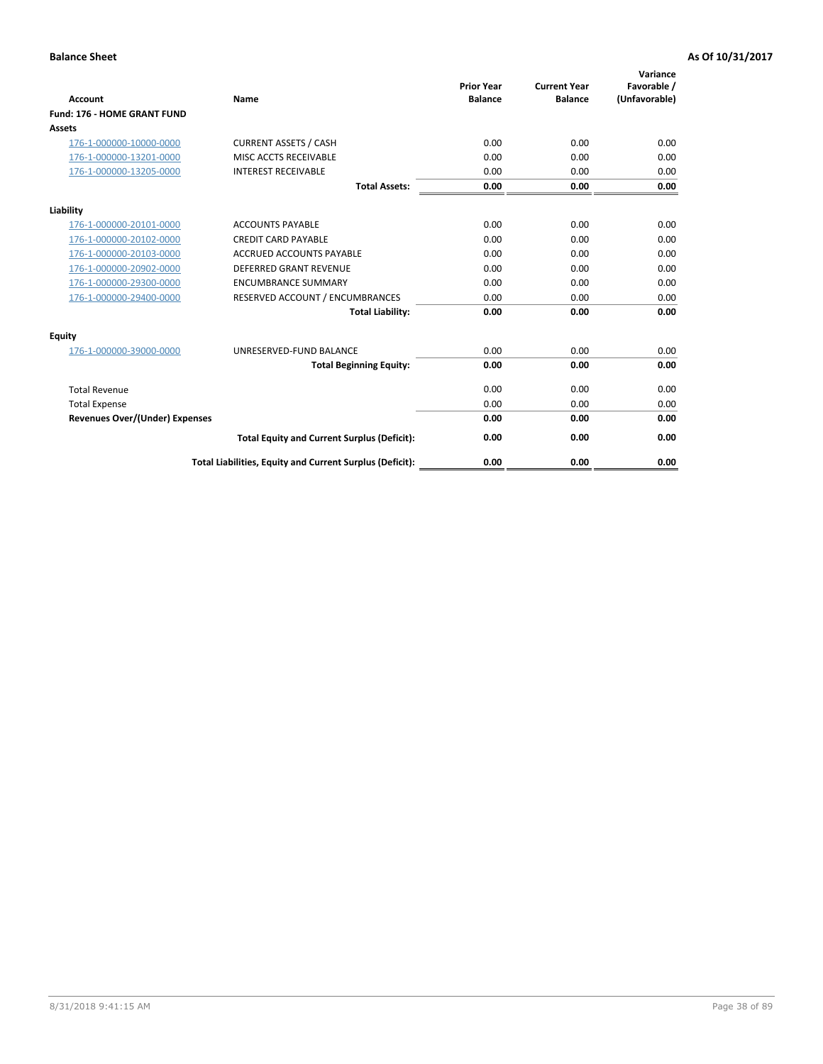**Balance Sheet** **As Of 10/31/2017**

| Account | Name | Prior Year Balance | Current Year Balance | Variance Favorable / (Unfavorable) |
|---|---|---|---|---|
| **Fund: 176 - HOME GRANT FUND** | | | | |
| **Assets** | | | | |
| 176-1-000000-10000-0000 | CURRENT ASSETS / CASH | 0.00 | 0.00 | 0.00 |
| 176-1-000000-13201-0000 | MISC ACCTS RECEIVABLE | 0.00 | 0.00 | 0.00 |
| 176-1-000000-13205-0000 | INTEREST RECEIVABLE | 0.00 | 0.00 | 0.00 |
| | **Total Assets:** | **0.00** | **0.00** | **0.00** |
| **Liability** | | | | |
| 176-1-000000-20101-0000 | ACCOUNTS PAYABLE | 0.00 | 0.00 | 0.00 |
| 176-1-000000-20102-0000 | CREDIT CARD PAYABLE | 0.00 | 0.00 | 0.00 |
| 176-1-000000-20103-0000 | ACCRUED ACCOUNTS PAYABLE | 0.00 | 0.00 | 0.00 |
| 176-1-000000-20902-0000 | DEFERRED GRANT REVENUE | 0.00 | 0.00 | 0.00 |
| 176-1-000000-29300-0000 | ENCUMBRANCE SUMMARY | 0.00 | 0.00 | 0.00 |
| 176-1-000000-29400-0000 | RESERVED ACCOUNT / ENCUMBRANCES | 0.00 | 0.00 | 0.00 |
| | **Total Liability:** | **0.00** | **0.00** | **0.00** |
| **Equity** | | | | |
| 176-1-000000-39000-0000 | UNRESERVED-FUND BALANCE | 0.00 | 0.00 | 0.00 |
| | **Total Beginning Equity:** | **0.00** | **0.00** | **0.00** |
| Total Revenue | | 0.00 | 0.00 | 0.00 |
| Total Expense | | 0.00 | 0.00 | 0.00 |
| **Revenues Over/(Under) Expenses** | | **0.00** | **0.00** | **0.00** |
| | **Total Equity and Current Surplus (Deficit):** | **0.00** | **0.00** | **0.00** |
| | **Total Liabilities, Equity and Current Surplus (Deficit):** | **0.00** | **0.00** | **0.00** |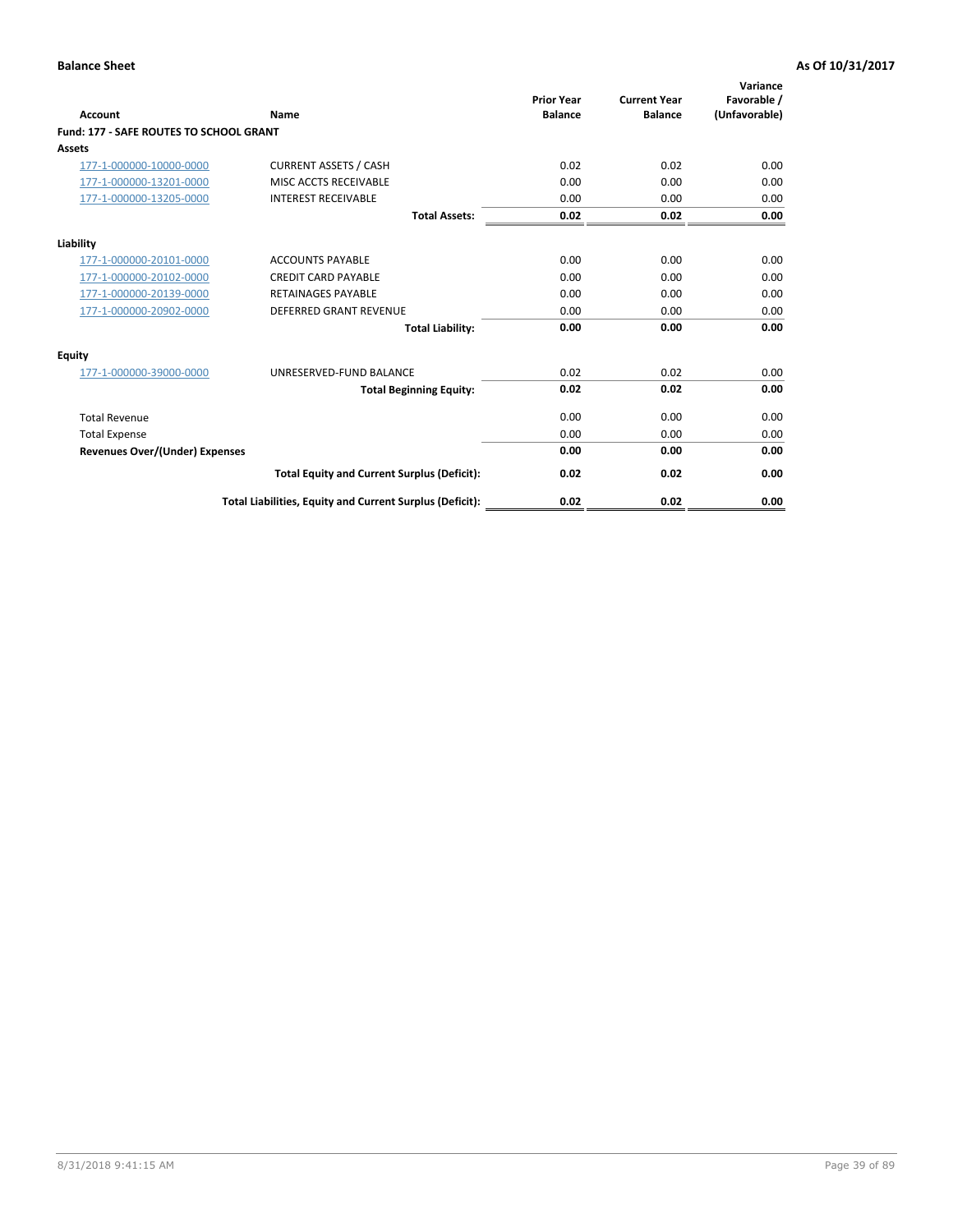**Balance Sheet** — **As Of 10/31/2017**

| Account | Name | Prior Year Balance | Current Year Balance | Variance Favorable / (Unfavorable) |
|---|---|---|---|---|
| **Fund: 177 - SAFE ROUTES TO SCHOOL GRANT** | | | | |
| **Assets** | | | | |
| 177-1-000000-10000-0000 | CURRENT ASSETS / CASH | 0.02 | 0.02 | 0.00 |
| 177-1-000000-13201-0000 | MISC ACCTS RECEIVABLE | 0.00 | 0.00 | 0.00 |
| 177-1-000000-13205-0000 | INTEREST RECEIVABLE | 0.00 | 0.00 | 0.00 |
| | **Total Assets:** | **0.02** | **0.02** | **0.00** |
| **Liability** | | | | |
| 177-1-000000-20101-0000 | ACCOUNTS PAYABLE | 0.00 | 0.00 | 0.00 |
| 177-1-000000-20102-0000 | CREDIT CARD PAYABLE | 0.00 | 0.00 | 0.00 |
| 177-1-000000-20139-0000 | RETAINAGES PAYABLE | 0.00 | 0.00 | 0.00 |
| 177-1-000000-20902-0000 | DEFERRED GRANT REVENUE | 0.00 | 0.00 | 0.00 |
| | **Total Liability:** | **0.00** | **0.00** | **0.00** |
| **Equity** | | | | |
| 177-1-000000-39000-0000 | UNRESERVED-FUND BALANCE | 0.02 | 0.02 | 0.00 |
| | **Total Beginning Equity:** | **0.02** | **0.02** | **0.00** |
| Total Revenue | | 0.00 | 0.00 | 0.00 |
| Total Expense | | 0.00 | 0.00 | 0.00 |
| **Revenues Over/(Under) Expenses** | | **0.00** | **0.00** | **0.00** |
| | **Total Equity and Current Surplus (Deficit):** | **0.02** | **0.02** | **0.00** |
| | **Total Liabilities, Equity and Current Surplus (Deficit):** | **0.02** | **0.02** | **0.00** |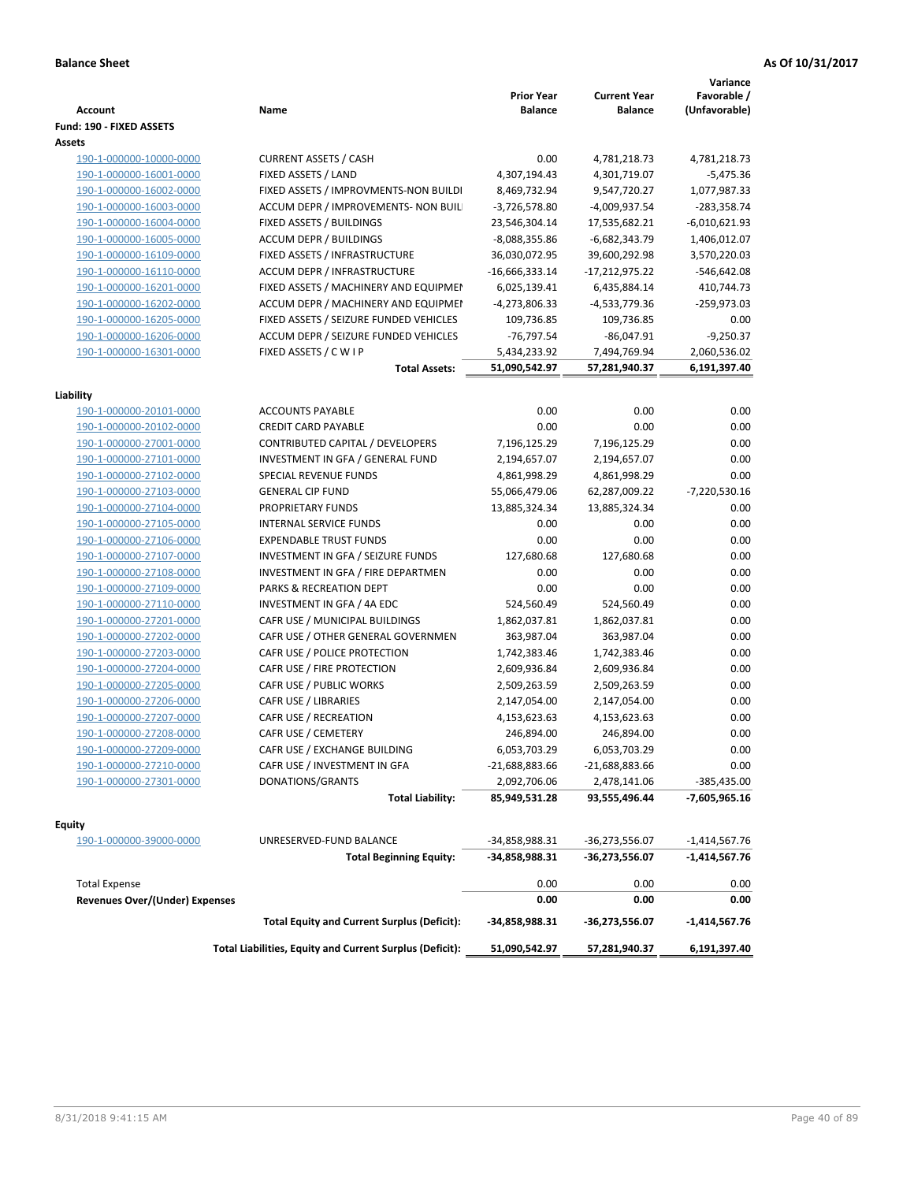**Balance Sheet** **As Of 10/31/2017**

| Account | Name | Prior Year Balance | Current Year Balance | Variance Favorable / (Unfavorable) |
|---|---|---|---|---|
| **Fund: 190 - FIXED ASSETS** | | | | |
| **Assets** | | | | |
| 190-1-000000-10000-0000 | CURRENT ASSETS / CASH | 0.00 | 4,781,218.73 | 4,781,218.73 |
| 190-1-000000-16001-0000 | FIXED ASSETS / LAND | 4,307,194.43 | 4,301,719.07 | -5,475.36 |
| 190-1-000000-16002-0000 | FIXED ASSETS / IMPROVMENTS-NON BUILDI | 8,469,732.94 | 9,547,720.27 | 1,077,987.33 |
| 190-1-000000-16003-0000 | ACCUM DEPR / IMPROVEMENTS- NON BUIL | -3,726,578.80 | -4,009,937.54 | -283,358.74 |
| 190-1-000000-16004-0000 | FIXED ASSETS / BUILDINGS | 23,546,304.14 | 17,535,682.21 | -6,010,621.93 |
| 190-1-000000-16005-0000 | ACCUM DEPR / BUILDINGS | -8,088,355.86 | -6,682,343.79 | 1,406,012.07 |
| 190-1-000000-16109-0000 | FIXED ASSETS / INFRASTRUCTURE | 36,030,072.95 | 39,600,292.98 | 3,570,220.03 |
| 190-1-000000-16110-0000 | ACCUM DEPR / INFRASTRUCTURE | -16,666,333.14 | -17,212,975.22 | -546,642.08 |
| 190-1-000000-16201-0000 | FIXED ASSETS / MACHINERY AND EQUIPMEI | 6,025,139.41 | 6,435,884.14 | 410,744.73 |
| 190-1-000000-16202-0000 | ACCUM DEPR / MACHINERY AND EQUIPMEI | -4,273,806.33 | -4,533,779.36 | -259,973.03 |
| 190-1-000000-16205-0000 | FIXED ASSETS / SEIZURE FUNDED VEHICLES | 109,736.85 | 109,736.85 | 0.00 |
| 190-1-000000-16206-0000 | ACCUM DEPR / SEIZURE FUNDED VEHICLES | -76,797.54 | -86,047.91 | -9,250.37 |
| 190-1-000000-16301-0000 | FIXED ASSETS / C W I P | 5,434,233.92 | 7,494,769.94 | 2,060,536.02 |
| | **Total Assets:** | **51,090,542.97** | **57,281,940.37** | **6,191,397.40** |
| **Liability** | | | | |
| 190-1-000000-20101-0000 | ACCOUNTS PAYABLE | 0.00 | 0.00 | 0.00 |
| 190-1-000000-20102-0000 | CREDIT CARD PAYABLE | 0.00 | 0.00 | 0.00 |
| 190-1-000000-27001-0000 | CONTRIBUTED CAPITAL / DEVELOPERS | 7,196,125.29 | 7,196,125.29 | 0.00 |
| 190-1-000000-27101-0000 | INVESTMENT IN GFA / GENERAL FUND | 2,194,657.07 | 2,194,657.07 | 0.00 |
| 190-1-000000-27102-0000 | SPECIAL REVENUE FUNDS | 4,861,998.29 | 4,861,998.29 | 0.00 |
| 190-1-000000-27103-0000 | GENERAL CIP FUND | 55,066,479.06 | 62,287,009.22 | -7,220,530.16 |
| 190-1-000000-27104-0000 | PROPRIETARY FUNDS | 13,885,324.34 | 13,885,324.34 | 0.00 |
| 190-1-000000-27105-0000 | INTERNAL SERVICE FUNDS | 0.00 | 0.00 | 0.00 |
| 190-1-000000-27106-0000 | EXPENDABLE TRUST FUNDS | 0.00 | 0.00 | 0.00 |
| 190-1-000000-27107-0000 | INVESTMENT IN GFA / SEIZURE FUNDS | 127,680.68 | 127,680.68 | 0.00 |
| 190-1-000000-27108-0000 | INVESTMENT IN GFA / FIRE DEPARTMEN | 0.00 | 0.00 | 0.00 |
| 190-1-000000-27109-0000 | PARKS & RECREATION DEPT | 0.00 | 0.00 | 0.00 |
| 190-1-000000-27110-0000 | INVESTMENT IN GFA / 4A EDC | 524,560.49 | 524,560.49 | 0.00 |
| 190-1-000000-27201-0000 | CAFR USE / MUNICIPAL BUILDINGS | 1,862,037.81 | 1,862,037.81 | 0.00 |
| 190-1-000000-27202-0000 | CAFR USE / OTHER GENERAL GOVERNMEN | 363,987.04 | 363,987.04 | 0.00 |
| 190-1-000000-27203-0000 | CAFR USE / POLICE PROTECTION | 1,742,383.46 | 1,742,383.46 | 0.00 |
| 190-1-000000-27204-0000 | CAFR USE / FIRE PROTECTION | 2,609,936.84 | 2,609,936.84 | 0.00 |
| 190-1-000000-27205-0000 | CAFR USE / PUBLIC WORKS | 2,509,263.59 | 2,509,263.59 | 0.00 |
| 190-1-000000-27206-0000 | CAFR USE / LIBRARIES | 2,147,054.00 | 2,147,054.00 | 0.00 |
| 190-1-000000-27207-0000 | CAFR USE / RECREATION | 4,153,623.63 | 4,153,623.63 | 0.00 |
| 190-1-000000-27208-0000 | CAFR USE / CEMETERY | 246,894.00 | 246,894.00 | 0.00 |
| 190-1-000000-27209-0000 | CAFR USE / EXCHANGE BUILDING | 6,053,703.29 | 6,053,703.29 | 0.00 |
| 190-1-000000-27210-0000 | CAFR USE / INVESTMENT IN GFA | -21,688,883.66 | -21,688,883.66 | 0.00 |
| 190-1-000000-27301-0000 | DONATIONS/GRANTS | 2,092,706.06 | 2,478,141.06 | -385,435.00 |
| | **Total Liability:** | **85,949,531.28** | **93,555,496.44** | **-7,605,965.16** |
| **Equity** | | | | |
| 190-1-000000-39000-0000 | UNRESERVED-FUND BALANCE | -34,858,988.31 | -36,273,556.07 | -1,414,567.76 |
| | **Total Beginning Equity:** | **-34,858,988.31** | **-36,273,556.07** | **-1,414,567.76** |
| Total Expense | | 0.00 | 0.00 | 0.00 |
| **Revenues Over/(Under) Expenses** | | **0.00** | **0.00** | **0.00** |
| | **Total Equity and Current Surplus (Deficit):** | **-34,858,988.31** | **-36,273,556.07** | **-1,414,567.76** |
| | **Total Liabilities, Equity and Current Surplus (Deficit):** | **51,090,542.97** | **57,281,940.37** | **6,191,397.40** |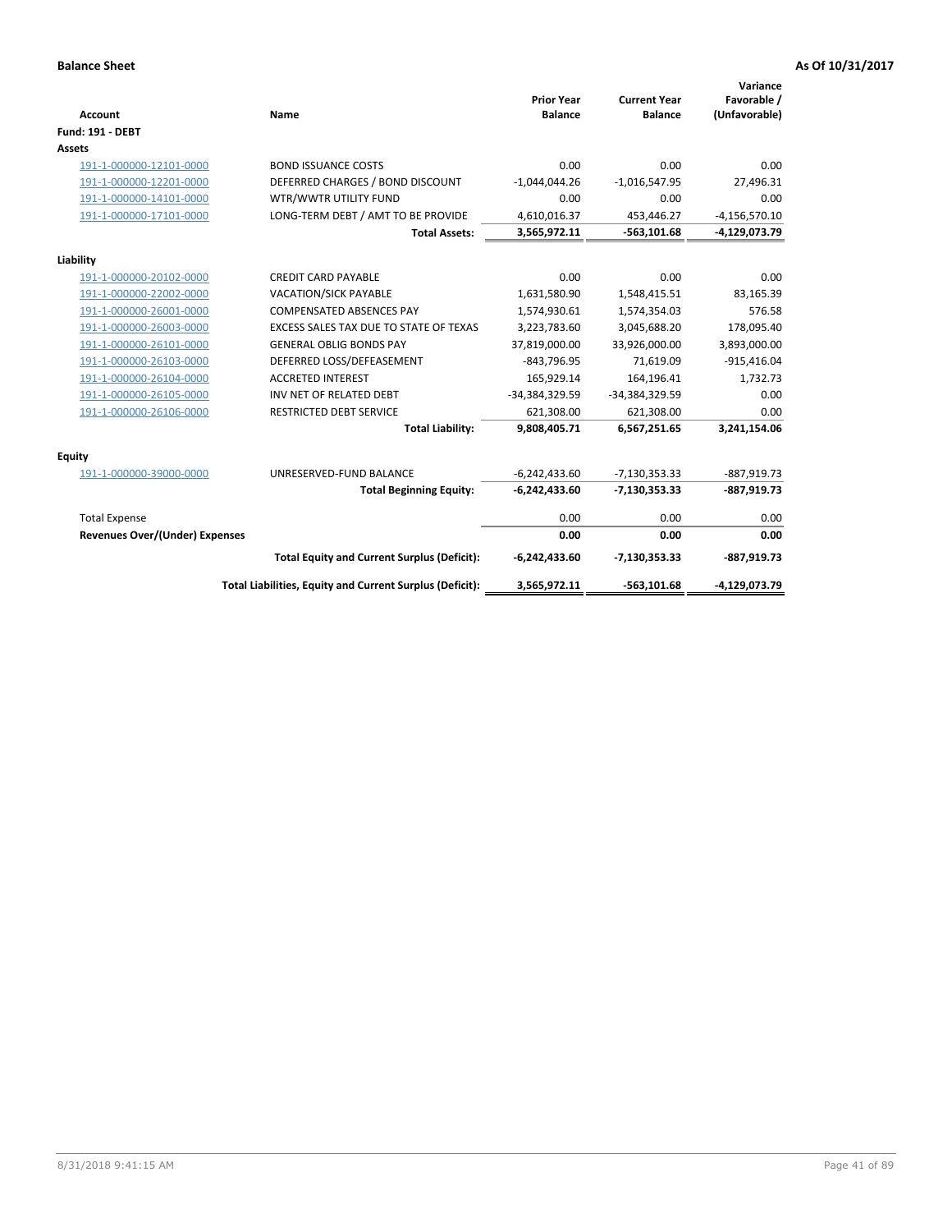**Balance Sheet** **As Of 10/31/2017**

| Account | Name | Prior Year Balance | Current Year Balance | Variance Favorable / (Unfavorable) |
|---|---|---|---|---|
| **Fund: 191 - DEBT** | | | | |
| **Assets** | | | | |
| 191-1-000000-12101-0000 | BOND ISSUANCE COSTS | 0.00 | 0.00 | 0.00 |
| 191-1-000000-12201-0000 | DEFERRED CHARGES / BOND DISCOUNT | -1,044,044.26 | -1,016,547.95 | 27,496.31 |
| 191-1-000000-14101-0000 | WTR/WWTR UTILITY FUND | 0.00 | 0.00 | 0.00 |
| 191-1-000000-17101-0000 | LONG-TERM DEBT / AMT TO BE PROVIDE | 4,610,016.37 | 453,446.27 | -4,156,570.10 |
| | **Total Assets:** | **3,565,972.11** | **-563,101.68** | **-4,129,073.79** |
| **Liability** | | | | |
| 191-1-000000-20102-0000 | CREDIT CARD PAYABLE | 0.00 | 0.00 | 0.00 |
| 191-1-000000-22002-0000 | VACATION/SICK PAYABLE | 1,631,580.90 | 1,548,415.51 | 83,165.39 |
| 191-1-000000-26001-0000 | COMPENSATED ABSENCES PAY | 1,574,930.61 | 1,574,354.03 | 576.58 |
| 191-1-000000-26003-0000 | EXCESS SALES TAX DUE TO STATE OF TEXAS | 3,223,783.60 | 3,045,688.20 | 178,095.40 |
| 191-1-000000-26101-0000 | GENERAL OBLIG BONDS PAY | 37,819,000.00 | 33,926,000.00 | 3,893,000.00 |
| 191-1-000000-26103-0000 | DEFERRED LOSS/DEFEASEMENT | -843,796.95 | 71,619.09 | -915,416.04 |
| 191-1-000000-26104-0000 | ACCRETED INTEREST | 165,929.14 | 164,196.41 | 1,732.73 |
| 191-1-000000-26105-0000 | INV NET OF RELATED DEBT | -34,384,329.59 | -34,384,329.59 | 0.00 |
| 191-1-000000-26106-0000 | RESTRICTED DEBT SERVICE | 621,308.00 | 621,308.00 | 0.00 |
| | **Total Liability:** | **9,808,405.71** | **6,567,251.65** | **3,241,154.06** |
| **Equity** | | | | |
| 191-1-000000-39000-0000 | UNRESERVED-FUND BALANCE | -6,242,433.60 | -7,130,353.33 | -887,919.73 |
| | **Total Beginning Equity:** | **-6,242,433.60** | **-7,130,353.33** | **-887,919.73** |
| Total Expense | | 0.00 | 0.00 | 0.00 |
| **Revenues Over/(Under) Expenses** | | **0.00** | **0.00** | **0.00** |
| | **Total Equity and Current Surplus (Deficit):** | **-6,242,433.60** | **-7,130,353.33** | **-887,919.73** |
| | **Total Liabilities, Equity and Current Surplus (Deficit):** | **3,565,972.11** | **-563,101.68** | **-4,129,073.79** |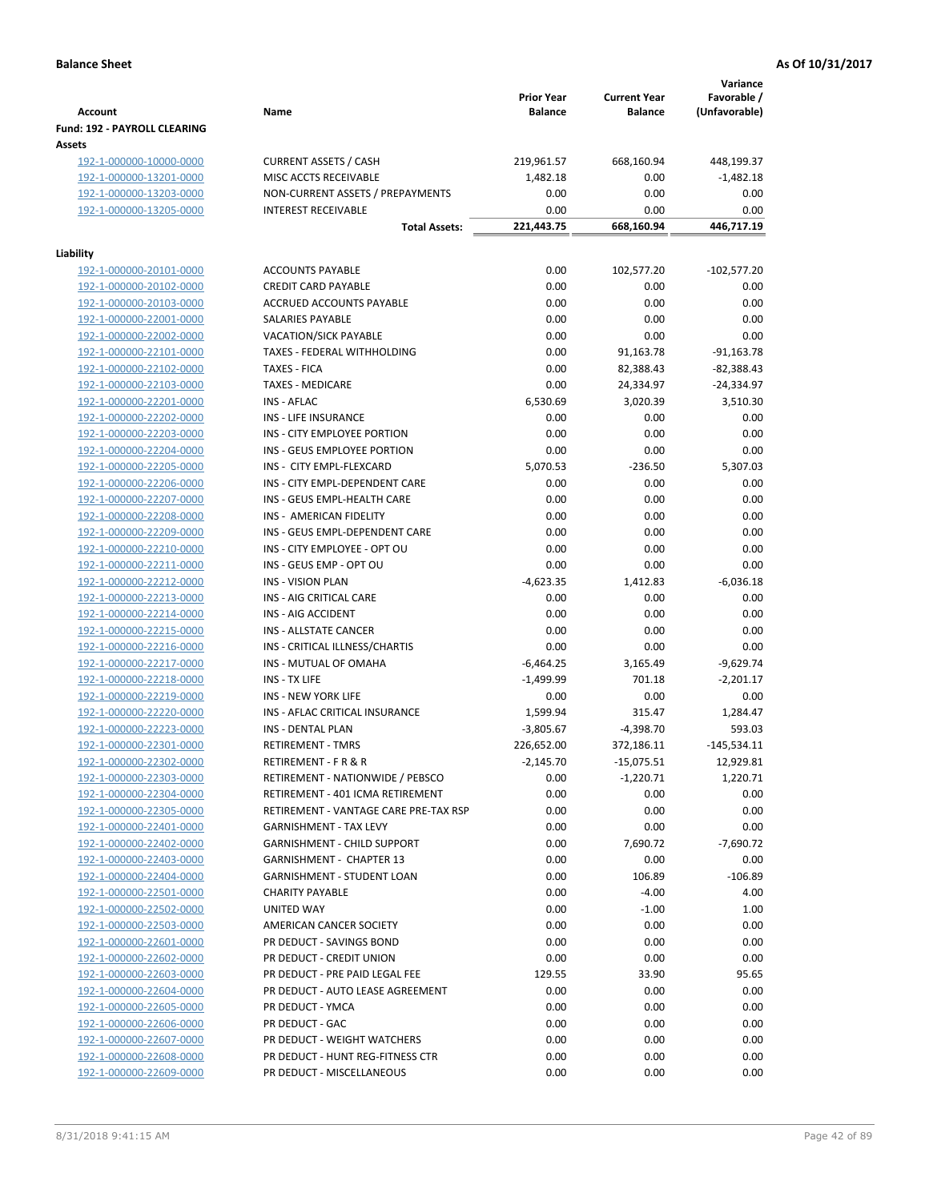**Balance Sheet** **As Of 10/31/2017**

| Account | Name | Prior Year Balance | Current Year Balance | Variance Favorable / (Unfavorable) |
|---|---|---|---|---|
| **Fund: 192 - PAYROLL CLEARING** | | | | |
| **Assets** | | | | |
| 192-1-000000-10000-0000 | CURRENT ASSETS / CASH | 219,961.57 | 668,160.94 | 448,199.37 |
| 192-1-000000-13201-0000 | MISC ACCTS RECEIVABLE | 1,482.18 | 0.00 | -1,482.18 |
| 192-1-000000-13203-0000 | NON-CURRENT ASSETS / PREPAYMENTS | 0.00 | 0.00 | 0.00 |
| 192-1-000000-13205-0000 | INTEREST RECEIVABLE | 0.00 | 0.00 | 0.00 |
| | **Total Assets:** | **221,443.75** | **668,160.94** | **446,717.19** |
| **Liability** | | | | |
| 192-1-000000-20101-0000 | ACCOUNTS PAYABLE | 0.00 | 102,577.20 | -102,577.20 |
| 192-1-000000-20102-0000 | CREDIT CARD PAYABLE | 0.00 | 0.00 | 0.00 |
| 192-1-000000-20103-0000 | ACCRUED ACCOUNTS PAYABLE | 0.00 | 0.00 | 0.00 |
| 192-1-000000-22001-0000 | SALARIES PAYABLE | 0.00 | 0.00 | 0.00 |
| 192-1-000000-22002-0000 | VACATION/SICK PAYABLE | 0.00 | 0.00 | 0.00 |
| 192-1-000000-22101-0000 | TAXES - FEDERAL WITHHOLDING | 0.00 | 91,163.78 | -91,163.78 |
| 192-1-000000-22102-0000 | TAXES - FICA | 0.00 | 82,388.43 | -82,388.43 |
| 192-1-000000-22103-0000 | TAXES - MEDICARE | 0.00 | 24,334.97 | -24,334.97 |
| 192-1-000000-22201-0000 | INS - AFLAC | 6,530.69 | 3,020.39 | 3,510.30 |
| 192-1-000000-22202-0000 | INS - LIFE INSURANCE | 0.00 | 0.00 | 0.00 |
| 192-1-000000-22203-0000 | INS - CITY EMPLOYEE PORTION | 0.00 | 0.00 | 0.00 |
| 192-1-000000-22204-0000 | INS - GEUS EMPLOYEE PORTION | 0.00 | 0.00 | 0.00 |
| 192-1-000000-22205-0000 | INS - CITY EMPL-FLEXCARD | 5,070.53 | -236.50 | 5,307.03 |
| 192-1-000000-22206-0000 | INS - CITY EMPL-DEPENDENT CARE | 0.00 | 0.00 | 0.00 |
| 192-1-000000-22207-0000 | INS - GEUS EMPL-HEALTH CARE | 0.00 | 0.00 | 0.00 |
| 192-1-000000-22208-0000 | INS - AMERICAN FIDELITY | 0.00 | 0.00 | 0.00 |
| 192-1-000000-22209-0000 | INS - GEUS EMPL-DEPENDENT CARE | 0.00 | 0.00 | 0.00 |
| 192-1-000000-22210-0000 | INS - CITY EMPLOYEE - OPT OU | 0.00 | 0.00 | 0.00 |
| 192-1-000000-22211-0000 | INS - GEUS EMP - OPT OU | 0.00 | 0.00 | 0.00 |
| 192-1-000000-22212-0000 | INS - VISION PLAN | -4,623.35 | 1,412.83 | -6,036.18 |
| 192-1-000000-22213-0000 | INS - AIG CRITICAL CARE | 0.00 | 0.00 | 0.00 |
| 192-1-000000-22214-0000 | INS - AIG ACCIDENT | 0.00 | 0.00 | 0.00 |
| 192-1-000000-22215-0000 | INS - ALLSTATE CANCER | 0.00 | 0.00 | 0.00 |
| 192-1-000000-22216-0000 | INS - CRITICAL ILLNESS/CHARTIS | 0.00 | 0.00 | 0.00 |
| 192-1-000000-22217-0000 | INS - MUTUAL OF OMAHA | -6,464.25 | 3,165.49 | -9,629.74 |
| 192-1-000000-22218-0000 | INS - TX LIFE | -1,499.99 | 701.18 | -2,201.17 |
| 192-1-000000-22219-0000 | INS - NEW YORK LIFE | 0.00 | 0.00 | 0.00 |
| 192-1-000000-22220-0000 | INS - AFLAC CRITICAL INSURANCE | 1,599.94 | 315.47 | 1,284.47 |
| 192-1-000000-22223-0000 | INS - DENTAL PLAN | -3,805.67 | -4,398.70 | 593.03 |
| 192-1-000000-22301-0000 | RETIREMENT - TMRS | 226,652.00 | 372,186.11 | -145,534.11 |
| 192-1-000000-22302-0000 | RETIREMENT - F R & R | -2,145.70 | -15,075.51 | 12,929.81 |
| 192-1-000000-22303-0000 | RETIREMENT - NATIONWIDE / PEBSCO | 0.00 | -1,220.71 | 1,220.71 |
| 192-1-000000-22304-0000 | RETIREMENT - 401 ICMA RETIREMENT | 0.00 | 0.00 | 0.00 |
| 192-1-000000-22305-0000 | RETIREMENT - VANTAGE CARE PRE-TAX RSP | 0.00 | 0.00 | 0.00 |
| 192-1-000000-22401-0000 | GARNISHMENT - TAX LEVY | 0.00 | 0.00 | 0.00 |
| 192-1-000000-22402-0000 | GARNISHMENT - CHILD SUPPORT | 0.00 | 7,690.72 | -7,690.72 |
| 192-1-000000-22403-0000 | GARNISHMENT - CHAPTER 13 | 0.00 | 0.00 | 0.00 |
| 192-1-000000-22404-0000 | GARNISHMENT - STUDENT LOAN | 0.00 | 106.89 | -106.89 |
| 192-1-000000-22501-0000 | CHARITY PAYABLE | 0.00 | -4.00 | 4.00 |
| 192-1-000000-22502-0000 | UNITED WAY | 0.00 | -1.00 | 1.00 |
| 192-1-000000-22503-0000 | AMERICAN CANCER SOCIETY | 0.00 | 0.00 | 0.00 |
| 192-1-000000-22601-0000 | PR DEDUCT - SAVINGS BOND | 0.00 | 0.00 | 0.00 |
| 192-1-000000-22602-0000 | PR DEDUCT - CREDIT UNION | 0.00 | 0.00 | 0.00 |
| 192-1-000000-22603-0000 | PR DEDUCT - PRE PAID LEGAL FEE | 129.55 | 33.90 | 95.65 |
| 192-1-000000-22604-0000 | PR DEDUCT - AUTO LEASE AGREEMENT | 0.00 | 0.00 | 0.00 |
| 192-1-000000-22605-0000 | PR DEDUCT - YMCA | 0.00 | 0.00 | 0.00 |
| 192-1-000000-22606-0000 | PR DEDUCT - GAC | 0.00 | 0.00 | 0.00 |
| 192-1-000000-22607-0000 | PR DEDUCT - WEIGHT WATCHERS | 0.00 | 0.00 | 0.00 |
| 192-1-000000-22608-0000 | PR DEDUCT - HUNT REG-FITNESS CTR | 0.00 | 0.00 | 0.00 |
| 192-1-000000-22609-0000 | PR DEDUCT - MISCELLANEOUS | 0.00 | 0.00 | 0.00 |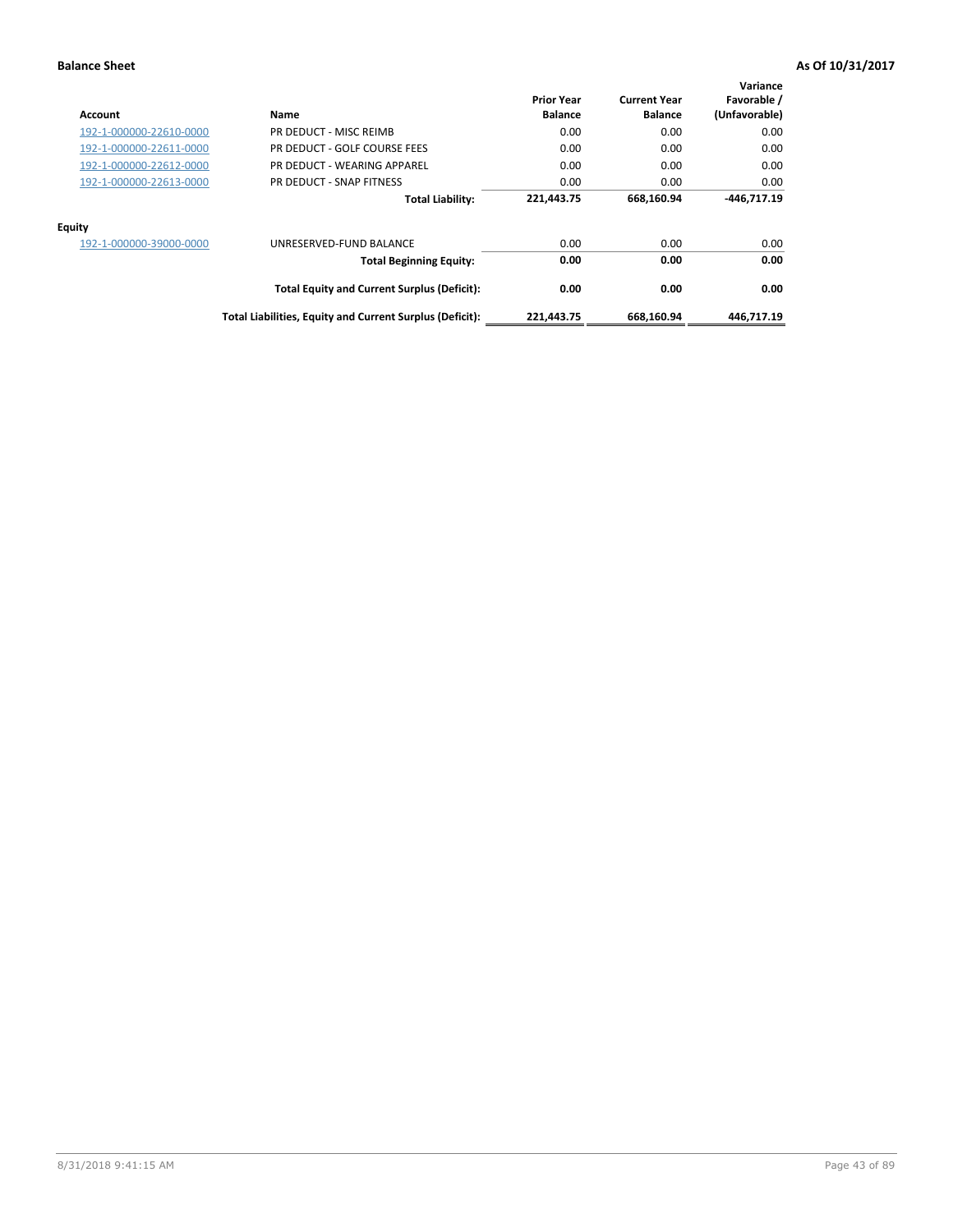**Balance Sheet** — **As Of 10/31/2017**

| Account | Name | Prior Year Balance | Current Year Balance | Variance Favorable / (Unfavorable) |
|---|---|---|---|---|
| 192-1-000000-22610-0000 | PR DEDUCT - MISC REIMB | 0.00 | 0.00 | 0.00 |
| 192-1-000000-22611-0000 | PR DEDUCT - GOLF COURSE FEES | 0.00 | 0.00 | 0.00 |
| 192-1-000000-22612-0000 | PR DEDUCT - WEARING APPAREL | 0.00 | 0.00 | 0.00 |
| 192-1-000000-22613-0000 | PR DEDUCT - SNAP FITNESS | 0.00 | 0.00 | 0.00 |
| | **Total Liability:** | **221,443.75** | **668,160.94** | **-446,717.19** |
| **Equity** | | | | |
| 192-1-000000-39000-0000 | UNRESERVED-FUND BALANCE | 0.00 | 0.00 | 0.00 |
| | **Total Beginning Equity:** | **0.00** | **0.00** | **0.00** |
| | **Total Equity and Current Surplus (Deficit):** | **0.00** | **0.00** | **0.00** |
| | **Total Liabilities, Equity and Current Surplus (Deficit):** | **221,443.75** | **668,160.94** | **446,717.19** |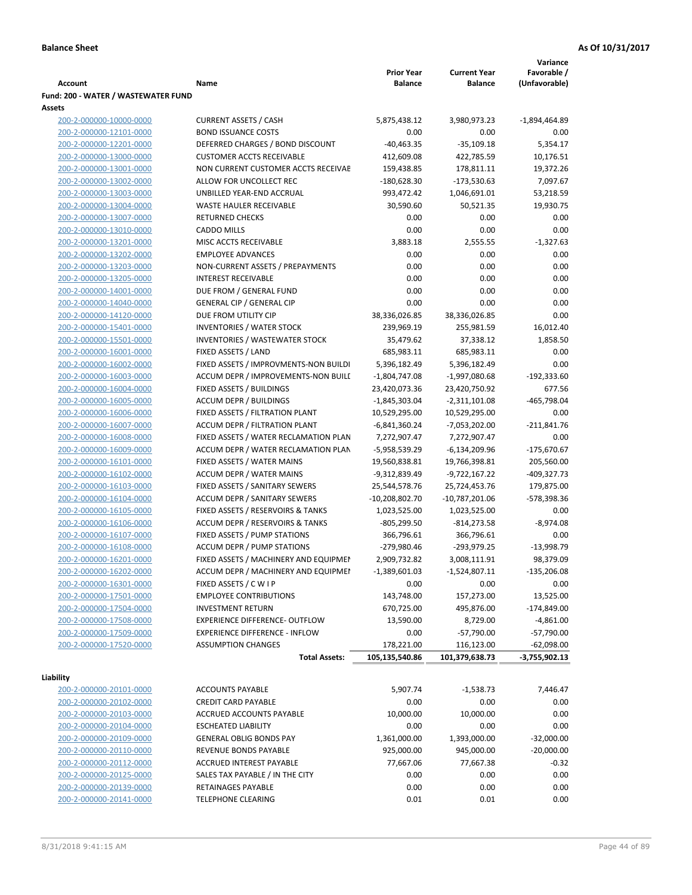**Balance Sheet** **As Of 10/31/2017**

| Account | Name | Prior Year Balance | Current Year Balance | Variance Favorable / (Unfavorable) |
|---|---|---|---|---|
| **Fund: 200 - WATER / WASTEWATER FUND** | | | | |
| **Assets** | | | | |
| 200-2-000000-10000-0000 | CURRENT ASSETS / CASH | 5,875,438.12 | 3,980,973.23 | -1,894,464.89 |
| 200-2-000000-12101-0000 | BOND ISSUANCE COSTS | 0.00 | 0.00 | 0.00 |
| 200-2-000000-12201-0000 | DEFERRED CHARGES / BOND DISCOUNT | -40,463.35 | -35,109.18 | 5,354.17 |
| 200-2-000000-13000-0000 | CUSTOMER ACCTS RECEIVABLE | 412,609.08 | 422,785.59 | 10,176.51 |
| 200-2-000000-13001-0000 | NON CURRENT CUSTOMER ACCTS RECEIVAE | 159,438.85 | 178,811.11 | 19,372.26 |
| 200-2-000000-13002-0000 | ALLOW FOR UNCOLLECT REC | -180,628.30 | -173,530.63 | 7,097.67 |
| 200-2-000000-13003-0000 | UNBILLED YEAR-END ACCRUAL | 993,472.42 | 1,046,691.01 | 53,218.59 |
| 200-2-000000-13004-0000 | WASTE HAULER RECEIVABLE | 30,590.60 | 50,521.35 | 19,930.75 |
| 200-2-000000-13007-0000 | RETURNED CHECKS | 0.00 | 0.00 | 0.00 |
| 200-2-000000-13010-0000 | CADDO MILLS | 0.00 | 0.00 | 0.00 |
| 200-2-000000-13201-0000 | MISC ACCTS RECEIVABLE | 3,883.18 | 2,555.55 | -1,327.63 |
| 200-2-000000-13202-0000 | EMPLOYEE ADVANCES | 0.00 | 0.00 | 0.00 |
| 200-2-000000-13203-0000 | NON-CURRENT ASSETS / PREPAYMENTS | 0.00 | 0.00 | 0.00 |
| 200-2-000000-13205-0000 | INTEREST RECEIVABLE | 0.00 | 0.00 | 0.00 |
| 200-2-000000-14001-0000 | DUE FROM / GENERAL FUND | 0.00 | 0.00 | 0.00 |
| 200-2-000000-14040-0000 | GENERAL CIP / GENERAL CIP | 0.00 | 0.00 | 0.00 |
| 200-2-000000-14120-0000 | DUE FROM UTILITY CIP | 38,336,026.85 | 38,336,026.85 | 0.00 |
| 200-2-000000-15401-0000 | INVENTORIES / WATER STOCK | 239,969.19 | 255,981.59 | 16,012.40 |
| 200-2-000000-15501-0000 | INVENTORIES / WASTEWATER STOCK | 35,479.62 | 37,338.12 | 1,858.50 |
| 200-2-000000-16001-0000 | FIXED ASSETS / LAND | 685,983.11 | 685,983.11 | 0.00 |
| 200-2-000000-16002-0000 | FIXED ASSETS / IMPROVMENTS-NON BUILDI | 5,396,182.49 | 5,396,182.49 | 0.00 |
| 200-2-000000-16003-0000 | ACCUM DEPR / IMPROVEMENTS-NON BUILI | -1,804,747.08 | -1,997,080.68 | -192,333.60 |
| 200-2-000000-16004-0000 | FIXED ASSETS / BUILDINGS | 23,420,073.36 | 23,420,750.92 | 677.56 |
| 200-2-000000-16005-0000 | ACCUM DEPR / BUILDINGS | -1,845,303.04 | -2,311,101.08 | -465,798.04 |
| 200-2-000000-16006-0000 | FIXED ASSETS / FILTRATION PLANT | 10,529,295.00 | 10,529,295.00 | 0.00 |
| 200-2-000000-16007-0000 | ACCUM DEPR / FILTRATION PLANT | -6,841,360.24 | -7,053,202.00 | -211,841.76 |
| 200-2-000000-16008-0000 | FIXED ASSETS / WATER RECLAMATION PLAN | 7,272,907.47 | 7,272,907.47 | 0.00 |
| 200-2-000000-16009-0000 | ACCUM DEPR / WATER RECLAMATION PLAN | -5,958,539.29 | -6,134,209.96 | -175,670.67 |
| 200-2-000000-16101-0000 | FIXED ASSETS / WATER MAINS | 19,560,838.81 | 19,766,398.81 | 205,560.00 |
| 200-2-000000-16102-0000 | ACCUM DEPR / WATER MAINS | -9,312,839.49 | -9,722,167.22 | -409,327.73 |
| 200-2-000000-16103-0000 | FIXED ASSETS / SANITARY SEWERS | 25,544,578.76 | 25,724,453.76 | 179,875.00 |
| 200-2-000000-16104-0000 | ACCUM DEPR / SANITARY SEWERS | -10,208,802.70 | -10,787,201.06 | -578,398.36 |
| 200-2-000000-16105-0000 | FIXED ASSETS / RESERVOIRS & TANKS | 1,023,525.00 | 1,023,525.00 | 0.00 |
| 200-2-000000-16106-0000 | ACCUM DEPR / RESERVOIRS & TANKS | -805,299.50 | -814,273.58 | -8,974.08 |
| 200-2-000000-16107-0000 | FIXED ASSETS / PUMP STATIONS | 366,796.61 | 366,796.61 | 0.00 |
| 200-2-000000-16108-0000 | ACCUM DEPR / PUMP STATIONS | -279,980.46 | -293,979.25 | -13,998.79 |
| 200-2-000000-16201-0000 | FIXED ASSETS / MACHINERY AND EQUIPMEN | 2,909,732.82 | 3,008,111.91 | 98,379.09 |
| 200-2-000000-16202-0000 | ACCUM DEPR / MACHINERY AND EQUIPMEI | -1,389,601.03 | -1,524,807.11 | -135,206.08 |
| 200-2-000000-16301-0000 | FIXED ASSETS / C W I P | 0.00 | 0.00 | 0.00 |
| 200-2-000000-17501-0000 | EMPLOYEE CONTRIBUTIONS | 143,748.00 | 157,273.00 | 13,525.00 |
| 200-2-000000-17504-0000 | INVESTMENT RETURN | 670,725.00 | 495,876.00 | -174,849.00 |
| 200-2-000000-17508-0000 | EXPERIENCE DIFFERENCE- OUTFLOW | 13,590.00 | 8,729.00 | -4,861.00 |
| 200-2-000000-17509-0000 | EXPERIENCE DIFFERENCE - INFLOW | 0.00 | -57,790.00 | -57,790.00 |
| 200-2-000000-17520-0000 | ASSUMPTION CHANGES | 178,221.00 | 116,123.00 | -62,098.00 |
| | **Total Assets:** | **105,135,540.86** | **101,379,638.73** | **-3,755,902.13** |
| **Liability** | | | | |
| 200-2-000000-20101-0000 | ACCOUNTS PAYABLE | 5,907.74 | -1,538.73 | 7,446.47 |
| 200-2-000000-20102-0000 | CREDIT CARD PAYABLE | 0.00 | 0.00 | 0.00 |
| 200-2-000000-20103-0000 | ACCRUED ACCOUNTS PAYABLE | 10,000.00 | 10,000.00 | 0.00 |
| 200-2-000000-20104-0000 | ESCHEATED LIABILITY | 0.00 | 0.00 | 0.00 |
| 200-2-000000-20109-0000 | GENERAL OBLIG BONDS PAY | 1,361,000.00 | 1,393,000.00 | -32,000.00 |
| 200-2-000000-20110-0000 | REVENUE BONDS PAYABLE | 925,000.00 | 945,000.00 | -20,000.00 |
| 200-2-000000-20112-0000 | ACCRUED INTEREST PAYABLE | 77,667.06 | 77,667.38 | -0.32 |
| 200-2-000000-20125-0000 | SALES TAX PAYABLE / IN THE CITY | 0.00 | 0.00 | 0.00 |
| 200-2-000000-20139-0000 | RETAINAGES PAYABLE | 0.00 | 0.00 | 0.00 |
| 200-2-000000-20141-0000 | TELEPHONE CLEARING | 0.01 | 0.01 | 0.00 |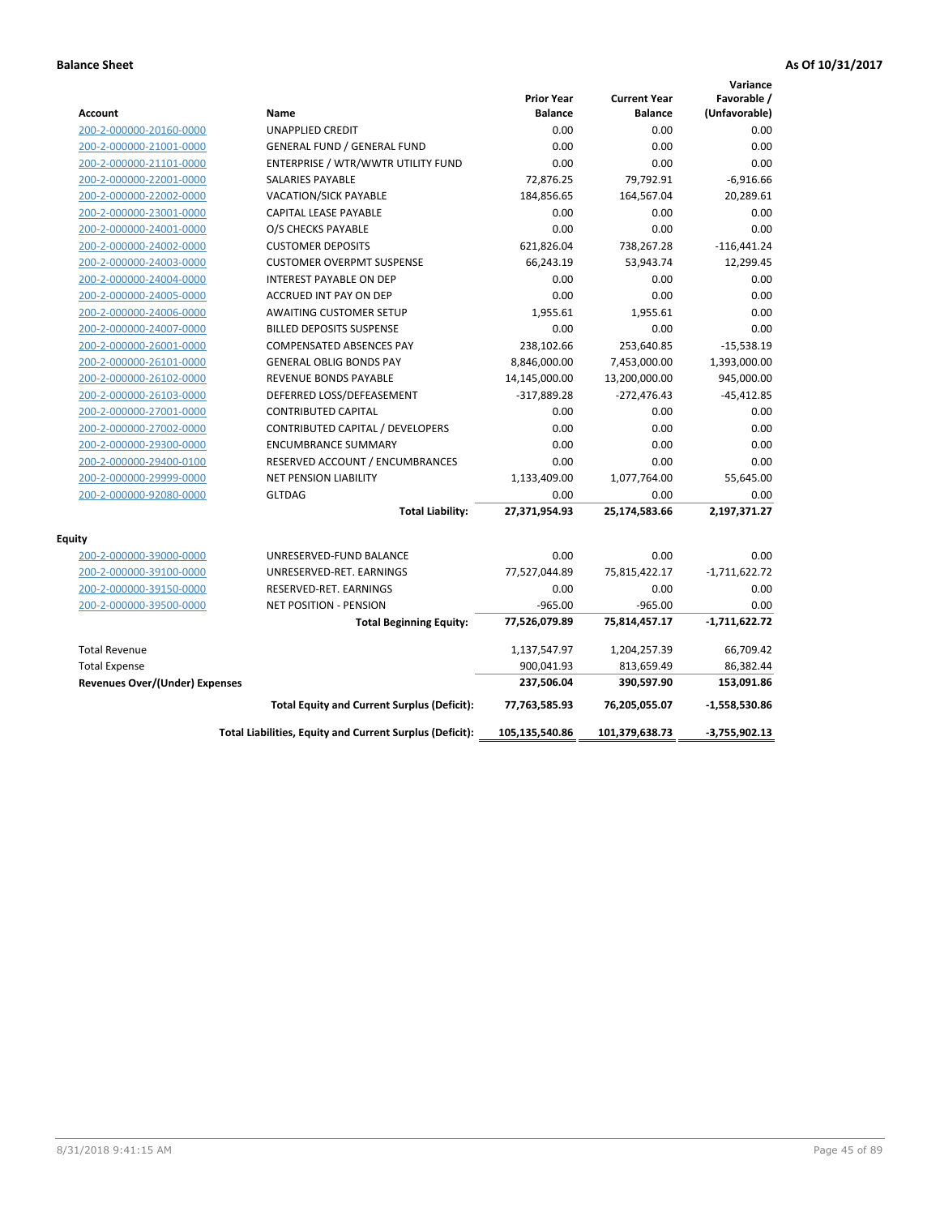**Balance Sheet** **As Of 10/31/2017**

| Account | Name | Prior Year Balance | Current Year Balance | Variance Favorable / (Unfavorable) |
|---|---|---|---|---|
| 200-2-000000-20160-0000 | UNAPPLIED CREDIT | 0.00 | 0.00 | 0.00 |
| 200-2-000000-21001-0000 | GENERAL FUND / GENERAL FUND | 0.00 | 0.00 | 0.00 |
| 200-2-000000-21101-0000 | ENTERPRISE / WTR/WWTR UTILITY FUND | 0.00 | 0.00 | 0.00 |
| 200-2-000000-22001-0000 | SALARIES PAYABLE | 72,876.25 | 79,792.91 | -6,916.66 |
| 200-2-000000-22002-0000 | VACATION/SICK PAYABLE | 184,856.65 | 164,567.04 | 20,289.61 |
| 200-2-000000-23001-0000 | CAPITAL LEASE PAYABLE | 0.00 | 0.00 | 0.00 |
| 200-2-000000-24001-0000 | O/S CHECKS PAYABLE | 0.00 | 0.00 | 0.00 |
| 200-2-000000-24002-0000 | CUSTOMER DEPOSITS | 621,826.04 | 738,267.28 | -116,441.24 |
| 200-2-000000-24003-0000 | CUSTOMER OVERPMT SUSPENSE | 66,243.19 | 53,943.74 | 12,299.45 |
| 200-2-000000-24004-0000 | INTEREST PAYABLE ON DEP | 0.00 | 0.00 | 0.00 |
| 200-2-000000-24005-0000 | ACCRUED INT PAY ON DEP | 0.00 | 0.00 | 0.00 |
| 200-2-000000-24006-0000 | AWAITING CUSTOMER SETUP | 1,955.61 | 1,955.61 | 0.00 |
| 200-2-000000-24007-0000 | BILLED DEPOSITS SUSPENSE | 0.00 | 0.00 | 0.00 |
| 200-2-000000-26001-0000 | COMPENSATED ABSENCES PAY | 238,102.66 | 253,640.85 | -15,538.19 |
| 200-2-000000-26101-0000 | GENERAL OBLIG BONDS PAY | 8,846,000.00 | 7,453,000.00 | 1,393,000.00 |
| 200-2-000000-26102-0000 | REVENUE BONDS PAYABLE | 14,145,000.00 | 13,200,000.00 | 945,000.00 |
| 200-2-000000-26103-0000 | DEFERRED LOSS/DEFEASEMENT | -317,889.28 | -272,476.43 | -45,412.85 |
| 200-2-000000-27001-0000 | CONTRIBUTED CAPITAL | 0.00 | 0.00 | 0.00 |
| 200-2-000000-27002-0000 | CONTRIBUTED CAPITAL / DEVELOPERS | 0.00 | 0.00 | 0.00 |
| 200-2-000000-29300-0000 | ENCUMBRANCE SUMMARY | 0.00 | 0.00 | 0.00 |
| 200-2-000000-29400-0100 | RESERVED ACCOUNT / ENCUMBRANCES | 0.00 | 0.00 | 0.00 |
| 200-2-000000-29999-0000 | NET PENSION LIABILITY | 1,133,409.00 | 1,077,764.00 | 55,645.00 |
| 200-2-000000-92080-0000 | GLTDAG | 0.00 | 0.00 | 0.00 |
| | **Total Liability:** | **27,371,954.93** | **25,174,583.66** | **2,197,371.27** |
| **Equity** | | | | |
| 200-2-000000-39000-0000 | UNRESERVED-FUND BALANCE | 0.00 | 0.00 | 0.00 |
| 200-2-000000-39100-0000 | UNRESERVED-RET. EARNINGS | 77,527,044.89 | 75,815,422.17 | -1,711,622.72 |
| 200-2-000000-39150-0000 | RESERVED-RET. EARNINGS | 0.00 | 0.00 | 0.00 |
| 200-2-000000-39500-0000 | NET POSITION - PENSION | -965.00 | -965.00 | 0.00 |
| | **Total Beginning Equity:** | **77,526,079.89** | **75,814,457.17** | **-1,711,622.72** |
| Total Revenue | | 1,137,547.97 | 1,204,257.39 | 66,709.42 |
| Total Expense | | 900,041.93 | 813,659.49 | 86,382.44 |
| **Revenues Over/(Under) Expenses** | | **237,506.04** | **390,597.90** | **153,091.86** |
| | **Total Equity and Current Surplus (Deficit):** | **77,763,585.93** | **76,205,055.07** | **-1,558,530.86** |
| | **Total Liabilities, Equity and Current Surplus (Deficit):** | **105,135,540.86** | **101,379,638.73** | **-3,755,902.13** |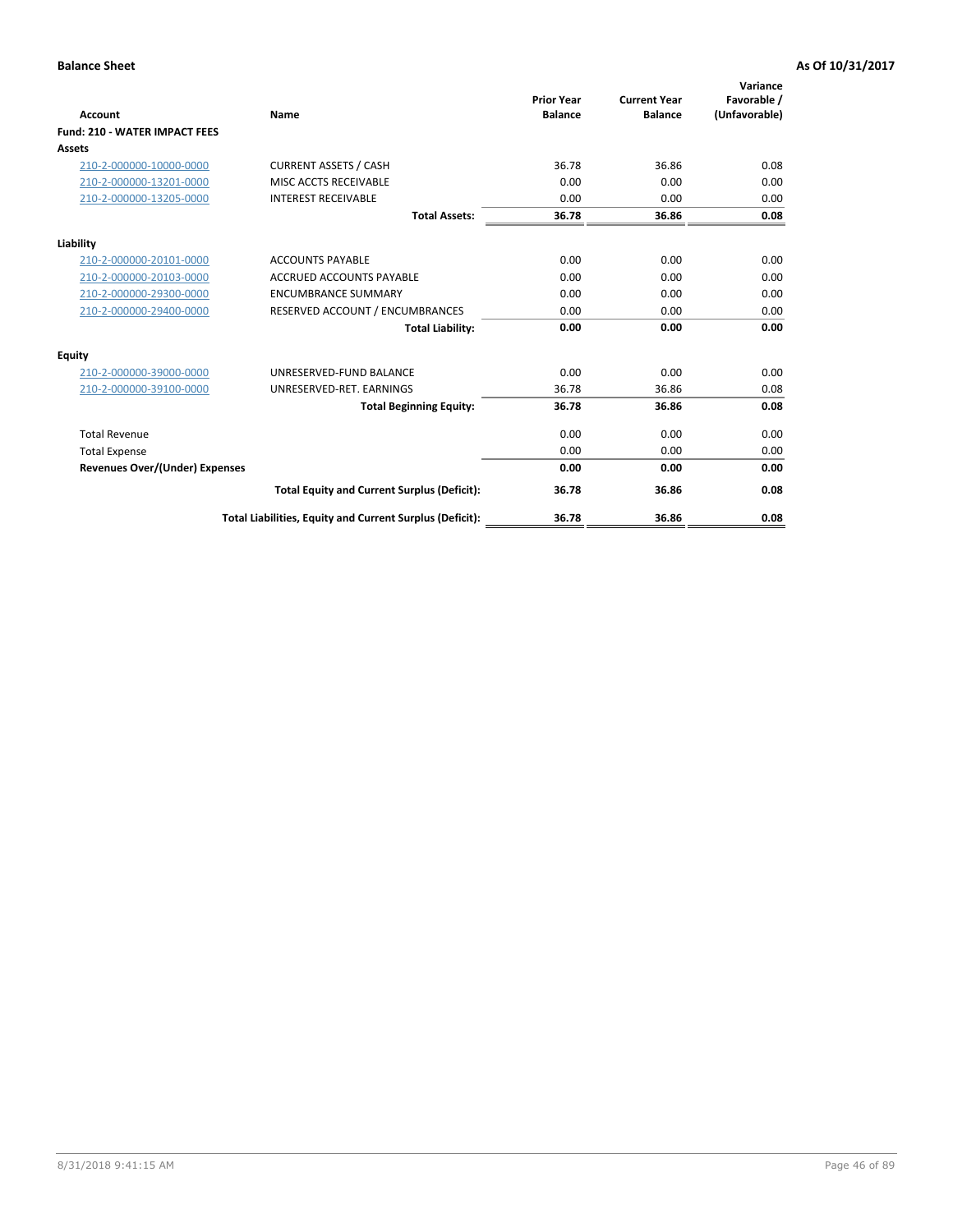**Balance Sheet** **As Of 10/31/2017**

| Account | Name | Prior Year Balance | Current Year Balance | Variance Favorable / (Unfavorable) |
|---|---|---|---|---|
| **Fund: 210 - WATER IMPACT FEES** | | | | |
| **Assets** | | | | |
| 210-2-000000-10000-0000 | CURRENT ASSETS / CASH | 36.78 | 36.86 | 0.08 |
| 210-2-000000-13201-0000 | MISC ACCTS RECEIVABLE | 0.00 | 0.00 | 0.00 |
| 210-2-000000-13205-0000 | INTEREST RECEIVABLE | 0.00 | 0.00 | 0.00 |
| | **Total Assets:** | **36.78** | **36.86** | **0.08** |
| **Liability** | | | | |
| 210-2-000000-20101-0000 | ACCOUNTS PAYABLE | 0.00 | 0.00 | 0.00 |
| 210-2-000000-20103-0000 | ACCRUED ACCOUNTS PAYABLE | 0.00 | 0.00 | 0.00 |
| 210-2-000000-29300-0000 | ENCUMBRANCE SUMMARY | 0.00 | 0.00 | 0.00 |
| 210-2-000000-29400-0000 | RESERVED ACCOUNT / ENCUMBRANCES | 0.00 | 0.00 | 0.00 |
| | **Total Liability:** | **0.00** | **0.00** | **0.00** |
| **Equity** | | | | |
| 210-2-000000-39000-0000 | UNRESERVED-FUND BALANCE | 0.00 | 0.00 | 0.00 |
| 210-2-000000-39100-0000 | UNRESERVED-RET. EARNINGS | 36.78 | 36.86 | 0.08 |
| | **Total Beginning Equity:** | **36.78** | **36.86** | **0.08** |
| Total Revenue | | 0.00 | 0.00 | 0.00 |
| Total Expense | | 0.00 | 0.00 | 0.00 |
| **Revenues Over/(Under) Expenses** | | **0.00** | **0.00** | **0.00** |
| | **Total Equity and Current Surplus (Deficit):** | **36.78** | **36.86** | **0.08** |
| | **Total Liabilities, Equity and Current Surplus (Deficit):** | **36.78** | **36.86** | **0.08** |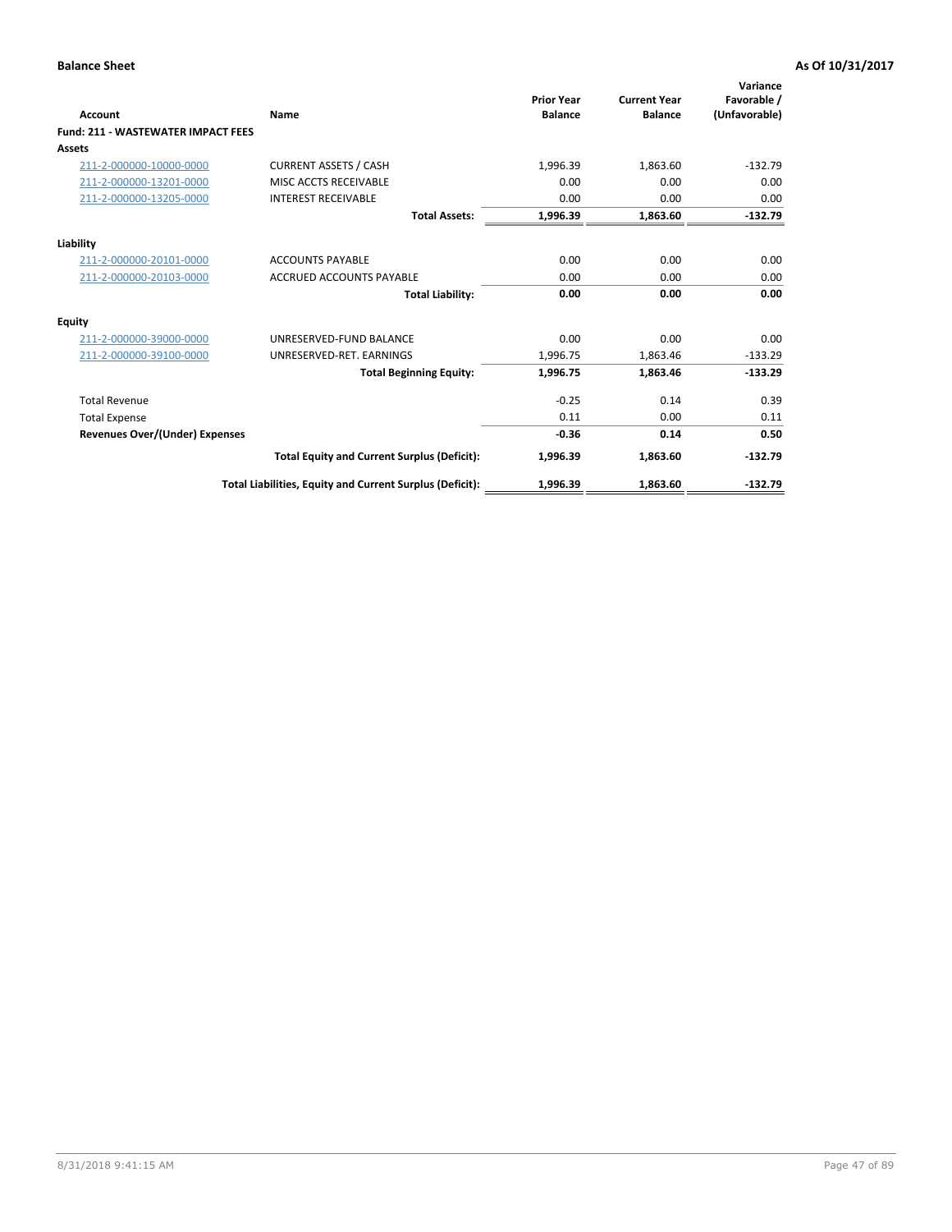**Balance Sheet** **As Of 10/31/2017**

| Account | Name | Prior Year Balance | Current Year Balance | Variance Favorable / (Unfavorable) |
|---|---|---|---|---|
| **Fund: 211 - WASTEWATER IMPACT FEES** | | | | |
| **Assets** | | | | |
| 211-2-000000-10000-0000 | CURRENT ASSETS / CASH | 1,996.39 | 1,863.60 | -132.79 |
| 211-2-000000-13201-0000 | MISC ACCTS RECEIVABLE | 0.00 | 0.00 | 0.00 |
| 211-2-000000-13205-0000 | INTEREST RECEIVABLE | 0.00 | 0.00 | 0.00 |
| | **Total Assets:** | **1,996.39** | **1,863.60** | **-132.79** |
| **Liability** | | | | |
| 211-2-000000-20101-0000 | ACCOUNTS PAYABLE | 0.00 | 0.00 | 0.00 |
| 211-2-000000-20103-0000 | ACCRUED ACCOUNTS PAYABLE | 0.00 | 0.00 | 0.00 |
| | **Total Liability:** | **0.00** | **0.00** | **0.00** |
| **Equity** | | | | |
| 211-2-000000-39000-0000 | UNRESERVED-FUND BALANCE | 0.00 | 0.00 | 0.00 |
| 211-2-000000-39100-0000 | UNRESERVED-RET. EARNINGS | 1,996.75 | 1,863.46 | -133.29 |
| | **Total Beginning Equity:** | **1,996.75** | **1,863.46** | **-133.29** |
| Total Revenue | | -0.25 | 0.14 | 0.39 |
| Total Expense | | 0.11 | 0.00 | 0.11 |
| **Revenues Over/(Under) Expenses** | | **-0.36** | **0.14** | **0.50** |
| | **Total Equity and Current Surplus (Deficit):** | **1,996.39** | **1,863.60** | **-132.79** |
| | **Total Liabilities, Equity and Current Surplus (Deficit):** | **1,996.39** | **1,863.60** | **-132.79** |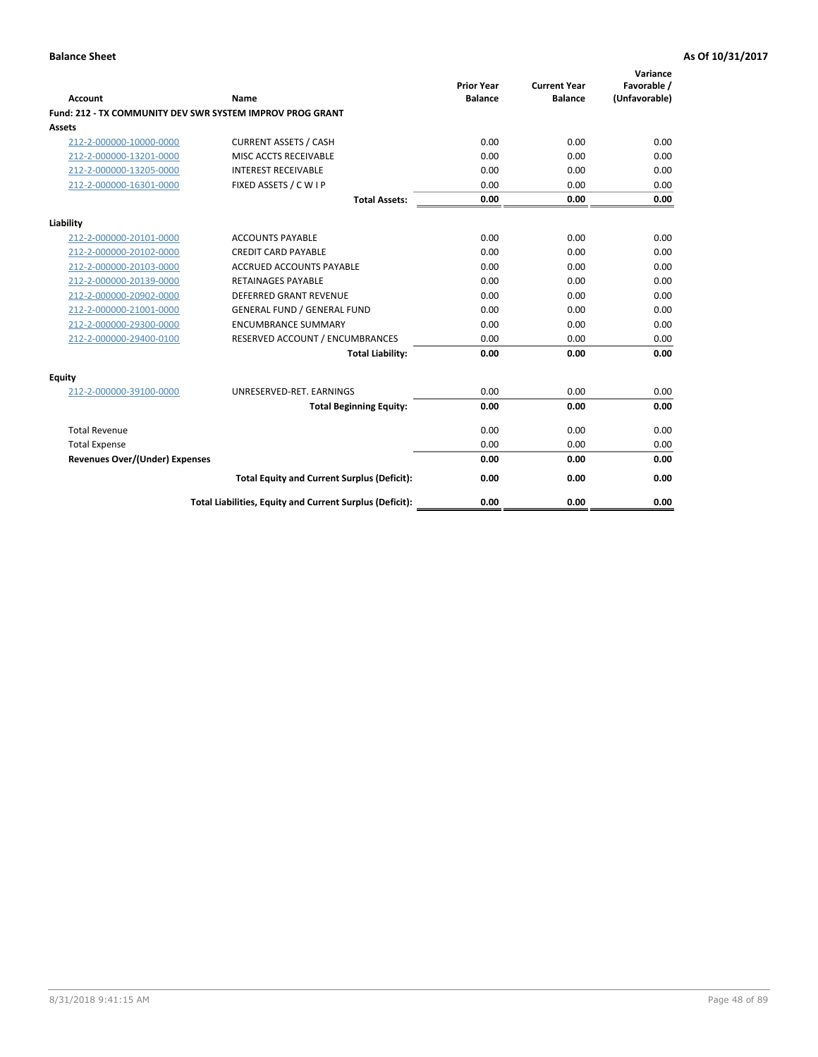**Balance Sheet** **As Of 10/31/2017**

| Account | Name | Prior Year Balance | Current Year Balance | Variance Favorable / (Unfavorable) |
|---|---|---|---|---|
| **Fund: 212 - TX COMMUNITY DEV SWR SYSTEM IMPROV PROG GRANT** | | | | |
| **Assets** | | | | |
| 212-2-000000-10000-0000 | CURRENT ASSETS / CASH | 0.00 | 0.00 | 0.00 |
| 212-2-000000-13201-0000 | MISC ACCTS RECEIVABLE | 0.00 | 0.00 | 0.00 |
| 212-2-000000-13205-0000 | INTEREST RECEIVABLE | 0.00 | 0.00 | 0.00 |
| 212-2-000000-16301-0000 | FIXED ASSETS / C W I P | 0.00 | 0.00 | 0.00 |
| | **Total Assets:** | **0.00** | **0.00** | **0.00** |
| **Liability** | | | | |
| 212-2-000000-20101-0000 | ACCOUNTS PAYABLE | 0.00 | 0.00 | 0.00 |
| 212-2-000000-20102-0000 | CREDIT CARD PAYABLE | 0.00 | 0.00 | 0.00 |
| 212-2-000000-20103-0000 | ACCRUED ACCOUNTS PAYABLE | 0.00 | 0.00 | 0.00 |
| 212-2-000000-20139-0000 | RETAINAGES PAYABLE | 0.00 | 0.00 | 0.00 |
| 212-2-000000-20902-0000 | DEFERRED GRANT REVENUE | 0.00 | 0.00 | 0.00 |
| 212-2-000000-21001-0000 | GENERAL FUND / GENERAL FUND | 0.00 | 0.00 | 0.00 |
| 212-2-000000-29300-0000 | ENCUMBRANCE SUMMARY | 0.00 | 0.00 | 0.00 |
| 212-2-000000-29400-0100 | RESERVED ACCOUNT / ENCUMBRANCES | 0.00 | 0.00 | 0.00 |
| | **Total Liability:** | **0.00** | **0.00** | **0.00** |
| **Equity** | | | | |
| 212-2-000000-39100-0000 | UNRESERVED-RET. EARNINGS | 0.00 | 0.00 | 0.00 |
| | **Total Beginning Equity:** | **0.00** | **0.00** | **0.00** |
| Total Revenue | | 0.00 | 0.00 | 0.00 |
| Total Expense | | 0.00 | 0.00 | 0.00 |
| **Revenues Over/(Under) Expenses** | | **0.00** | **0.00** | **0.00** |
| | **Total Equity and Current Surplus (Deficit):** | **0.00** | **0.00** | **0.00** |
| | **Total Liabilities, Equity and Current Surplus (Deficit):** | **0.00** | **0.00** | **0.00** |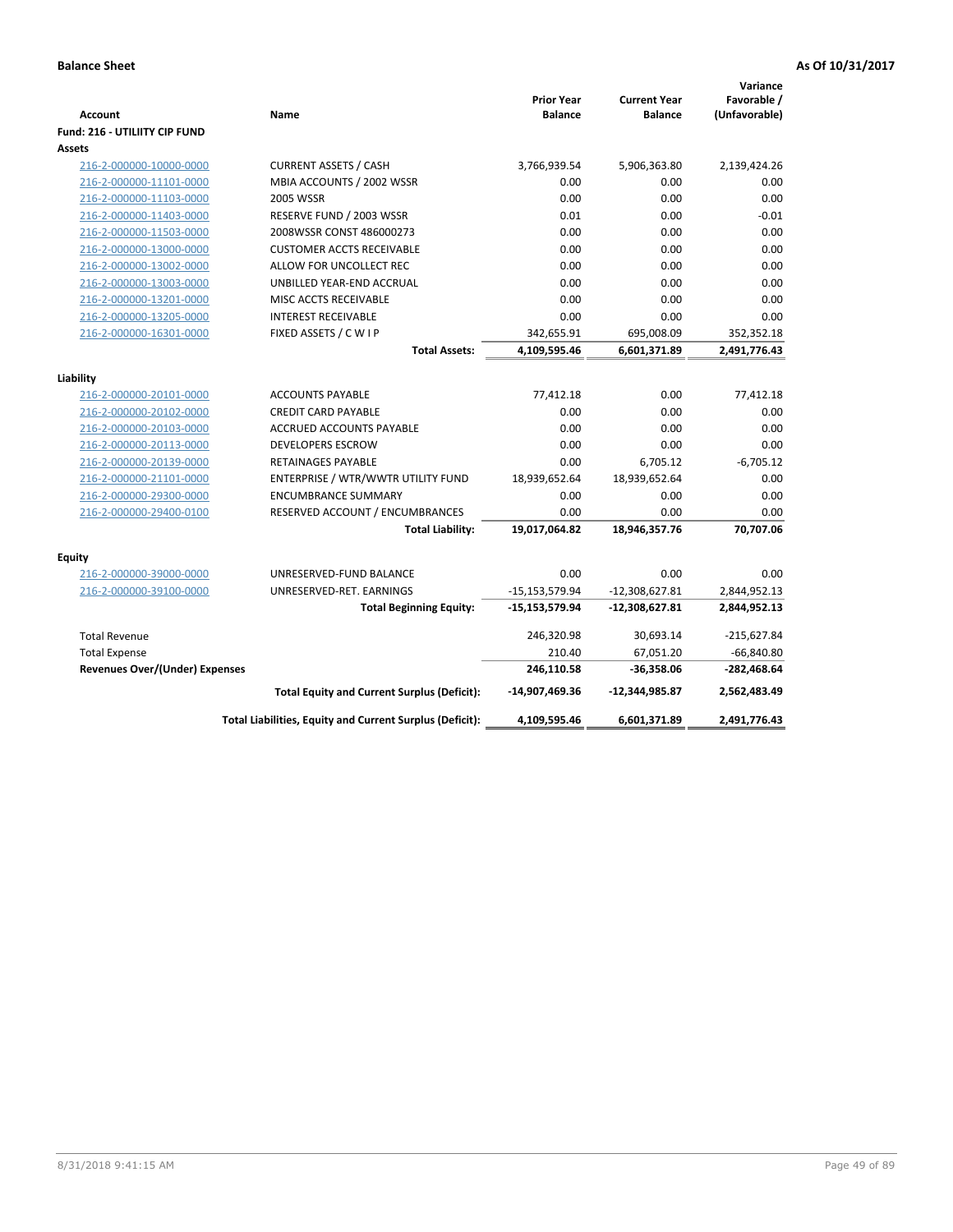**Balance Sheet** **As Of 10/31/2017**

| Account | Name | Prior Year Balance | Current Year Balance | Variance Favorable / (Unfavorable) |
|---|---|---|---|---|
| **Fund: 216 - UTILIITY CIP FUND** | | | | |
| **Assets** | | | | |
| 216-2-000000-10000-0000 | CURRENT ASSETS / CASH | 3,766,939.54 | 5,906,363.80 | 2,139,424.26 |
| 216-2-000000-11101-0000 | MBIA ACCOUNTS / 2002 WSSR | 0.00 | 0.00 | 0.00 |
| 216-2-000000-11103-0000 | 2005 WSSR | 0.00 | 0.00 | 0.00 |
| 216-2-000000-11403-0000 | RESERVE FUND / 2003 WSSR | 0.01 | 0.00 | -0.01 |
| 216-2-000000-11503-0000 | 2008WSSR CONST 486000273 | 0.00 | 0.00 | 0.00 |
| 216-2-000000-13000-0000 | CUSTOMER ACCTS RECEIVABLE | 0.00 | 0.00 | 0.00 |
| 216-2-000000-13002-0000 | ALLOW FOR UNCOLLECT REC | 0.00 | 0.00 | 0.00 |
| 216-2-000000-13003-0000 | UNBILLED YEAR-END ACCRUAL | 0.00 | 0.00 | 0.00 |
| 216-2-000000-13201-0000 | MISC ACCTS RECEIVABLE | 0.00 | 0.00 | 0.00 |
| 216-2-000000-13205-0000 | INTEREST RECEIVABLE | 0.00 | 0.00 | 0.00 |
| 216-2-000000-16301-0000 | FIXED ASSETS / C W I P | 342,655.91 | 695,008.09 | 352,352.18 |
| | **Total Assets:** | **4,109,595.46** | **6,601,371.89** | **2,491,776.43** |
| **Liability** | | | | |
| 216-2-000000-20101-0000 | ACCOUNTS PAYABLE | 77,412.18 | 0.00 | 77,412.18 |
| 216-2-000000-20102-0000 | CREDIT CARD PAYABLE | 0.00 | 0.00 | 0.00 |
| 216-2-000000-20103-0000 | ACCRUED ACCOUNTS PAYABLE | 0.00 | 0.00 | 0.00 |
| 216-2-000000-20113-0000 | DEVELOPERS ESCROW | 0.00 | 0.00 | 0.00 |
| 216-2-000000-20139-0000 | RETAINAGES PAYABLE | 0.00 | 6,705.12 | -6,705.12 |
| 216-2-000000-21101-0000 | ENTERPRISE / WTR/WWTR UTILITY FUND | 18,939,652.64 | 18,939,652.64 | 0.00 |
| 216-2-000000-29300-0000 | ENCUMBRANCE SUMMARY | 0.00 | 0.00 | 0.00 |
| 216-2-000000-29400-0100 | RESERVED ACCOUNT / ENCUMBRANCES | 0.00 | 0.00 | 0.00 |
| | **Total Liability:** | **19,017,064.82** | **18,946,357.76** | **70,707.06** |
| **Equity** | | | | |
| 216-2-000000-39000-0000 | UNRESERVED-FUND BALANCE | 0.00 | 0.00 | 0.00 |
| 216-2-000000-39100-0000 | UNRESERVED-RET. EARNINGS | -15,153,579.94 | -12,308,627.81 | 2,844,952.13 |
| | **Total Beginning Equity:** | **-15,153,579.94** | **-12,308,627.81** | **2,844,952.13** |
| Total Revenue | | 246,320.98 | 30,693.14 | -215,627.84 |
| Total Expense | | 210.40 | 67,051.20 | -66,840.80 |
| **Revenues Over/(Under) Expenses** | | **246,110.58** | **-36,358.06** | **-282,468.64** |
| | **Total Equity and Current Surplus (Deficit):** | **-14,907,469.36** | **-12,344,985.87** | **2,562,483.49** |
| | **Total Liabilities, Equity and Current Surplus (Deficit):** | **4,109,595.46** | **6,601,371.89** | **2,491,776.43** |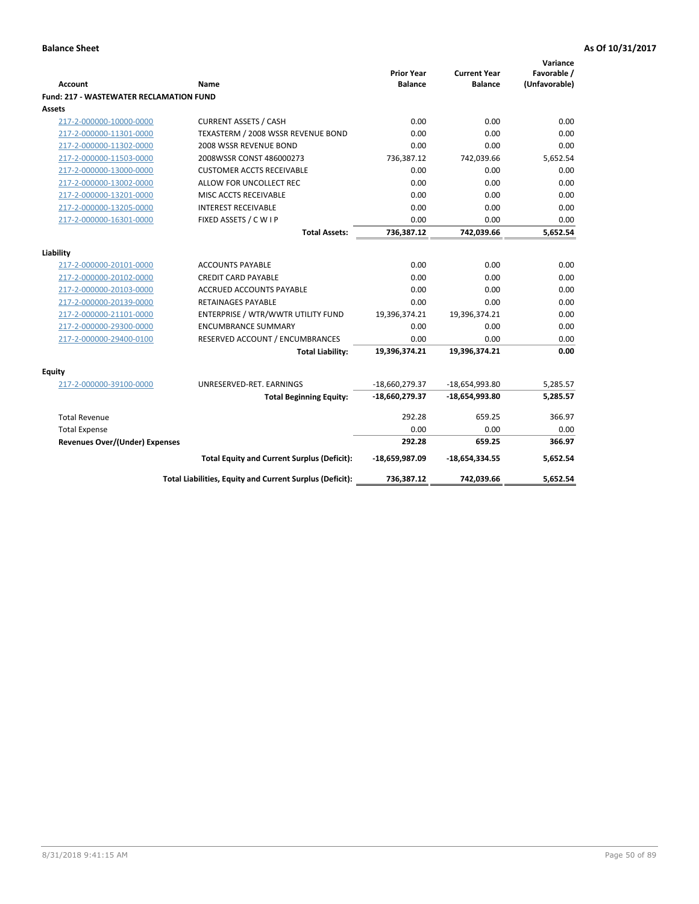**Balance Sheet** **As Of 10/31/2017**

| Account | Name | Prior Year Balance | Current Year Balance | Variance Favorable / (Unfavorable) |
|---|---|---|---|---|
| **Fund: 217 - WASTEWATER RECLAMATION FUND** | | | | |
| **Assets** | | | | |
| 217-2-000000-10000-0000 | CURRENT ASSETS / CASH | 0.00 | 0.00 | 0.00 |
| 217-2-000000-11301-0000 | TEXASTERM / 2008 WSSR REVENUE BOND | 0.00 | 0.00 | 0.00 |
| 217-2-000000-11302-0000 | 2008 WSSR REVENUE BOND | 0.00 | 0.00 | 0.00 |
| 217-2-000000-11503-0000 | 2008WSSR CONST 486000273 | 736,387.12 | 742,039.66 | 5,652.54 |
| 217-2-000000-13000-0000 | CUSTOMER ACCTS RECEIVABLE | 0.00 | 0.00 | 0.00 |
| 217-2-000000-13002-0000 | ALLOW FOR UNCOLLECT REC | 0.00 | 0.00 | 0.00 |
| 217-2-000000-13201-0000 | MISC ACCTS RECEIVABLE | 0.00 | 0.00 | 0.00 |
| 217-2-000000-13205-0000 | INTEREST RECEIVABLE | 0.00 | 0.00 | 0.00 |
| 217-2-000000-16301-0000 | FIXED ASSETS / C W I P | 0.00 | 0.00 | 0.00 |
| | **Total Assets:** | **736,387.12** | **742,039.66** | **5,652.54** |
| **Liability** | | | | |
| 217-2-000000-20101-0000 | ACCOUNTS PAYABLE | 0.00 | 0.00 | 0.00 |
| 217-2-000000-20102-0000 | CREDIT CARD PAYABLE | 0.00 | 0.00 | 0.00 |
| 217-2-000000-20103-0000 | ACCRUED ACCOUNTS PAYABLE | 0.00 | 0.00 | 0.00 |
| 217-2-000000-20139-0000 | RETAINAGES PAYABLE | 0.00 | 0.00 | 0.00 |
| 217-2-000000-21101-0000 | ENTERPRISE / WTR/WWTR UTILITY FUND | 19,396,374.21 | 19,396,374.21 | 0.00 |
| 217-2-000000-29300-0000 | ENCUMBRANCE SUMMARY | 0.00 | 0.00 | 0.00 |
| 217-2-000000-29400-0100 | RESERVED ACCOUNT / ENCUMBRANCES | 0.00 | 0.00 | 0.00 |
| | **Total Liability:** | **19,396,374.21** | **19,396,374.21** | **0.00** |
| **Equity** | | | | |
| 217-2-000000-39100-0000 | UNRESERVED-RET. EARNINGS | -18,660,279.37 | -18,654,993.80 | 5,285.57 |
| | **Total Beginning Equity:** | **-18,660,279.37** | **-18,654,993.80** | **5,285.57** |
| Total Revenue | | 292.28 | 659.25 | 366.97 |
| Total Expense | | 0.00 | 0.00 | 0.00 |
| **Revenues Over/(Under) Expenses** | | **292.28** | **659.25** | **366.97** |
| | **Total Equity and Current Surplus (Deficit):** | **-18,659,987.09** | **-18,654,334.55** | **5,652.54** |
| | **Total Liabilities, Equity and Current Surplus (Deficit):** | **736,387.12** | **742,039.66** | **5,652.54** |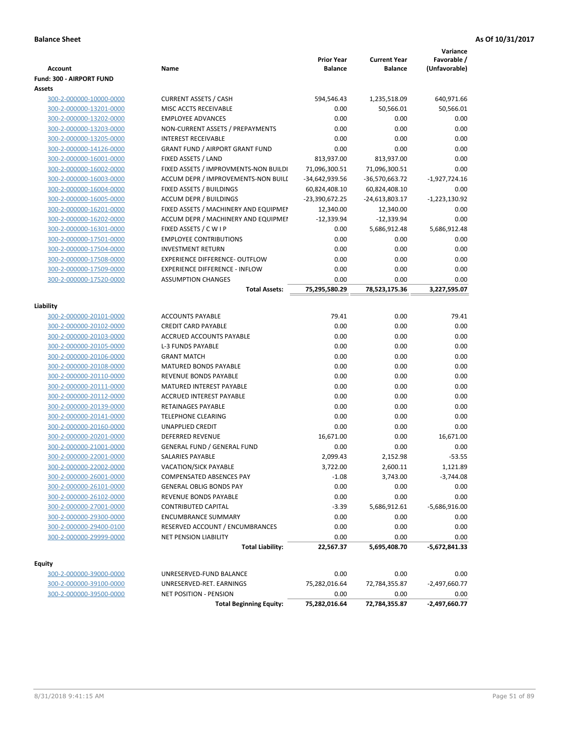**Balance Sheet** **As Of 10/31/2017**

| Account | Name | Prior Year Balance | Current Year Balance | Variance Favorable / (Unfavorable) |
|---|---|---|---|---|
| **Fund: 300 - AIRPORT FUND** | | | | |
| **Assets** | | | | |
| 300-2-000000-10000-0000 | CURRENT ASSETS / CASH | 594,546.43 | 1,235,518.09 | 640,971.66 |
| 300-2-000000-13201-0000 | MISC ACCTS RECEIVABLE | 0.00 | 50,566.01 | 50,566.01 |
| 300-2-000000-13202-0000 | EMPLOYEE ADVANCES | 0.00 | 0.00 | 0.00 |
| 300-2-000000-13203-0000 | NON-CURRENT ASSETS / PREPAYMENTS | 0.00 | 0.00 | 0.00 |
| 300-2-000000-13205-0000 | INTEREST RECEIVABLE | 0.00 | 0.00 | 0.00 |
| 300-2-000000-14126-0000 | GRANT FUND / AIRPORT GRANT FUND | 0.00 | 0.00 | 0.00 |
| 300-2-000000-16001-0000 | FIXED ASSETS / LAND | 813,937.00 | 813,937.00 | 0.00 |
| 300-2-000000-16002-0000 | FIXED ASSETS / IMPROVMENTS-NON BUILDI | 71,096,300.51 | 71,096,300.51 | 0.00 |
| 300-2-000000-16003-0000 | ACCUM DEPR / IMPROVEMENTS-NON BUILI | -34,642,939.56 | -36,570,663.72 | -1,927,724.16 |
| 300-2-000000-16004-0000 | FIXED ASSETS / BUILDINGS | 60,824,408.10 | 60,824,408.10 | 0.00 |
| 300-2-000000-16005-0000 | ACCUM DEPR / BUILDINGS | -23,390,672.25 | -24,613,803.17 | -1,223,130.92 |
| 300-2-000000-16201-0000 | FIXED ASSETS / MACHINERY AND EQUIPMEI | 12,340.00 | 12,340.00 | 0.00 |
| 300-2-000000-16202-0000 | ACCUM DEPR / MACHINERY AND EQUIPMEI | -12,339.94 | -12,339.94 | 0.00 |
| 300-2-000000-16301-0000 | FIXED ASSETS / C W I P | 0.00 | 5,686,912.48 | 5,686,912.48 |
| 300-2-000000-17501-0000 | EMPLOYEE CONTRIBUTIONS | 0.00 | 0.00 | 0.00 |
| 300-2-000000-17504-0000 | INVESTMENT RETURN | 0.00 | 0.00 | 0.00 |
| 300-2-000000-17508-0000 | EXPERIENCE DIFFERENCE- OUTFLOW | 0.00 | 0.00 | 0.00 |
| 300-2-000000-17509-0000 | EXPERIENCE DIFFERENCE - INFLOW | 0.00 | 0.00 | 0.00 |
| 300-2-000000-17520-0000 | ASSUMPTION CHANGES | 0.00 | 0.00 | 0.00 |
| | **Total Assets:** | **75,295,580.29** | **78,523,175.36** | **3,227,595.07** |
| **Liability** | | | | |
| 300-2-000000-20101-0000 | ACCOUNTS PAYABLE | 79.41 | 0.00 | 79.41 |
| 300-2-000000-20102-0000 | CREDIT CARD PAYABLE | 0.00 | 0.00 | 0.00 |
| 300-2-000000-20103-0000 | ACCRUED ACCOUNTS PAYABLE | 0.00 | 0.00 | 0.00 |
| 300-2-000000-20105-0000 | L-3 FUNDS PAYABLE | 0.00 | 0.00 | 0.00 |
| 300-2-000000-20106-0000 | GRANT MATCH | 0.00 | 0.00 | 0.00 |
| 300-2-000000-20108-0000 | MATURED BONDS PAYABLE | 0.00 | 0.00 | 0.00 |
| 300-2-000000-20110-0000 | REVENUE BONDS PAYABLE | 0.00 | 0.00 | 0.00 |
| 300-2-000000-20111-0000 | MATURED INTEREST PAYABLE | 0.00 | 0.00 | 0.00 |
| 300-2-000000-20112-0000 | ACCRUED INTEREST PAYABLE | 0.00 | 0.00 | 0.00 |
| 300-2-000000-20139-0000 | RETAINAGES PAYABLE | 0.00 | 0.00 | 0.00 |
| 300-2-000000-20141-0000 | TELEPHONE CLEARING | 0.00 | 0.00 | 0.00 |
| 300-2-000000-20160-0000 | UNAPPLIED CREDIT | 0.00 | 0.00 | 0.00 |
| 300-2-000000-20201-0000 | DEFERRED REVENUE | 16,671.00 | 0.00 | 16,671.00 |
| 300-2-000000-21001-0000 | GENERAL FUND / GENERAL FUND | 0.00 | 0.00 | 0.00 |
| 300-2-000000-22001-0000 | SALARIES PAYABLE | 2,099.43 | 2,152.98 | -53.55 |
| 300-2-000000-22002-0000 | VACATION/SICK PAYABLE | 3,722.00 | 2,600.11 | 1,121.89 |
| 300-2-000000-26001-0000 | COMPENSATED ABSENCES PAY | -1.08 | 3,743.00 | -3,744.08 |
| 300-2-000000-26101-0000 | GENERAL OBLIG BONDS PAY | 0.00 | 0.00 | 0.00 |
| 300-2-000000-26102-0000 | REVENUE BONDS PAYABLE | 0.00 | 0.00 | 0.00 |
| 300-2-000000-27001-0000 | CONTRIBUTED CAPITAL | -3.39 | 5,686,912.61 | -5,686,916.00 |
| 300-2-000000-29300-0000 | ENCUMBRANCE SUMMARY | 0.00 | 0.00 | 0.00 |
| 300-2-000000-29400-0100 | RESERVED ACCOUNT / ENCUMBRANCES | 0.00 | 0.00 | 0.00 |
| 300-2-000000-29999-0000 | NET PENSION LIABILITY | 0.00 | 0.00 | 0.00 |
| | **Total Liability:** | **22,567.37** | **5,695,408.70** | **-5,672,841.33** |
| **Equity** | | | | |
| 300-2-000000-39000-0000 | UNRESERVED-FUND BALANCE | 0.00 | 0.00 | 0.00 |
| 300-2-000000-39100-0000 | UNRESERVED-RET. EARNINGS | 75,282,016.64 | 72,784,355.87 | -2,497,660.77 |
| 300-2-000000-39500-0000 | NET POSITION - PENSION | 0.00 | 0.00 | 0.00 |
| | **Total Beginning Equity:** | **75,282,016.64** | **72,784,355.87** | **-2,497,660.77** |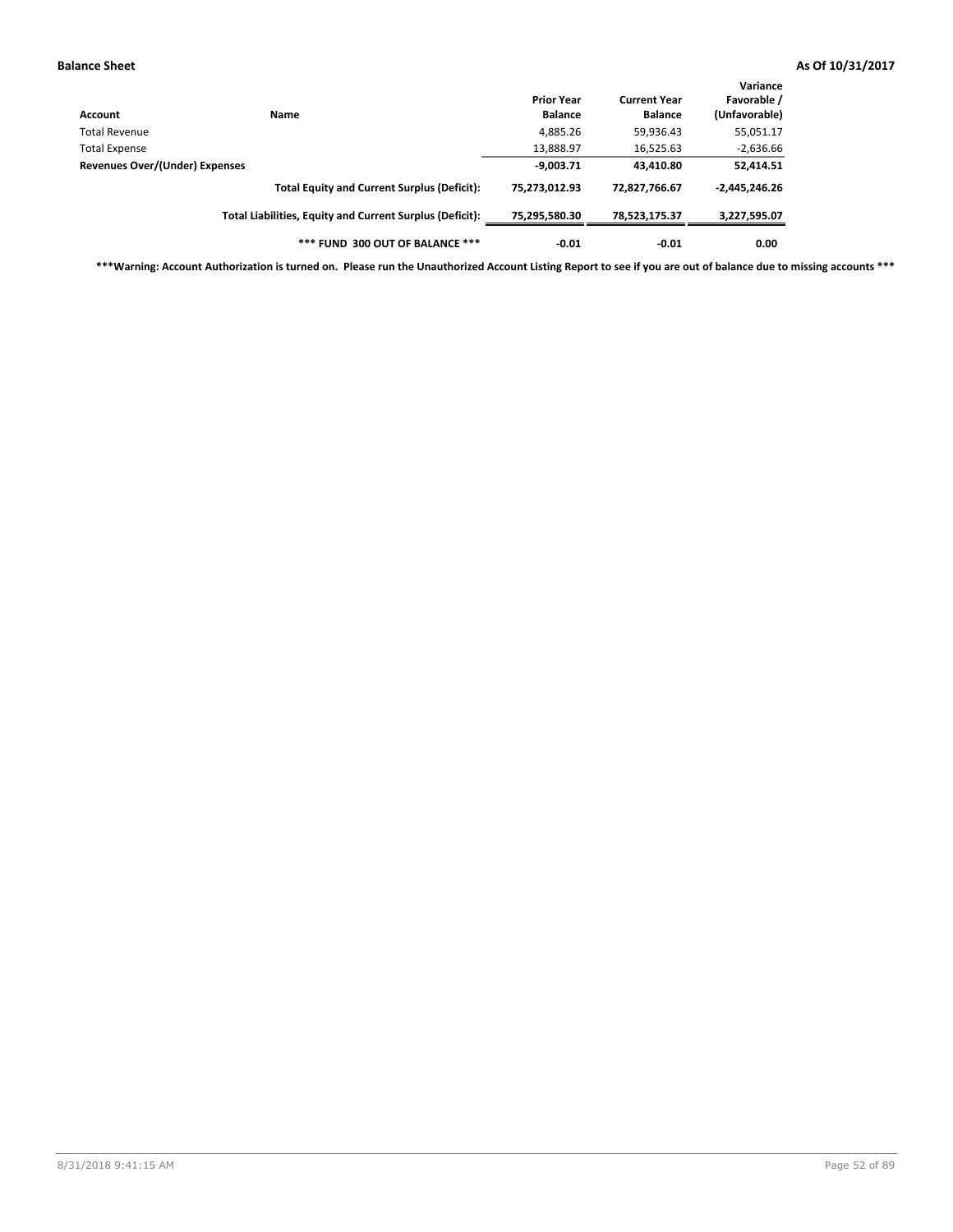**Balance Sheet** **As Of 10/31/2017**

| Account | Name | Prior Year Balance | Current Year Balance | Variance Favorable / (Unfavorable) |
|---|---|---|---|---|
| Total Revenue | | 4,885.26 | 59,936.43 | 55,051.17 |
| Total Expense | | 13,888.97 | 16,525.63 | -2,636.66 |
| **Revenues Over/(Under) Expenses** | | **-9,003.71** | **43,410.80** | **52,414.51** |
| | **Total Equity and Current Surplus (Deficit):** | **75,273,012.93** | **72,827,766.67** | **-2,445,246.26** |
| | **Total Liabilities, Equity and Current Surplus (Deficit):** | **75,295,580.30** | **78,523,175.37** | **3,227,595.07** |
| | ***** FUND 300 OUT OF BALANCE ***** | **-0.01** | **-0.01** | **0.00** |

*****Warning: Account Authorization is turned on. Please run the Unauthorized Account Listing Report to see if you are out of balance due to missing accounts *****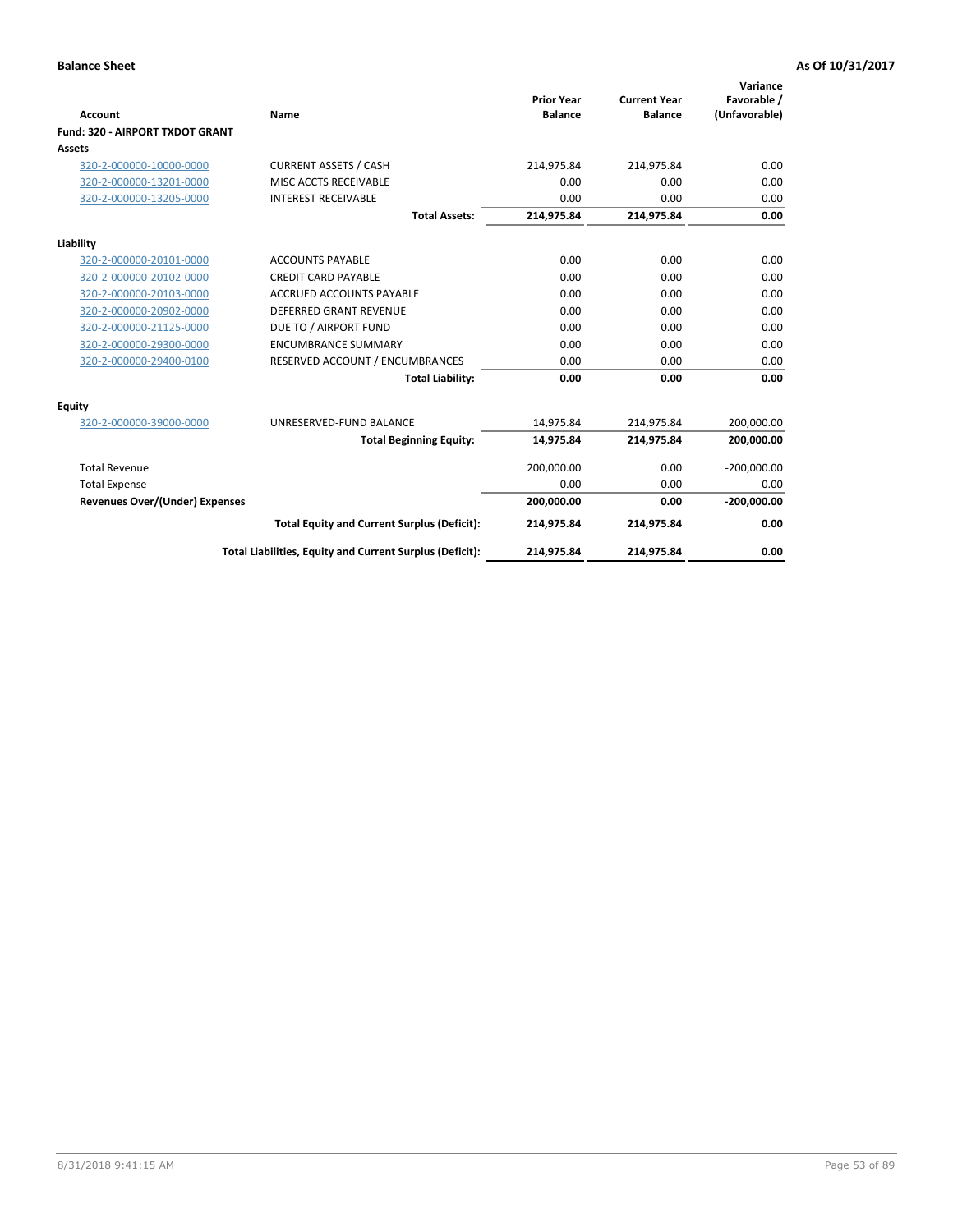**Balance Sheet** | **As Of 10/31/2017**

| Account | Name | Prior Year Balance | Current Year Balance | Variance Favorable / (Unfavorable) |
|---|---|---|---|---|
| **Fund: 320 - AIRPORT TXDOT GRANT** | | | | |
| **Assets** | | | | |
| 320-2-000000-10000-0000 | CURRENT ASSETS / CASH | 214,975.84 | 214,975.84 | 0.00 |
| 320-2-000000-13201-0000 | MISC ACCTS RECEIVABLE | 0.00 | 0.00 | 0.00 |
| 320-2-000000-13205-0000 | INTEREST RECEIVABLE | 0.00 | 0.00 | 0.00 |
| | **Total Assets:** | **214,975.84** | **214,975.84** | **0.00** |
| **Liability** | | | | |
| 320-2-000000-20101-0000 | ACCOUNTS PAYABLE | 0.00 | 0.00 | 0.00 |
| 320-2-000000-20102-0000 | CREDIT CARD PAYABLE | 0.00 | 0.00 | 0.00 |
| 320-2-000000-20103-0000 | ACCRUED ACCOUNTS PAYABLE | 0.00 | 0.00 | 0.00 |
| 320-2-000000-20902-0000 | DEFERRED GRANT REVENUE | 0.00 | 0.00 | 0.00 |
| 320-2-000000-21125-0000 | DUE TO / AIRPORT FUND | 0.00 | 0.00 | 0.00 |
| 320-2-000000-29300-0000 | ENCUMBRANCE SUMMARY | 0.00 | 0.00 | 0.00 |
| 320-2-000000-29400-0100 | RESERVED ACCOUNT / ENCUMBRANCES | 0.00 | 0.00 | 0.00 |
| | **Total Liability:** | **0.00** | **0.00** | **0.00** |
| **Equity** | | | | |
| 320-2-000000-39000-0000 | UNRESERVED-FUND BALANCE | 14,975.84 | 214,975.84 | 200,000.00 |
| | **Total Beginning Equity:** | **14,975.84** | **214,975.84** | **200,000.00** |
| Total Revenue | | 200,000.00 | 0.00 | -200,000.00 |
| Total Expense | | 0.00 | 0.00 | 0.00 |
| **Revenues Over/(Under) Expenses** | | **200,000.00** | **0.00** | **-200,000.00** |
| | **Total Equity and Current Surplus (Deficit):** | **214,975.84** | **214,975.84** | **0.00** |
| | **Total Liabilities, Equity and Current Surplus (Deficit):** | **214,975.84** | **214,975.84** | **0.00** |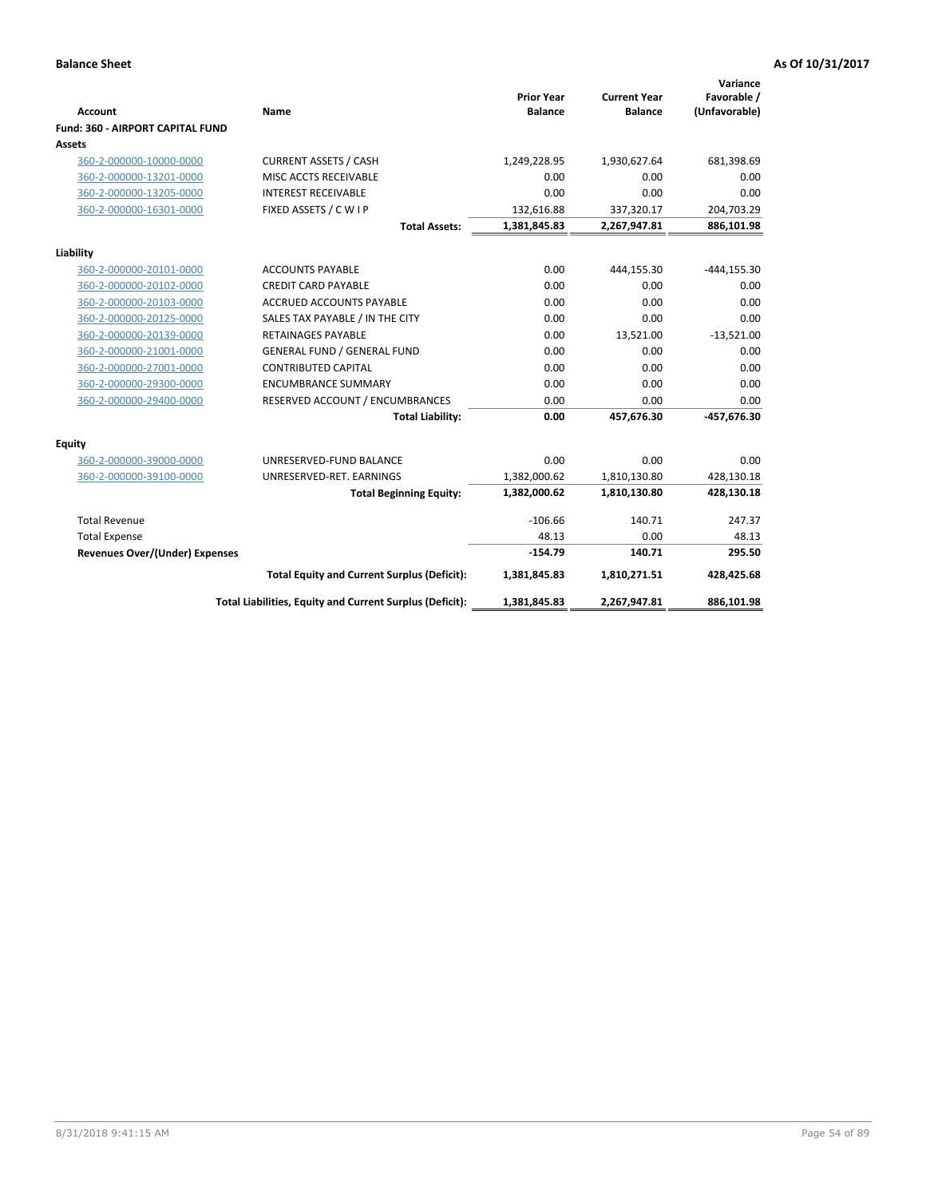**Balance Sheet** **As Of 10/31/2017**

| Account | Name | Prior Year Balance | Current Year Balance | Variance Favorable / (Unfavorable) |
|---|---|---|---|---|
| **Fund: 360 - AIRPORT CAPITAL FUND** | | | | |
| **Assets** | | | | |
| 360-2-000000-10000-0000 | CURRENT ASSETS / CASH | 1,249,228.95 | 1,930,627.64 | 681,398.69 |
| 360-2-000000-13201-0000 | MISC ACCTS RECEIVABLE | 0.00 | 0.00 | 0.00 |
| 360-2-000000-13205-0000 | INTEREST RECEIVABLE | 0.00 | 0.00 | 0.00 |
| 360-2-000000-16301-0000 | FIXED ASSETS / C W I P | 132,616.88 | 337,320.17 | 204,703.29 |
| | **Total Assets:** | **1,381,845.83** | **2,267,947.81** | **886,101.98** |
| **Liability** | | | | |
| 360-2-000000-20101-0000 | ACCOUNTS PAYABLE | 0.00 | 444,155.30 | -444,155.30 |
| 360-2-000000-20102-0000 | CREDIT CARD PAYABLE | 0.00 | 0.00 | 0.00 |
| 360-2-000000-20103-0000 | ACCRUED ACCOUNTS PAYABLE | 0.00 | 0.00 | 0.00 |
| 360-2-000000-20125-0000 | SALES TAX PAYABLE / IN THE CITY | 0.00 | 0.00 | 0.00 |
| 360-2-000000-20139-0000 | RETAINAGES PAYABLE | 0.00 | 13,521.00 | -13,521.00 |
| 360-2-000000-21001-0000 | GENERAL FUND / GENERAL FUND | 0.00 | 0.00 | 0.00 |
| 360-2-000000-27001-0000 | CONTRIBUTED CAPITAL | 0.00 | 0.00 | 0.00 |
| 360-2-000000-29300-0000 | ENCUMBRANCE SUMMARY | 0.00 | 0.00 | 0.00 |
| 360-2-000000-29400-0000 | RESERVED ACCOUNT / ENCUMBRANCES | 0.00 | 0.00 | 0.00 |
| | **Total Liability:** | **0.00** | **457,676.30** | **-457,676.30** |
| **Equity** | | | | |
| 360-2-000000-39000-0000 | UNRESERVED-FUND BALANCE | 0.00 | 0.00 | 0.00 |
| 360-2-000000-39100-0000 | UNRESERVED-RET. EARNINGS | 1,382,000.62 | 1,810,130.80 | 428,130.18 |
| | **Total Beginning Equity:** | **1,382,000.62** | **1,810,130.80** | **428,130.18** |
| Total Revenue | | -106.66 | 140.71 | 247.37 |
| Total Expense | | 48.13 | 0.00 | 48.13 |
| **Revenues Over/(Under) Expenses** | | **-154.79** | **140.71** | **295.50** |
| | **Total Equity and Current Surplus (Deficit):** | **1,381,845.83** | **1,810,271.51** | **428,425.68** |
| | **Total Liabilities, Equity and Current Surplus (Deficit):** | **1,381,845.83** | **2,267,947.81** | **886,101.98** |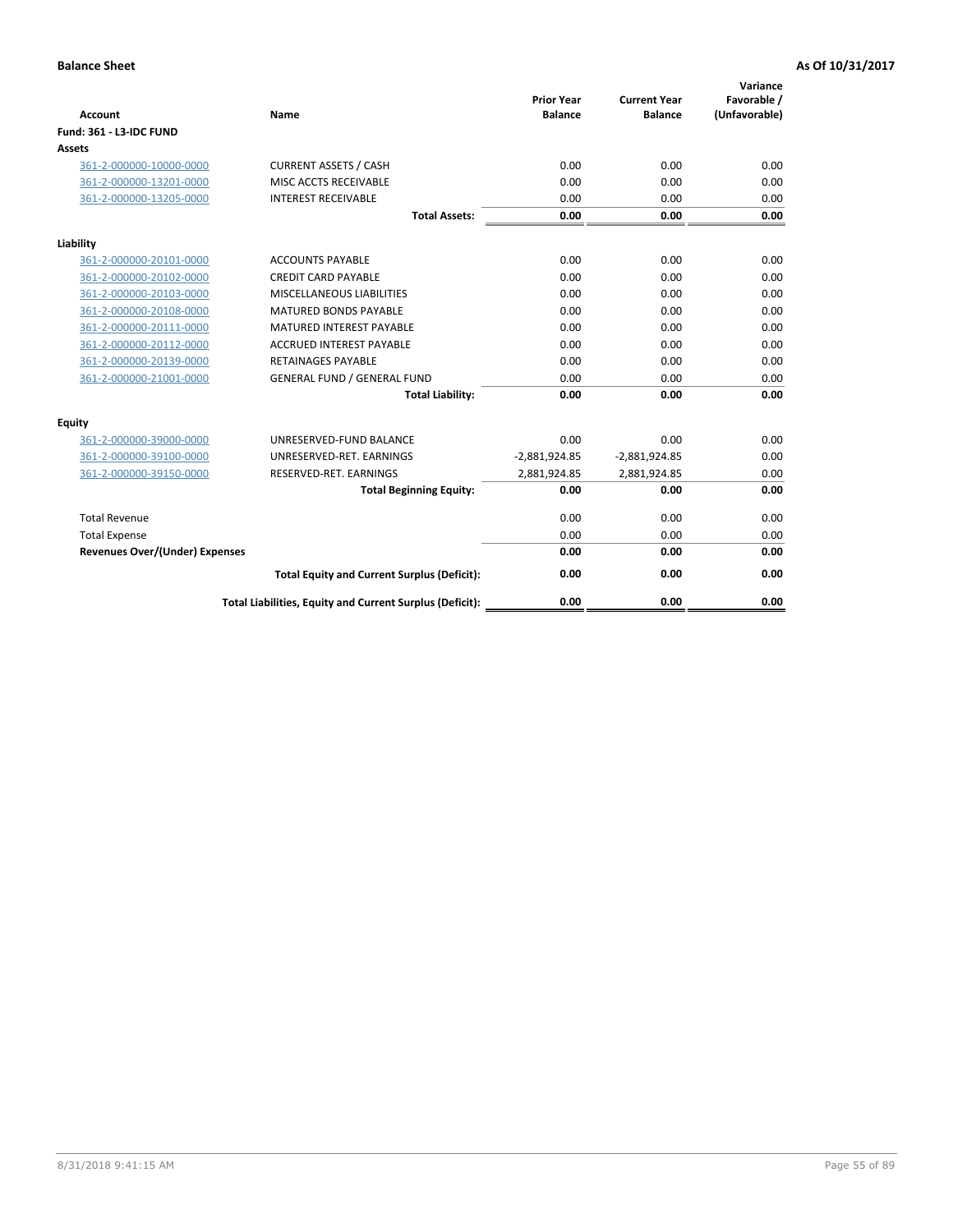**Balance Sheet** **As Of 10/31/2017**

| Account | Name | Prior Year Balance | Current Year Balance | Variance Favorable / (Unfavorable) |
|---|---|---|---|---|
| **Fund: 361 - L3-IDC FUND** | | | | |
| **Assets** | | | | |
| 361-2-000000-10000-0000 | CURRENT ASSETS / CASH | 0.00 | 0.00 | 0.00 |
| 361-2-000000-13201-0000 | MISC ACCTS RECEIVABLE | 0.00 | 0.00 | 0.00 |
| 361-2-000000-13205-0000 | INTEREST RECEIVABLE | 0.00 | 0.00 | 0.00 |
| | **Total Assets:** | **0.00** | **0.00** | **0.00** |
| **Liability** | | | | |
| 361-2-000000-20101-0000 | ACCOUNTS PAYABLE | 0.00 | 0.00 | 0.00 |
| 361-2-000000-20102-0000 | CREDIT CARD PAYABLE | 0.00 | 0.00 | 0.00 |
| 361-2-000000-20103-0000 | MISCELLANEOUS LIABILITIES | 0.00 | 0.00 | 0.00 |
| 361-2-000000-20108-0000 | MATURED BONDS PAYABLE | 0.00 | 0.00 | 0.00 |
| 361-2-000000-20111-0000 | MATURED INTEREST PAYABLE | 0.00 | 0.00 | 0.00 |
| 361-2-000000-20112-0000 | ACCRUED INTEREST PAYABLE | 0.00 | 0.00 | 0.00 |
| 361-2-000000-20139-0000 | RETAINAGES PAYABLE | 0.00 | 0.00 | 0.00 |
| 361-2-000000-21001-0000 | GENERAL FUND / GENERAL FUND | 0.00 | 0.00 | 0.00 |
| | **Total Liability:** | **0.00** | **0.00** | **0.00** |
| **Equity** | | | | |
| 361-2-000000-39000-0000 | UNRESERVED-FUND BALANCE | 0.00 | 0.00 | 0.00 |
| 361-2-000000-39100-0000 | UNRESERVED-RET. EARNINGS | -2,881,924.85 | -2,881,924.85 | 0.00 |
| 361-2-000000-39150-0000 | RESERVED-RET. EARNINGS | 2,881,924.85 | 2,881,924.85 | 0.00 |
| | **Total Beginning Equity:** | **0.00** | **0.00** | **0.00** |
| Total Revenue | | 0.00 | 0.00 | 0.00 |
| Total Expense | | 0.00 | 0.00 | 0.00 |
| **Revenues Over/(Under) Expenses** | | **0.00** | **0.00** | **0.00** |
| | **Total Equity and Current Surplus (Deficit):** | **0.00** | **0.00** | **0.00** |
| | **Total Liabilities, Equity and Current Surplus (Deficit):** | **0.00** | **0.00** | **0.00** |

8/31/2018 9:41:15 AM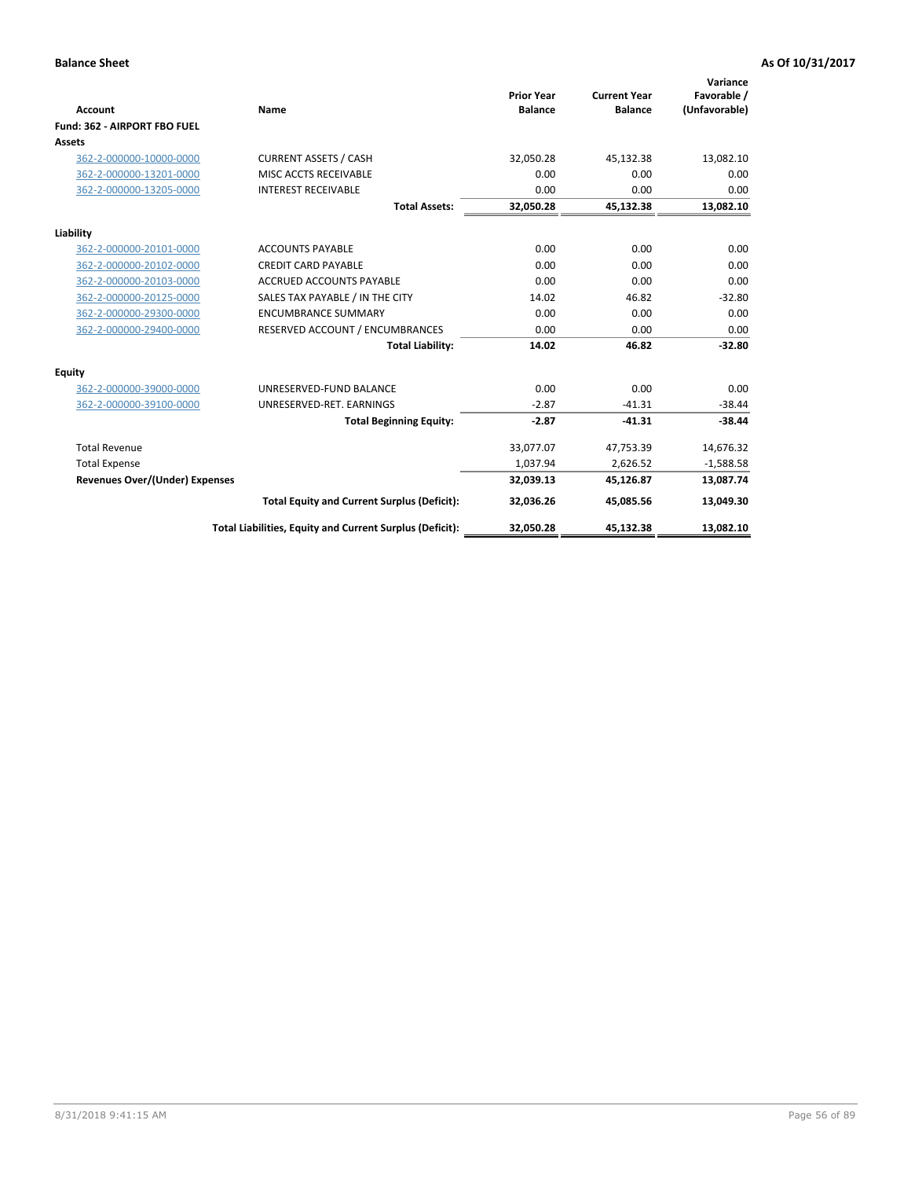**Balance Sheet** **As Of 10/31/2017**

| Account | Name | Prior Year Balance | Current Year Balance | Variance Favorable / (Unfavorable) |
|---|---|---|---|---|
| **Fund: 362 - AIRPORT FBO FUEL** | | | | |
| **Assets** | | | | |
| 362-2-000000-10000-0000 | CURRENT ASSETS / CASH | 32,050.28 | 45,132.38 | 13,082.10 |
| 362-2-000000-13201-0000 | MISC ACCTS RECEIVABLE | 0.00 | 0.00 | 0.00 |
| 362-2-000000-13205-0000 | INTEREST RECEIVABLE | 0.00 | 0.00 | 0.00 |
| | **Total Assets:** | **32,050.28** | **45,132.38** | **13,082.10** |
| **Liability** | | | | |
| 362-2-000000-20101-0000 | ACCOUNTS PAYABLE | 0.00 | 0.00 | 0.00 |
| 362-2-000000-20102-0000 | CREDIT CARD PAYABLE | 0.00 | 0.00 | 0.00 |
| 362-2-000000-20103-0000 | ACCRUED ACCOUNTS PAYABLE | 0.00 | 0.00 | 0.00 |
| 362-2-000000-20125-0000 | SALES TAX PAYABLE / IN THE CITY | 14.02 | 46.82 | -32.80 |
| 362-2-000000-29300-0000 | ENCUMBRANCE SUMMARY | 0.00 | 0.00 | 0.00 |
| 362-2-000000-29400-0000 | RESERVED ACCOUNT / ENCUMBRANCES | 0.00 | 0.00 | 0.00 |
| | **Total Liability:** | **14.02** | **46.82** | **-32.80** |
| **Equity** | | | | |
| 362-2-000000-39000-0000 | UNRESERVED-FUND BALANCE | 0.00 | 0.00 | 0.00 |
| 362-2-000000-39100-0000 | UNRESERVED-RET. EARNINGS | -2.87 | -41.31 | -38.44 |
| | **Total Beginning Equity:** | **-2.87** | **-41.31** | **-38.44** |
| Total Revenue | | 33,077.07 | 47,753.39 | 14,676.32 |
| Total Expense | | 1,037.94 | 2,626.52 | -1,588.58 |
| **Revenues Over/(Under) Expenses** | | **32,039.13** | **45,126.87** | **13,087.74** |
| | **Total Equity and Current Surplus (Deficit):** | **32,036.26** | **45,085.56** | **13,049.30** |
| | **Total Liabilities, Equity and Current Surplus (Deficit):** | **32,050.28** | **45,132.38** | **13,082.10** |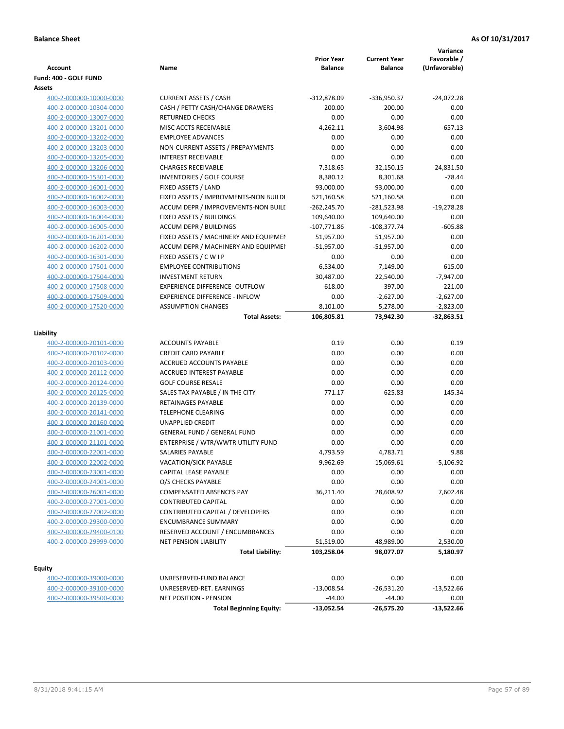**Balance Sheet** **As Of 10/31/2017**

| Account | Name | Prior Year Balance | Current Year Balance | Variance Favorable / (Unfavorable) |
|---|---|---|---|---|
| **Fund: 400 - GOLF FUND** | | | | |
| **Assets** | | | | |
| 400-2-000000-10000-0000 | CURRENT ASSETS / CASH | -312,878.09 | -336,950.37 | -24,072.28 |
| 400-2-000000-10304-0000 | CASH / PETTY CASH/CHANGE DRAWERS | 200.00 | 200.00 | 0.00 |
| 400-2-000000-13007-0000 | RETURNED CHECKS | 0.00 | 0.00 | 0.00 |
| 400-2-000000-13201-0000 | MISC ACCTS RECEIVABLE | 4,262.11 | 3,604.98 | -657.13 |
| 400-2-000000-13202-0000 | EMPLOYEE ADVANCES | 0.00 | 0.00 | 0.00 |
| 400-2-000000-13203-0000 | NON-CURRENT ASSETS / PREPAYMENTS | 0.00 | 0.00 | 0.00 |
| 400-2-000000-13205-0000 | INTEREST RECEIVABLE | 0.00 | 0.00 | 0.00 |
| 400-2-000000-13206-0000 | CHARGES RECEIVABLE | 7,318.65 | 32,150.15 | 24,831.50 |
| 400-2-000000-15301-0000 | INVENTORIES / GOLF COURSE | 8,380.12 | 8,301.68 | -78.44 |
| 400-2-000000-16001-0000 | FIXED ASSETS / LAND | 93,000.00 | 93,000.00 | 0.00 |
| 400-2-000000-16002-0000 | FIXED ASSETS / IMPROVMENTS-NON BUILDI | 521,160.58 | 521,160.58 | 0.00 |
| 400-2-000000-16003-0000 | ACCUM DEPR / IMPROVEMENTS-NON BUILI | -262,245.70 | -281,523.98 | -19,278.28 |
| 400-2-000000-16004-0000 | FIXED ASSETS / BUILDINGS | 109,640.00 | 109,640.00 | 0.00 |
| 400-2-000000-16005-0000 | ACCUM DEPR / BUILDINGS | -107,771.86 | -108,377.74 | -605.88 |
| 400-2-000000-16201-0000 | FIXED ASSETS / MACHINERY AND EQUIPMEI | 51,957.00 | 51,957.00 | 0.00 |
| 400-2-000000-16202-0000 | ACCUM DEPR / MACHINERY AND EQUIPMEI | -51,957.00 | -51,957.00 | 0.00 |
| 400-2-000000-16301-0000 | FIXED ASSETS / C W I P | 0.00 | 0.00 | 0.00 |
| 400-2-000000-17501-0000 | EMPLOYEE CONTRIBUTIONS | 6,534.00 | 7,149.00 | 615.00 |
| 400-2-000000-17504-0000 | INVESTMENT RETURN | 30,487.00 | 22,540.00 | -7,947.00 |
| 400-2-000000-17508-0000 | EXPERIENCE DIFFERENCE- OUTFLOW | 618.00 | 397.00 | -221.00 |
| 400-2-000000-17509-0000 | EXPERIENCE DIFFERENCE - INFLOW | 0.00 | -2,627.00 | -2,627.00 |
| 400-2-000000-17520-0000 | ASSUMPTION CHANGES | 8,101.00 | 5,278.00 | -2,823.00 |
| | **Total Assets:** | **106,805.81** | **73,942.30** | **-32,863.51** |
| **Liability** | | | | |
| 400-2-000000-20101-0000 | ACCOUNTS PAYABLE | 0.19 | 0.00 | 0.19 |
| 400-2-000000-20102-0000 | CREDIT CARD PAYABLE | 0.00 | 0.00 | 0.00 |
| 400-2-000000-20103-0000 | ACCRUED ACCOUNTS PAYABLE | 0.00 | 0.00 | 0.00 |
| 400-2-000000-20112-0000 | ACCRUED INTEREST PAYABLE | 0.00 | 0.00 | 0.00 |
| 400-2-000000-20124-0000 | GOLF COURSE RESALE | 0.00 | 0.00 | 0.00 |
| 400-2-000000-20125-0000 | SALES TAX PAYABLE / IN THE CITY | 771.17 | 625.83 | 145.34 |
| 400-2-000000-20139-0000 | RETAINAGES PAYABLE | 0.00 | 0.00 | 0.00 |
| 400-2-000000-20141-0000 | TELEPHONE CLEARING | 0.00 | 0.00 | 0.00 |
| 400-2-000000-20160-0000 | UNAPPLIED CREDIT | 0.00 | 0.00 | 0.00 |
| 400-2-000000-21001-0000 | GENERAL FUND / GENERAL FUND | 0.00 | 0.00 | 0.00 |
| 400-2-000000-21101-0000 | ENTERPRISE / WTR/WWTR UTILITY FUND | 0.00 | 0.00 | 0.00 |
| 400-2-000000-22001-0000 | SALARIES PAYABLE | 4,793.59 | 4,783.71 | 9.88 |
| 400-2-000000-22002-0000 | VACATION/SICK PAYABLE | 9,962.69 | 15,069.61 | -5,106.92 |
| 400-2-000000-23001-0000 | CAPITAL LEASE PAYABLE | 0.00 | 0.00 | 0.00 |
| 400-2-000000-24001-0000 | O/S CHECKS PAYABLE | 0.00 | 0.00 | 0.00 |
| 400-2-000000-26001-0000 | COMPENSATED ABSENCES PAY | 36,211.40 | 28,608.92 | 7,602.48 |
| 400-2-000000-27001-0000 | CONTRIBUTED CAPITAL | 0.00 | 0.00 | 0.00 |
| 400-2-000000-27002-0000 | CONTRIBUTED CAPITAL / DEVELOPERS | 0.00 | 0.00 | 0.00 |
| 400-2-000000-29300-0000 | ENCUMBRANCE SUMMARY | 0.00 | 0.00 | 0.00 |
| 400-2-000000-29400-0100 | RESERVED ACCOUNT / ENCUMBRANCES | 0.00 | 0.00 | 0.00 |
| 400-2-000000-29999-0000 | NET PENSION LIABILITY | 51,519.00 | 48,989.00 | 2,530.00 |
| | **Total Liability:** | **103,258.04** | **98,077.07** | **5,180.97** |
| **Equity** | | | | |
| 400-2-000000-39000-0000 | UNRESERVED-FUND BALANCE | 0.00 | 0.00 | 0.00 |
| 400-2-000000-39100-0000 | UNRESERVED-RET. EARNINGS | -13,008.54 | -26,531.20 | -13,522.66 |
| 400-2-000000-39500-0000 | NET POSITION - PENSION | -44.00 | -44.00 | 0.00 |
| | **Total Beginning Equity:** | **-13,052.54** | **-26,575.20** | **-13,522.66** |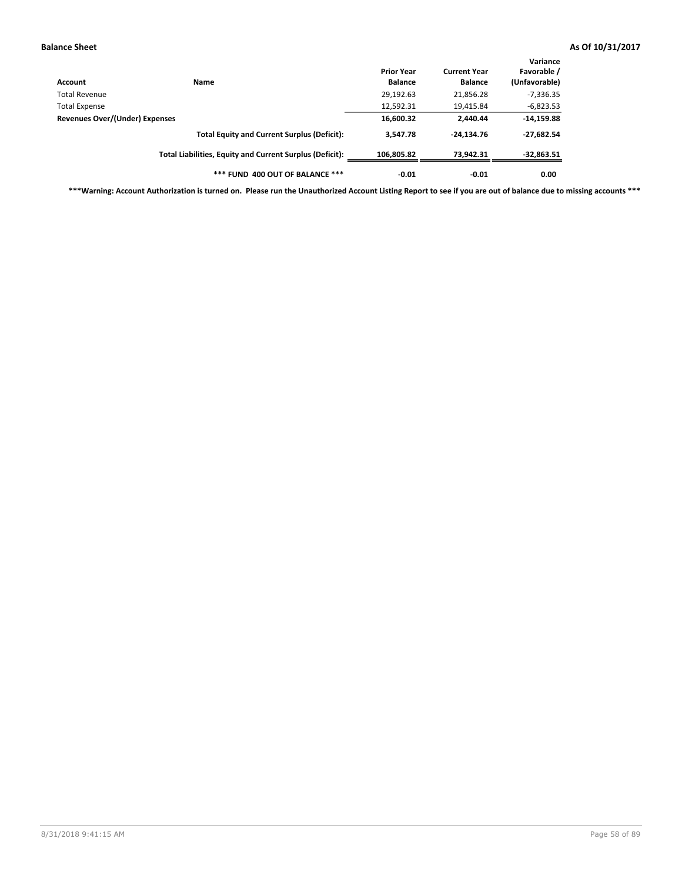**Balance Sheet** **As Of 10/31/2017**

| Account | Name | Prior Year Balance | Current Year Balance | Variance Favorable / (Unfavorable) |
|---|---|---|---|---|
| Total Revenue | | 29,192.63 | 21,856.28 | -7,336.35 |
| Total Expense | | 12,592.31 | 19,415.84 | -6,823.53 |
| **Revenues Over/(Under) Expenses** | | **16,600.32** | **2,440.44** | **-14,159.88** |
| | **Total Equity and Current Surplus (Deficit):** | **3,547.78** | **-24,134.76** | **-27,682.54** |
| | **Total Liabilities, Equity and Current Surplus (Deficit):** | **106,805.82** | **73,942.31** | **-32,863.51** |
| | **\*\*\* FUND 400 OUT OF BALANCE \*\*\*** | **-0.01** | **-0.01** | **0.00** |

**\*\*\*Warning: Account Authorization is turned on. Please run the Unauthorized Account Listing Report to see if you are out of balance due to missing accounts \*\*\***

8/31/2018 9:41:15 AM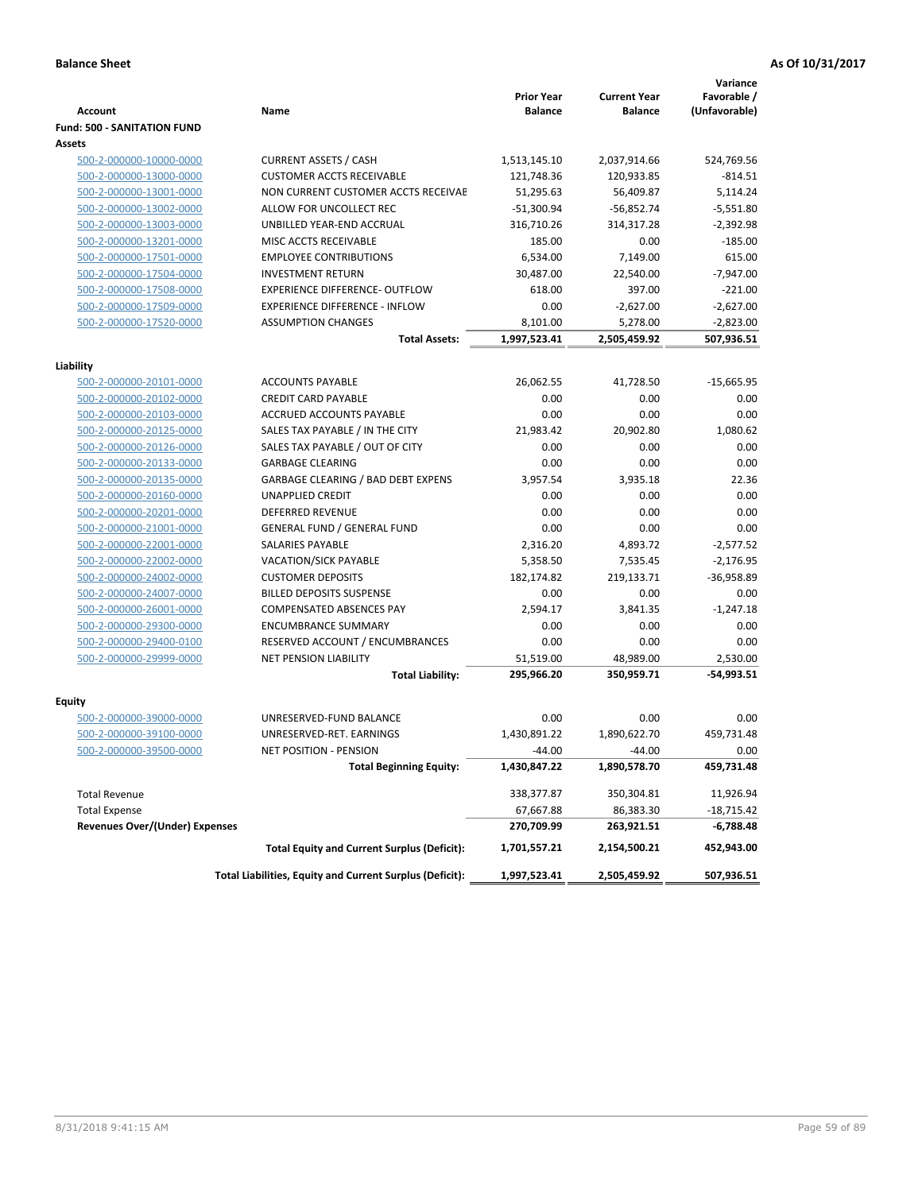**Balance Sheet** **As Of 10/31/2017**

| Account | Name | Prior Year Balance | Current Year Balance | Variance Favorable / (Unfavorable) |
|---|---|---|---|---|
| **Fund: 500 - SANITATION FUND** | | | | |
| **Assets** | | | | |
| 500-2-000000-10000-0000 | CURRENT ASSETS / CASH | 1,513,145.10 | 2,037,914.66 | 524,769.56 |
| 500-2-000000-13000-0000 | CUSTOMER ACCTS RECEIVABLE | 121,748.36 | 120,933.85 | -814.51 |
| 500-2-000000-13001-0000 | NON CURRENT CUSTOMER ACCTS RECEIVAE | 51,295.63 | 56,409.87 | 5,114.24 |
| 500-2-000000-13002-0000 | ALLOW FOR UNCOLLECT REC | -51,300.94 | -56,852.74 | -5,551.80 |
| 500-2-000000-13003-0000 | UNBILLED YEAR-END ACCRUAL | 316,710.26 | 314,317.28 | -2,392.98 |
| 500-2-000000-13201-0000 | MISC ACCTS RECEIVABLE | 185.00 | 0.00 | -185.00 |
| 500-2-000000-17501-0000 | EMPLOYEE CONTRIBUTIONS | 6,534.00 | 7,149.00 | 615.00 |
| 500-2-000000-17504-0000 | INVESTMENT RETURN | 30,487.00 | 22,540.00 | -7,947.00 |
| 500-2-000000-17508-0000 | EXPERIENCE DIFFERENCE- OUTFLOW | 618.00 | 397.00 | -221.00 |
| 500-2-000000-17509-0000 | EXPERIENCE DIFFERENCE - INFLOW | 0.00 | -2,627.00 | -2,627.00 |
| 500-2-000000-17520-0000 | ASSUMPTION CHANGES | 8,101.00 | 5,278.00 | -2,823.00 |
| | **Total Assets:** | **1,997,523.41** | **2,505,459.92** | **507,936.51** |
| **Liability** | | | | |
| 500-2-000000-20101-0000 | ACCOUNTS PAYABLE | 26,062.55 | 41,728.50 | -15,665.95 |
| 500-2-000000-20102-0000 | CREDIT CARD PAYABLE | 0.00 | 0.00 | 0.00 |
| 500-2-000000-20103-0000 | ACCRUED ACCOUNTS PAYABLE | 0.00 | 0.00 | 0.00 |
| 500-2-000000-20125-0000 | SALES TAX PAYABLE / IN THE CITY | 21,983.42 | 20,902.80 | 1,080.62 |
| 500-2-000000-20126-0000 | SALES TAX PAYABLE / OUT OF CITY | 0.00 | 0.00 | 0.00 |
| 500-2-000000-20133-0000 | GARBAGE CLEARING | 0.00 | 0.00 | 0.00 |
| 500-2-000000-20135-0000 | GARBAGE CLEARING / BAD DEBT EXPENS | 3,957.54 | 3,935.18 | 22.36 |
| 500-2-000000-20160-0000 | UNAPPLIED CREDIT | 0.00 | 0.00 | 0.00 |
| 500-2-000000-20201-0000 | DEFERRED REVENUE | 0.00 | 0.00 | 0.00 |
| 500-2-000000-21001-0000 | GENERAL FUND / GENERAL FUND | 0.00 | 0.00 | 0.00 |
| 500-2-000000-22001-0000 | SALARIES PAYABLE | 2,316.20 | 4,893.72 | -2,577.52 |
| 500-2-000000-22002-0000 | VACATION/SICK PAYABLE | 5,358.50 | 7,535.45 | -2,176.95 |
| 500-2-000000-24002-0000 | CUSTOMER DEPOSITS | 182,174.82 | 219,133.71 | -36,958.89 |
| 500-2-000000-24007-0000 | BILLED DEPOSITS SUSPENSE | 0.00 | 0.00 | 0.00 |
| 500-2-000000-26001-0000 | COMPENSATED ABSENCES PAY | 2,594.17 | 3,841.35 | -1,247.18 |
| 500-2-000000-29300-0000 | ENCUMBRANCE SUMMARY | 0.00 | 0.00 | 0.00 |
| 500-2-000000-29400-0100 | RESERVED ACCOUNT / ENCUMBRANCES | 0.00 | 0.00 | 0.00 |
| 500-2-000000-29999-0000 | NET PENSION LIABILITY | 51,519.00 | 48,989.00 | 2,530.00 |
| | **Total Liability:** | **295,966.20** | **350,959.71** | **-54,993.51** |
| **Equity** | | | | |
| 500-2-000000-39000-0000 | UNRESERVED-FUND BALANCE | 0.00 | 0.00 | 0.00 |
| 500-2-000000-39100-0000 | UNRESERVED-RET. EARNINGS | 1,430,891.22 | 1,890,622.70 | 459,731.48 |
| 500-2-000000-39500-0000 | NET POSITION - PENSION | -44.00 | -44.00 | 0.00 |
| | **Total Beginning Equity:** | **1,430,847.22** | **1,890,578.70** | **459,731.48** |
| Total Revenue | | 338,377.87 | 350,304.81 | 11,926.94 |
| Total Expense | | 67,667.88 | 86,383.30 | -18,715.42 |
| **Revenues Over/(Under) Expenses** | | **270,709.99** | **263,921.51** | **-6,788.48** |
| | **Total Equity and Current Surplus (Deficit):** | **1,701,557.21** | **2,154,500.21** | **452,943.00** |
| | **Total Liabilities, Equity and Current Surplus (Deficit):** | **1,997,523.41** | **2,505,459.92** | **507,936.51** |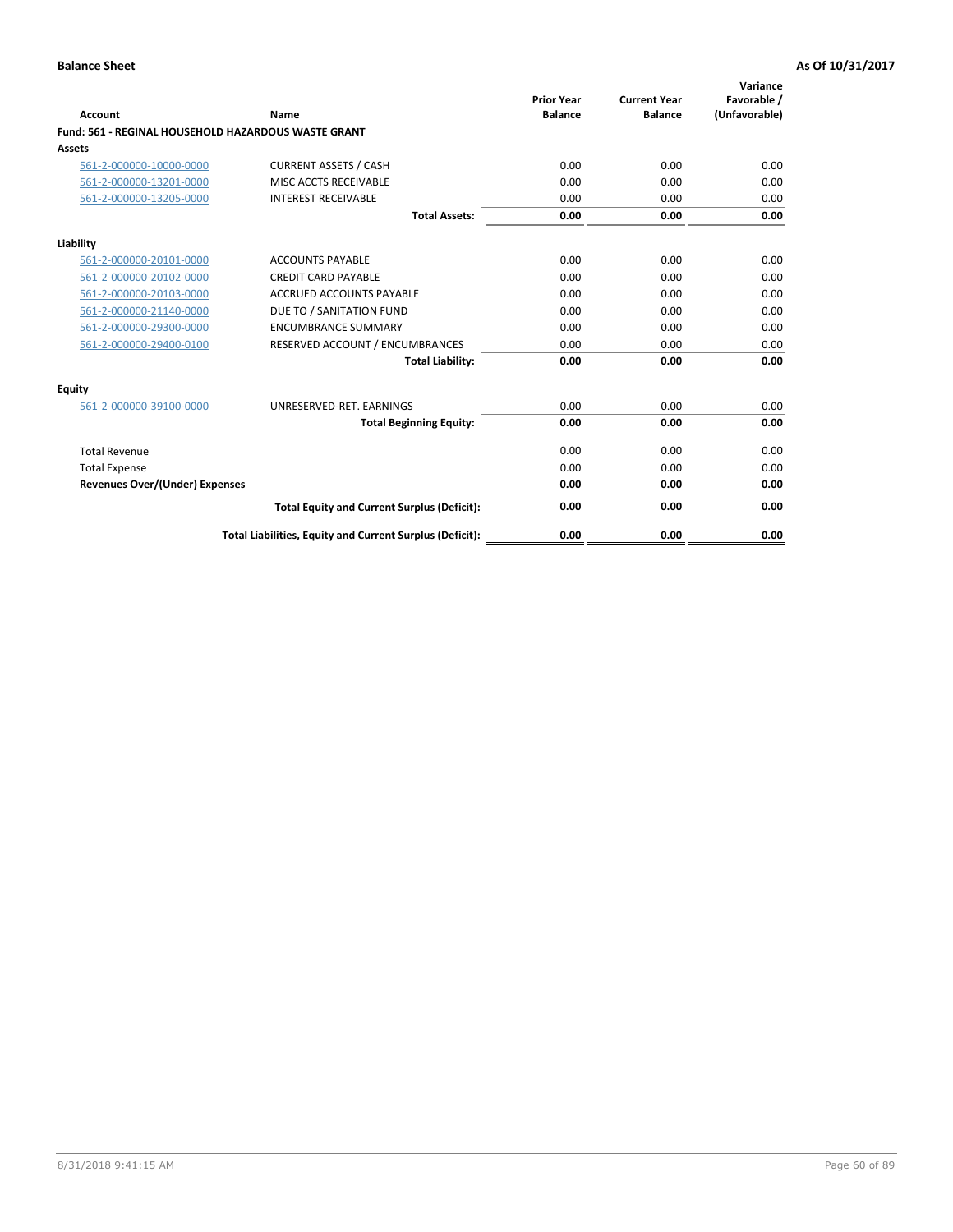**Balance Sheet** **As Of 10/31/2017**

| Account | Name | Prior Year Balance | Current Year Balance | Variance Favorable / (Unfavorable) |
|---|---|---|---|---|
| **Fund: 561 - REGINAL HOUSEHOLD HAZARDOUS WASTE GRANT** | | | | |
| **Assets** | | | | |
| 561-2-000000-10000-0000 | CURRENT ASSETS / CASH | 0.00 | 0.00 | 0.00 |
| 561-2-000000-13201-0000 | MISC ACCTS RECEIVABLE | 0.00 | 0.00 | 0.00 |
| 561-2-000000-13205-0000 | INTEREST RECEIVABLE | 0.00 | 0.00 | 0.00 |
| | **Total Assets:** | **0.00** | **0.00** | **0.00** |
| **Liability** | | | | |
| 561-2-000000-20101-0000 | ACCOUNTS PAYABLE | 0.00 | 0.00 | 0.00 |
| 561-2-000000-20102-0000 | CREDIT CARD PAYABLE | 0.00 | 0.00 | 0.00 |
| 561-2-000000-20103-0000 | ACCRUED ACCOUNTS PAYABLE | 0.00 | 0.00 | 0.00 |
| 561-2-000000-21140-0000 | DUE TO / SANITATION FUND | 0.00 | 0.00 | 0.00 |
| 561-2-000000-29300-0000 | ENCUMBRANCE SUMMARY | 0.00 | 0.00 | 0.00 |
| 561-2-000000-29400-0100 | RESERVED ACCOUNT / ENCUMBRANCES | 0.00 | 0.00 | 0.00 |
| | **Total Liability:** | **0.00** | **0.00** | **0.00** |
| **Equity** | | | | |
| 561-2-000000-39100-0000 | UNRESERVED-RET. EARNINGS | 0.00 | 0.00 | 0.00 |
| | **Total Beginning Equity:** | **0.00** | **0.00** | **0.00** |
| Total Revenue | | 0.00 | 0.00 | 0.00 |
| Total Expense | | 0.00 | 0.00 | 0.00 |
| **Revenues Over/(Under) Expenses** | | **0.00** | **0.00** | **0.00** |
| | **Total Equity and Current Surplus (Deficit):** | **0.00** | **0.00** | **0.00** |
| | **Total Liabilities, Equity and Current Surplus (Deficit):** | **0.00** | **0.00** | **0.00** |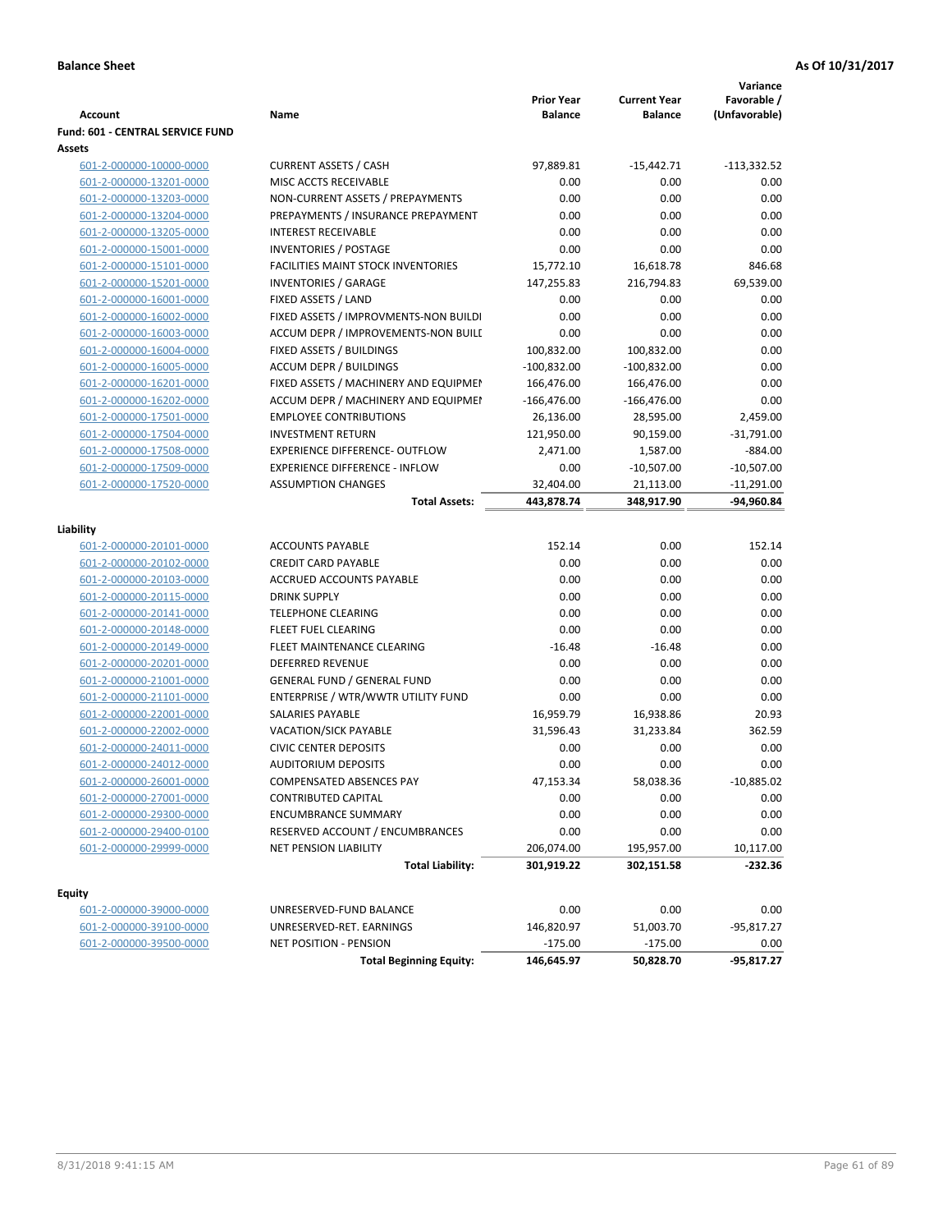**Balance Sheet** **As Of 10/31/2017**

| Account | Name | Prior Year Balance | Current Year Balance | Variance Favorable / (Unfavorable) |
|---|---|---|---|---|
| **Fund: 601 - CENTRAL SERVICE FUND** | | | | |
| **Assets** | | | | |
| 601-2-000000-10000-0000 | CURRENT ASSETS / CASH | 97,889.81 | -15,442.71 | -113,332.52 |
| 601-2-000000-13201-0000 | MISC ACCTS RECEIVABLE | 0.00 | 0.00 | 0.00 |
| 601-2-000000-13203-0000 | NON-CURRENT ASSETS / PREPAYMENTS | 0.00 | 0.00 | 0.00 |
| 601-2-000000-13204-0000 | PREPAYMENTS / INSURANCE PREPAYMENT | 0.00 | 0.00 | 0.00 |
| 601-2-000000-13205-0000 | INTEREST RECEIVABLE | 0.00 | 0.00 | 0.00 |
| 601-2-000000-15001-0000 | INVENTORIES / POSTAGE | 0.00 | 0.00 | 0.00 |
| 601-2-000000-15101-0000 | FACILITIES MAINT STOCK INVENTORIES | 15,772.10 | 16,618.78 | 846.68 |
| 601-2-000000-15201-0000 | INVENTORIES / GARAGE | 147,255.83 | 216,794.83 | 69,539.00 |
| 601-2-000000-16001-0000 | FIXED ASSETS / LAND | 0.00 | 0.00 | 0.00 |
| 601-2-000000-16002-0000 | FIXED ASSETS / IMPROVMENTS-NON BUILDI | 0.00 | 0.00 | 0.00 |
| 601-2-000000-16003-0000 | ACCUM DEPR / IMPROVEMENTS-NON BUILI | 0.00 | 0.00 | 0.00 |
| 601-2-000000-16004-0000 | FIXED ASSETS / BUILDINGS | 100,832.00 | 100,832.00 | 0.00 |
| 601-2-000000-16005-0000 | ACCUM DEPR / BUILDINGS | -100,832.00 | -100,832.00 | 0.00 |
| 601-2-000000-16201-0000 | FIXED ASSETS / MACHINERY AND EQUIPMEI | 166,476.00 | 166,476.00 | 0.00 |
| 601-2-000000-16202-0000 | ACCUM DEPR / MACHINERY AND EQUIPMEI | -166,476.00 | -166,476.00 | 0.00 |
| 601-2-000000-17501-0000 | EMPLOYEE CONTRIBUTIONS | 26,136.00 | 28,595.00 | 2,459.00 |
| 601-2-000000-17504-0000 | INVESTMENT RETURN | 121,950.00 | 90,159.00 | -31,791.00 |
| 601-2-000000-17508-0000 | EXPERIENCE DIFFERENCE- OUTFLOW | 2,471.00 | 1,587.00 | -884.00 |
| 601-2-000000-17509-0000 | EXPERIENCE DIFFERENCE - INFLOW | 0.00 | -10,507.00 | -10,507.00 |
| 601-2-000000-17520-0000 | ASSUMPTION CHANGES | 32,404.00 | 21,113.00 | -11,291.00 |
| | **Total Assets:** | **443,878.74** | **348,917.90** | **-94,960.84** |
| **Liability** | | | | |
| 601-2-000000-20101-0000 | ACCOUNTS PAYABLE | 152.14 | 0.00 | 152.14 |
| 601-2-000000-20102-0000 | CREDIT CARD PAYABLE | 0.00 | 0.00 | 0.00 |
| 601-2-000000-20103-0000 | ACCRUED ACCOUNTS PAYABLE | 0.00 | 0.00 | 0.00 |
| 601-2-000000-20115-0000 | DRINK SUPPLY | 0.00 | 0.00 | 0.00 |
| 601-2-000000-20141-0000 | TELEPHONE CLEARING | 0.00 | 0.00 | 0.00 |
| 601-2-000000-20148-0000 | FLEET FUEL CLEARING | 0.00 | 0.00 | 0.00 |
| 601-2-000000-20149-0000 | FLEET MAINTENANCE CLEARING | -16.48 | -16.48 | 0.00 |
| 601-2-000000-20201-0000 | DEFERRED REVENUE | 0.00 | 0.00 | 0.00 |
| 601-2-000000-21001-0000 | GENERAL FUND / GENERAL FUND | 0.00 | 0.00 | 0.00 |
| 601-2-000000-21101-0000 | ENTERPRISE / WTR/WWTR UTILITY FUND | 0.00 | 0.00 | 0.00 |
| 601-2-000000-22001-0000 | SALARIES PAYABLE | 16,959.79 | 16,938.86 | 20.93 |
| 601-2-000000-22002-0000 | VACATION/SICK PAYABLE | 31,596.43 | 31,233.84 | 362.59 |
| 601-2-000000-24011-0000 | CIVIC CENTER DEPOSITS | 0.00 | 0.00 | 0.00 |
| 601-2-000000-24012-0000 | AUDITORIUM DEPOSITS | 0.00 | 0.00 | 0.00 |
| 601-2-000000-26001-0000 | COMPENSATED ABSENCES PAY | 47,153.34 | 58,038.36 | -10,885.02 |
| 601-2-000000-27001-0000 | CONTRIBUTED CAPITAL | 0.00 | 0.00 | 0.00 |
| 601-2-000000-29300-0000 | ENCUMBRANCE SUMMARY | 0.00 | 0.00 | 0.00 |
| 601-2-000000-29400-0100 | RESERVED ACCOUNT / ENCUMBRANCES | 0.00 | 0.00 | 0.00 |
| 601-2-000000-29999-0000 | NET PENSION LIABILITY | 206,074.00 | 195,957.00 | 10,117.00 |
| | **Total Liability:** | **301,919.22** | **302,151.58** | **-232.36** |
| **Equity** | | | | |
| 601-2-000000-39000-0000 | UNRESERVED-FUND BALANCE | 0.00 | 0.00 | 0.00 |
| 601-2-000000-39100-0000 | UNRESERVED-RET. EARNINGS | 146,820.97 | 51,003.70 | -95,817.27 |
| 601-2-000000-39500-0000 | NET POSITION - PENSION | -175.00 | -175.00 | 0.00 |
| | **Total Beginning Equity:** | **146,645.97** | **50,828.70** | **-95,817.27** |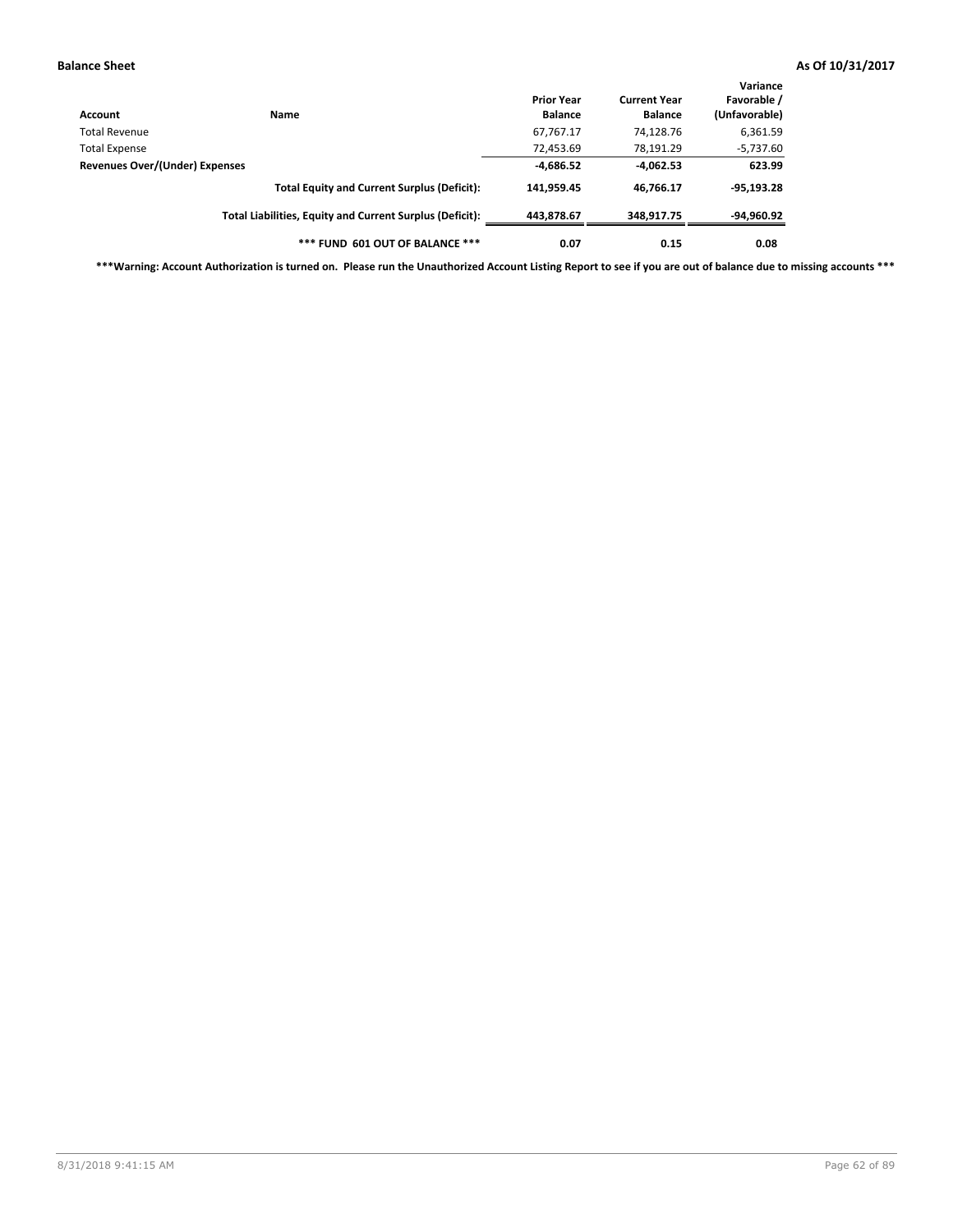**Balance Sheet** **As Of 10/31/2017**

| Account | Name | Prior Year Balance | Current Year Balance | Variance Favorable / (Unfavorable) |
|---|---|---|---|---|
| Total Revenue | | 67,767.17 | 74,128.76 | 6,361.59 |
| Total Expense | | 72,453.69 | 78,191.29 | -5,737.60 |
| **Revenues Over/(Under) Expenses** | | **-4,686.52** | **-4,062.53** | **623.99** |
| | **Total Equity and Current Surplus (Deficit):** | **141,959.45** | **46,766.17** | **-95,193.28** |
| | **Total Liabilities, Equity and Current Surplus (Deficit):** | **443,878.67** | **348,917.75** | **-94,960.92** |
| | **\*\*\* FUND 601 OUT OF BALANCE \*\*\*** | **0.07** | **0.15** | **0.08** |

**\*\*\*Warning: Account Authorization is turned on. Please run the Unauthorized Account Listing Report to see if you are out of balance due to missing accounts \*\*\***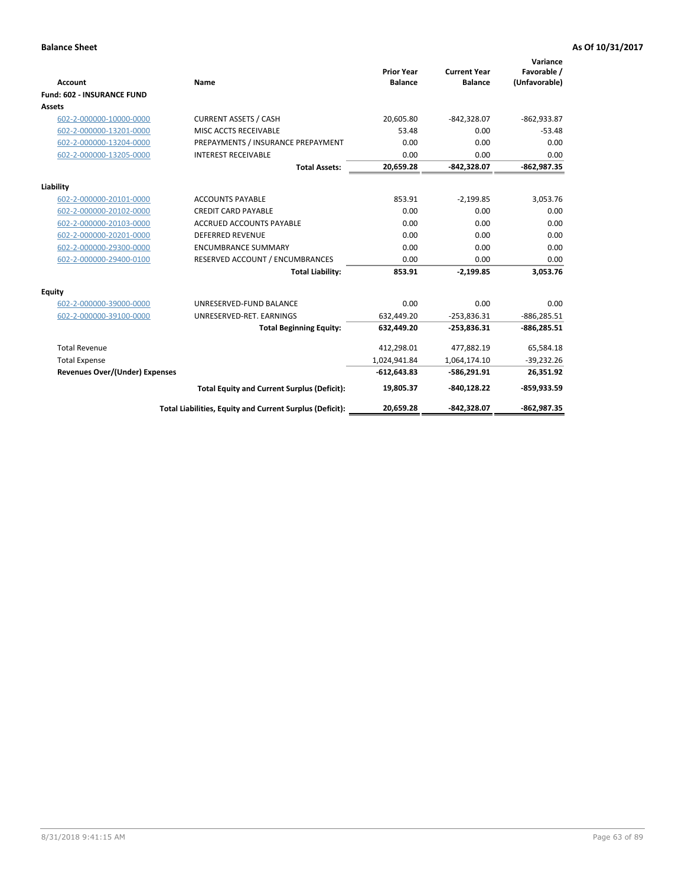**Balance Sheet** **As Of 10/31/2017**

| Account | Name | Prior Year Balance | Current Year Balance | Variance Favorable / (Unfavorable) |
|---|---|---|---|---|
| **Fund: 602 - INSURANCE FUND** | | | | |
| **Assets** | | | | |
| 602-2-000000-10000-0000 | CURRENT ASSETS / CASH | 20,605.80 | -842,328.07 | -862,933.87 |
| 602-2-000000-13201-0000 | MISC ACCTS RECEIVABLE | 53.48 | 0.00 | -53.48 |
| 602-2-000000-13204-0000 | PREPAYMENTS / INSURANCE PREPAYMENT | 0.00 | 0.00 | 0.00 |
| 602-2-000000-13205-0000 | INTEREST RECEIVABLE | 0.00 | 0.00 | 0.00 |
| | **Total Assets:** | **20,659.28** | **-842,328.07** | **-862,987.35** |
| **Liability** | | | | |
| 602-2-000000-20101-0000 | ACCOUNTS PAYABLE | 853.91 | -2,199.85 | 3,053.76 |
| 602-2-000000-20102-0000 | CREDIT CARD PAYABLE | 0.00 | 0.00 | 0.00 |
| 602-2-000000-20103-0000 | ACCRUED ACCOUNTS PAYABLE | 0.00 | 0.00 | 0.00 |
| 602-2-000000-20201-0000 | DEFERRED REVENUE | 0.00 | 0.00 | 0.00 |
| 602-2-000000-29300-0000 | ENCUMBRANCE SUMMARY | 0.00 | 0.00 | 0.00 |
| 602-2-000000-29400-0100 | RESERVED ACCOUNT / ENCUMBRANCES | 0.00 | 0.00 | 0.00 |
| | **Total Liability:** | **853.91** | **-2,199.85** | **3,053.76** |
| **Equity** | | | | |
| 602-2-000000-39000-0000 | UNRESERVED-FUND BALANCE | 0.00 | 0.00 | 0.00 |
| 602-2-000000-39100-0000 | UNRESERVED-RET. EARNINGS | 632,449.20 | -253,836.31 | -886,285.51 |
| | **Total Beginning Equity:** | **632,449.20** | **-253,836.31** | **-886,285.51** |
| Total Revenue | | 412,298.01 | 477,882.19 | 65,584.18 |
| Total Expense | | 1,024,941.84 | 1,064,174.10 | -39,232.26 |
| **Revenues Over/(Under) Expenses** | | **-612,643.83** | **-586,291.91** | **26,351.92** |
| | **Total Equity and Current Surplus (Deficit):** | **19,805.37** | **-840,128.22** | **-859,933.59** |
| | **Total Liabilities, Equity and Current Surplus (Deficit):** | **20,659.28** | **-842,328.07** | **-862,987.35** |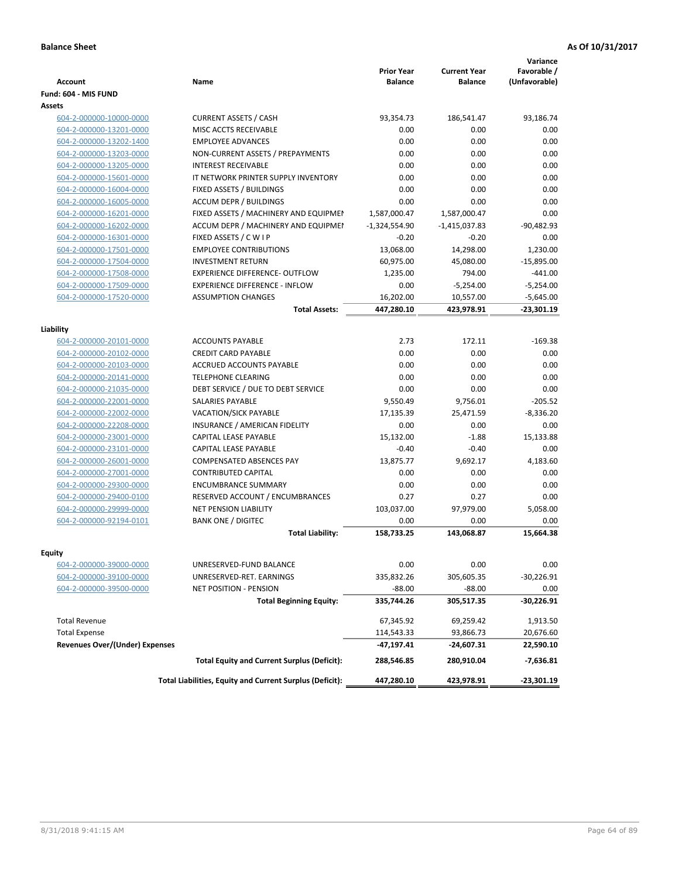**Balance Sheet** | **As Of 10/31/2017**

| Account | Name | Prior Year Balance | Current Year Balance | Variance Favorable / (Unfavorable) |
|---|---|---|---|---|
| **Fund: 604 - MIS FUND** | | | | |
| **Assets** | | | | |
| 604-2-000000-10000-0000 | CURRENT ASSETS / CASH | 93,354.73 | 186,541.47 | 93,186.74 |
| 604-2-000000-13201-0000 | MISC ACCTS RECEIVABLE | 0.00 | 0.00 | 0.00 |
| 604-2-000000-13202-1400 | EMPLOYEE ADVANCES | 0.00 | 0.00 | 0.00 |
| 604-2-000000-13203-0000 | NON-CURRENT ASSETS / PREPAYMENTS | 0.00 | 0.00 | 0.00 |
| 604-2-000000-13205-0000 | INTEREST RECEIVABLE | 0.00 | 0.00 | 0.00 |
| 604-2-000000-15601-0000 | IT NETWORK PRINTER SUPPLY INVENTORY | 0.00 | 0.00 | 0.00 |
| 604-2-000000-16004-0000 | FIXED ASSETS / BUILDINGS | 0.00 | 0.00 | 0.00 |
| 604-2-000000-16005-0000 | ACCUM DEPR / BUILDINGS | 0.00 | 0.00 | 0.00 |
| 604-2-000000-16201-0000 | FIXED ASSETS / MACHINERY AND EQUIPMEI | 1,587,000.47 | 1,587,000.47 | 0.00 |
| 604-2-000000-16202-0000 | ACCUM DEPR / MACHINERY AND EQUIPMEI | -1,324,554.90 | -1,415,037.83 | -90,482.93 |
| 604-2-000000-16301-0000 | FIXED ASSETS / C W I P | -0.20 | -0.20 | 0.00 |
| 604-2-000000-17501-0000 | EMPLOYEE CONTRIBUTIONS | 13,068.00 | 14,298.00 | 1,230.00 |
| 604-2-000000-17504-0000 | INVESTMENT RETURN | 60,975.00 | 45,080.00 | -15,895.00 |
| 604-2-000000-17508-0000 | EXPERIENCE DIFFERENCE- OUTFLOW | 1,235.00 | 794.00 | -441.00 |
| 604-2-000000-17509-0000 | EXPERIENCE DIFFERENCE - INFLOW | 0.00 | -5,254.00 | -5,254.00 |
| 604-2-000000-17520-0000 | ASSUMPTION CHANGES | 16,202.00 | 10,557.00 | -5,645.00 |
| | **Total Assets:** | **447,280.10** | **423,978.91** | **-23,301.19** |
| **Liability** | | | | |
| 604-2-000000-20101-0000 | ACCOUNTS PAYABLE | 2.73 | 172.11 | -169.38 |
| 604-2-000000-20102-0000 | CREDIT CARD PAYABLE | 0.00 | 0.00 | 0.00 |
| 604-2-000000-20103-0000 | ACCRUED ACCOUNTS PAYABLE | 0.00 | 0.00 | 0.00 |
| 604-2-000000-20141-0000 | TELEPHONE CLEARING | 0.00 | 0.00 | 0.00 |
| 604-2-000000-21035-0000 | DEBT SERVICE / DUE TO DEBT SERVICE | 0.00 | 0.00 | 0.00 |
| 604-2-000000-22001-0000 | SALARIES PAYABLE | 9,550.49 | 9,756.01 | -205.52 |
| 604-2-000000-22002-0000 | VACATION/SICK PAYABLE | 17,135.39 | 25,471.59 | -8,336.20 |
| 604-2-000000-22208-0000 | INSURANCE / AMERICAN FIDELITY | 0.00 | 0.00 | 0.00 |
| 604-2-000000-23001-0000 | CAPITAL LEASE PAYABLE | 15,132.00 | -1.88 | 15,133.88 |
| 604-2-000000-23101-0000 | CAPITAL LEASE PAYABLE | -0.40 | -0.40 | 0.00 |
| 604-2-000000-26001-0000 | COMPENSATED ABSENCES PAY | 13,875.77 | 9,692.17 | 4,183.60 |
| 604-2-000000-27001-0000 | CONTRIBUTED CAPITAL | 0.00 | 0.00 | 0.00 |
| 604-2-000000-29300-0000 | ENCUMBRANCE SUMMARY | 0.00 | 0.00 | 0.00 |
| 604-2-000000-29400-0100 | RESERVED ACCOUNT / ENCUMBRANCES | 0.27 | 0.27 | 0.00 |
| 604-2-000000-29999-0000 | NET PENSION LIABILITY | 103,037.00 | 97,979.00 | 5,058.00 |
| 604-2-000000-92194-0101 | BANK ONE / DIGITEC | 0.00 | 0.00 | 0.00 |
| | **Total Liability:** | **158,733.25** | **143,068.87** | **15,664.38** |
| **Equity** | | | | |
| 604-2-000000-39000-0000 | UNRESERVED-FUND BALANCE | 0.00 | 0.00 | 0.00 |
| 604-2-000000-39100-0000 | UNRESERVED-RET. EARNINGS | 335,832.26 | 305,605.35 | -30,226.91 |
| 604-2-000000-39500-0000 | NET POSITION - PENSION | -88.00 | -88.00 | 0.00 |
| | **Total Beginning Equity:** | **335,744.26** | **305,517.35** | **-30,226.91** |
| Total Revenue | | 67,345.92 | 69,259.42 | 1,913.50 |
| Total Expense | | 114,543.33 | 93,866.73 | 20,676.60 |
| **Revenues Over/(Under) Expenses** | | **-47,197.41** | **-24,607.31** | **22,590.10** |
| | **Total Equity and Current Surplus (Deficit):** | **288,546.85** | **280,910.04** | **-7,636.81** |
| | **Total Liabilities, Equity and Current Surplus (Deficit):** | **447,280.10** | **423,978.91** | **-23,301.19** |

8/31/2018 9:41:15 AM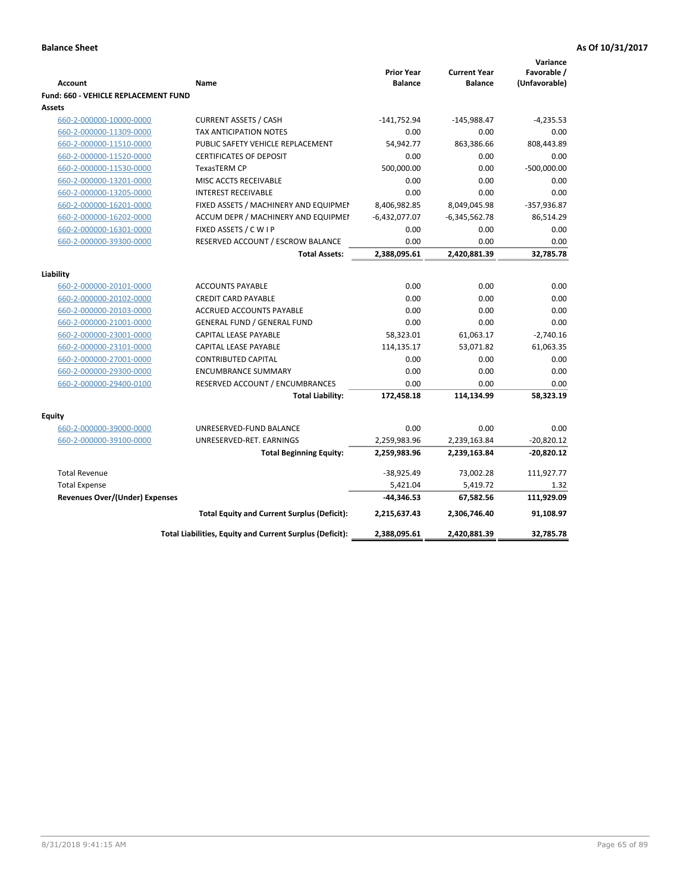**Balance Sheet** **As Of 10/31/2017**

| Account | Name | Prior Year Balance | Current Year Balance | Variance Favorable / (Unfavorable) |
|---|---|---|---|---|
| **Fund: 660 - VEHICLE REPLACEMENT FUND** | | | | |
| **Assets** | | | | |
| 660-2-000000-10000-0000 | CURRENT ASSETS / CASH | -141,752.94 | -145,988.47 | -4,235.53 |
| 660-2-000000-11309-0000 | TAX ANTICIPATION NOTES | 0.00 | 0.00 | 0.00 |
| 660-2-000000-11510-0000 | PUBLIC SAFETY VEHICLE REPLACEMENT | 54,942.77 | 863,386.66 | 808,443.89 |
| 660-2-000000-11520-0000 | CERTIFICATES OF DEPOSIT | 0.00 | 0.00 | 0.00 |
| 660-2-000000-11530-0000 | TexasTERM CP | 500,000.00 | 0.00 | -500,000.00 |
| 660-2-000000-13201-0000 | MISC ACCTS RECEIVABLE | 0.00 | 0.00 | 0.00 |
| 660-2-000000-13205-0000 | INTEREST RECEIVABLE | 0.00 | 0.00 | 0.00 |
| 660-2-000000-16201-0000 | FIXED ASSETS / MACHINERY AND EQUIPMEI | 8,406,982.85 | 8,049,045.98 | -357,936.87 |
| 660-2-000000-16202-0000 | ACCUM DEPR / MACHINERY AND EQUIPMEI | -6,432,077.07 | -6,345,562.78 | 86,514.29 |
| 660-2-000000-16301-0000 | FIXED ASSETS / C W I P | 0.00 | 0.00 | 0.00 |
| 660-2-000000-39300-0000 | RESERVED ACCOUNT / ESCROW BALANCE | 0.00 | 0.00 | 0.00 |
| | **Total Assets:** | **2,388,095.61** | **2,420,881.39** | **32,785.78** |
| **Liability** | | | | |
| 660-2-000000-20101-0000 | ACCOUNTS PAYABLE | 0.00 | 0.00 | 0.00 |
| 660-2-000000-20102-0000 | CREDIT CARD PAYABLE | 0.00 | 0.00 | 0.00 |
| 660-2-000000-20103-0000 | ACCRUED ACCOUNTS PAYABLE | 0.00 | 0.00 | 0.00 |
| 660-2-000000-21001-0000 | GENERAL FUND / GENERAL FUND | 0.00 | 0.00 | 0.00 |
| 660-2-000000-23001-0000 | CAPITAL LEASE PAYABLE | 58,323.01 | 61,063.17 | -2,740.16 |
| 660-2-000000-23101-0000 | CAPITAL LEASE PAYABLE | 114,135.17 | 53,071.82 | 61,063.35 |
| 660-2-000000-27001-0000 | CONTRIBUTED CAPITAL | 0.00 | 0.00 | 0.00 |
| 660-2-000000-29300-0000 | ENCUMBRANCE SUMMARY | 0.00 | 0.00 | 0.00 |
| 660-2-000000-29400-0100 | RESERVED ACCOUNT / ENCUMBRANCES | 0.00 | 0.00 | 0.00 |
| | **Total Liability:** | **172,458.18** | **114,134.99** | **58,323.19** |
| **Equity** | | | | |
| 660-2-000000-39000-0000 | UNRESERVED-FUND BALANCE | 0.00 | 0.00 | 0.00 |
| 660-2-000000-39100-0000 | UNRESERVED-RET. EARNINGS | 2,259,983.96 | 2,239,163.84 | -20,820.12 |
| | **Total Beginning Equity:** | **2,259,983.96** | **2,239,163.84** | **-20,820.12** |
| Total Revenue | | -38,925.49 | 73,002.28 | 111,927.77 |
| Total Expense | | 5,421.04 | 5,419.72 | 1.32 |
| **Revenues Over/(Under) Expenses** | | **-44,346.53** | **67,582.56** | **111,929.09** |
| | **Total Equity and Current Surplus (Deficit):** | **2,215,637.43** | **2,306,746.40** | **91,108.97** |
| | **Total Liabilities, Equity and Current Surplus (Deficit):** | **2,388,095.61** | **2,420,881.39** | **32,785.78** |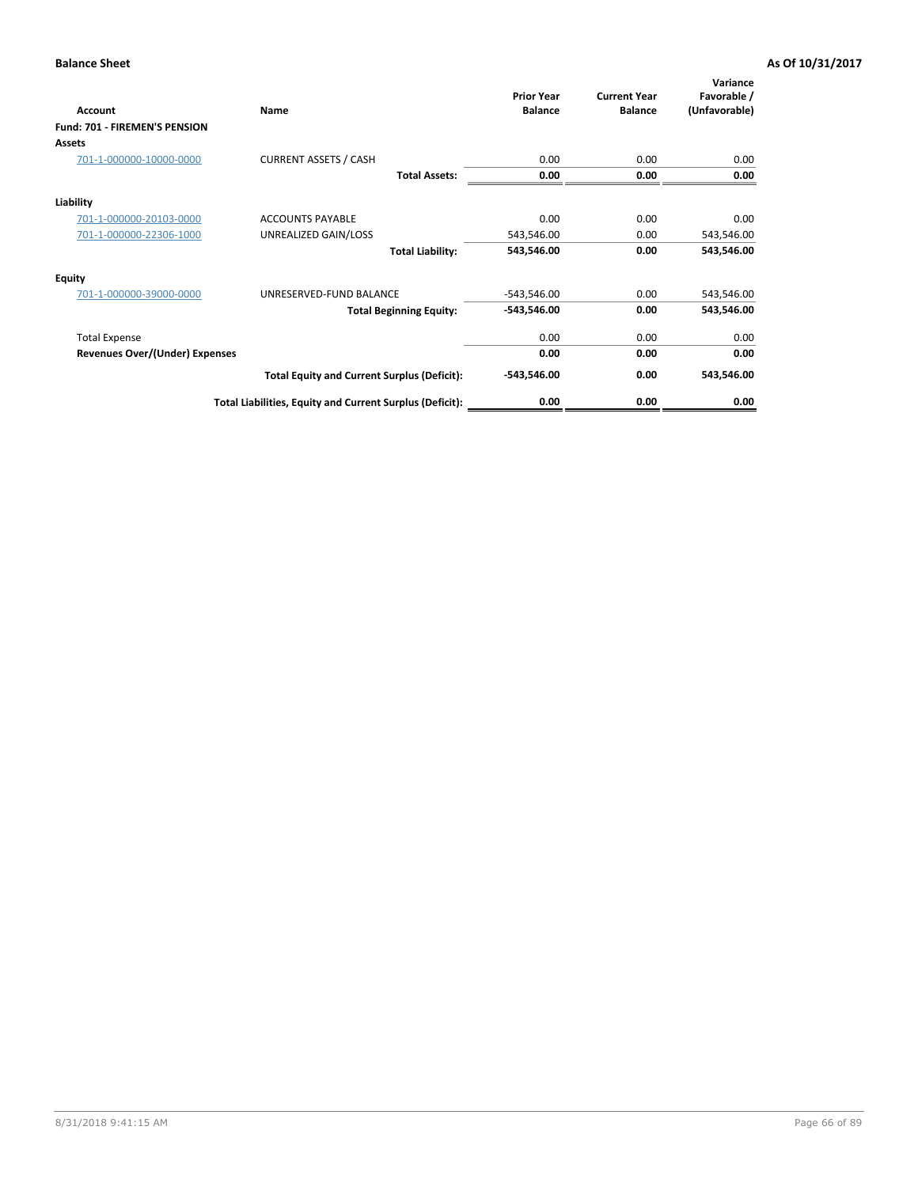**Balance Sheet** — **As Of 10/31/2017**

| Account | Name | Prior Year Balance | Current Year Balance | Variance Favorable / (Unfavorable) |
|---|---|---|---|---|
| **Fund: 701 - FIREMEN'S PENSION** | | | | |
| **Assets** | | | | |
| 701-1-000000-10000-0000 | CURRENT ASSETS / CASH | 0.00 | 0.00 | 0.00 |
| | **Total Assets:** | **0.00** | **0.00** | **0.00** |
| **Liability** | | | | |
| 701-1-000000-20103-0000 | ACCOUNTS PAYABLE | 0.00 | 0.00 | 0.00 |
| 701-1-000000-22306-1000 | UNREALIZED GAIN/LOSS | 543,546.00 | 0.00 | 543,546.00 |
| | **Total Liability:** | **543,546.00** | **0.00** | **543,546.00** |
| **Equity** | | | | |
| 701-1-000000-39000-0000 | UNRESERVED-FUND BALANCE | -543,546.00 | 0.00 | 543,546.00 |
| | **Total Beginning Equity:** | **-543,546.00** | **0.00** | **543,546.00** |
| Total Expense | | 0.00 | 0.00 | 0.00 |
| **Revenues Over/(Under) Expenses** | | **0.00** | **0.00** | **0.00** |
| | **Total Equity and Current Surplus (Deficit):** | **-543,546.00** | **0.00** | **543,546.00** |
| | **Total Liabilities, Equity and Current Surplus (Deficit):** | **0.00** | **0.00** | **0.00** |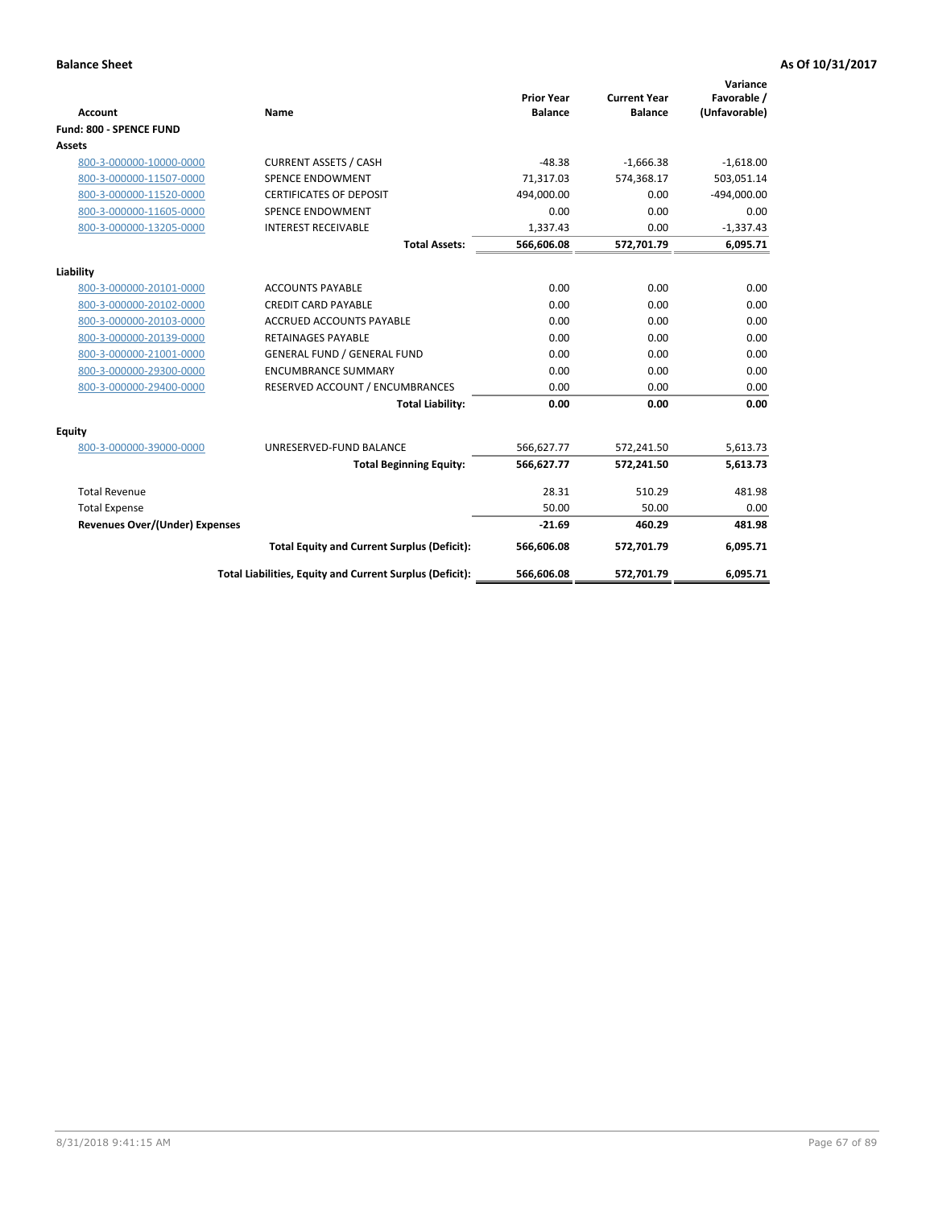**Balance Sheet** **As Of 10/31/2017**

| Account | Name | Prior Year Balance | Current Year Balance | Variance Favorable / (Unfavorable) |
|---|---|---|---|---|
| **Fund: 800 - SPENCE FUND** | | | | |
| **Assets** | | | | |
| 800-3-000000-10000-0000 | CURRENT ASSETS / CASH | -48.38 | -1,666.38 | -1,618.00 |
| 800-3-000000-11507-0000 | SPENCE ENDOWMENT | 71,317.03 | 574,368.17 | 503,051.14 |
| 800-3-000000-11520-0000 | CERTIFICATES OF DEPOSIT | 494,000.00 | 0.00 | -494,000.00 |
| 800-3-000000-11605-0000 | SPENCE ENDOWMENT | 0.00 | 0.00 | 0.00 |
| 800-3-000000-13205-0000 | INTEREST RECEIVABLE | 1,337.43 | 0.00 | -1,337.43 |
| | **Total Assets:** | **566,606.08** | **572,701.79** | **6,095.71** |
| **Liability** | | | | |
| 800-3-000000-20101-0000 | ACCOUNTS PAYABLE | 0.00 | 0.00 | 0.00 |
| 800-3-000000-20102-0000 | CREDIT CARD PAYABLE | 0.00 | 0.00 | 0.00 |
| 800-3-000000-20103-0000 | ACCRUED ACCOUNTS PAYABLE | 0.00 | 0.00 | 0.00 |
| 800-3-000000-20139-0000 | RETAINAGES PAYABLE | 0.00 | 0.00 | 0.00 |
| 800-3-000000-21001-0000 | GENERAL FUND / GENERAL FUND | 0.00 | 0.00 | 0.00 |
| 800-3-000000-29300-0000 | ENCUMBRANCE SUMMARY | 0.00 | 0.00 | 0.00 |
| 800-3-000000-29400-0000 | RESERVED ACCOUNT / ENCUMBRANCES | 0.00 | 0.00 | 0.00 |
| | **Total Liability:** | **0.00** | **0.00** | **0.00** |
| **Equity** | | | | |
| 800-3-000000-39000-0000 | UNRESERVED-FUND BALANCE | 566,627.77 | 572,241.50 | 5,613.73 |
| | **Total Beginning Equity:** | **566,627.77** | **572,241.50** | **5,613.73** |
| Total Revenue | | 28.31 | 510.29 | 481.98 |
| Total Expense | | 50.00 | 50.00 | 0.00 |
| **Revenues Over/(Under) Expenses** | | **-21.69** | **460.29** | **481.98** |
| | **Total Equity and Current Surplus (Deficit):** | **566,606.08** | **572,701.79** | **6,095.71** |
| | **Total Liabilities, Equity and Current Surplus (Deficit):** | **566,606.08** | **572,701.79** | **6,095.71** |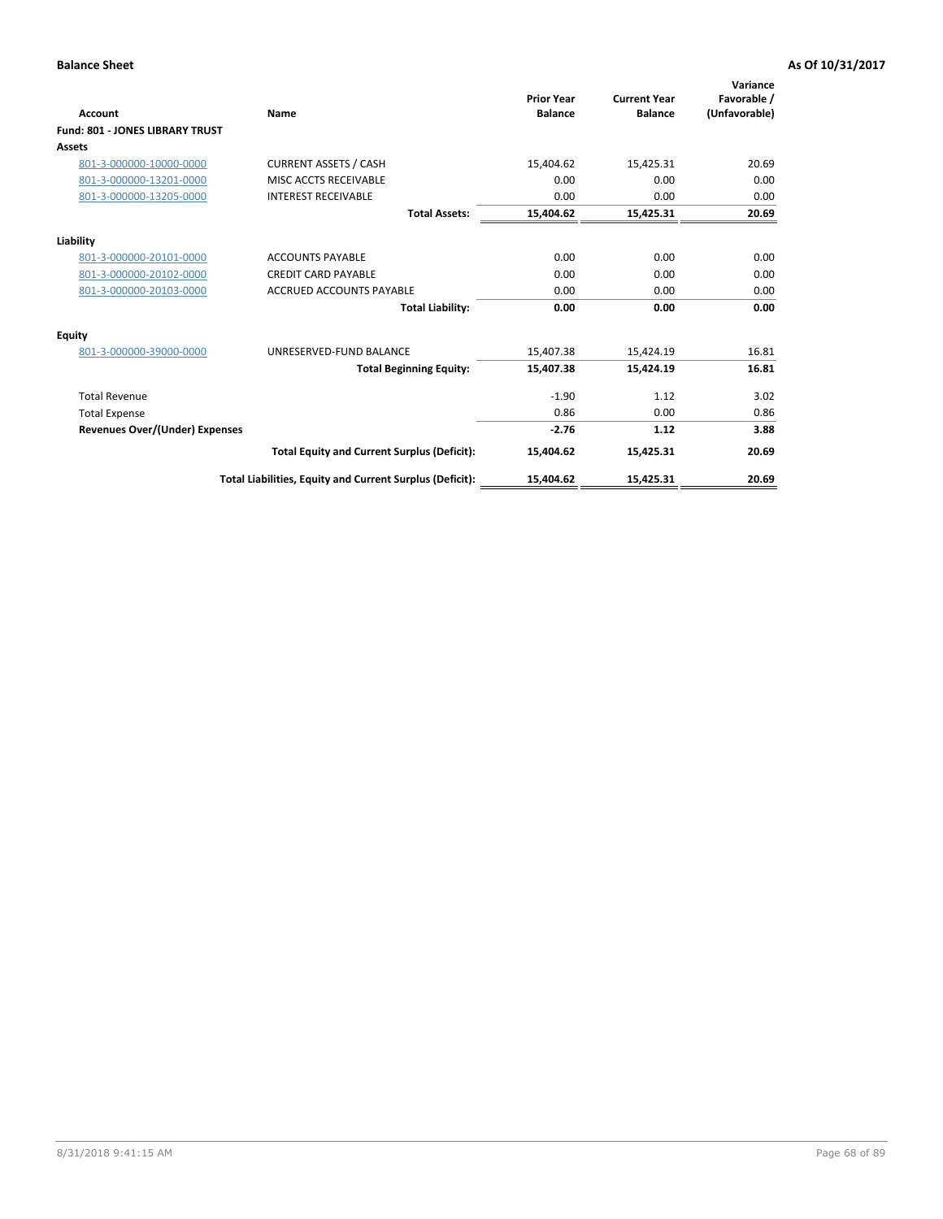**Balance Sheet** **As Of 10/31/2017**

| Account | Name | Prior Year Balance | Current Year Balance | Variance Favorable / (Unfavorable) |
|---|---|---|---|---|
| **Fund: 801 - JONES LIBRARY TRUST** | | | | |
| **Assets** | | | | |
| 801-3-000000-10000-0000 | CURRENT ASSETS / CASH | 15,404.62 | 15,425.31 | 20.69 |
| 801-3-000000-13201-0000 | MISC ACCTS RECEIVABLE | 0.00 | 0.00 | 0.00 |
| 801-3-000000-13205-0000 | INTEREST RECEIVABLE | 0.00 | 0.00 | 0.00 |
| | **Total Assets:** | **15,404.62** | **15,425.31** | **20.69** |
| **Liability** | | | | |
| 801-3-000000-20101-0000 | ACCOUNTS PAYABLE | 0.00 | 0.00 | 0.00 |
| 801-3-000000-20102-0000 | CREDIT CARD PAYABLE | 0.00 | 0.00 | 0.00 |
| 801-3-000000-20103-0000 | ACCRUED ACCOUNTS PAYABLE | 0.00 | 0.00 | 0.00 |
| | **Total Liability:** | **0.00** | **0.00** | **0.00** |
| **Equity** | | | | |
| 801-3-000000-39000-0000 | UNRESERVED-FUND BALANCE | 15,407.38 | 15,424.19 | 16.81 |
| | **Total Beginning Equity:** | **15,407.38** | **15,424.19** | **16.81** |
| Total Revenue | | -1.90 | 1.12 | 3.02 |
| Total Expense | | 0.86 | 0.00 | 0.86 |
| **Revenues Over/(Under) Expenses** | | **-2.76** | **1.12** | **3.88** |
| | **Total Equity and Current Surplus (Deficit):** | **15,404.62** | **15,425.31** | **20.69** |
| | **Total Liabilities, Equity and Current Surplus (Deficit):** | **15,404.62** | **15,425.31** | **20.69** |

8/31/2018 9:41:15 AM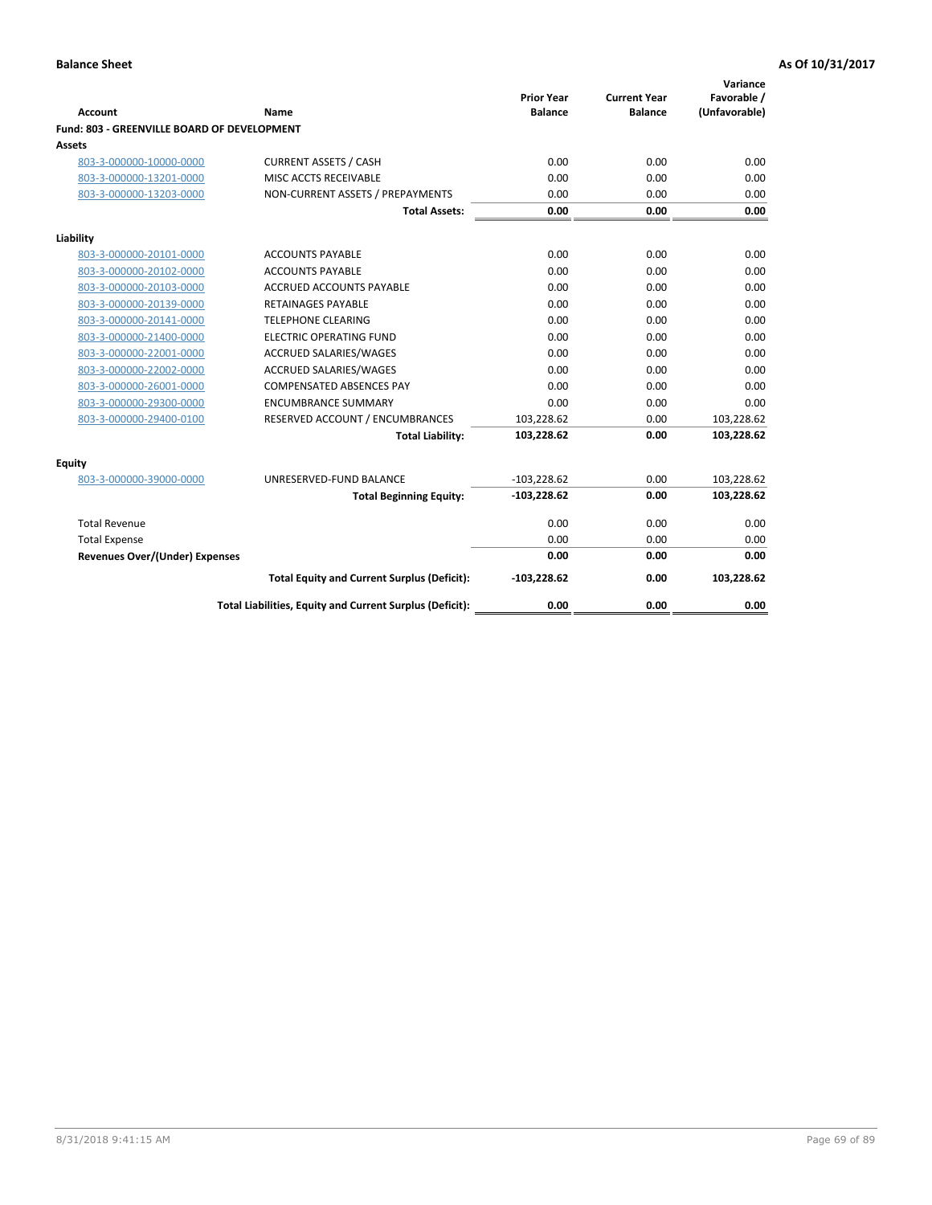**Balance Sheet** | **As Of 10/31/2017**

| Account | Name | Prior Year Balance | Current Year Balance | Variance Favorable / (Unfavorable) |
|---|---|---|---|---|
| **Fund: 803 - GREENVILLE BOARD OF DEVELOPMENT** | | | | |
| **Assets** | | | | |
| 803-3-000000-10000-0000 | CURRENT ASSETS / CASH | 0.00 | 0.00 | 0.00 |
| 803-3-000000-13201-0000 | MISC ACCTS RECEIVABLE | 0.00 | 0.00 | 0.00 |
| 803-3-000000-13203-0000 | NON-CURRENT ASSETS / PREPAYMENTS | 0.00 | 0.00 | 0.00 |
| | **Total Assets:** | **0.00** | **0.00** | **0.00** |
| **Liability** | | | | |
| 803-3-000000-20101-0000 | ACCOUNTS PAYABLE | 0.00 | 0.00 | 0.00 |
| 803-3-000000-20102-0000 | ACCOUNTS PAYABLE | 0.00 | 0.00 | 0.00 |
| 803-3-000000-20103-0000 | ACCRUED ACCOUNTS PAYABLE | 0.00 | 0.00 | 0.00 |
| 803-3-000000-20139-0000 | RETAINAGES PAYABLE | 0.00 | 0.00 | 0.00 |
| 803-3-000000-20141-0000 | TELEPHONE CLEARING | 0.00 | 0.00 | 0.00 |
| 803-3-000000-21400-0000 | ELECTRIC OPERATING FUND | 0.00 | 0.00 | 0.00 |
| 803-3-000000-22001-0000 | ACCRUED SALARIES/WAGES | 0.00 | 0.00 | 0.00 |
| 803-3-000000-22002-0000 | ACCRUED SALARIES/WAGES | 0.00 | 0.00 | 0.00 |
| 803-3-000000-26001-0000 | COMPENSATED ABSENCES PAY | 0.00 | 0.00 | 0.00 |
| 803-3-000000-29300-0000 | ENCUMBRANCE SUMMARY | 0.00 | 0.00 | 0.00 |
| 803-3-000000-29400-0100 | RESERVED ACCOUNT / ENCUMBRANCES | 103,228.62 | 0.00 | 103,228.62 |
| | **Total Liability:** | **103,228.62** | **0.00** | **103,228.62** |
| **Equity** | | | | |
| 803-3-000000-39000-0000 | UNRESERVED-FUND BALANCE | -103,228.62 | 0.00 | 103,228.62 |
| | **Total Beginning Equity:** | **-103,228.62** | **0.00** | **103,228.62** |
| Total Revenue | | 0.00 | 0.00 | 0.00 |
| Total Expense | | 0.00 | 0.00 | 0.00 |
| **Revenues Over/(Under) Expenses** | | **0.00** | **0.00** | **0.00** |
| | **Total Equity and Current Surplus (Deficit):** | **-103,228.62** | **0.00** | **103,228.62** |
| | **Total Liabilities, Equity and Current Surplus (Deficit):** | **0.00** | **0.00** | **0.00** |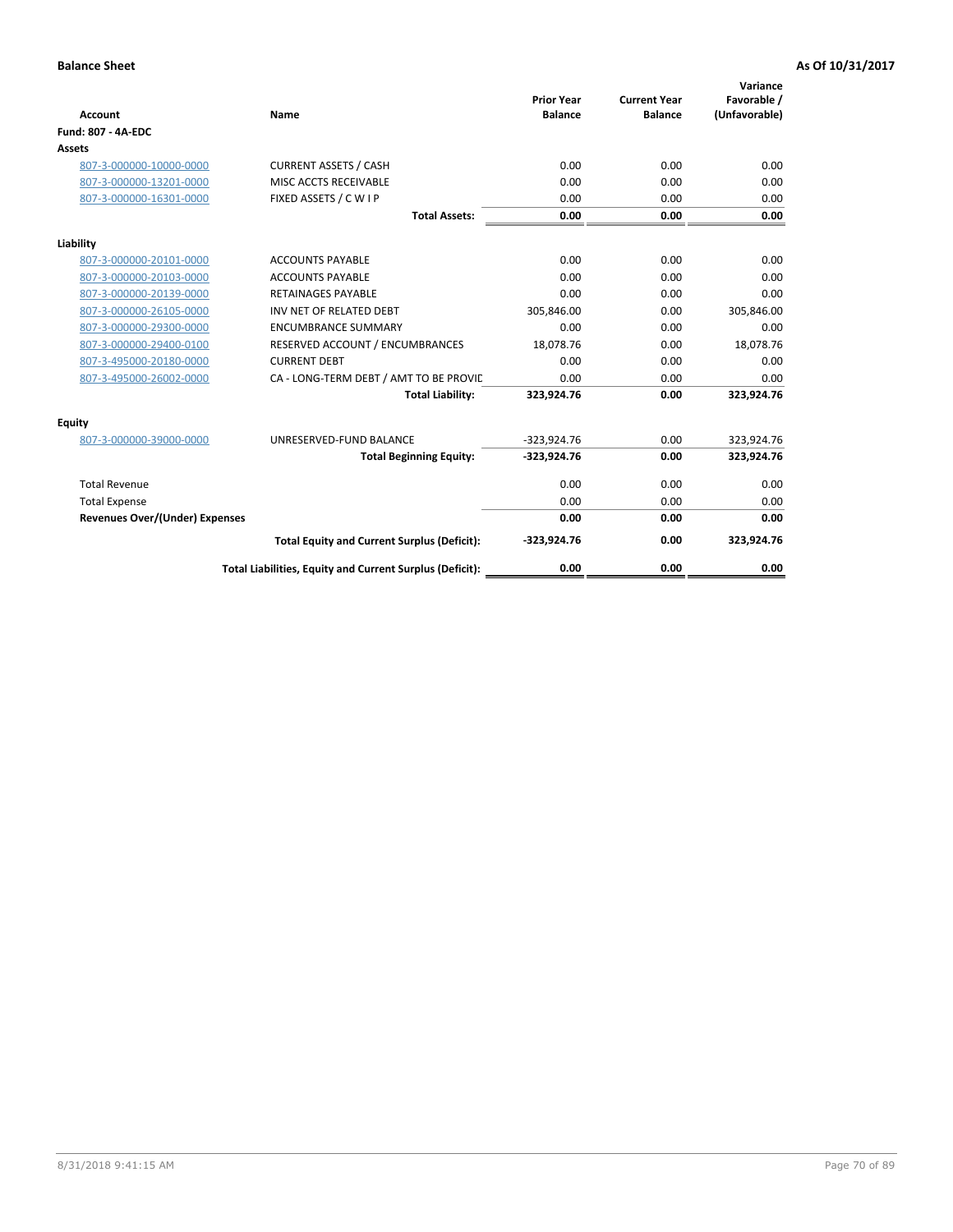**Balance Sheet** — **As Of 10/31/2017**

| Account | Name | Prior Year Balance | Current Year Balance | Variance Favorable / (Unfavorable) |
|---|---|---|---|---|
| **Fund: 807 - 4A-EDC** | | | | |
| **Assets** | | | | |
| 807-3-000000-10000-0000 | CURRENT ASSETS / CASH | 0.00 | 0.00 | 0.00 |
| 807-3-000000-13201-0000 | MISC ACCTS RECEIVABLE | 0.00 | 0.00 | 0.00 |
| 807-3-000000-16301-0000 | FIXED ASSETS / C W I P | 0.00 | 0.00 | 0.00 |
| | **Total Assets:** | **0.00** | **0.00** | **0.00** |
| **Liability** | | | | |
| 807-3-000000-20101-0000 | ACCOUNTS PAYABLE | 0.00 | 0.00 | 0.00 |
| 807-3-000000-20103-0000 | ACCOUNTS PAYABLE | 0.00 | 0.00 | 0.00 |
| 807-3-000000-20139-0000 | RETAINAGES PAYABLE | 0.00 | 0.00 | 0.00 |
| 807-3-000000-26105-0000 | INV NET OF RELATED DEBT | 305,846.00 | 0.00 | 305,846.00 |
| 807-3-000000-29300-0000 | ENCUMBRANCE SUMMARY | 0.00 | 0.00 | 0.00 |
| 807-3-000000-29400-0100 | RESERVED ACCOUNT / ENCUMBRANCES | 18,078.76 | 0.00 | 18,078.76 |
| 807-3-495000-20180-0000 | CURRENT DEBT | 0.00 | 0.00 | 0.00 |
| 807-3-495000-26002-0000 | CA - LONG-TERM DEBT / AMT TO BE PROVIL | 0.00 | 0.00 | 0.00 |
| | **Total Liability:** | **323,924.76** | **0.00** | **323,924.76** |
| **Equity** | | | | |
| 807-3-000000-39000-0000 | UNRESERVED-FUND BALANCE | -323,924.76 | 0.00 | 323,924.76 |
| | **Total Beginning Equity:** | **-323,924.76** | **0.00** | **323,924.76** |
| Total Revenue | | 0.00 | 0.00 | 0.00 |
| Total Expense | | 0.00 | 0.00 | 0.00 |
| **Revenues Over/(Under) Expenses** | | **0.00** | **0.00** | **0.00** |
| | **Total Equity and Current Surplus (Deficit):** | **-323,924.76** | **0.00** | **323,924.76** |
| | **Total Liabilities, Equity and Current Surplus (Deficit):** | **0.00** | **0.00** | **0.00** |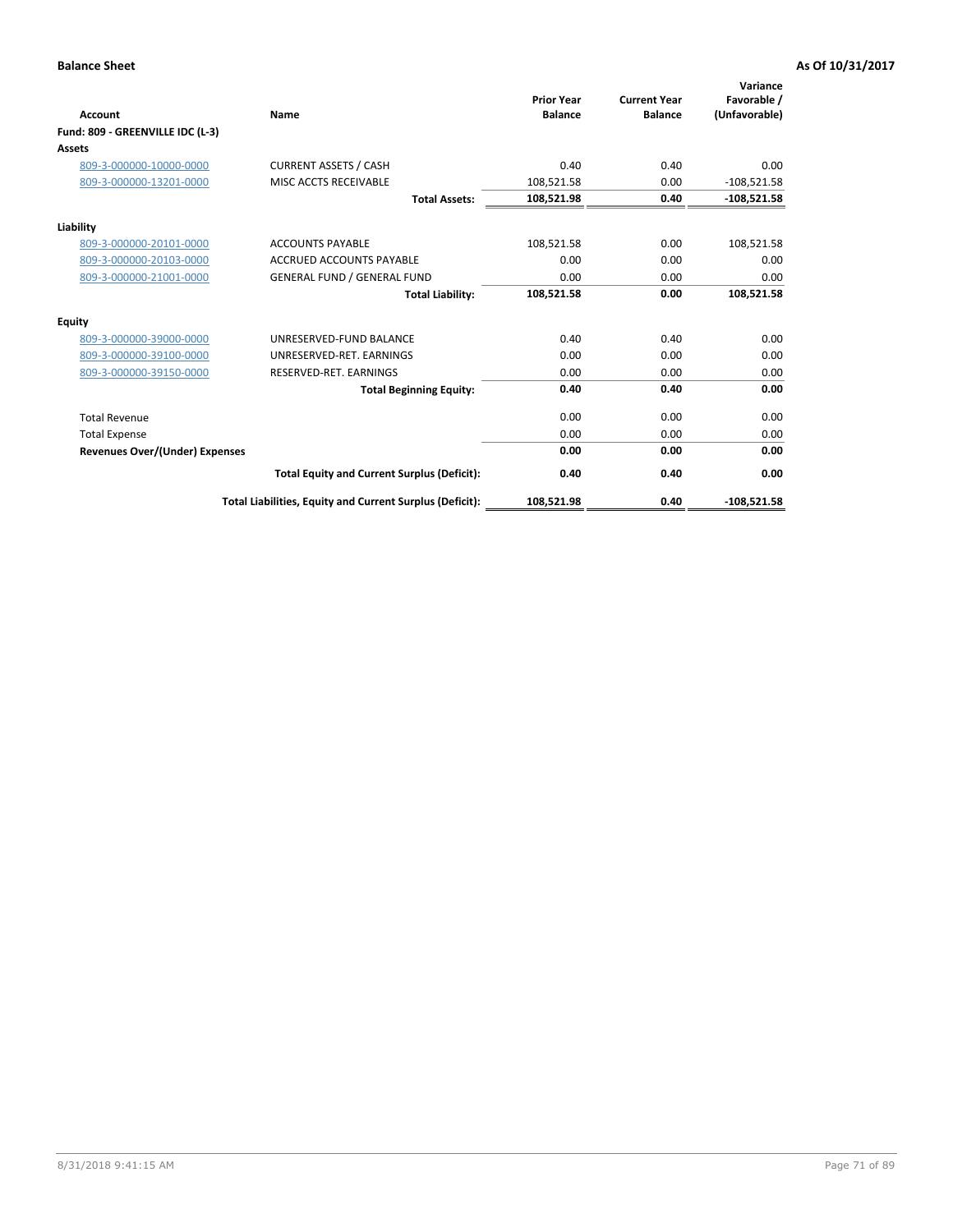**Balance Sheet** **As Of 10/31/2017**

| Account | Name | Prior Year Balance | Current Year Balance | Variance Favorable / (Unfavorable) |
|---|---|---|---|---|
| **Fund: 809 - GREENVILLE IDC (L-3)** | | | | |
| **Assets** | | | | |
| 809-3-000000-10000-0000 | CURRENT ASSETS / CASH | 0.40 | 0.40 | 0.00 |
| 809-3-000000-13201-0000 | MISC ACCTS RECEIVABLE | 108,521.58 | 0.00 | -108,521.58 |
| | **Total Assets:** | **108,521.98** | **0.40** | **-108,521.58** |
| **Liability** | | | | |
| 809-3-000000-20101-0000 | ACCOUNTS PAYABLE | 108,521.58 | 0.00 | 108,521.58 |
| 809-3-000000-20103-0000 | ACCRUED ACCOUNTS PAYABLE | 0.00 | 0.00 | 0.00 |
| 809-3-000000-21001-0000 | GENERAL FUND / GENERAL FUND | 0.00 | 0.00 | 0.00 |
| | **Total Liability:** | **108,521.58** | **0.00** | **108,521.58** |
| **Equity** | | | | |
| 809-3-000000-39000-0000 | UNRESERVED-FUND BALANCE | 0.40 | 0.40 | 0.00 |
| 809-3-000000-39100-0000 | UNRESERVED-RET. EARNINGS | 0.00 | 0.00 | 0.00 |
| 809-3-000000-39150-0000 | RESERVED-RET. EARNINGS | 0.00 | 0.00 | 0.00 |
| | **Total Beginning Equity:** | **0.40** | **0.40** | **0.00** |
| Total Revenue | | 0.00 | 0.00 | 0.00 |
| Total Expense | | 0.00 | 0.00 | 0.00 |
| **Revenues Over/(Under) Expenses** | | **0.00** | **0.00** | **0.00** |
| | **Total Equity and Current Surplus (Deficit):** | **0.40** | **0.40** | **0.00** |
| | **Total Liabilities, Equity and Current Surplus (Deficit):** | **108,521.98** | **0.40** | **-108,521.58** |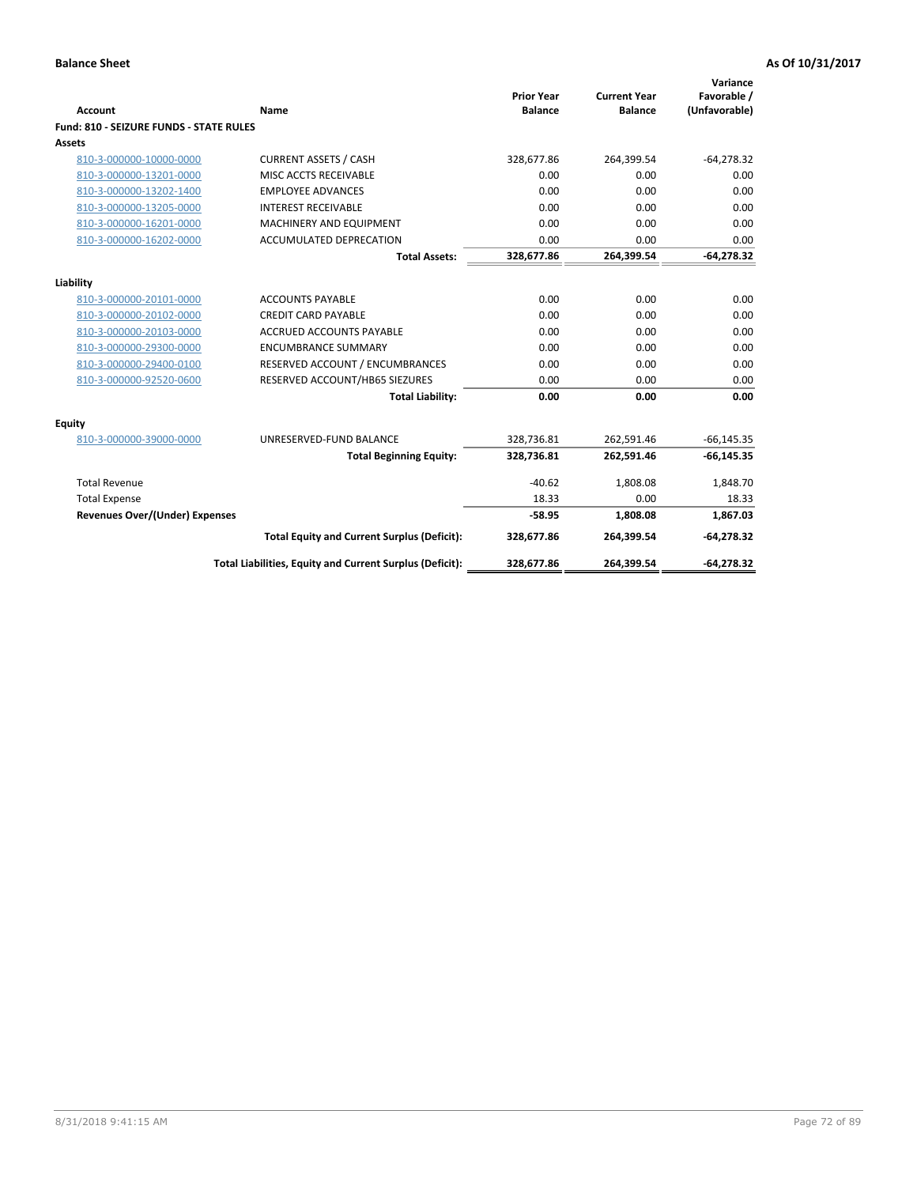**Balance Sheet** **As Of 10/31/2017**

| Account | Name | Prior Year Balance | Current Year Balance | Variance Favorable / (Unfavorable) |
|---|---|---|---|---|
| **Fund: 810 - SEIZURE FUNDS - STATE RULES** | | | | |
| **Assets** | | | | |
| 810-3-000000-10000-0000 | CURRENT ASSETS / CASH | 328,677.86 | 264,399.54 | -64,278.32 |
| 810-3-000000-13201-0000 | MISC ACCTS RECEIVABLE | 0.00 | 0.00 | 0.00 |
| 810-3-000000-13202-1400 | EMPLOYEE ADVANCES | 0.00 | 0.00 | 0.00 |
| 810-3-000000-13205-0000 | INTEREST RECEIVABLE | 0.00 | 0.00 | 0.00 |
| 810-3-000000-16201-0000 | MACHINERY AND EQUIPMENT | 0.00 | 0.00 | 0.00 |
| 810-3-000000-16202-0000 | ACCUMULATED DEPRECATION | 0.00 | 0.00 | 0.00 |
| | **Total Assets:** | **328,677.86** | **264,399.54** | **-64,278.32** |
| **Liability** | | | | |
| 810-3-000000-20101-0000 | ACCOUNTS PAYABLE | 0.00 | 0.00 | 0.00 |
| 810-3-000000-20102-0000 | CREDIT CARD PAYABLE | 0.00 | 0.00 | 0.00 |
| 810-3-000000-20103-0000 | ACCRUED ACCOUNTS PAYABLE | 0.00 | 0.00 | 0.00 |
| 810-3-000000-29300-0000 | ENCUMBRANCE SUMMARY | 0.00 | 0.00 | 0.00 |
| 810-3-000000-29400-0100 | RESERVED ACCOUNT / ENCUMBRANCES | 0.00 | 0.00 | 0.00 |
| 810-3-000000-92520-0600 | RESERVED ACCOUNT/HB65 SIEZURES | 0.00 | 0.00 | 0.00 |
| | **Total Liability:** | **0.00** | **0.00** | **0.00** |
| **Equity** | | | | |
| 810-3-000000-39000-0000 | UNRESERVED-FUND BALANCE | 328,736.81 | 262,591.46 | -66,145.35 |
| | **Total Beginning Equity:** | **328,736.81** | **262,591.46** | **-66,145.35** |
| Total Revenue | | -40.62 | 1,808.08 | 1,848.70 |
| Total Expense | | 18.33 | 0.00 | 18.33 |
| **Revenues Over/(Under) Expenses** | | **-58.95** | **1,808.08** | **1,867.03** |
| | **Total Equity and Current Surplus (Deficit):** | **328,677.86** | **264,399.54** | **-64,278.32** |
| | **Total Liabilities, Equity and Current Surplus (Deficit):** | **328,677.86** | **264,399.54** | **-64,278.32** |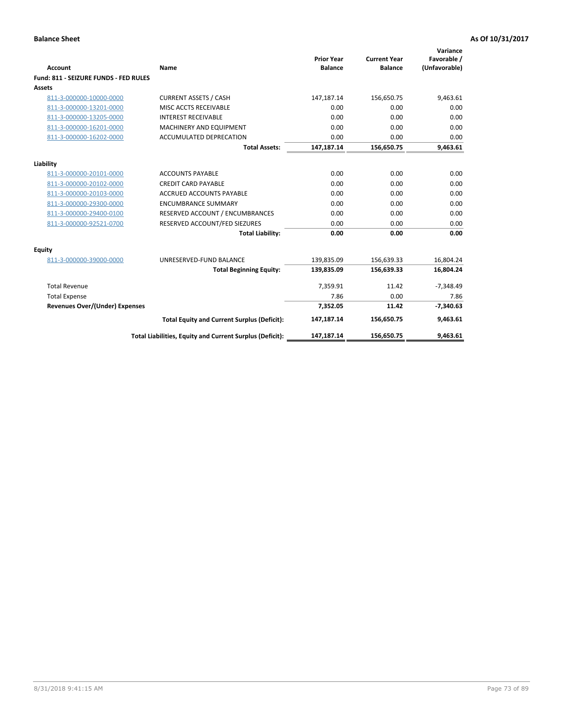**Balance Sheet** **As Of 10/31/2017**

| Account | Name | Prior Year Balance | Current Year Balance | Variance Favorable / (Unfavorable) |
|---|---|---|---|---|
| **Fund: 811 - SEIZURE FUNDS - FED RULES** | | | | |
| **Assets** | | | | |
| 811-3-000000-10000-0000 | CURRENT ASSETS / CASH | 147,187.14 | 156,650.75 | 9,463.61 |
| 811-3-000000-13201-0000 | MISC ACCTS RECEIVABLE | 0.00 | 0.00 | 0.00 |
| 811-3-000000-13205-0000 | INTEREST RECEIVABLE | 0.00 | 0.00 | 0.00 |
| 811-3-000000-16201-0000 | MACHINERY AND EQUIPMENT | 0.00 | 0.00 | 0.00 |
| 811-3-000000-16202-0000 | ACCUMULATED DEPRECATION | 0.00 | 0.00 | 0.00 |
| | **Total Assets:** | **147,187.14** | **156,650.75** | **9,463.61** |
| **Liability** | | | | |
| 811-3-000000-20101-0000 | ACCOUNTS PAYABLE | 0.00 | 0.00 | 0.00 |
| 811-3-000000-20102-0000 | CREDIT CARD PAYABLE | 0.00 | 0.00 | 0.00 |
| 811-3-000000-20103-0000 | ACCRUED ACCOUNTS PAYABLE | 0.00 | 0.00 | 0.00 |
| 811-3-000000-29300-0000 | ENCUMBRANCE SUMMARY | 0.00 | 0.00 | 0.00 |
| 811-3-000000-29400-0100 | RESERVED ACCOUNT / ENCUMBRANCES | 0.00 | 0.00 | 0.00 |
| 811-3-000000-92521-0700 | RESERVED ACCOUNT/FED SIEZURES | 0.00 | 0.00 | 0.00 |
| | **Total Liability:** | **0.00** | **0.00** | **0.00** |
| **Equity** | | | | |
| 811-3-000000-39000-0000 | UNRESERVED-FUND BALANCE | 139,835.09 | 156,639.33 | 16,804.24 |
| | **Total Beginning Equity:** | **139,835.09** | **156,639.33** | **16,804.24** |
| Total Revenue | | 7,359.91 | 11.42 | -7,348.49 |
| Total Expense | | 7.86 | 0.00 | 7.86 |
| **Revenues Over/(Under) Expenses** | | **7,352.05** | **11.42** | **-7,340.63** |
| | **Total Equity and Current Surplus (Deficit):** | **147,187.14** | **156,650.75** | **9,463.61** |
| | **Total Liabilities, Equity and Current Surplus (Deficit):** | **147,187.14** | **156,650.75** | **9,463.61** |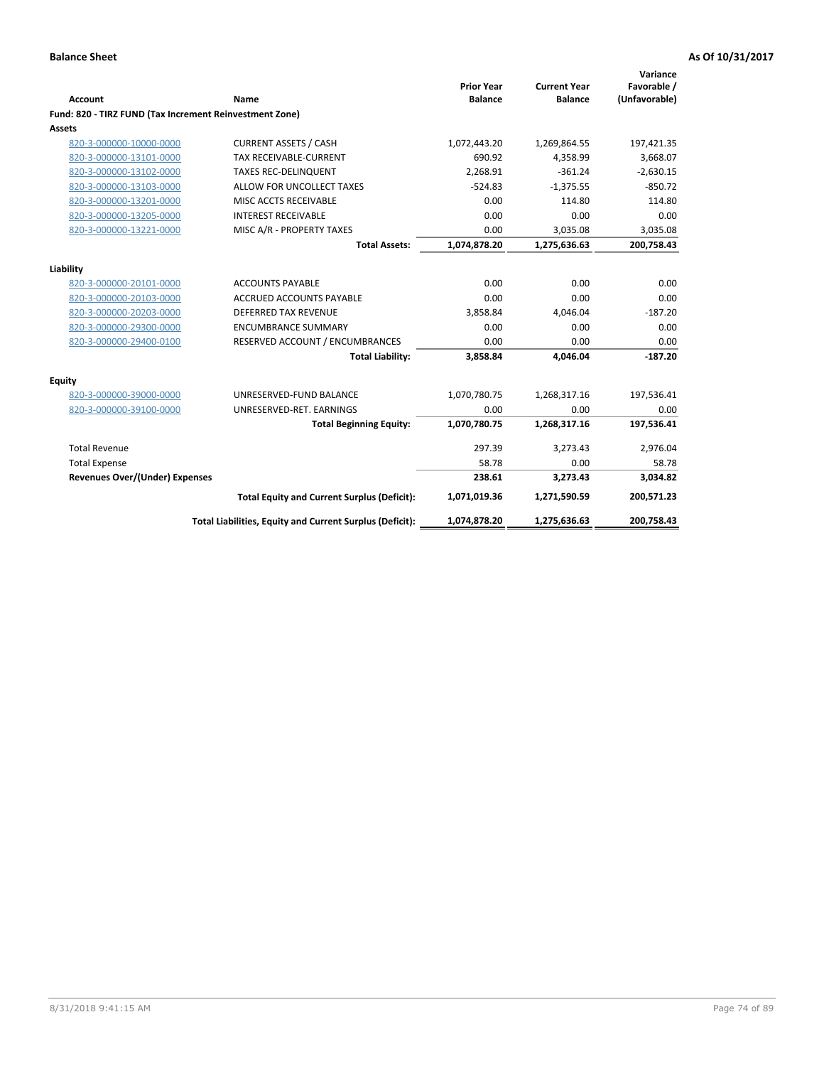**Balance Sheet** **As Of 10/31/2017**

| Account | Name | Prior Year Balance | Current Year Balance | Variance Favorable / (Unfavorable) |
|---|---|---|---|---|
| **Fund: 820 - TIRZ FUND (Tax Increment Reinvestment Zone)** | | | | |
| **Assets** | | | | |
| 820-3-000000-10000-0000 | CURRENT ASSETS / CASH | 1,072,443.20 | 1,269,864.55 | 197,421.35 |
| 820-3-000000-13101-0000 | TAX RECEIVABLE-CURRENT | 690.92 | 4,358.99 | 3,668.07 |
| 820-3-000000-13102-0000 | TAXES REC-DELINQUENT | 2,268.91 | -361.24 | -2,630.15 |
| 820-3-000000-13103-0000 | ALLOW FOR UNCOLLECT TAXES | -524.83 | -1,375.55 | -850.72 |
| 820-3-000000-13201-0000 | MISC ACCTS RECEIVABLE | 0.00 | 114.80 | 114.80 |
| 820-3-000000-13205-0000 | INTEREST RECEIVABLE | 0.00 | 0.00 | 0.00 |
| 820-3-000000-13221-0000 | MISC A/R - PROPERTY TAXES | 0.00 | 3,035.08 | 3,035.08 |
| | **Total Assets:** | **1,074,878.20** | **1,275,636.63** | **200,758.43** |
| **Liability** | | | | |
| 820-3-000000-20101-0000 | ACCOUNTS PAYABLE | 0.00 | 0.00 | 0.00 |
| 820-3-000000-20103-0000 | ACCRUED ACCOUNTS PAYABLE | 0.00 | 0.00 | 0.00 |
| 820-3-000000-20203-0000 | DEFERRED TAX REVENUE | 3,858.84 | 4,046.04 | -187.20 |
| 820-3-000000-29300-0000 | ENCUMBRANCE SUMMARY | 0.00 | 0.00 | 0.00 |
| 820-3-000000-29400-0100 | RESERVED ACCOUNT / ENCUMBRANCES | 0.00 | 0.00 | 0.00 |
| | **Total Liability:** | **3,858.84** | **4,046.04** | **-187.20** |
| **Equity** | | | | |
| 820-3-000000-39000-0000 | UNRESERVED-FUND BALANCE | 1,070,780.75 | 1,268,317.16 | 197,536.41 |
| 820-3-000000-39100-0000 | UNRESERVED-RET. EARNINGS | 0.00 | 0.00 | 0.00 |
| | **Total Beginning Equity:** | **1,070,780.75** | **1,268,317.16** | **197,536.41** |
| Total Revenue | | 297.39 | 3,273.43 | 2,976.04 |
| Total Expense | | 58.78 | 0.00 | 58.78 |
| **Revenues Over/(Under) Expenses** | | **238.61** | **3,273.43** | **3,034.82** |
| | **Total Equity and Current Surplus (Deficit):** | **1,071,019.36** | **1,271,590.59** | **200,571.23** |
| | **Total Liabilities, Equity and Current Surplus (Deficit):** | **1,074,878.20** | **1,275,636.63** | **200,758.43** |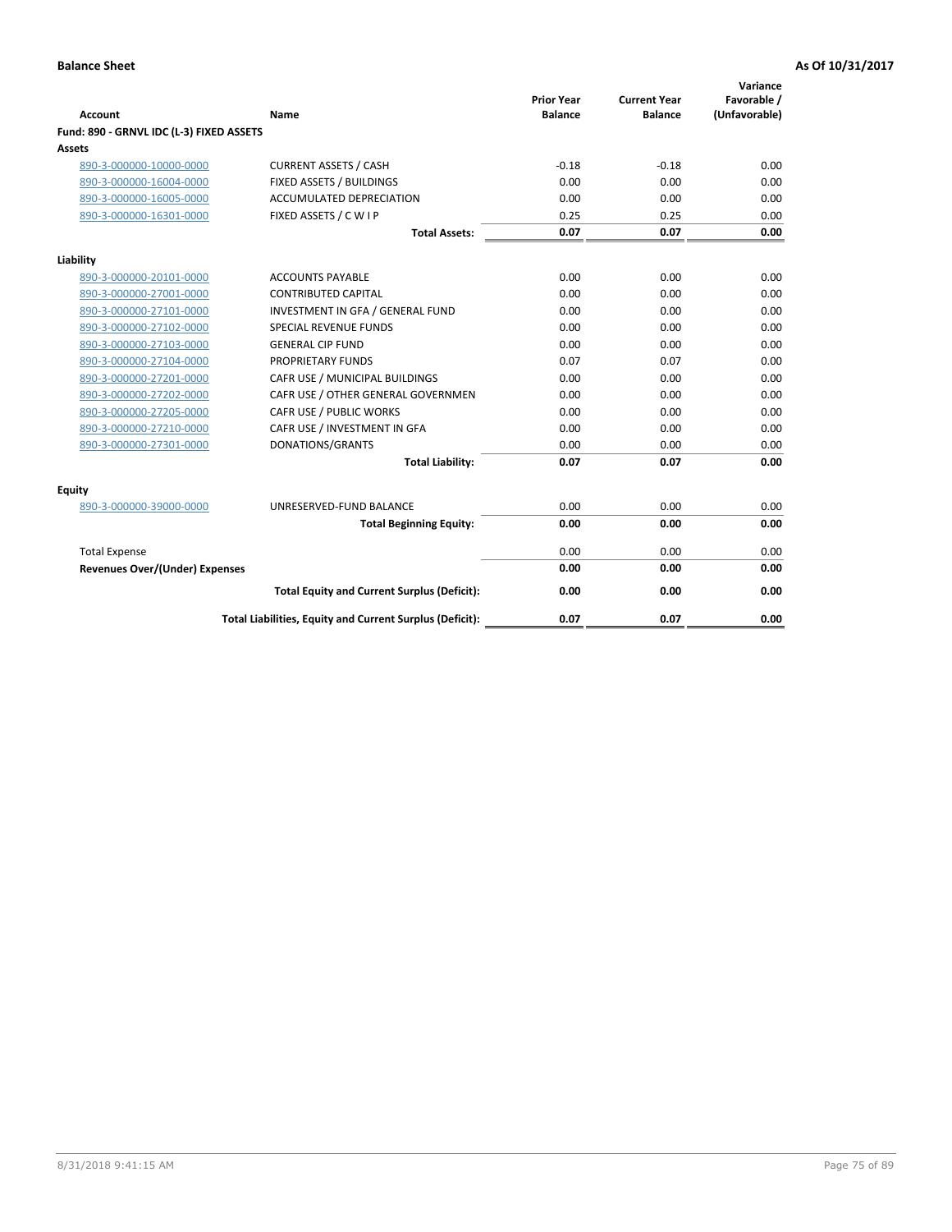**Balance Sheet** **As Of 10/31/2017**

| Account | Name | Prior Year Balance | Current Year Balance | Variance Favorable / (Unfavorable) |
|---|---|---|---|---|
| **Fund: 890 - GRNVL IDC (L-3) FIXED ASSETS** | | | | |
| **Assets** | | | | |
| 890-3-000000-10000-0000 | CURRENT ASSETS / CASH | -0.18 | -0.18 | 0.00 |
| 890-3-000000-16004-0000 | FIXED ASSETS / BUILDINGS | 0.00 | 0.00 | 0.00 |
| 890-3-000000-16005-0000 | ACCUMULATED DEPRECIATION | 0.00 | 0.00 | 0.00 |
| 890-3-000000-16301-0000 | FIXED ASSETS / C W I P | 0.25 | 0.25 | 0.00 |
| | **Total Assets:** | **0.07** | **0.07** | **0.00** |
| **Liability** | | | | |
| 890-3-000000-20101-0000 | ACCOUNTS PAYABLE | 0.00 | 0.00 | 0.00 |
| 890-3-000000-27001-0000 | CONTRIBUTED CAPITAL | 0.00 | 0.00 | 0.00 |
| 890-3-000000-27101-0000 | INVESTMENT IN GFA / GENERAL FUND | 0.00 | 0.00 | 0.00 |
| 890-3-000000-27102-0000 | SPECIAL REVENUE FUNDS | 0.00 | 0.00 | 0.00 |
| 890-3-000000-27103-0000 | GENERAL CIP FUND | 0.00 | 0.00 | 0.00 |
| 890-3-000000-27104-0000 | PROPRIETARY FUNDS | 0.07 | 0.07 | 0.00 |
| 890-3-000000-27201-0000 | CAFR USE / MUNICIPAL BUILDINGS | 0.00 | 0.00 | 0.00 |
| 890-3-000000-27202-0000 | CAFR USE / OTHER GENERAL GOVERNMEN | 0.00 | 0.00 | 0.00 |
| 890-3-000000-27205-0000 | CAFR USE / PUBLIC WORKS | 0.00 | 0.00 | 0.00 |
| 890-3-000000-27210-0000 | CAFR USE / INVESTMENT IN GFA | 0.00 | 0.00 | 0.00 |
| 890-3-000000-27301-0000 | DONATIONS/GRANTS | 0.00 | 0.00 | 0.00 |
| | **Total Liability:** | **0.07** | **0.07** | **0.00** |
| **Equity** | | | | |
| 890-3-000000-39000-0000 | UNRESERVED-FUND BALANCE | 0.00 | 0.00 | 0.00 |
| | **Total Beginning Equity:** | **0.00** | **0.00** | **0.00** |
| Total Expense | | 0.00 | 0.00 | 0.00 |
| **Revenues Over/(Under) Expenses** | | **0.00** | **0.00** | **0.00** |
| | **Total Equity and Current Surplus (Deficit):** | **0.00** | **0.00** | **0.00** |
| | **Total Liabilities, Equity and Current Surplus (Deficit):** | **0.07** | **0.07** | **0.00** |

8/31/2018 9:41:15 AM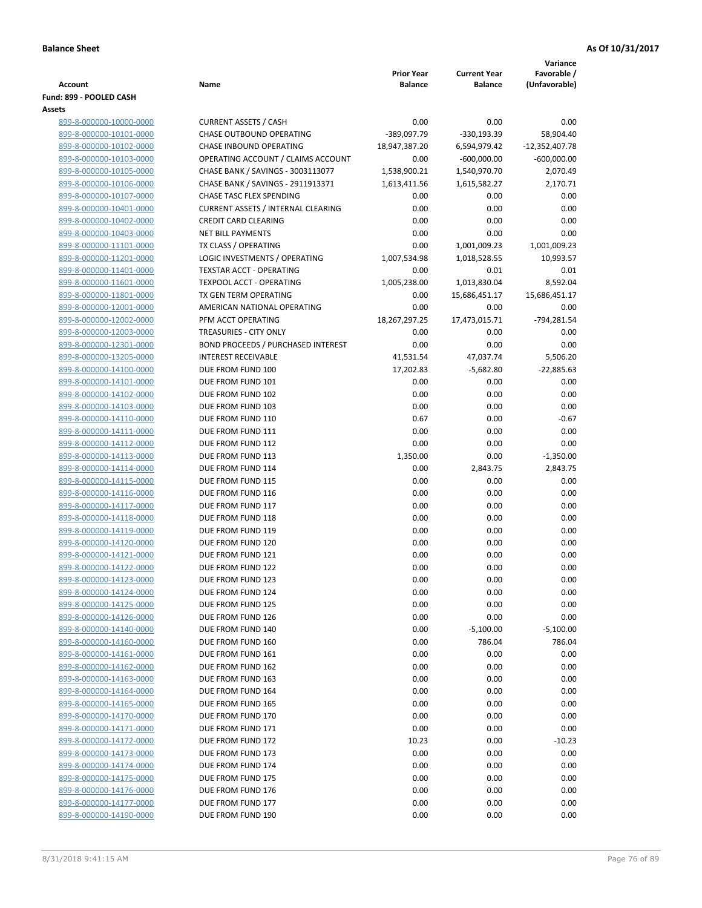**Balance Sheet** **As Of 10/31/2017**

| Account | Name | Prior Year Balance | Current Year Balance | Variance Favorable / (Unfavorable) |
|---|---|---|---|---|
| **Fund: 899 - POOLED CASH** | | | | |
| **Assets** | | | | |
| 899-8-000000-10000-0000 | CURRENT ASSETS / CASH | 0.00 | 0.00 | 0.00 |
| 899-8-000000-10101-0000 | CHASE OUTBOUND OPERATING | -389,097.79 | -330,193.39 | 58,904.40 |
| 899-8-000000-10102-0000 | CHASE INBOUND OPERATING | 18,947,387.20 | 6,594,979.42 | -12,352,407.78 |
| 899-8-000000-10103-0000 | OPERATING ACCOUNT / CLAIMS ACCOUNT | 0.00 | -600,000.00 | -600,000.00 |
| 899-8-000000-10105-0000 | CHASE BANK / SAVINGS - 3003113077 | 1,538,900.21 | 1,540,970.70 | 2,070.49 |
| 899-8-000000-10106-0000 | CHASE BANK / SAVINGS - 2911913371 | 1,613,411.56 | 1,615,582.27 | 2,170.71 |
| 899-8-000000-10107-0000 | CHASE TASC FLEX SPENDING | 0.00 | 0.00 | 0.00 |
| 899-8-000000-10401-0000 | CURRENT ASSETS / INTERNAL CLEARING | 0.00 | 0.00 | 0.00 |
| 899-8-000000-10402-0000 | CREDIT CARD CLEARING | 0.00 | 0.00 | 0.00 |
| 899-8-000000-10403-0000 | NET BILL PAYMENTS | 0.00 | 0.00 | 0.00 |
| 899-8-000000-11101-0000 | TX CLASS / OPERATING | 0.00 | 1,001,009.23 | 1,001,009.23 |
| 899-8-000000-11201-0000 | LOGIC INVESTMENTS / OPERATING | 1,007,534.98 | 1,018,528.55 | 10,993.57 |
| 899-8-000000-11401-0000 | TEXSTAR ACCT - OPERATING | 0.00 | 0.01 | 0.01 |
| 899-8-000000-11601-0000 | TEXPOOL ACCT - OPERATING | 1,005,238.00 | 1,013,830.04 | 8,592.04 |
| 899-8-000000-11801-0000 | TX GEN TERM OPERATING | 0.00 | 15,686,451.17 | 15,686,451.17 |
| 899-8-000000-12001-0000 | AMERICAN NATIONAL OPERATING | 0.00 | 0.00 | 0.00 |
| 899-8-000000-12002-0000 | PFM ACCT OPERATING | 18,267,297.25 | 17,473,015.71 | -794,281.54 |
| 899-8-000000-12003-0000 | TREASURIES - CITY ONLY | 0.00 | 0.00 | 0.00 |
| 899-8-000000-12301-0000 | BOND PROCEEDS / PURCHASED INTEREST | 0.00 | 0.00 | 0.00 |
| 899-8-000000-13205-0000 | INTEREST RECEIVABLE | 41,531.54 | 47,037.74 | 5,506.20 |
| 899-8-000000-14100-0000 | DUE FROM FUND 100 | 17,202.83 | -5,682.80 | -22,885.63 |
| 899-8-000000-14101-0000 | DUE FROM FUND 101 | 0.00 | 0.00 | 0.00 |
| 899-8-000000-14102-0000 | DUE FROM FUND 102 | 0.00 | 0.00 | 0.00 |
| 899-8-000000-14103-0000 | DUE FROM FUND 103 | 0.00 | 0.00 | 0.00 |
| 899-8-000000-14110-0000 | DUE FROM FUND 110 | 0.67 | 0.00 | -0.67 |
| 899-8-000000-14111-0000 | DUE FROM FUND 111 | 0.00 | 0.00 | 0.00 |
| 899-8-000000-14112-0000 | DUE FROM FUND 112 | 0.00 | 0.00 | 0.00 |
| 899-8-000000-14113-0000 | DUE FROM FUND 113 | 1,350.00 | 0.00 | -1,350.00 |
| 899-8-000000-14114-0000 | DUE FROM FUND 114 | 0.00 | 2,843.75 | 2,843.75 |
| 899-8-000000-14115-0000 | DUE FROM FUND 115 | 0.00 | 0.00 | 0.00 |
| 899-8-000000-14116-0000 | DUE FROM FUND 116 | 0.00 | 0.00 | 0.00 |
| 899-8-000000-14117-0000 | DUE FROM FUND 117 | 0.00 | 0.00 | 0.00 |
| 899-8-000000-14118-0000 | DUE FROM FUND 118 | 0.00 | 0.00 | 0.00 |
| 899-8-000000-14119-0000 | DUE FROM FUND 119 | 0.00 | 0.00 | 0.00 |
| 899-8-000000-14120-0000 | DUE FROM FUND 120 | 0.00 | 0.00 | 0.00 |
| 899-8-000000-14121-0000 | DUE FROM FUND 121 | 0.00 | 0.00 | 0.00 |
| 899-8-000000-14122-0000 | DUE FROM FUND 122 | 0.00 | 0.00 | 0.00 |
| 899-8-000000-14123-0000 | DUE FROM FUND 123 | 0.00 | 0.00 | 0.00 |
| 899-8-000000-14124-0000 | DUE FROM FUND 124 | 0.00 | 0.00 | 0.00 |
| 899-8-000000-14125-0000 | DUE FROM FUND 125 | 0.00 | 0.00 | 0.00 |
| 899-8-000000-14126-0000 | DUE FROM FUND 126 | 0.00 | 0.00 | 0.00 |
| 899-8-000000-14140-0000 | DUE FROM FUND 140 | 0.00 | -5,100.00 | -5,100.00 |
| 899-8-000000-14160-0000 | DUE FROM FUND 160 | 0.00 | 786.04 | 786.04 |
| 899-8-000000-14161-0000 | DUE FROM FUND 161 | 0.00 | 0.00 | 0.00 |
| 899-8-000000-14162-0000 | DUE FROM FUND 162 | 0.00 | 0.00 | 0.00 |
| 899-8-000000-14163-0000 | DUE FROM FUND 163 | 0.00 | 0.00 | 0.00 |
| 899-8-000000-14164-0000 | DUE FROM FUND 164 | 0.00 | 0.00 | 0.00 |
| 899-8-000000-14165-0000 | DUE FROM FUND 165 | 0.00 | 0.00 | 0.00 |
| 899-8-000000-14170-0000 | DUE FROM FUND 170 | 0.00 | 0.00 | 0.00 |
| 899-8-000000-14171-0000 | DUE FROM FUND 171 | 0.00 | 0.00 | 0.00 |
| 899-8-000000-14172-0000 | DUE FROM FUND 172 | 10.23 | 0.00 | -10.23 |
| 899-8-000000-14173-0000 | DUE FROM FUND 173 | 0.00 | 0.00 | 0.00 |
| 899-8-000000-14174-0000 | DUE FROM FUND 174 | 0.00 | 0.00 | 0.00 |
| 899-8-000000-14175-0000 | DUE FROM FUND 175 | 0.00 | 0.00 | 0.00 |
| 899-8-000000-14176-0000 | DUE FROM FUND 176 | 0.00 | 0.00 | 0.00 |
| 899-8-000000-14177-0000 | DUE FROM FUND 177 | 0.00 | 0.00 | 0.00 |
| 899-8-000000-14190-0000 | DUE FROM FUND 190 | 0.00 | 0.00 | 0.00 |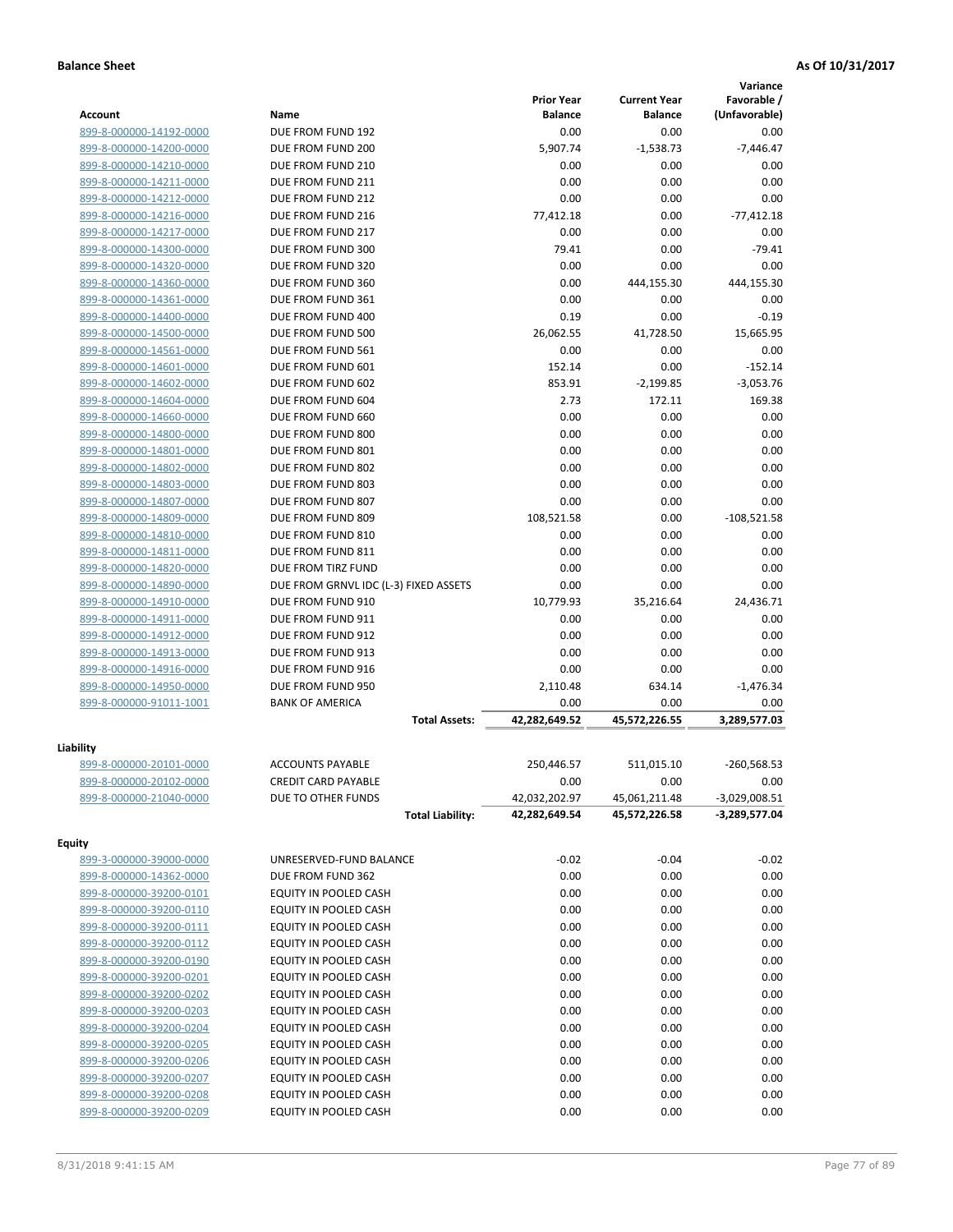**Balance Sheet** — As Of 10/31/2017

| Account | Name | Prior Year Balance | Current Year Balance | Variance Favorable / (Unfavorable) |
|---|---|---|---|---|
| 899-8-000000-14192-0000 | DUE FROM FUND 192 | 0.00 | 0.00 | 0.00 |
| 899-8-000000-14200-0000 | DUE FROM FUND 200 | 5,907.74 | -1,538.73 | -7,446.47 |
| 899-8-000000-14210-0000 | DUE FROM FUND 210 | 0.00 | 0.00 | 0.00 |
| 899-8-000000-14211-0000 | DUE FROM FUND 211 | 0.00 | 0.00 | 0.00 |
| 899-8-000000-14212-0000 | DUE FROM FUND 212 | 0.00 | 0.00 | 0.00 |
| 899-8-000000-14216-0000 | DUE FROM FUND 216 | 77,412.18 | 0.00 | -77,412.18 |
| 899-8-000000-14217-0000 | DUE FROM FUND 217 | 0.00 | 0.00 | 0.00 |
| 899-8-000000-14300-0000 | DUE FROM FUND 300 | 79.41 | 0.00 | -79.41 |
| 899-8-000000-14320-0000 | DUE FROM FUND 320 | 0.00 | 0.00 | 0.00 |
| 899-8-000000-14360-0000 | DUE FROM FUND 360 | 0.00 | 444,155.30 | 444,155.30 |
| 899-8-000000-14361-0000 | DUE FROM FUND 361 | 0.00 | 0.00 | 0.00 |
| 899-8-000000-14400-0000 | DUE FROM FUND 400 | 0.19 | 0.00 | -0.19 |
| 899-8-000000-14500-0000 | DUE FROM FUND 500 | 26,062.55 | 41,728.50 | 15,665.95 |
| 899-8-000000-14561-0000 | DUE FROM FUND 561 | 0.00 | 0.00 | 0.00 |
| 899-8-000000-14601-0000 | DUE FROM FUND 601 | 152.14 | 0.00 | -152.14 |
| 899-8-000000-14602-0000 | DUE FROM FUND 602 | 853.91 | -2,199.85 | -3,053.76 |
| 899-8-000000-14604-0000 | DUE FROM FUND 604 | 2.73 | 172.11 | 169.38 |
| 899-8-000000-14660-0000 | DUE FROM FUND 660 | 0.00 | 0.00 | 0.00 |
| 899-8-000000-14800-0000 | DUE FROM FUND 800 | 0.00 | 0.00 | 0.00 |
| 899-8-000000-14801-0000 | DUE FROM FUND 801 | 0.00 | 0.00 | 0.00 |
| 899-8-000000-14802-0000 | DUE FROM FUND 802 | 0.00 | 0.00 | 0.00 |
| 899-8-000000-14803-0000 | DUE FROM FUND 803 | 0.00 | 0.00 | 0.00 |
| 899-8-000000-14807-0000 | DUE FROM FUND 807 | 0.00 | 0.00 | 0.00 |
| 899-8-000000-14809-0000 | DUE FROM FUND 809 | 108,521.58 | 0.00 | -108,521.58 |
| 899-8-000000-14810-0000 | DUE FROM FUND 810 | 0.00 | 0.00 | 0.00 |
| 899-8-000000-14811-0000 | DUE FROM FUND 811 | 0.00 | 0.00 | 0.00 |
| 899-8-000000-14820-0000 | DUE FROM TIRZ FUND | 0.00 | 0.00 | 0.00 |
| 899-8-000000-14890-0000 | DUE FROM GRNVL IDC (L-3) FIXED ASSETS | 0.00 | 0.00 | 0.00 |
| 899-8-000000-14910-0000 | DUE FROM FUND 910 | 10,779.93 | 35,216.64 | 24,436.71 |
| 899-8-000000-14911-0000 | DUE FROM FUND 911 | 0.00 | 0.00 | 0.00 |
| 899-8-000000-14912-0000 | DUE FROM FUND 912 | 0.00 | 0.00 | 0.00 |
| 899-8-000000-14913-0000 | DUE FROM FUND 913 | 0.00 | 0.00 | 0.00 |
| 899-8-000000-14916-0000 | DUE FROM FUND 916 | 0.00 | 0.00 | 0.00 |
| 899-8-000000-14950-0000 | DUE FROM FUND 950 | 2,110.48 | 634.14 | -1,476.34 |
| 899-8-000000-91011-1001 | BANK OF AMERICA | 0.00 | 0.00 | 0.00 |
| | **Total Assets:** | **42,282,649.52** | **45,572,226.55** | **3,289,577.03** |

**Liability**

| Account | Name | Prior Year Balance | Current Year Balance | Variance Favorable / (Unfavorable) |
|---|---|---|---|---|
| 899-8-000000-20101-0000 | ACCOUNTS PAYABLE | 250,446.57 | 511,015.10 | -260,568.53 |
| 899-8-000000-20102-0000 | CREDIT CARD PAYABLE | 0.00 | 0.00 | 0.00 |
| 899-8-000000-21040-0000 | DUE TO OTHER FUNDS | 42,032,202.97 | 45,061,211.48 | -3,029,008.51 |
| | **Total Liability:** | **42,282,649.54** | **45,572,226.58** | **-3,289,577.04** |

**Equity**

| Account | Name | Prior Year Balance | Current Year Balance | Variance Favorable / (Unfavorable) |
|---|---|---|---|---|
| 899-3-000000-39000-0000 | UNRESERVED-FUND BALANCE | -0.02 | -0.04 | -0.02 |
| 899-8-000000-14362-0000 | DUE FROM FUND 362 | 0.00 | 0.00 | 0.00 |
| 899-8-000000-39200-0101 | EQUITY IN POOLED CASH | 0.00 | 0.00 | 0.00 |
| 899-8-000000-39200-0110 | EQUITY IN POOLED CASH | 0.00 | 0.00 | 0.00 |
| 899-8-000000-39200-0111 | EQUITY IN POOLED CASH | 0.00 | 0.00 | 0.00 |
| 899-8-000000-39200-0112 | EQUITY IN POOLED CASH | 0.00 | 0.00 | 0.00 |
| 899-8-000000-39200-0190 | EQUITY IN POOLED CASH | 0.00 | 0.00 | 0.00 |
| 899-8-000000-39200-0201 | EQUITY IN POOLED CASH | 0.00 | 0.00 | 0.00 |
| 899-8-000000-39200-0202 | EQUITY IN POOLED CASH | 0.00 | 0.00 | 0.00 |
| 899-8-000000-39200-0203 | EQUITY IN POOLED CASH | 0.00 | 0.00 | 0.00 |
| 899-8-000000-39200-0204 | EQUITY IN POOLED CASH | 0.00 | 0.00 | 0.00 |
| 899-8-000000-39200-0205 | EQUITY IN POOLED CASH | 0.00 | 0.00 | 0.00 |
| 899-8-000000-39200-0206 | EQUITY IN POOLED CASH | 0.00 | 0.00 | 0.00 |
| 899-8-000000-39200-0207 | EQUITY IN POOLED CASH | 0.00 | 0.00 | 0.00 |
| 899-8-000000-39200-0208 | EQUITY IN POOLED CASH | 0.00 | 0.00 | 0.00 |
| 899-8-000000-39200-0209 | EQUITY IN POOLED CASH | 0.00 | 0.00 | 0.00 |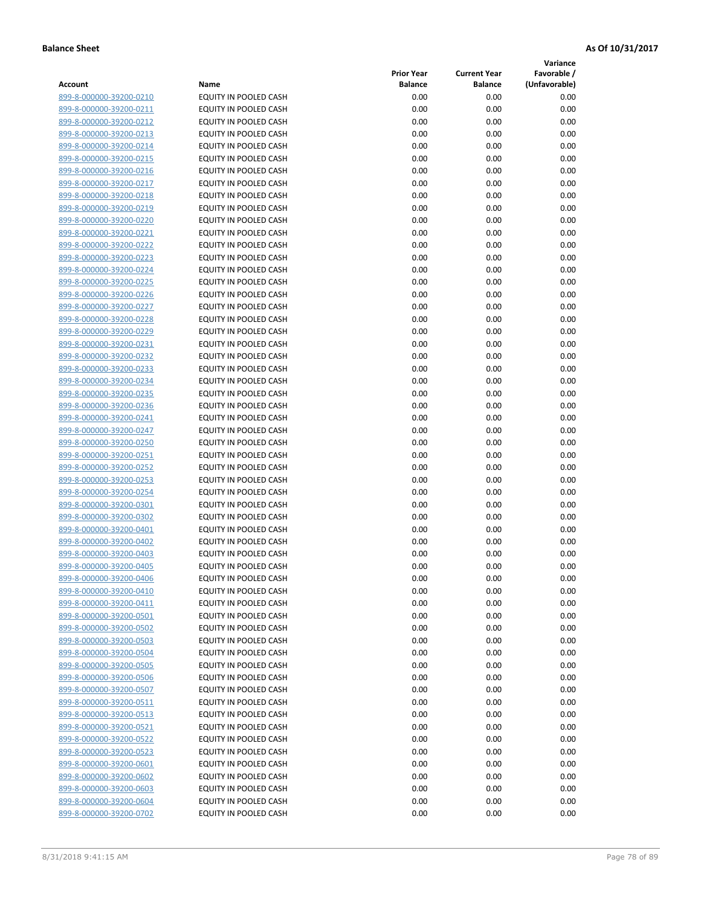**Balance Sheet** **As Of 10/31/2017**

| Account | Name | Prior Year Balance | Current Year Balance | Variance Favorable / (Unfavorable) |
|---|---|---|---|---|
| 899-8-000000-39200-0210 | EQUITY IN POOLED CASH | 0.00 | 0.00 | 0.00 |
| 899-8-000000-39200-0211 | EQUITY IN POOLED CASH | 0.00 | 0.00 | 0.00 |
| 899-8-000000-39200-0212 | EQUITY IN POOLED CASH | 0.00 | 0.00 | 0.00 |
| 899-8-000000-39200-0213 | EQUITY IN POOLED CASH | 0.00 | 0.00 | 0.00 |
| 899-8-000000-39200-0214 | EQUITY IN POOLED CASH | 0.00 | 0.00 | 0.00 |
| 899-8-000000-39200-0215 | EQUITY IN POOLED CASH | 0.00 | 0.00 | 0.00 |
| 899-8-000000-39200-0216 | EQUITY IN POOLED CASH | 0.00 | 0.00 | 0.00 |
| 899-8-000000-39200-0217 | EQUITY IN POOLED CASH | 0.00 | 0.00 | 0.00 |
| 899-8-000000-39200-0218 | EQUITY IN POOLED CASH | 0.00 | 0.00 | 0.00 |
| 899-8-000000-39200-0219 | EQUITY IN POOLED CASH | 0.00 | 0.00 | 0.00 |
| 899-8-000000-39200-0220 | EQUITY IN POOLED CASH | 0.00 | 0.00 | 0.00 |
| 899-8-000000-39200-0221 | EQUITY IN POOLED CASH | 0.00 | 0.00 | 0.00 |
| 899-8-000000-39200-0222 | EQUITY IN POOLED CASH | 0.00 | 0.00 | 0.00 |
| 899-8-000000-39200-0223 | EQUITY IN POOLED CASH | 0.00 | 0.00 | 0.00 |
| 899-8-000000-39200-0224 | EQUITY IN POOLED CASH | 0.00 | 0.00 | 0.00 |
| 899-8-000000-39200-0225 | EQUITY IN POOLED CASH | 0.00 | 0.00 | 0.00 |
| 899-8-000000-39200-0226 | EQUITY IN POOLED CASH | 0.00 | 0.00 | 0.00 |
| 899-8-000000-39200-0227 | EQUITY IN POOLED CASH | 0.00 | 0.00 | 0.00 |
| 899-8-000000-39200-0228 | EQUITY IN POOLED CASH | 0.00 | 0.00 | 0.00 |
| 899-8-000000-39200-0229 | EQUITY IN POOLED CASH | 0.00 | 0.00 | 0.00 |
| 899-8-000000-39200-0231 | EQUITY IN POOLED CASH | 0.00 | 0.00 | 0.00 |
| 899-8-000000-39200-0232 | EQUITY IN POOLED CASH | 0.00 | 0.00 | 0.00 |
| 899-8-000000-39200-0233 | EQUITY IN POOLED CASH | 0.00 | 0.00 | 0.00 |
| 899-8-000000-39200-0234 | EQUITY IN POOLED CASH | 0.00 | 0.00 | 0.00 |
| 899-8-000000-39200-0235 | EQUITY IN POOLED CASH | 0.00 | 0.00 | 0.00 |
| 899-8-000000-39200-0236 | EQUITY IN POOLED CASH | 0.00 | 0.00 | 0.00 |
| 899-8-000000-39200-0241 | EQUITY IN POOLED CASH | 0.00 | 0.00 | 0.00 |
| 899-8-000000-39200-0247 | EQUITY IN POOLED CASH | 0.00 | 0.00 | 0.00 |
| 899-8-000000-39200-0250 | EQUITY IN POOLED CASH | 0.00 | 0.00 | 0.00 |
| 899-8-000000-39200-0251 | EQUITY IN POOLED CASH | 0.00 | 0.00 | 0.00 |
| 899-8-000000-39200-0252 | EQUITY IN POOLED CASH | 0.00 | 0.00 | 0.00 |
| 899-8-000000-39200-0253 | EQUITY IN POOLED CASH | 0.00 | 0.00 | 0.00 |
| 899-8-000000-39200-0254 | EQUITY IN POOLED CASH | 0.00 | 0.00 | 0.00 |
| 899-8-000000-39200-0301 | EQUITY IN POOLED CASH | 0.00 | 0.00 | 0.00 |
| 899-8-000000-39200-0302 | EQUITY IN POOLED CASH | 0.00 | 0.00 | 0.00 |
| 899-8-000000-39200-0401 | EQUITY IN POOLED CASH | 0.00 | 0.00 | 0.00 |
| 899-8-000000-39200-0402 | EQUITY IN POOLED CASH | 0.00 | 0.00 | 0.00 |
| 899-8-000000-39200-0403 | EQUITY IN POOLED CASH | 0.00 | 0.00 | 0.00 |
| 899-8-000000-39200-0405 | EQUITY IN POOLED CASH | 0.00 | 0.00 | 0.00 |
| 899-8-000000-39200-0406 | EQUITY IN POOLED CASH | 0.00 | 0.00 | 0.00 |
| 899-8-000000-39200-0410 | EQUITY IN POOLED CASH | 0.00 | 0.00 | 0.00 |
| 899-8-000000-39200-0411 | EQUITY IN POOLED CASH | 0.00 | 0.00 | 0.00 |
| 899-8-000000-39200-0501 | EQUITY IN POOLED CASH | 0.00 | 0.00 | 0.00 |
| 899-8-000000-39200-0502 | EQUITY IN POOLED CASH | 0.00 | 0.00 | 0.00 |
| 899-8-000000-39200-0503 | EQUITY IN POOLED CASH | 0.00 | 0.00 | 0.00 |
| 899-8-000000-39200-0504 | EQUITY IN POOLED CASH | 0.00 | 0.00 | 0.00 |
| 899-8-000000-39200-0505 | EQUITY IN POOLED CASH | 0.00 | 0.00 | 0.00 |
| 899-8-000000-39200-0506 | EQUITY IN POOLED CASH | 0.00 | 0.00 | 0.00 |
| 899-8-000000-39200-0507 | EQUITY IN POOLED CASH | 0.00 | 0.00 | 0.00 |
| 899-8-000000-39200-0511 | EQUITY IN POOLED CASH | 0.00 | 0.00 | 0.00 |
| 899-8-000000-39200-0513 | EQUITY IN POOLED CASH | 0.00 | 0.00 | 0.00 |
| 899-8-000000-39200-0521 | EQUITY IN POOLED CASH | 0.00 | 0.00 | 0.00 |
| 899-8-000000-39200-0522 | EQUITY IN POOLED CASH | 0.00 | 0.00 | 0.00 |
| 899-8-000000-39200-0523 | EQUITY IN POOLED CASH | 0.00 | 0.00 | 0.00 |
| 899-8-000000-39200-0601 | EQUITY IN POOLED CASH | 0.00 | 0.00 | 0.00 |
| 899-8-000000-39200-0602 | EQUITY IN POOLED CASH | 0.00 | 0.00 | 0.00 |
| 899-8-000000-39200-0603 | EQUITY IN POOLED CASH | 0.00 | 0.00 | 0.00 |
| 899-8-000000-39200-0604 | EQUITY IN POOLED CASH | 0.00 | 0.00 | 0.00 |
| 899-8-000000-39200-0702 | EQUITY IN POOLED CASH | 0.00 | 0.00 | 0.00 |

8/31/2018 9:41:15 AM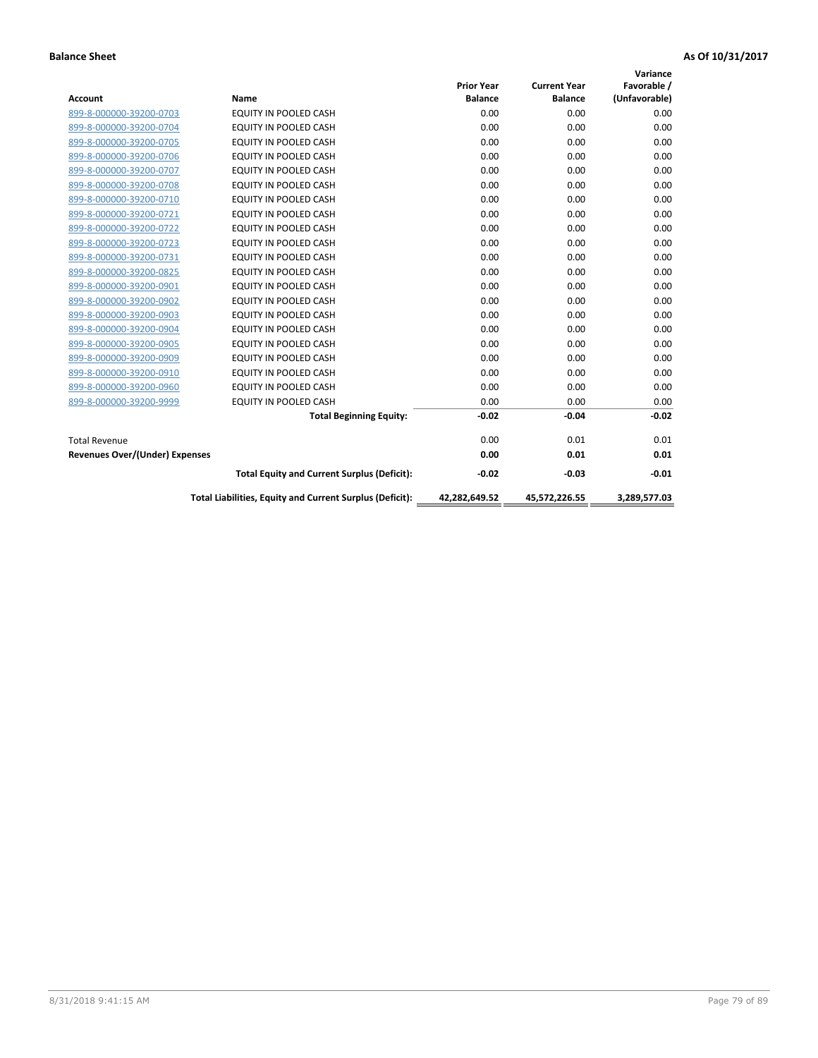**Balance Sheet** **As Of 10/31/2017**

| Account | Name | Prior Year Balance | Current Year Balance | Variance Favorable / (Unfavorable) |
|---|---|---|---|---|
| 899-8-000000-39200-0703 | EQUITY IN POOLED CASH | 0.00 | 0.00 | 0.00 |
| 899-8-000000-39200-0704 | EQUITY IN POOLED CASH | 0.00 | 0.00 | 0.00 |
| 899-8-000000-39200-0705 | EQUITY IN POOLED CASH | 0.00 | 0.00 | 0.00 |
| 899-8-000000-39200-0706 | EQUITY IN POOLED CASH | 0.00 | 0.00 | 0.00 |
| 899-8-000000-39200-0707 | EQUITY IN POOLED CASH | 0.00 | 0.00 | 0.00 |
| 899-8-000000-39200-0708 | EQUITY IN POOLED CASH | 0.00 | 0.00 | 0.00 |
| 899-8-000000-39200-0710 | EQUITY IN POOLED CASH | 0.00 | 0.00 | 0.00 |
| 899-8-000000-39200-0721 | EQUITY IN POOLED CASH | 0.00 | 0.00 | 0.00 |
| 899-8-000000-39200-0722 | EQUITY IN POOLED CASH | 0.00 | 0.00 | 0.00 |
| 899-8-000000-39200-0723 | EQUITY IN POOLED CASH | 0.00 | 0.00 | 0.00 |
| 899-8-000000-39200-0731 | EQUITY IN POOLED CASH | 0.00 | 0.00 | 0.00 |
| 899-8-000000-39200-0825 | EQUITY IN POOLED CASH | 0.00 | 0.00 | 0.00 |
| 899-8-000000-39200-0901 | EQUITY IN POOLED CASH | 0.00 | 0.00 | 0.00 |
| 899-8-000000-39200-0902 | EQUITY IN POOLED CASH | 0.00 | 0.00 | 0.00 |
| 899-8-000000-39200-0903 | EQUITY IN POOLED CASH | 0.00 | 0.00 | 0.00 |
| 899-8-000000-39200-0904 | EQUITY IN POOLED CASH | 0.00 | 0.00 | 0.00 |
| 899-8-000000-39200-0905 | EQUITY IN POOLED CASH | 0.00 | 0.00 | 0.00 |
| 899-8-000000-39200-0909 | EQUITY IN POOLED CASH | 0.00 | 0.00 | 0.00 |
| 899-8-000000-39200-0910 | EQUITY IN POOLED CASH | 0.00 | 0.00 | 0.00 |
| 899-8-000000-39200-0960 | EQUITY IN POOLED CASH | 0.00 | 0.00 | 0.00 |
| 899-8-000000-39200-9999 | EQUITY IN POOLED CASH | 0.00 | 0.00 | 0.00 |
| | **Total Beginning Equity:** | **-0.02** | **-0.04** | **-0.02** |
| Total Revenue | | 0.00 | 0.01 | 0.01 |
| **Revenues Over/(Under) Expenses** | | **0.00** | **0.01** | **0.01** |
| | **Total Equity and Current Surplus (Deficit):** | **-0.02** | **-0.03** | **-0.01** |
| | **Total Liabilities, Equity and Current Surplus (Deficit):** | **42,282,649.52** | **45,572,226.55** | **3,289,577.03** |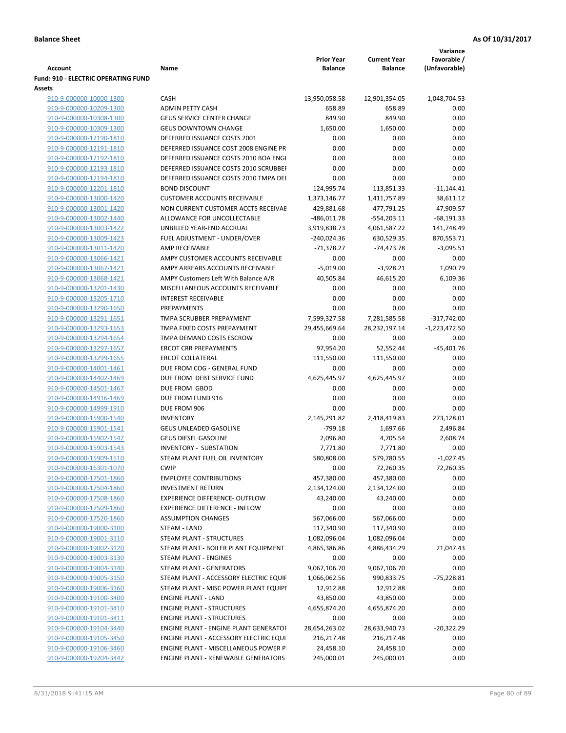**Balance Sheet** **As Of 10/31/2017**

| Account | Name | Prior Year Balance | Current Year Balance | Variance Favorable / (Unfavorable) |
|---|---|---|---|---|
| **Fund: 910 - ELECTRIC OPERATING FUND** | | | | |
| **Assets** | | | | |
| 910-9-000000-10000-1300 | CASH | 13,950,058.58 | 12,901,354.05 | -1,048,704.53 |
| 910-9-000000-10209-1300 | ADMIN PETTY CASH | 658.89 | 658.89 | 0.00 |
| 910-9-000000-10308-1300 | GEUS SERVICE CENTER CHANGE | 849.90 | 849.90 | 0.00 |
| 910-9-000000-10309-1300 | GEUS DOWNTOWN CHANGE | 1,650.00 | 1,650.00 | 0.00 |
| 910-9-000000-12190-1810 | DEFERRED ISSUANCE COSTS 2001 | 0.00 | 0.00 | 0.00 |
| 910-9-000000-12191-1810 | DEFERRED ISSUANCE COST 2008 ENGINE PR | 0.00 | 0.00 | 0.00 |
| 910-9-000000-12192-1810 | DEFERRED ISSUANCE COSTS 2010 BOA ENGI | 0.00 | 0.00 | 0.00 |
| 910-9-000000-12193-1810 | DEFERRED ISSUANCE COSTS 2010 SCRUBBEI | 0.00 | 0.00 | 0.00 |
| 910-9-000000-12194-1810 | DEFERRED ISSUANCE COSTS 2010 TMPA DEI | 0.00 | 0.00 | 0.00 |
| 910-9-000000-12201-1810 | BOND DISCOUNT | 124,995.74 | 113,851.33 | -11,144.41 |
| 910-9-000000-13000-1420 | CUSTOMER ACCOUNTS RECEIVABLE | 1,373,146.77 | 1,411,757.89 | 38,611.12 |
| 910-9-000000-13001-1420 | NON CURRENT CUSTOMER ACCTS RECEIVAE | 429,881.68 | 477,791.25 | 47,909.57 |
| 910-9-000000-13002-1440 | ALLOWANCE FOR UNCOLLECTABLE | -486,011.78 | -554,203.11 | -68,191.33 |
| 910-9-000000-13003-1422 | UNBILLED YEAR-END ACCRUAL | 3,919,838.73 | 4,061,587.22 | 141,748.49 |
| 910-9-000000-13009-1423 | FUEL ADJUSTMENT - UNDER/OVER | -240,024.36 | 630,529.35 | 870,553.71 |
| 910-9-000000-13011-1420 | AMP RECEIVABLE | -71,378.27 | -74,473.78 | -3,095.51 |
| 910-9-000000-13066-1421 | AMPY CUSTOMER ACCOUNTS RECEIVABLE | 0.00 | 0.00 | 0.00 |
| 910-9-000000-13067-1421 | AMPY ARREARS ACCOUNTS RECEIVABLE | -5,019.00 | -3,928.21 | 1,090.79 |
| 910-9-000000-13068-1421 | AMPY Customers Left With Balance A/R | 40,505.84 | 46,615.20 | 6,109.36 |
| 910-9-000000-13201-1430 | MISCELLANEOUS ACCOUNTS RECEIVABLE | 0.00 | 0.00 | 0.00 |
| 910-9-000000-13205-1710 | INTEREST RECEIVABLE | 0.00 | 0.00 | 0.00 |
| 910-9-000000-13290-1650 | PREPAYMENTS | 0.00 | 0.00 | 0.00 |
| 910-9-000000-13291-1651 | TMPA SCRUBBER PREPAYMENT | 7,599,327.58 | 7,281,585.58 | -317,742.00 |
| 910-9-000000-13293-1653 | TMPA FIXED COSTS PREPAYMENT | 29,455,669.64 | 28,232,197.14 | -1,223,472.50 |
| 910-9-000000-13294-1654 | TMPA DEMAND COSTS ESCROW | 0.00 | 0.00 | 0.00 |
| 910-9-000000-13297-1657 | ERCOT CRR PREPAYMENTS | 97,954.20 | 52,552.44 | -45,401.76 |
| 910-9-000000-13299-1655 | ERCOT COLLATERAL | 111,550.00 | 111,550.00 | 0.00 |
| 910-9-000000-14001-1461 | DUE FROM COG - GENERAL FUND | 0.00 | 0.00 | 0.00 |
| 910-9-000000-14402-1469 | DUE FROM DEBT SERVICE FUND | 4,625,445.97 | 4,625,445.97 | 0.00 |
| 910-9-000000-14501-1467 | DUE FROM GBOD | 0.00 | 0.00 | 0.00 |
| 910-9-000000-14916-1469 | DUE FROM FUND 916 | 0.00 | 0.00 | 0.00 |
| 910-9-000000-14999-1910 | DUE FROM 906 | 0.00 | 0.00 | 0.00 |
| 910-9-000000-15900-1540 | INVENTORY | 2,145,291.82 | 2,418,419.83 | 273,128.01 |
| 910-9-000000-15901-1541 | GEUS UNLEADED GASOLINE | -799.18 | 1,697.66 | 2,496.84 |
| 910-9-000000-15902-1542 | GEUS DIESEL GASOLINE | 2,096.80 | 4,705.54 | 2,608.74 |
| 910-9-000000-15903-1543 | INVENTORY - SUBSTATION | 7,771.80 | 7,771.80 | 0.00 |
| 910-9-000000-15909-1510 | STEAM PLANT FUEL OIL INVENTORY | 580,808.00 | 579,780.55 | -1,027.45 |
| 910-9-000000-16301-1070 | CWIP | 0.00 | 72,260.35 | 72,260.35 |
| 910-9-000000-17501-1860 | EMPLOYEE CONTRIBUTIONS | 457,380.00 | 457,380.00 | 0.00 |
| 910-9-000000-17504-1860 | INVESTMENT RETURN | 2,134,124.00 | 2,134,124.00 | 0.00 |
| 910-9-000000-17508-1860 | EXPERIENCE DIFFERENCE- OUTFLOW | 43,240.00 | 43,240.00 | 0.00 |
| 910-9-000000-17509-1860 | EXPERIENCE DIFFERENCE - INFLOW | 0.00 | 0.00 | 0.00 |
| 910-9-000000-17520-1860 | ASSUMPTION CHANGES | 567,066.00 | 567,066.00 | 0.00 |
| 910-9-000000-19000-3100 | STEAM - LAND | 117,340.90 | 117,340.90 | 0.00 |
| 910-9-000000-19001-3110 | STEAM PLANT - STRUCTURES | 1,082,096.04 | 1,082,096.04 | 0.00 |
| 910-9-000000-19002-3120 | STEAM PLANT - BOILER PLANT EQUIPMENT | 4,865,386.86 | 4,886,434.29 | 21,047.43 |
| 910-9-000000-19003-3130 | STEAM PLANT - ENGINES | 0.00 | 0.00 | 0.00 |
| 910-9-000000-19004-3140 | STEAM PLANT - GENERATORS | 9,067,106.70 | 9,067,106.70 | 0.00 |
| 910-9-000000-19005-3150 | STEAM PLANT - ACCESSORY ELECTRIC EQUIF | 1,066,062.56 | 990,833.75 | -75,228.81 |
| 910-9-000000-19006-3160 | STEAM PLANT - MISC POWER PLANT EQUIPI | 12,912.88 | 12,912.88 | 0.00 |
| 910-9-000000-19100-3400 | ENGINE PLANT - LAND | 43,850.00 | 43,850.00 | 0.00 |
| 910-9-000000-19101-3410 | ENGINE PLANT - STRUCTURES | 4,655,874.20 | 4,655,874.20 | 0.00 |
| 910-9-000000-19101-3411 | ENGINE PLANT - STRUCTURES | 0.00 | 0.00 | 0.00 |
| 910-9-000000-19104-3440 | ENGINE PLANT - ENGINE PLANT GENERATOF | 28,654,263.02 | 28,633,940.73 | -20,322.29 |
| 910-9-000000-19105-3450 | ENGINE PLANT - ACCESSORY ELECTRIC EQUI | 216,217.48 | 216,217.48 | 0.00 |
| 910-9-000000-19106-3460 | ENGINE PLANT - MISCELLANEOUS POWER P | 24,458.10 | 24,458.10 | 0.00 |
| 910-9-000000-19204-3442 | ENGINE PLANT - RENEWABLE GENERATORS | 245,000.01 | 245,000.01 | 0.00 |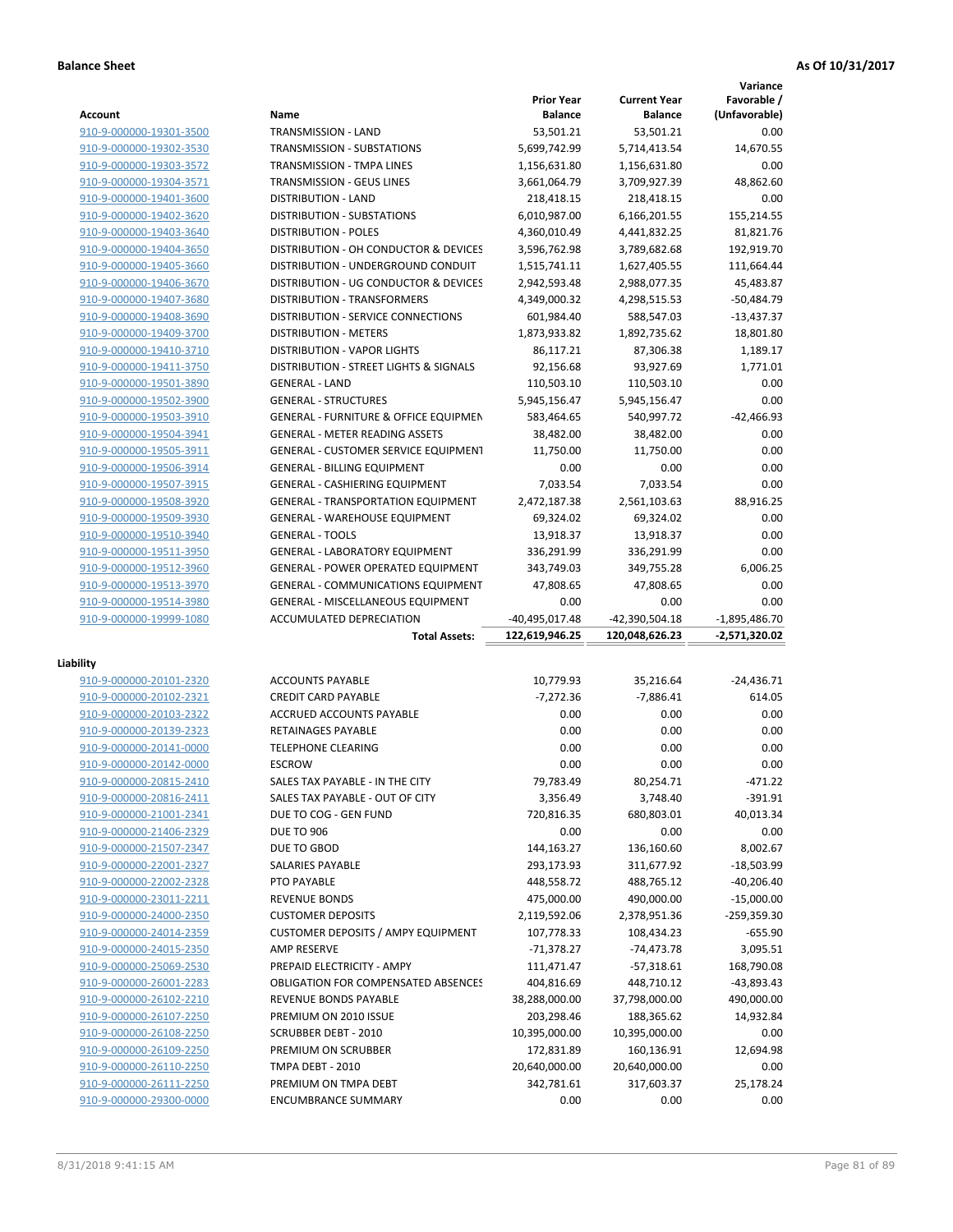**Balance Sheet** | **As Of 10/31/2017**

| Account | Name | Prior Year Balance | Current Year Balance | Variance Favorable / (Unfavorable) |
|---|---|---|---|---|
| 910-9-000000-19301-3500 | TRANSMISSION - LAND | 53,501.21 | 53,501.21 | 0.00 |
| 910-9-000000-19302-3530 | TRANSMISSION - SUBSTATIONS | 5,699,742.99 | 5,714,413.54 | 14,670.55 |
| 910-9-000000-19303-3572 | TRANSMISSION - TMPA LINES | 1,156,631.80 | 1,156,631.80 | 0.00 |
| 910-9-000000-19304-3571 | TRANSMISSION - GEUS LINES | 3,661,064.79 | 3,709,927.39 | 48,862.60 |
| 910-9-000000-19401-3600 | DISTRIBUTION - LAND | 218,418.15 | 218,418.15 | 0.00 |
| 910-9-000000-19402-3620 | DISTRIBUTION - SUBSTATIONS | 6,010,987.00 | 6,166,201.55 | 155,214.55 |
| 910-9-000000-19403-3640 | DISTRIBUTION - POLES | 4,360,010.49 | 4,441,832.25 | 81,821.76 |
| 910-9-000000-19404-3650 | DISTRIBUTION - OH CONDUCTOR & DEVICES | 3,596,762.98 | 3,789,682.68 | 192,919.70 |
| 910-9-000000-19405-3660 | DISTRIBUTION - UNDERGROUND CONDUIT | 1,515,741.11 | 1,627,405.55 | 111,664.44 |
| 910-9-000000-19406-3670 | DISTRIBUTION - UG CONDUCTOR & DEVICES | 2,942,593.48 | 2,988,077.35 | 45,483.87 |
| 910-9-000000-19407-3680 | DISTRIBUTION - TRANSFORMERS | 4,349,000.32 | 4,298,515.53 | -50,484.79 |
| 910-9-000000-19408-3690 | DISTRIBUTION - SERVICE CONNECTIONS | 601,984.40 | 588,547.03 | -13,437.37 |
| 910-9-000000-19409-3700 | DISTRIBUTION - METERS | 1,873,933.82 | 1,892,735.62 | 18,801.80 |
| 910-9-000000-19410-3710 | DISTRIBUTION - VAPOR LIGHTS | 86,117.21 | 87,306.38 | 1,189.17 |
| 910-9-000000-19411-3750 | DISTRIBUTION - STREET LIGHTS & SIGNALS | 92,156.68 | 93,927.69 | 1,771.01 |
| 910-9-000000-19501-3890 | GENERAL - LAND | 110,503.10 | 110,503.10 | 0.00 |
| 910-9-000000-19502-3900 | GENERAL - STRUCTURES | 5,945,156.47 | 5,945,156.47 | 0.00 |
| 910-9-000000-19503-3910 | GENERAL - FURNITURE & OFFICE EQUIPMEN | 583,464.65 | 540,997.72 | -42,466.93 |
| 910-9-000000-19504-3941 | GENERAL - METER READING ASSETS | 38,482.00 | 38,482.00 | 0.00 |
| 910-9-000000-19505-3911 | GENERAL - CUSTOMER SERVICE EQUIPMENT | 11,750.00 | 11,750.00 | 0.00 |
| 910-9-000000-19506-3914 | GENERAL - BILLING EQUIPMENT | 0.00 | 0.00 | 0.00 |
| 910-9-000000-19507-3915 | GENERAL - CASHIERING EQUIPMENT | 7,033.54 | 7,033.54 | 0.00 |
| 910-9-000000-19508-3920 | GENERAL - TRANSPORTATION EQUIPMENT | 2,472,187.38 | 2,561,103.63 | 88,916.25 |
| 910-9-000000-19509-3930 | GENERAL - WAREHOUSE EQUIPMENT | 69,324.02 | 69,324.02 | 0.00 |
| 910-9-000000-19510-3940 | GENERAL - TOOLS | 13,918.37 | 13,918.37 | 0.00 |
| 910-9-000000-19511-3950 | GENERAL - LABORATORY EQUIPMENT | 336,291.99 | 336,291.99 | 0.00 |
| 910-9-000000-19512-3960 | GENERAL - POWER OPERATED EQUIPMENT | 343,749.03 | 349,755.28 | 6,006.25 |
| 910-9-000000-19513-3970 | GENERAL - COMMUNICATIONS EQUIPMENT | 47,808.65 | 47,808.65 | 0.00 |
| 910-9-000000-19514-3980 | GENERAL - MISCELLANEOUS EQUIPMENT | 0.00 | 0.00 | 0.00 |
| 910-9-000000-19999-1080 | ACCUMULATED DEPRECIATION | -40,495,017.48 | -42,390,504.18 | -1,895,486.70 |
| | **Total Assets:** | **122,619,946.25** | **120,048,626.23** | **-2,571,320.02** |

**Liability**

| Account | Name | Prior Year Balance | Current Year Balance | Variance Favorable / (Unfavorable) |
|---|---|---|---|---|
| 910-9-000000-20101-2320 | ACCOUNTS PAYABLE | 10,779.93 | 35,216.64 | -24,436.71 |
| 910-9-000000-20102-2321 | CREDIT CARD PAYABLE | -7,272.36 | -7,886.41 | 614.05 |
| 910-9-000000-20103-2322 | ACCRUED ACCOUNTS PAYABLE | 0.00 | 0.00 | 0.00 |
| 910-9-000000-20139-2323 | RETAINAGES PAYABLE | 0.00 | 0.00 | 0.00 |
| 910-9-000000-20141-0000 | TELEPHONE CLEARING | 0.00 | 0.00 | 0.00 |
| 910-9-000000-20142-0000 | ESCROW | 0.00 | 0.00 | 0.00 |
| 910-9-000000-20815-2410 | SALES TAX PAYABLE - IN THE CITY | 79,783.49 | 80,254.71 | -471.22 |
| 910-9-000000-20816-2411 | SALES TAX PAYABLE - OUT OF CITY | 3,356.49 | 3,748.40 | -391.91 |
| 910-9-000000-21001-2341 | DUE TO COG - GEN FUND | 720,816.35 | 680,803.01 | 40,013.34 |
| 910-9-000000-21406-2329 | DUE TO 906 | 0.00 | 0.00 | 0.00 |
| 910-9-000000-21507-2347 | DUE TO GBOD | 144,163.27 | 136,160.60 | 8,002.67 |
| 910-9-000000-22001-2327 | SALARIES PAYABLE | 293,173.93 | 311,677.92 | -18,503.99 |
| 910-9-000000-22002-2328 | PTO PAYABLE | 448,558.72 | 488,765.12 | -40,206.40 |
| 910-9-000000-23011-2211 | REVENUE BONDS | 475,000.00 | 490,000.00 | -15,000.00 |
| 910-9-000000-24000-2350 | CUSTOMER DEPOSITS | 2,119,592.06 | 2,378,951.36 | -259,359.30 |
| 910-9-000000-24014-2359 | CUSTOMER DEPOSITS / AMPY EQUIPMENT | 107,778.33 | 108,434.23 | -655.90 |
| 910-9-000000-24015-2350 | AMP RESERVE | -71,378.27 | -74,473.78 | 3,095.51 |
| 910-9-000000-25069-2530 | PREPAID ELECTRICITY - AMPY | 111,471.47 | -57,318.61 | 168,790.08 |
| 910-9-000000-26001-2283 | OBLIGATION FOR COMPENSATED ABSENCES | 404,816.69 | 448,710.12 | -43,893.43 |
| 910-9-000000-26102-2210 | REVENUE BONDS PAYABLE | 38,288,000.00 | 37,798,000.00 | 490,000.00 |
| 910-9-000000-26107-2250 | PREMIUM ON 2010 ISSUE | 203,298.46 | 188,365.62 | 14,932.84 |
| 910-9-000000-26108-2250 | SCRUBBER DEBT - 2010 | 10,395,000.00 | 10,395,000.00 | 0.00 |
| 910-9-000000-26109-2250 | PREMIUM ON SCRUBBER | 172,831.89 | 160,136.91 | 12,694.98 |
| 910-9-000000-26110-2250 | TMPA DEBT - 2010 | 20,640,000.00 | 20,640,000.00 | 0.00 |
| 910-9-000000-26111-2250 | PREMIUM ON TMPA DEBT | 342,781.61 | 317,603.37 | 25,178.24 |
| 910-9-000000-29300-0000 | ENCUMBRANCE SUMMARY | 0.00 | 0.00 | 0.00 |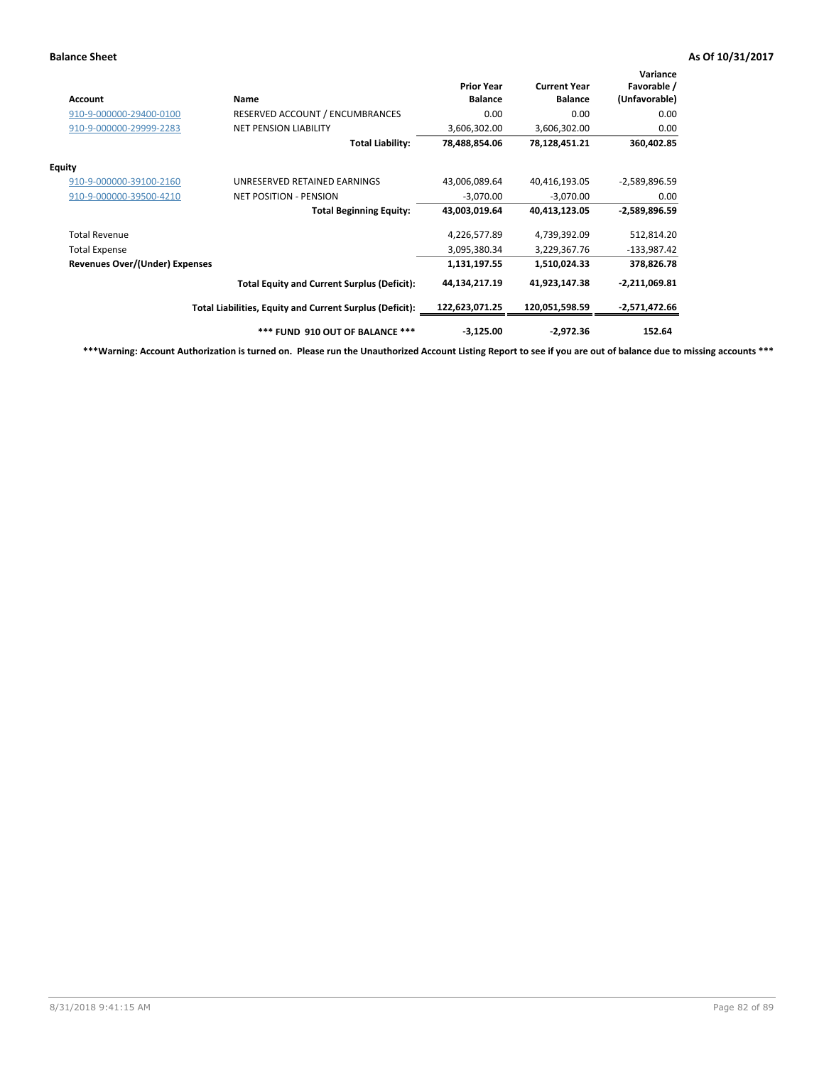**Balance Sheet** **As Of 10/31/2017**

| Account | Name | Prior Year Balance | Current Year Balance | Variance Favorable / (Unfavorable) |
|---|---|---|---|---|
| 910-9-000000-29400-0100 | RESERVED ACCOUNT / ENCUMBRANCES | 0.00 | 0.00 | 0.00 |
| 910-9-000000-29999-2283 | NET PENSION LIABILITY | 3,606,302.00 | 3,606,302.00 | 0.00 |
| | **Total Liability:** | **78,488,854.06** | **78,128,451.21** | **360,402.85** |
| **Equity** | | | | |
| 910-9-000000-39100-2160 | UNRESERVED RETAINED EARNINGS | 43,006,089.64 | 40,416,193.05 | -2,589,896.59 |
| 910-9-000000-39500-4210 | NET POSITION - PENSION | -3,070.00 | -3,070.00 | 0.00 |
| | **Total Beginning Equity:** | **43,003,019.64** | **40,413,123.05** | **-2,589,896.59** |
| Total Revenue | | 4,226,577.89 | 4,739,392.09 | 512,814.20 |
| Total Expense | | 3,095,380.34 | 3,229,367.76 | -133,987.42 |
| **Revenues Over/(Under) Expenses** | | **1,131,197.55** | **1,510,024.33** | **378,826.78** |
| | **Total Equity and Current Surplus (Deficit):** | **44,134,217.19** | **41,923,147.38** | **-2,211,069.81** |
| | **Total Liabilities, Equity and Current Surplus (Deficit):** | **122,623,071.25** | **120,051,598.59** | **-2,571,472.66** |
| | **\*\*\* FUND 910 OUT OF BALANCE \*\*\*** | **-3,125.00** | **-2,972.36** | **152.64** |

**\*\*\*Warning: Account Authorization is turned on. Please run the Unauthorized Account Listing Report to see if you are out of balance due to missing accounts \*\*\***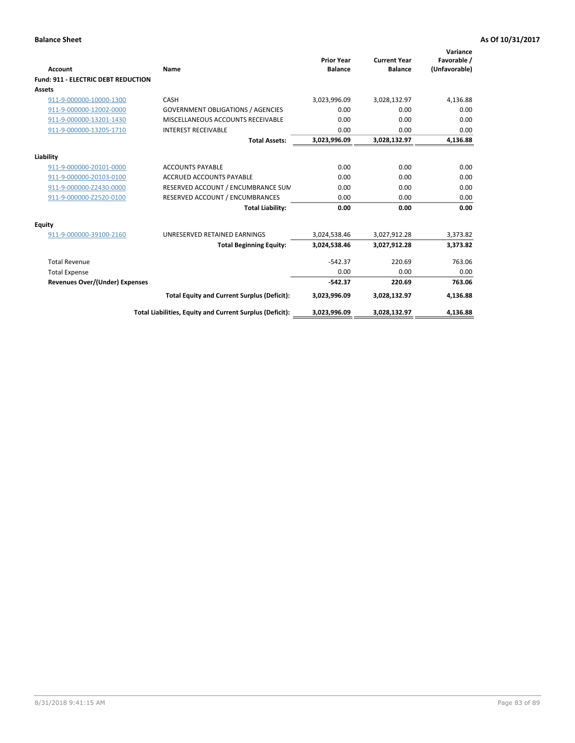**Balance Sheet** | **As Of 10/31/2017**

| Account | Name | Prior Year Balance | Current Year Balance | Variance Favorable / (Unfavorable) |
|---|---|---|---|---|
| **Fund: 911 - ELECTRIC DEBT REDUCTION** | | | | |
| **Assets** | | | | |
| 911-9-000000-10000-1300 | CASH | 3,023,996.09 | 3,028,132.97 | 4,136.88 |
| 911-9-000000-12002-0000 | GOVERNMENT OBLIGATIONS / AGENCIES | 0.00 | 0.00 | 0.00 |
| 911-9-000000-13201-1430 | MISCELLANEOUS ACCOUNTS RECEIVABLE | 0.00 | 0.00 | 0.00 |
| 911-9-000000-13205-1710 | INTEREST RECEIVABLE | 0.00 | 0.00 | 0.00 |
| | **Total Assets:** | **3,023,996.09** | **3,028,132.97** | **4,136.88** |
| **Liability** | | | | |
| 911-9-000000-20101-0000 | ACCOUNTS PAYABLE | 0.00 | 0.00 | 0.00 |
| 911-9-000000-20103-0100 | ACCRUED ACCOUNTS PAYABLE | 0.00 | 0.00 | 0.00 |
| 911-9-000000-Z2430-0000 | RESERVED ACCOUNT / ENCUMBRANCE SUM | 0.00 | 0.00 | 0.00 |
| 911-9-000000-Z2520-0100 | RESERVED ACCOUNT / ENCUMBRANCES | 0.00 | 0.00 | 0.00 |
| | **Total Liability:** | **0.00** | **0.00** | **0.00** |
| **Equity** | | | | |
| 911-9-000000-39100-2160 | UNRESERVED RETAINED EARNINGS | 3,024,538.46 | 3,027,912.28 | 3,373.82 |
| | **Total Beginning Equity:** | **3,024,538.46** | **3,027,912.28** | **3,373.82** |
| Total Revenue | | -542.37 | 220.69 | 763.06 |
| Total Expense | | 0.00 | 0.00 | 0.00 |
| **Revenues Over/(Under) Expenses** | | **-542.37** | **220.69** | **763.06** |
| | **Total Equity and Current Surplus (Deficit):** | **3,023,996.09** | **3,028,132.97** | **4,136.88** |
| | **Total Liabilities, Equity and Current Surplus (Deficit):** | **3,023,996.09** | **3,028,132.97** | **4,136.88** |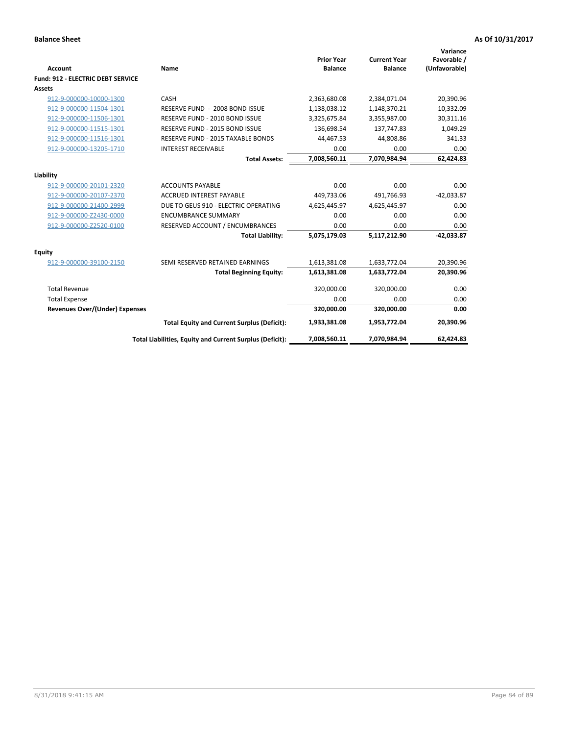**Balance Sheet** **As Of 10/31/2017**

| Account | Name | Prior Year Balance | Current Year Balance | Variance Favorable / (Unfavorable) |
|---|---|---|---|---|
| **Fund: 912 - ELECTRIC DEBT SERVICE** | | | | |
| **Assets** | | | | |
| 912-9-000000-10000-1300 | CASH | 2,363,680.08 | 2,384,071.04 | 20,390.96 |
| 912-9-000000-11504-1301 | RESERVE FUND - 2008 BOND ISSUE | 1,138,038.12 | 1,148,370.21 | 10,332.09 |
| 912-9-000000-11506-1301 | RESERVE FUND - 2010 BOND ISSUE | 3,325,675.84 | 3,355,987.00 | 30,311.16 |
| 912-9-000000-11515-1301 | RESERVE FUND - 2015 BOND ISSUE | 136,698.54 | 137,747.83 | 1,049.29 |
| 912-9-000000-11516-1301 | RESERVE FUND - 2015 TAXABLE BONDS | 44,467.53 | 44,808.86 | 341.33 |
| 912-9-000000-13205-1710 | INTEREST RECEIVABLE | 0.00 | 0.00 | 0.00 |
| | **Total Assets:** | **7,008,560.11** | **7,070,984.94** | **62,424.83** |
| **Liability** | | | | |
| 912-9-000000-20101-2320 | ACCOUNTS PAYABLE | 0.00 | 0.00 | 0.00 |
| 912-9-000000-20107-2370 | ACCRUED INTEREST PAYABLE | 449,733.06 | 491,766.93 | -42,033.87 |
| 912-9-000000-21400-2999 | DUE TO GEUS 910 - ELECTRIC OPERATING | 4,625,445.97 | 4,625,445.97 | 0.00 |
| 912-9-000000-Z2430-0000 | ENCUMBRANCE SUMMARY | 0.00 | 0.00 | 0.00 |
| 912-9-000000-Z2520-0100 | RESERVED ACCOUNT / ENCUMBRANCES | 0.00 | 0.00 | 0.00 |
| | **Total Liability:** | **5,075,179.03** | **5,117,212.90** | **-42,033.87** |
| **Equity** | | | | |
| 912-9-000000-39100-2150 | SEMI RESERVED RETAINED EARNINGS | 1,613,381.08 | 1,633,772.04 | 20,390.96 |
| | **Total Beginning Equity:** | **1,613,381.08** | **1,633,772.04** | **20,390.96** |
| Total Revenue | | 320,000.00 | 320,000.00 | 0.00 |
| Total Expense | | 0.00 | 0.00 | 0.00 |
| **Revenues Over/(Under) Expenses** | | **320,000.00** | **320,000.00** | **0.00** |
| | **Total Equity and Current Surplus (Deficit):** | **1,933,381.08** | **1,953,772.04** | **20,390.96** |
| | **Total Liabilities, Equity and Current Surplus (Deficit):** | **7,008,560.11** | **7,070,984.94** | **62,424.83** |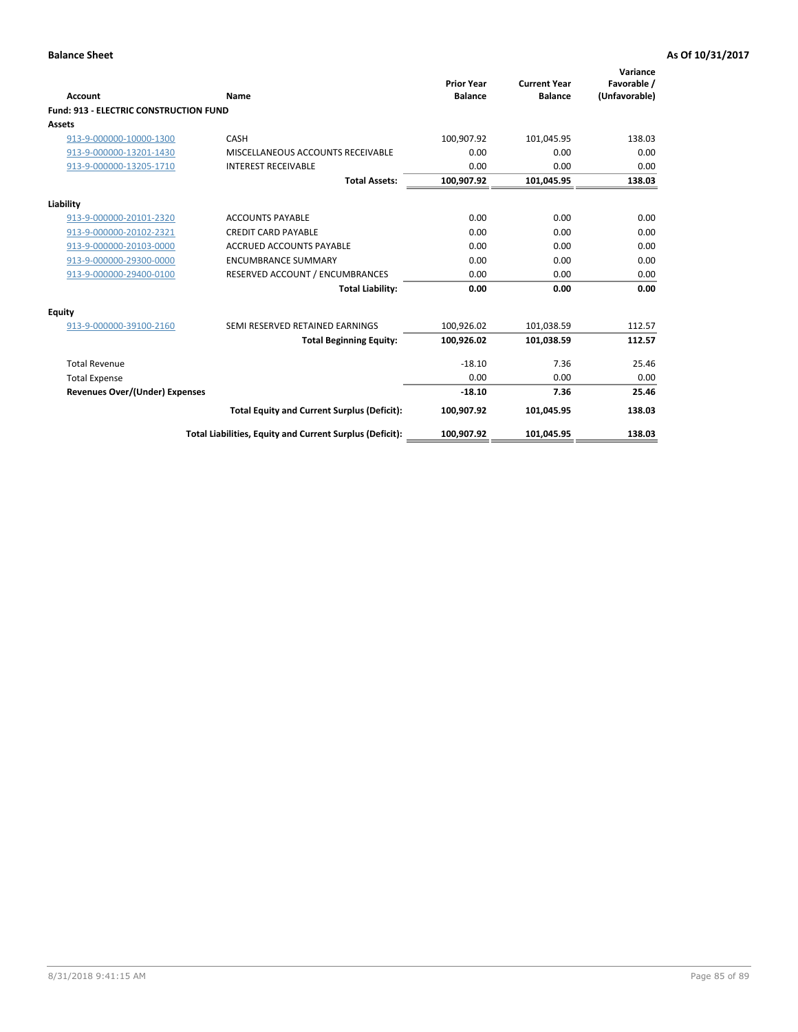**Balance Sheet** **As Of 10/31/2017**

| Account | Name | Prior Year Balance | Current Year Balance | Variance Favorable / (Unfavorable) |
|---|---|---|---|---|
| **Fund: 913 - ELECTRIC CONSTRUCTION FUND** | | | | |
| **Assets** | | | | |
| 913-9-000000-10000-1300 | CASH | 100,907.92 | 101,045.95 | 138.03 |
| 913-9-000000-13201-1430 | MISCELLANEOUS ACCOUNTS RECEIVABLE | 0.00 | 0.00 | 0.00 |
| 913-9-000000-13205-1710 | INTEREST RECEIVABLE | 0.00 | 0.00 | 0.00 |
| | **Total Assets:** | **100,907.92** | **101,045.95** | **138.03** |
| **Liability** | | | | |
| 913-9-000000-20101-2320 | ACCOUNTS PAYABLE | 0.00 | 0.00 | 0.00 |
| 913-9-000000-20102-2321 | CREDIT CARD PAYABLE | 0.00 | 0.00 | 0.00 |
| 913-9-000000-20103-0000 | ACCRUED ACCOUNTS PAYABLE | 0.00 | 0.00 | 0.00 |
| 913-9-000000-29300-0000 | ENCUMBRANCE SUMMARY | 0.00 | 0.00 | 0.00 |
| 913-9-000000-29400-0100 | RESERVED ACCOUNT / ENCUMBRANCES | 0.00 | 0.00 | 0.00 |
| | **Total Liability:** | **0.00** | **0.00** | **0.00** |
| **Equity** | | | | |
| 913-9-000000-39100-2160 | SEMI RESERVED RETAINED EARNINGS | 100,926.02 | 101,038.59 | 112.57 |
| | **Total Beginning Equity:** | **100,926.02** | **101,038.59** | **112.57** |
| Total Revenue | | -18.10 | 7.36 | 25.46 |
| Total Expense | | 0.00 | 0.00 | 0.00 |
| **Revenues Over/(Under) Expenses** | | **-18.10** | **7.36** | **25.46** |
| | **Total Equity and Current Surplus (Deficit):** | **100,907.92** | **101,045.95** | **138.03** |
| | **Total Liabilities, Equity and Current Surplus (Deficit):** | **100,907.92** | **101,045.95** | **138.03** |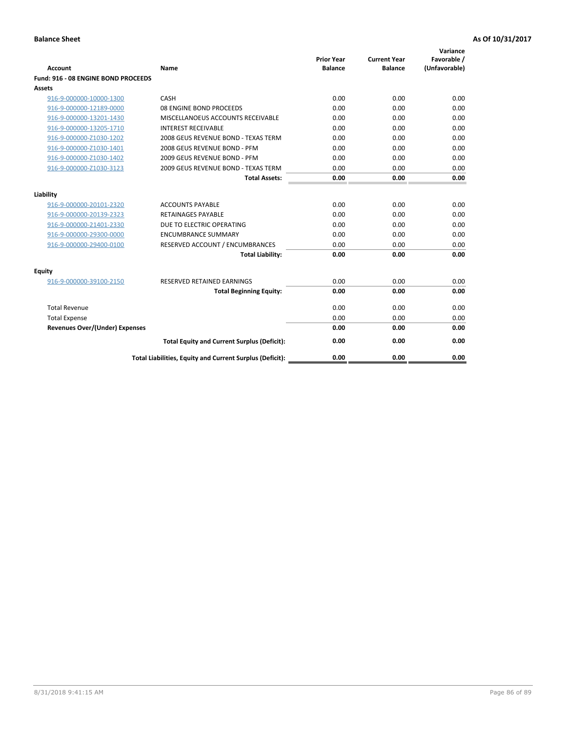**Balance Sheet** **As Of 10/31/2017**

| Account | Name | Prior Year Balance | Current Year Balance | Variance Favorable / (Unfavorable) |
|---|---|---|---|---|
| **Fund: 916 - 08 ENGINE BOND PROCEEDS** | | | | |
| **Assets** | | | | |
| 916-9-000000-10000-1300 | CASH | 0.00 | 0.00 | 0.00 |
| 916-9-000000-12189-0000 | 08 ENGINE BOND PROCEEDS | 0.00 | 0.00 | 0.00 |
| 916-9-000000-13201-1430 | MISCELLANOEUS ACCOUNTS RECEIVABLE | 0.00 | 0.00 | 0.00 |
| 916-9-000000-13205-1710 | INTEREST RECEIVABLE | 0.00 | 0.00 | 0.00 |
| 916-9-000000-Z1030-1202 | 2008 GEUS REVENUE BOND - TEXAS TERM | 0.00 | 0.00 | 0.00 |
| 916-9-000000-Z1030-1401 | 2008 GEUS REVENUE BOND - PFM | 0.00 | 0.00 | 0.00 |
| 916-9-000000-Z1030-1402 | 2009 GEUS REVENUE BOND - PFM | 0.00 | 0.00 | 0.00 |
| 916-9-000000-Z1030-3123 | 2009 GEUS REVENUE BOND - TEXAS TERM | 0.00 | 0.00 | 0.00 |
| | **Total Assets:** | **0.00** | **0.00** | **0.00** |
| **Liability** | | | | |
| 916-9-000000-20101-2320 | ACCOUNTS PAYABLE | 0.00 | 0.00 | 0.00 |
| 916-9-000000-20139-2323 | RETAINAGES PAYABLE | 0.00 | 0.00 | 0.00 |
| 916-9-000000-21401-2330 | DUE TO ELECTRIC OPERATING | 0.00 | 0.00 | 0.00 |
| 916-9-000000-29300-0000 | ENCUMBRANCE SUMMARY | 0.00 | 0.00 | 0.00 |
| 916-9-000000-29400-0100 | RESERVED ACCOUNT / ENCUMBRANCES | 0.00 | 0.00 | 0.00 |
| | **Total Liability:** | **0.00** | **0.00** | **0.00** |
| **Equity** | | | | |
| 916-9-000000-39100-2150 | RESERVED RETAINED EARNINGS | 0.00 | 0.00 | 0.00 |
| | **Total Beginning Equity:** | **0.00** | **0.00** | **0.00** |
| Total Revenue | | 0.00 | 0.00 | 0.00 |
| Total Expense | | 0.00 | 0.00 | 0.00 |
| **Revenues Over/(Under) Expenses** | | **0.00** | **0.00** | **0.00** |
| | **Total Equity and Current Surplus (Deficit):** | **0.00** | **0.00** | **0.00** |
| | **Total Liabilities, Equity and Current Surplus (Deficit):** | **0.00** | **0.00** | **0.00** |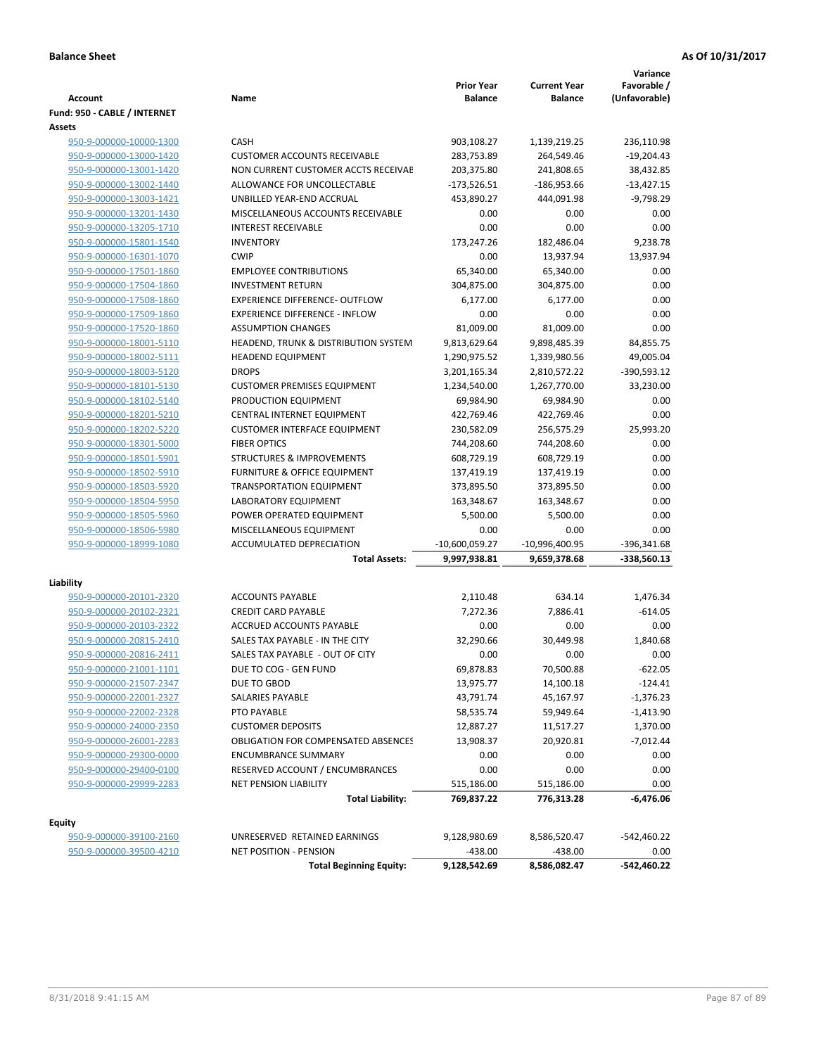**Balance Sheet** **As Of 10/31/2017**

| Account | Name | Prior Year Balance | Current Year Balance | Variance Favorable / (Unfavorable) |
|---|---|---|---|---|
| **Fund: 950 - CABLE / INTERNET** | | | | |
| **Assets** | | | | |
| 950-9-000000-10000-1300 | CASH | 903,108.27 | 1,139,219.25 | 236,110.98 |
| 950-9-000000-13000-1420 | CUSTOMER ACCOUNTS RECEIVABLE | 283,753.89 | 264,549.46 | -19,204.43 |
| 950-9-000000-13001-1420 | NON CURRENT CUSTOMER ACCTS RECEIVAE | 203,375.80 | 241,808.65 | 38,432.85 |
| 950-9-000000-13002-1440 | ALLOWANCE FOR UNCOLLECTABLE | -173,526.51 | -186,953.66 | -13,427.15 |
| 950-9-000000-13003-1421 | UNBILLED YEAR-END ACCRUAL | 453,890.27 | 444,091.98 | -9,798.29 |
| 950-9-000000-13201-1430 | MISCELLANEOUS ACCOUNTS RECEIVABLE | 0.00 | 0.00 | 0.00 |
| 950-9-000000-13205-1710 | INTEREST RECEIVABLE | 0.00 | 0.00 | 0.00 |
| 950-9-000000-15801-1540 | INVENTORY | 173,247.26 | 182,486.04 | 9,238.78 |
| 950-9-000000-16301-1070 | CWIP | 0.00 | 13,937.94 | 13,937.94 |
| 950-9-000000-17501-1860 | EMPLOYEE CONTRIBUTIONS | 65,340.00 | 65,340.00 | 0.00 |
| 950-9-000000-17504-1860 | INVESTMENT RETURN | 304,875.00 | 304,875.00 | 0.00 |
| 950-9-000000-17508-1860 | EXPERIENCE DIFFERENCE- OUTFLOW | 6,177.00 | 6,177.00 | 0.00 |
| 950-9-000000-17509-1860 | EXPERIENCE DIFFERENCE - INFLOW | 0.00 | 0.00 | 0.00 |
| 950-9-000000-17520-1860 | ASSUMPTION CHANGES | 81,009.00 | 81,009.00 | 0.00 |
| 950-9-000000-18001-5110 | HEADEND, TRUNK & DISTRIBUTION SYSTEM | 9,813,629.64 | 9,898,485.39 | 84,855.75 |
| 950-9-000000-18002-5111 | HEADEND EQUIPMENT | 1,290,975.52 | 1,339,980.56 | 49,005.04 |
| 950-9-000000-18003-5120 | DROPS | 3,201,165.34 | 2,810,572.22 | -390,593.12 |
| 950-9-000000-18101-5130 | CUSTOMER PREMISES EQUIPMENT | 1,234,540.00 | 1,267,770.00 | 33,230.00 |
| 950-9-000000-18102-5140 | PRODUCTION EQUIPMENT | 69,984.90 | 69,984.90 | 0.00 |
| 950-9-000000-18201-5210 | CENTRAL INTERNET EQUIPMENT | 422,769.46 | 422,769.46 | 0.00 |
| 950-9-000000-18202-5220 | CUSTOMER INTERFACE EQUIPMENT | 230,582.09 | 256,575.29 | 25,993.20 |
| 950-9-000000-18301-5000 | FIBER OPTICS | 744,208.60 | 744,208.60 | 0.00 |
| 950-9-000000-18501-5901 | STRUCTURES & IMPROVEMENTS | 608,729.19 | 608,729.19 | 0.00 |
| 950-9-000000-18502-5910 | FURNITURE & OFFICE EQUIPMENT | 137,419.19 | 137,419.19 | 0.00 |
| 950-9-000000-18503-5920 | TRANSPORTATION EQUIPMENT | 373,895.50 | 373,895.50 | 0.00 |
| 950-9-000000-18504-5950 | LABORATORY EQUIPMENT | 163,348.67 | 163,348.67 | 0.00 |
| 950-9-000000-18505-5960 | POWER OPERATED EQUIPMENT | 5,500.00 | 5,500.00 | 0.00 |
| 950-9-000000-18506-5980 | MISCELLANEOUS EQUIPMENT | 0.00 | 0.00 | 0.00 |
| 950-9-000000-18999-1080 | ACCUMULATED DEPRECIATION | -10,600,059.27 | -10,996,400.95 | -396,341.68 |
| | **Total Assets:** | **9,997,938.81** | **9,659,378.68** | **-338,560.13** |
| **Liability** | | | | |
| 950-9-000000-20101-2320 | ACCOUNTS PAYABLE | 2,110.48 | 634.14 | 1,476.34 |
| 950-9-000000-20102-2321 | CREDIT CARD PAYABLE | 7,272.36 | 7,886.41 | -614.05 |
| 950-9-000000-20103-2322 | ACCRUED ACCOUNTS PAYABLE | 0.00 | 0.00 | 0.00 |
| 950-9-000000-20815-2410 | SALES TAX PAYABLE - IN THE CITY | 32,290.66 | 30,449.98 | 1,840.68 |
| 950-9-000000-20816-2411 | SALES TAX PAYABLE - OUT OF CITY | 0.00 | 0.00 | 0.00 |
| 950-9-000000-21001-1101 | DUE TO COG - GEN FUND | 69,878.83 | 70,500.88 | -622.05 |
| 950-9-000000-21507-2347 | DUE TO GBOD | 13,975.77 | 14,100.18 | -124.41 |
| 950-9-000000-22001-2327 | SALARIES PAYABLE | 43,791.74 | 45,167.97 | -1,376.23 |
| 950-9-000000-22002-2328 | PTO PAYABLE | 58,535.74 | 59,949.64 | -1,413.90 |
| 950-9-000000-24000-2350 | CUSTOMER DEPOSITS | 12,887.27 | 11,517.27 | 1,370.00 |
| 950-9-000000-26001-2283 | OBLIGATION FOR COMPENSATED ABSENCES | 13,908.37 | 20,920.81 | -7,012.44 |
| 950-9-000000-29300-0000 | ENCUMBRANCE SUMMARY | 0.00 | 0.00 | 0.00 |
| 950-9-000000-29400-0100 | RESERVED ACCOUNT / ENCUMBRANCES | 0.00 | 0.00 | 0.00 |
| 950-9-000000-29999-2283 | NET PENSION LIABILITY | 515,186.00 | 515,186.00 | 0.00 |
| | **Total Liability:** | **769,837.22** | **776,313.28** | **-6,476.06** |
| **Equity** | | | | |
| 950-9-000000-39100-2160 | UNRESERVED RETAINED EARNINGS | 9,128,980.69 | 8,586,520.47 | -542,460.22 |
| 950-9-000000-39500-4210 | NET POSITION - PENSION | -438.00 | -438.00 | 0.00 |
| | **Total Beginning Equity:** | **9,128,542.69** | **8,586,082.47** | **-542,460.22** |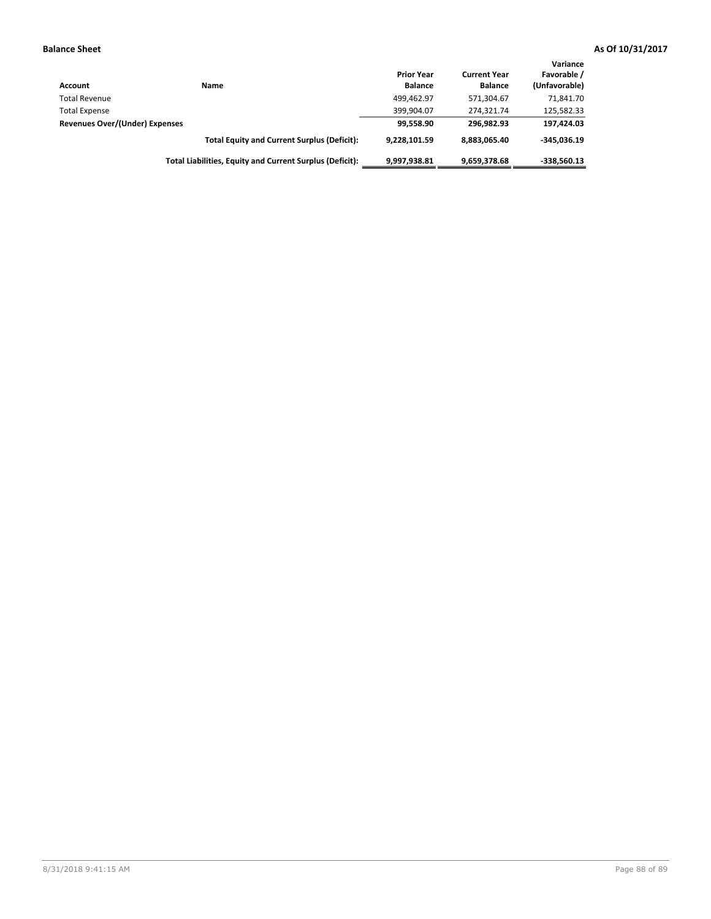**Balance Sheet** **As Of 10/31/2017**

| Account | Name | Prior Year Balance | Current Year Balance | Variance Favorable / (Unfavorable) |
|---|---|---|---|---|
| Total Revenue | | 499,462.97 | 571,304.67 | 71,841.70 |
| Total Expense | | 399,904.07 | 274,321.74 | 125,582.33 |
| **Revenues Over/(Under) Expenses** | | **99,558.90** | **296,982.93** | **197,424.03** |
| | **Total Equity and Current Surplus (Deficit):** | **9,228,101.59** | **8,883,065.40** | **-345,036.19** |
| | **Total Liabilities, Equity and Current Surplus (Deficit):** | **9,997,938.81** | **9,659,378.68** | **-338,560.13** |

8/31/2018 9:41:15 AM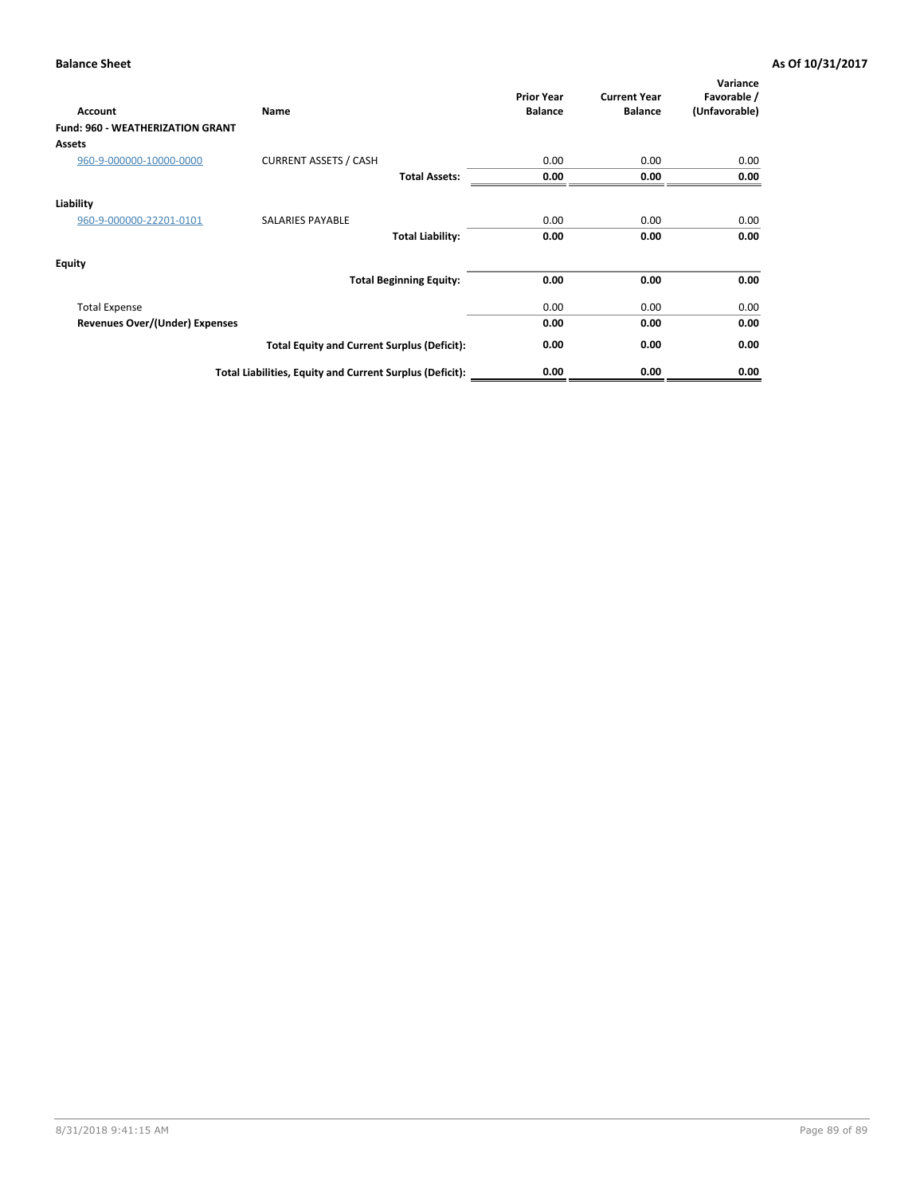**Balance Sheet** **As Of 10/31/2017**

| Account | Name | Prior Year Balance | Current Year Balance | Variance Favorable / (Unfavorable) |
|---|---|---|---|---|
| **Fund: 960 - WEATHERIZATION GRANT** | | | | |
| **Assets** | | | | |
| 960-9-000000-10000-0000 | CURRENT ASSETS / CASH | 0.00 | 0.00 | 0.00 |
| | **Total Assets:** | **0.00** | **0.00** | **0.00** |
| **Liability** | | | | |
| 960-9-000000-22201-0101 | SALARIES PAYABLE | 0.00 | 0.00 | 0.00 |
| | **Total Liability:** | **0.00** | **0.00** | **0.00** |
| **Equity** | | | | |
| | **Total Beginning Equity:** | **0.00** | **0.00** | **0.00** |
| Total Expense | | 0.00 | 0.00 | 0.00 |
| **Revenues Over/(Under) Expenses** | | **0.00** | **0.00** | **0.00** |
| | **Total Equity and Current Surplus (Deficit):** | **0.00** | **0.00** | **0.00** |
| | **Total Liabilities, Equity and Current Surplus (Deficit):** | **0.00** | **0.00** | **0.00** |

8/31/2018 9:41:15 AM